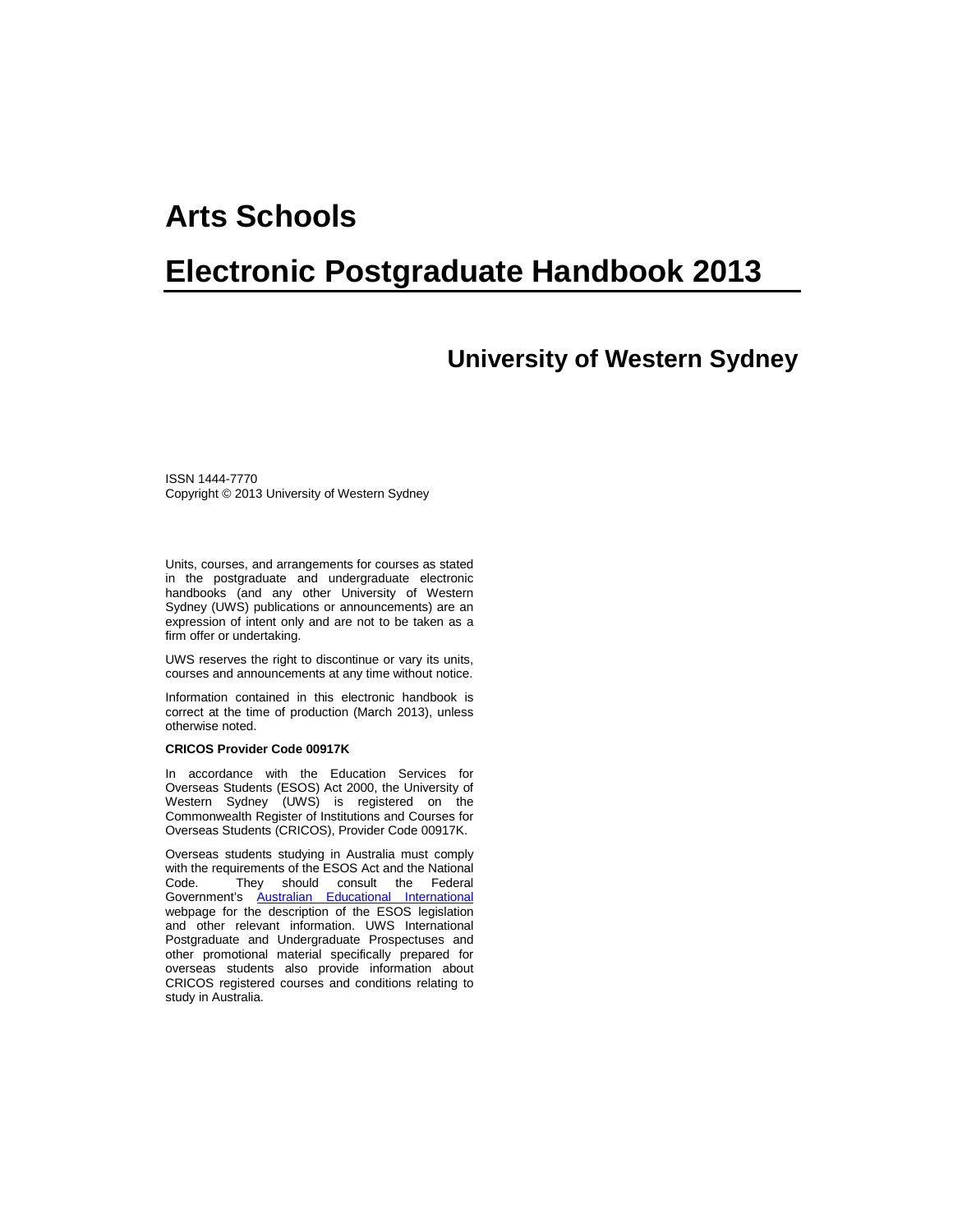# Arts Schools

# Electronic Postgraduate Handbook 2013

## University of Western Sydney

ISSN 1444-7770
Copyright © 2013 University of Western Sydney

Units, courses, and arrangements for courses as stated in the postgraduate and undergraduate electronic handbooks (and any other University of Western Sydney (UWS) publications or announcements) are an expression of intent only and are not to be taken as a firm offer or undertaking.

UWS reserves the right to discontinue or vary its units, courses and announcements at any time without notice.

Information contained in this electronic handbook is correct at the time of production (March 2013), unless otherwise noted.

**CRICOS Provider Code 00917K**

In accordance with the Education Services for Overseas Students (ESOS) Act 2000, the University of Western Sydney (UWS) is registered on the Commonwealth Register of Institutions and Courses for Overseas Students (CRICOS), Provider Code 00917K.

Overseas students studying in Australia must comply with the requirements of the ESOS Act and the National Code. They should consult the Federal Government's Australian Educational International webpage for the description of the ESOS legislation and other relevant information. UWS International Postgraduate and Undergraduate Prospectuses and other promotional material specifically prepared for overseas students also provide information about CRICOS registered courses and conditions relating to study in Australia.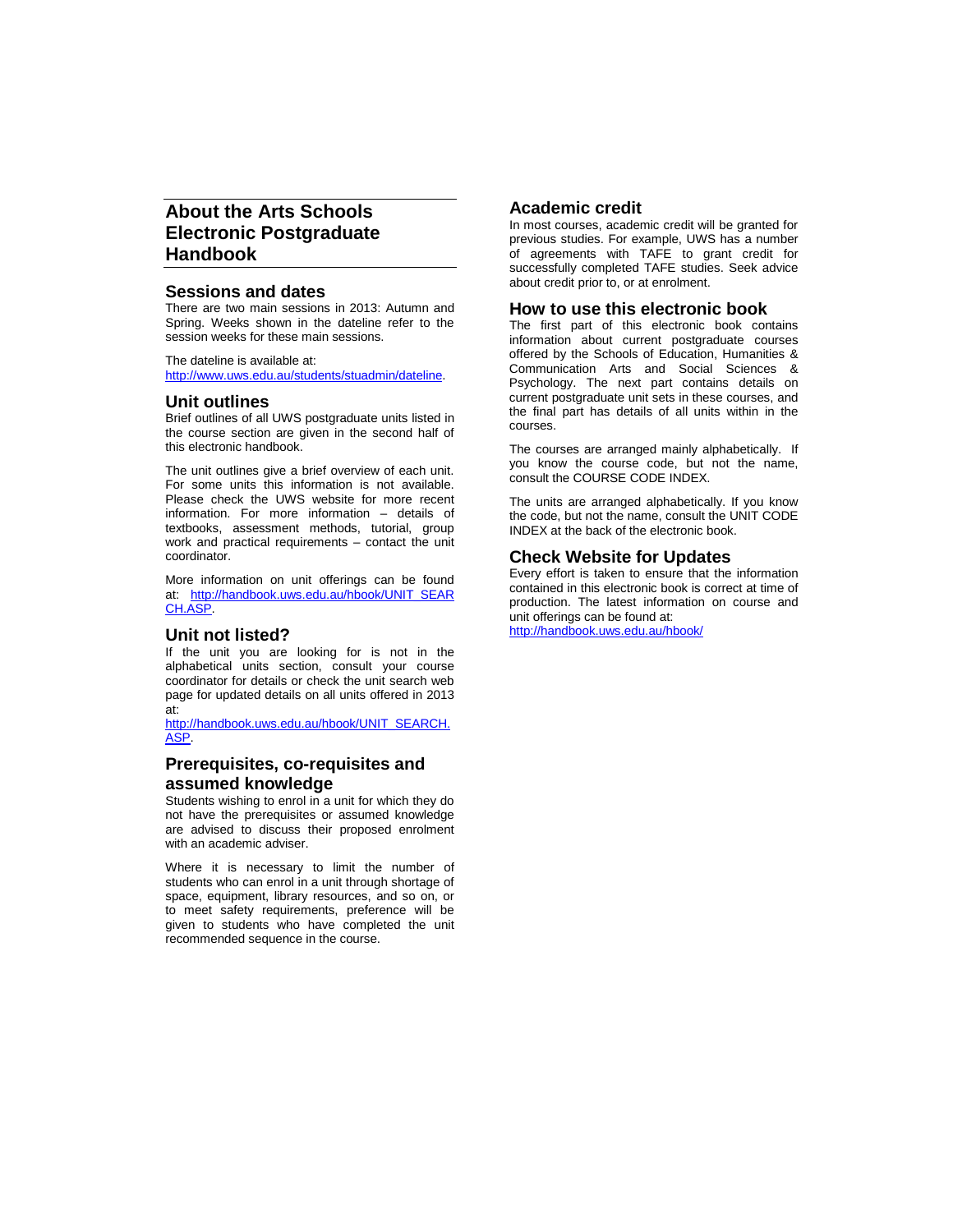# About the Arts Schools Electronic Postgraduate Handbook

## Sessions and dates

There are two main sessions in 2013: Autumn and Spring. Weeks shown in the dateline refer to the session weeks for these main sessions.

The dateline is available at: [http://www.uws.edu.au/students/stuadmin/dateline](http://www.uws.edu.au/students/stuadmin/dateline).

## Unit outlines

Brief outlines of all UWS postgraduate units listed in the course section are given in the second half of this electronic handbook.

The unit outlines give a brief overview of each unit. For some units this information is not available. Please check the UWS website for more recent information. For more information – details of textbooks, assessment methods, tutorial, group work and practical requirements – contact the unit coordinator.

More information on unit offerings can be found at: [http://handbook.uws.edu.au/hbook/UNIT_SEARCH.ASP](http://handbook.uws.edu.au/hbook/UNIT_SEARCH.ASP).

## Unit not listed?

If the unit you are looking for is not in the alphabetical units section, consult your course coordinator for details or check the unit search web page for updated details on all units offered in 2013 at:
[http://handbook.uws.edu.au/hbook/UNIT_SEARCH.ASP](http://handbook.uws.edu.au/hbook/UNIT_SEARCH.ASP).

## Prerequisites, co-requisites and assumed knowledge

Students wishing to enrol in a unit for which they do not have the prerequisites or assumed knowledge are advised to discuss their proposed enrolment with an academic adviser.

Where it is necessary to limit the number of students who can enrol in a unit through shortage of space, equipment, library resources, and so on, or to meet safety requirements, preference will be given to students who have completed the unit recommended sequence in the course.

## Academic credit

In most courses, academic credit will be granted for previous studies. For example, UWS has a number of agreements with TAFE to grant credit for successfully completed TAFE studies. Seek advice about credit prior to, or at enrolment.

## How to use this electronic book

The first part of this electronic book contains information about current postgraduate courses offered by the Schools of Education, Humanities & Communication Arts and Social Sciences & Psychology. The next part contains details on current postgraduate unit sets in these courses, and the final part has details of all units within in the courses.

The courses are arranged mainly alphabetically. If you know the course code, but not the name, consult the COURSE CODE INDEX.

The units are arranged alphabetically. If you know the code, but not the name, consult the UNIT CODE INDEX at the back of the electronic book.

## Check Website for Updates

Every effort is taken to ensure that the information contained in this electronic book is correct at time of production. The latest information on course and unit offerings can be found at:
[http://handbook.uws.edu.au/hbook/](http://handbook.uws.edu.au/hbook/)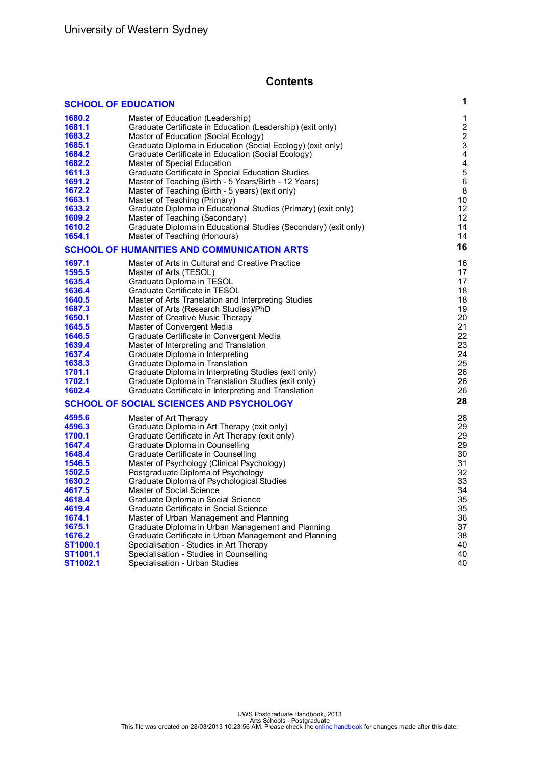# Contents

| | | |
|---|---|---|
| **SCHOOL OF EDUCATION** | | **1** |
| **1680.2** | Master of Education (Leadership) | 1 |
| **1681.1** | Graduate Certificate in Education (Leadership) (exit only) | 2 |
| **1683.2** | Master of Education (Social Ecology) | 2 |
| **1685.1** | Graduate Diploma in Education (Social Ecology) (exit only) | 3 |
| **1684.2** | Graduate Certificate in Education (Social Ecology) | 4 |
| **1682.2** | Master of Special Education | 4 |
| **1611.3** | Graduate Certificate in Special Education Studies | 5 |
| **1691.2** | Master of Teaching (Birth - 5 Years/Birth - 12 Years) | 6 |
| **1672.2** | Master of Teaching (Birth - 5 years) (exit only) | 8 |
| **1663.1** | Master of Teaching (Primary) | 10 |
| **1633.2** | Graduate Diploma in Educational Studies (Primary) (exit only) | 12 |
| **1609.2** | Master of Teaching (Secondary) | 12 |
| **1610.2** | Graduate Diploma in Educational Studies (Secondary) (exit only) | 14 |
| **1654.1** | Master of Teaching (Honours) | 14 |
| **SCHOOL OF HUMANITIES AND COMMUNICATION ARTS** | | **16** |
| **1697.1** | Master of Arts in Cultural and Creative Practice | 16 |
| **1595.5** | Master of Arts (TESOL) | 17 |
| **1635.4** | Graduate Diploma in TESOL | 17 |
| **1636.4** | Graduate Certificate in TESOL | 18 |
| **1640.5** | Master of Arts Translation and Interpreting Studies | 18 |
| **1687.3** | Master of Arts (Research Studies)/PhD | 19 |
| **1650.1** | Master of Creative Music Therapy | 20 |
| **1645.5** | Master of Convergent Media | 21 |
| **1646.5** | Graduate Certificate in Convergent Media | 22 |
| **1639.4** | Master of Interpreting and Translation | 23 |
| **1637.4** | Graduate Diploma in Interpreting | 24 |
| **1638.3** | Graduate Diploma in Translation | 25 |
| **1701.1** | Graduate Diploma in Interpreting Studies (exit only) | 26 |
| **1702.1** | Graduate Diploma in Translation Studies (exit only) | 26 |
| **1602.4** | Graduate Certificate in Interpreting and Translation | 26 |
| **SCHOOL OF SOCIAL SCIENCES AND PSYCHOLOGY** | | **28** |
| **4595.6** | Master of Art Therapy | 28 |
| **4596.3** | Graduate Diploma in Art Therapy (exit only) | 29 |
| **1700.1** | Graduate Certificate in Art Therapy (exit only) | 29 |
| **1647.4** | Graduate Diploma in Counselling | 29 |
| **1648.4** | Graduate Certificate in Counselling | 30 |
| **1546.5** | Master of Psychology (Clinical Psychology) | 31 |
| **1502.5** | Postgraduate Diploma of Psychology | 32 |
| **1630.2** | Graduate Diploma of Psychological Studies | 33 |
| **4617.5** | Master of Social Science | 34 |
| **4618.4** | Graduate Diploma in Social Science | 35 |
| **4619.4** | Graduate Certificate in Social Science | 35 |
| **1674.1** | Master of Urban Management and Planning | 36 |
| **1675.1** | Graduate Diploma in Urban Management and Planning | 37 |
| **1676.2** | Graduate Certificate in Urban Management and Planning | 38 |
| **ST1000.1** | Specialisation - Studies in Art Therapy | 40 |
| **ST1001.1** | Specialisation - Studies in Counselling | 40 |
| **ST1002.1** | Specialisation - Urban Studies | 40 |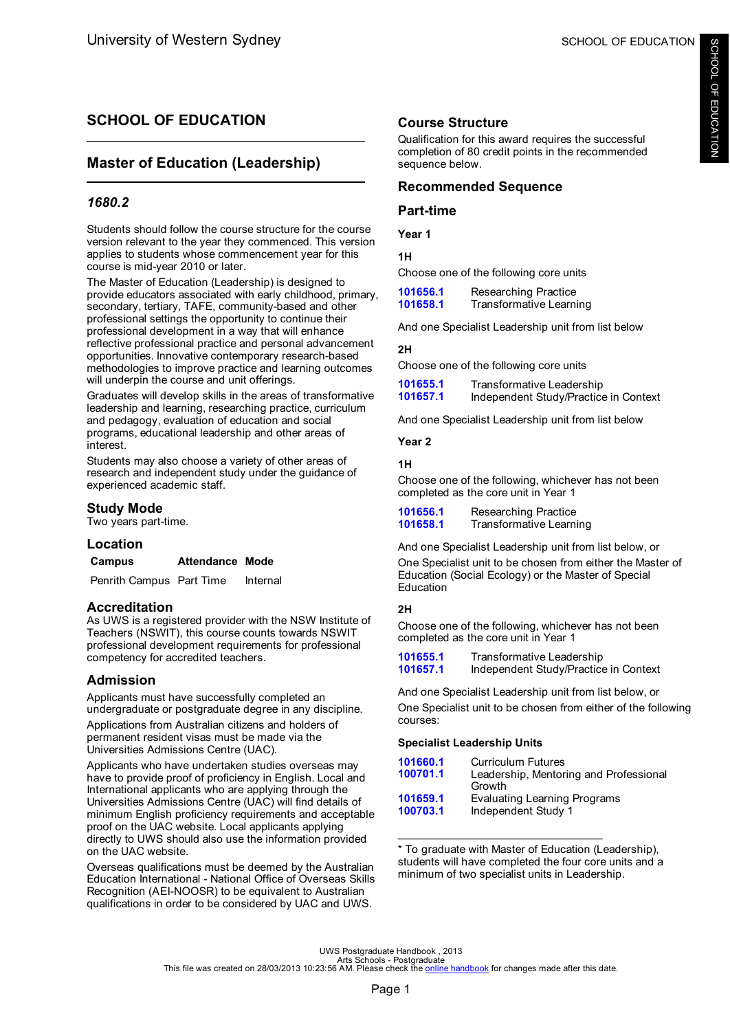# SCHOOL OF EDUCATION

## Master of Education (Leadership)

### *1680.2*

Students should follow the course structure for the course version relevant to the year they commenced. This version applies to students whose commencement year for this course is mid-year 2010 or later.

The Master of Education (Leadership) is designed to provide educators associated with early childhood, primary, secondary, tertiary, TAFE, community-based and other professional settings the opportunity to continue their professional development in a way that will enhance reflective professional practice and personal advancement opportunities. Innovative contemporary research-based methodologies to improve practice and learning outcomes will underpin the course and unit offerings.

Graduates will develop skills in the areas of transformative leadership and learning, researching practice, curriculum and pedagogy, evaluation of education and social programs, educational leadership and other areas of interest.

Students may also choose a variety of other areas of research and independent study under the guidance of experienced academic staff.

### Study Mode

Two years part-time.

### Location

| Campus | Attendance | Mode |
|---|---|---|
| Penrith Campus | Part Time | Internal |

### Accreditation

As UWS is a registered provider with the NSW Institute of Teachers (NSWIT), this course counts towards NSWIT professional development requirements for professional competency for accredited teachers.

### Admission

Applicants must have successfully completed an undergraduate or postgraduate degree in any discipline.

Applications from Australian citizens and holders of permanent resident visas must be made via the Universities Admissions Centre (UAC).

Applicants who have undertaken studies overseas may have to provide proof of proficiency in English. Local and International applicants who are applying through the Universities Admissions Centre (UAC) will find details of minimum English proficiency requirements and acceptable proof on the UAC website. Local applicants applying directly to UWS should also use the information provided on the UAC website.

Overseas qualifications must be deemed by the Australian Education International - National Office of Overseas Skills Recognition (AEI-NOOSR) to be equivalent to Australian qualifications in order to be considered by UAC and UWS.

### Course Structure

Qualification for this award requires the successful completion of 80 credit points in the recommended sequence below.

### Recommended Sequence

### Part-time

**Year 1**

**1H**

Choose one of the following core units

- **101656.1** Researching Practice
- **101658.1** Transformative Learning

And one Specialist Leadership unit from list below

**2H**

Choose one of the following core units

- **101655.1** Transformative Leadership
- **101657.1** Independent Study/Practice in Context

And one Specialist Leadership unit from list below

**Year 2**

**1H**

Choose one of the following, whichever has not been completed as the core unit in Year 1

- **101656.1** Researching Practice
- **101658.1** Transformative Learning

And one Specialist Leadership unit from list below, or

One Specialist unit to be chosen from either the Master of Education (Social Ecology) or the Master of Special Education

**2H**

Choose one of the following, whichever has not been completed as the core unit in Year 1

- **101655.1** Transformative Leadership
- **101657.1** Independent Study/Practice in Context

And one Specialist Leadership unit from list below, or

One Specialist unit to be chosen from either of the following courses:

**Specialist Leadership Units**

- **101660.1** Curriculum Futures
- **100701.1** Leadership, Mentoring and Professional Growth
- **101659.1** Evaluating Learning Programs
- **100703.1** Independent Study 1

* To graduate with Master of Education (Leadership), students will have completed the four core units and a minimum of two specialist units in Leadership.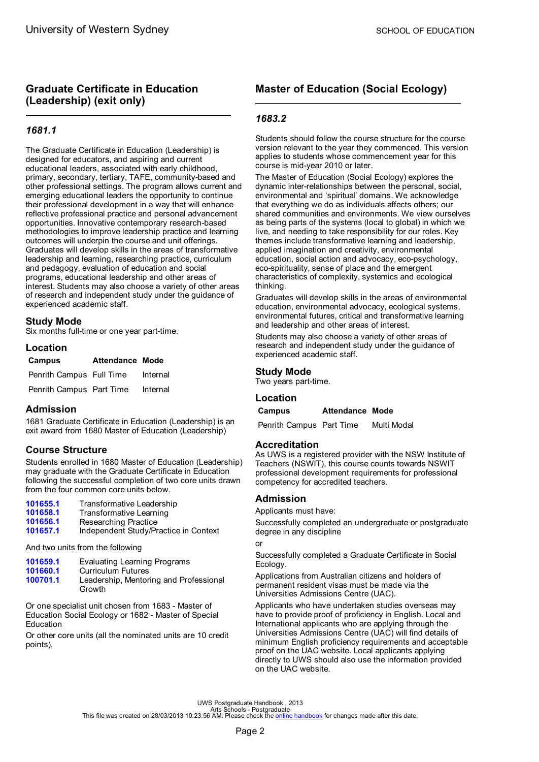## Graduate Certificate in Education (Leadership) (exit only)

### *1681.1*

The Graduate Certificate in Education (Leadership) is designed for educators, and aspiring and current educational leaders, associated with early childhood, primary, secondary, tertiary, TAFE, community-based and other professional settings. The program allows current and emerging educational leaders the opportunity to continue their professional development in a way that will enhance reflective professional practice and personal advancement opportunities. Innovative contemporary research-based methodologies to improve leadership practice and learning outcomes will underpin the course and unit offerings. Graduates will develop skills in the areas of transformative leadership and learning, researching practice, curriculum and pedagogy, evaluation of education and social programs, educational leadership and other areas of interest. Students may also choose a variety of other areas of research and independent study under the guidance of experienced academic staff.

### Study Mode

Six months full-time or one year part-time.

### Location

| Campus | Attendance | Mode |
|---|---|---|
| Penrith Campus | Full Time | Internal |
| Penrith Campus | Part Time | Internal |

### Admission

1681 Graduate Certificate in Education (Leadership) is an exit award from 1680 Master of Education (Leadership)

### Course Structure

Students enrolled in 1680 Master of Education (Leadership) may graduate with the Graduate Certificate in Education following the successful completion of two core units drawn from the four common core units below.

| | |
|---|---|
| **101655.1** | Transformative Leadership |
| **101658.1** | Transformative Learning |
| **101656.1** | Researching Practice |
| **101657.1** | Independent Study/Practice in Context |

And two units from the following

| | |
|---|---|
| **101659.1** | Evaluating Learning Programs |
| **101660.1** | Curriculum Futures |
| **100701.1** | Leadership, Mentoring and Professional Growth |

Or one specialist unit chosen from 1683 - Master of Education Social Ecology or 1682 - Master of Special Education

Or other core units (all the nominated units are 10 credit points).

## Master of Education (Social Ecology)

### *1683.2*

Students should follow the course structure for the course version relevant to the year they commenced. This version applies to students whose commencement year for this course is mid-year 2010 or later.

The Master of Education (Social Ecology) explores the dynamic inter-relationships between the personal, social, environmental and 'spiritual' domains. We acknowledge that everything we do as individuals affects others; our shared communities and environments. We view ourselves as being parts of the systems (local to global) in which we live, and needing to take responsibility for our roles. Key themes include transformative learning and leadership, applied imagination and creativity, environmental education, social action and advocacy, eco-psychology, eco-spirituality, sense of place and the emergent characteristics of complexity, systemics and ecological thinking.

Graduates will develop skills in the areas of environmental education, environmental advocacy, ecological systems, environmental futures, critical and transformative learning and leadership and other areas of interest.

Students may also choose a variety of other areas of research and independent study under the guidance of experienced academic staff.

### Study Mode

Two years part-time.

### Location

| Campus | Attendance | Mode |
|---|---|---|
| Penrith Campus | Part Time | Multi Modal |

### Accreditation

As UWS is a registered provider with the NSW Institute of Teachers (NSWIT), this course counts towards NSWIT professional development requirements for professional competency for accredited teachers.

### Admission

Applicants must have:

Successfully completed an undergraduate or postgraduate degree in any discipline

or

Successfully completed a Graduate Certificate in Social Ecology.

Applications from Australian citizens and holders of permanent resident visas must be made via the Universities Admissions Centre (UAC).

Applicants who have undertaken studies overseas may have to provide proof of proficiency in English. Local and International applicants who are applying through the Universities Admissions Centre (UAC) will find details of minimum English proficiency requirements and acceptable proof on the UAC website. Local applicants applying directly to UWS should also use the information provided on the UAC website.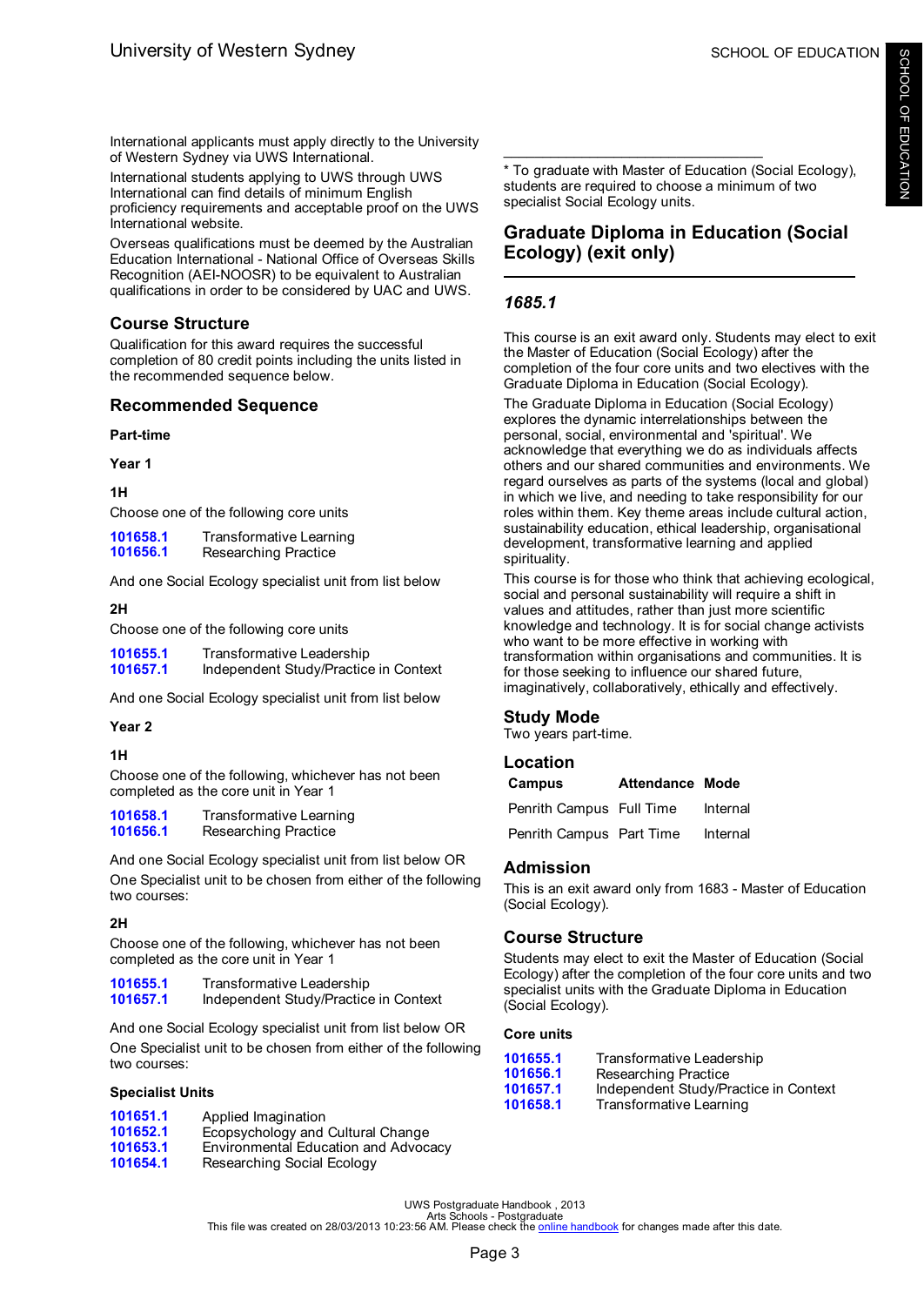International applicants must apply directly to the University of Western Sydney via UWS International.

International students applying to UWS through UWS International can find details of minimum English proficiency requirements and acceptable proof on the UWS International website.

Overseas qualifications must be deemed by the Australian Education International - National Office of Overseas Skills Recognition (AEI-NOOSR) to be equivalent to Australian qualifications in order to be considered by UAC and UWS.

## Course Structure

Qualification for this award requires the successful completion of 80 credit points including the units listed in the recommended sequence below.

## Recommended Sequence

**Part-time**

**Year 1**

**1H**

Choose one of the following core units

| | |
|---|---|
| 101658.1 | Transformative Learning |
| 101656.1 | Researching Practice |

And one Social Ecology specialist unit from list below

**2H**

Choose one of the following core units

| | |
|---|---|
| 101655.1 | Transformative Leadership |
| 101657.1 | Independent Study/Practice in Context |

And one Social Ecology specialist unit from list below

**Year 2**

**1H**

Choose one of the following, whichever has not been completed as the core unit in Year 1

| | |
|---|---|
| 101658.1 | Transformative Learning |
| 101656.1 | Researching Practice |

And one Social Ecology specialist unit from list below OR

One Specialist unit to be chosen from either of the following two courses:

**2H**

Choose one of the following, whichever has not been completed as the core unit in Year 1

| | |
|---|---|
| 101655.1 | Transformative Leadership |
| 101657.1 | Independent Study/Practice in Context |

And one Social Ecology specialist unit from list below OR

One Specialist unit to be chosen from either of the following two courses:

**Specialist Units**

| | |
|---|---|
| 101651.1 | Applied Imagination |
| 101652.1 | Ecopsychology and Cultural Change |
| 101653.1 | Environmental Education and Advocacy |
| 101654.1 | Researching Social Ecology |

---

* To graduate with Master of Education (Social Ecology), students are required to choose a minimum of two specialist Social Ecology units.

## Graduate Diploma in Education (Social Ecology) (exit only)

### *1685.1*

This course is an exit award only. Students may elect to exit the Master of Education (Social Ecology) after the completion of the four core units and two electives with the Graduate Diploma in Education (Social Ecology).

The Graduate Diploma in Education (Social Ecology) explores the dynamic interrelationships between the personal, social, environmental and 'spiritual'. We acknowledge that everything we do as individuals affects others and our shared communities and environments. We regard ourselves as parts of the systems (local and global) in which we live, and needing to take responsibility for our roles within them. Key theme areas include cultural action, sustainability education, ethical leadership, organisational development, transformative learning and applied spirituality.

This course is for those who think that achieving ecological, social and personal sustainability will require a shift in values and attitudes, rather than just more scientific knowledge and technology. It is for social change activists who want to be more effective in working with transformation within organisations and communities. It is for those seeking to influence our shared future, imaginatively, collaboratively, ethically and effectively.

## Study Mode

Two years part-time.

## Location

| Campus | Attendance | Mode |
|---|---|---|
| Penrith Campus | Full Time | Internal |
| Penrith Campus | Part Time | Internal |

## Admission

This is an exit award only from 1683 - Master of Education (Social Ecology).

## Course Structure

Students may elect to exit the Master of Education (Social Ecology) after the completion of the four core units and two specialist units with the Graduate Diploma in Education (Social Ecology).

**Core units**

| | |
|---|---|
| 101655.1 | Transformative Leadership |
| 101656.1 | Researching Practice |
| 101657.1 | Independent Study/Practice in Context |
| 101658.1 | Transformative Learning |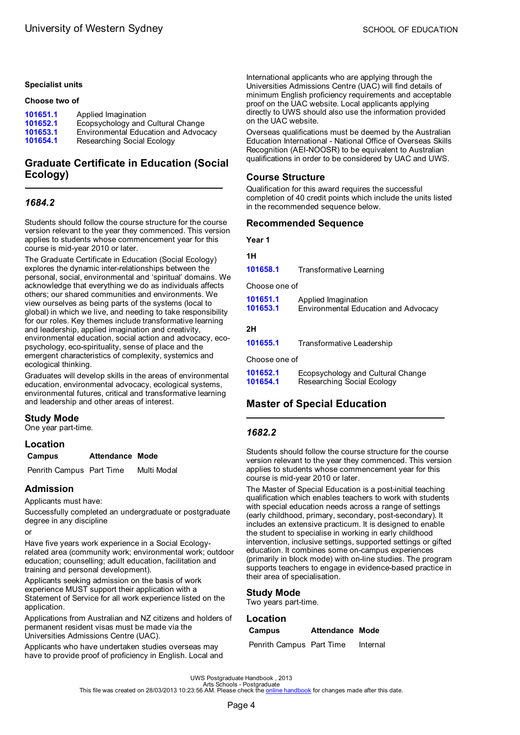**Specialist units**

**Choose two of**

| | |
|---|---|
| 101651.1 | Applied Imagination |
| 101652.1 | Ecopsychology and Cultural Change |
| 101653.1 | Environmental Education and Advocacy |
| 101654.1 | Researching Social Ecology |

## Graduate Certificate in Education (Social Ecology)

### *1684.2*

Students should follow the course structure for the course version relevant to the year they commenced. This version applies to students whose commencement year for this course is mid-year 2010 or later.

The Graduate Certificate in Education (Social Ecology) explores the dynamic inter-relationships between the personal, social, environmental and 'spiritual' domains. We acknowledge that everything we do as individuals affects others; our shared communities and environments. We view ourselves as being parts of the systems (local to global) in which we live, and needing to take responsibility for our roles. Key themes include transformative learning and leadership, applied imagination and creativity, environmental education, social action and advocacy, eco-psychology, eco-spirituality, sense of place and the emergent characteristics of complexity, systemics and ecological thinking.

Graduates will develop skills in the areas of environmental education, environmental advocacy, ecological systems, environmental futures, critical and transformative learning and leadership and other areas of interest.

### Study Mode

One year part-time.

### Location

| Campus | Attendance | Mode |
|---|---|---|
| Penrith Campus | Part Time | Multi Modal |

### Admission

Applicants must have:

Successfully completed an undergraduate or postgraduate degree in any discipline

or

Have five years work experience in a Social Ecology-related area (community work; environmental work; outdoor education; counselling; adult education, facilitation and training and personal development).

Applicants seeking admission on the basis of work experience MUST support their application with a Statement of Service for all work experience listed on the application.

Applications from Australian and NZ citizens and holders of permanent resident visas must be made via the Universities Admissions Centre (UAC).

Applicants who have undertaken studies overseas may have to provide proof of proficiency in English. Local and International applicants who are applying through the Universities Admissions Centre (UAC) will find details of minimum English proficiency requirements and acceptable proof on the UAC website. Local applicants applying directly to UWS should also use the information provided on the UAC website.

Overseas qualifications must be deemed by the Australian Education International - National Office of Overseas Skills Recognition (AEI-NOOSR) to be equivalent to Australian qualifications in order to be considered by UAC and UWS.

### Course Structure

Qualification for this award requires the successful completion of 40 credit points which include the units listed in the recommended sequence below.

### Recommended Sequence

**Year 1**

**1H**

| | |
|---|---|
| 101658.1 | Transformative Learning |

Choose one of

| | |
|---|---|
| 101651.1 | Applied Imagination |
| 101653.1 | Environmental Education and Advocacy |

**2H**

| | |
|---|---|
| 101655.1 | Transformative Leadership |

Choose one of

| | |
|---|---|
| 101652.1 | Ecopsychology and Cultural Change |
| 101654.1 | Researching Social Ecology |

## Master of Special Education

### *1682.2*

Students should follow the course structure for the course version relevant to the year they commenced. This version applies to students whose commencement year for this course is mid-year 2010 or later.

The Master of Special Education is a post-initial teaching qualification which enables teachers to work with students with special education needs across a range of settings (early childhood, primary, secondary, post-secondary). It includes an extensive practicum. It is designed to enable the student to specialise in working in early childhood intervention, inclusive settings, supported settings or gifted education. It combines some on-campus experiences (primarily in block mode) with on-line studies. The program supports teachers to engage in evidence-based practice in their area of specialisation.

### Study Mode

Two years part-time.

### Location

| Campus | Attendance | Mode |
|---|---|---|
| Penrith Campus | Part Time | Internal |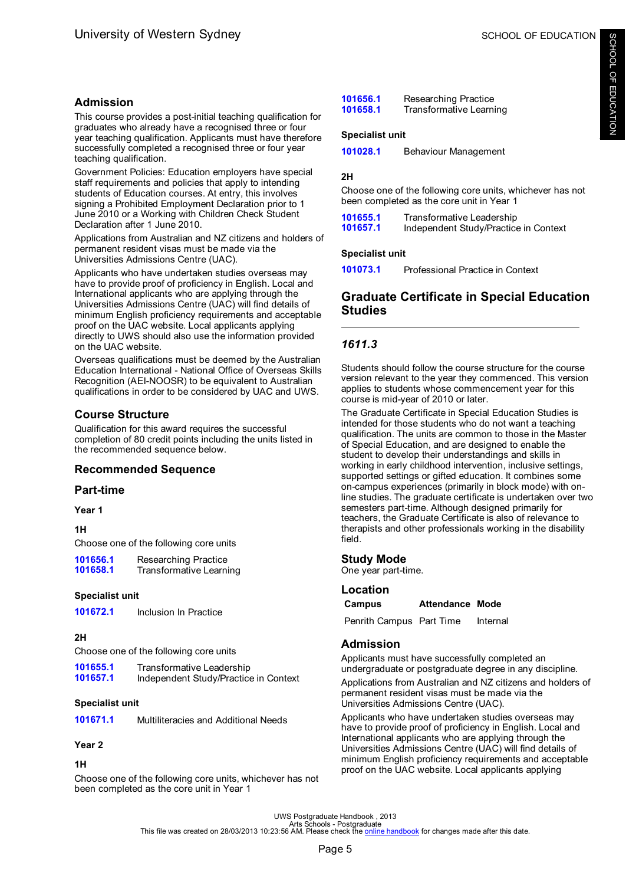## Admission

This course provides a post-initial teaching qualification for graduates who already have a recognised three or four year teaching qualification. Applicants must have therefore successfully completed a recognised three or four year teaching qualification.

Government Policies: Education employers have special staff requirements and policies that apply to intending students of Education courses. At entry, this involves signing a Prohibited Employment Declaration prior to 1 June 2010 or a Working with Children Check Student Declaration after 1 June 2010.

Applications from Australian and NZ citizens and holders of permanent resident visas must be made via the Universities Admissions Centre (UAC).

Applicants who have undertaken studies overseas may have to provide proof of proficiency in English. Local and International applicants who are applying through the Universities Admissions Centre (UAC) will find details of minimum English proficiency requirements and acceptable proof on the UAC website. Local applicants applying directly to UWS should also use the information provided on the UAC website.

Overseas qualifications must be deemed by the Australian Education International - National Office of Overseas Skills Recognition (AEI-NOOSR) to be equivalent to Australian qualifications in order to be considered by UAC and UWS.

## Course Structure

Qualification for this award requires the successful completion of 80 credit points including the units listed in the recommended sequence below.

## Recommended Sequence

## Part-time

**Year 1**

**1H**

Choose one of the following core units

| | |
|---|---|
| 101656.1 | Researching Practice |
| 101658.1 | Transformative Learning |

**Specialist unit**

| | |
|---|---|
| 101672.1 | Inclusion In Practice |

**2H**

Choose one of the following core units

| | |
|---|---|
| 101655.1 | Transformative Leadership |
| 101657.1 | Independent Study/Practice in Context |

**Specialist unit**

| | |
|---|---|
| 101671.1 | Multiliteracies and Additional Needs |

**Year 2**

**1H**

Choose one of the following core units, whichever has not been completed as the core unit in Year 1

| | |
|---|---|
| 101656.1 | Researching Practice |
| 101658.1 | Transformative Learning |

**Specialist unit**

| | |
|---|---|
| 101028.1 | Behaviour Management |

**2H**

Choose one of the following core units, whichever has not been completed as the core unit in Year 1

| | |
|---|---|
| 101655.1 | Transformative Leadership |
| 101657.1 | Independent Study/Practice in Context |

**Specialist unit**

| | |
|---|---|
| 101073.1 | Professional Practice in Context |

## Graduate Certificate in Special Education Studies

### *1611.3*

Students should follow the course structure for the course version relevant to the year they commenced. This version applies to students whose commencement year for this course is mid-year of 2010 or later.

The Graduate Certificate in Special Education Studies is intended for those students who do not want a teaching qualification. The units are common to those in the Master of Special Education, and are designed to enable the student to develop their understandings and skills in working in early childhood intervention, inclusive settings, supported settings or gifted education. It combines some on-campus experiences (primarily in block mode) with on-line studies. The graduate certificate is undertaken over two semesters part-time. Although designed primarily for teachers, the Graduate Certificate is also of relevance to therapists and other professionals working in the disability field.

## Study Mode

One year part-time.

## Location

| Campus | Attendance | Mode |
|---|---|---|
| Penrith Campus | Part Time | Internal |

## Admission

Applicants must have successfully completed an undergraduate or postgraduate degree in any discipline.

Applications from Australian and NZ citizens and holders of permanent resident visas must be made via the Universities Admissions Centre (UAC).

Applicants who have undertaken studies overseas may have to provide proof of proficiency in English. Local and International applicants who are applying through the Universities Admissions Centre (UAC) will find details of minimum English proficiency requirements and acceptable proof on the UAC website. Local applicants applying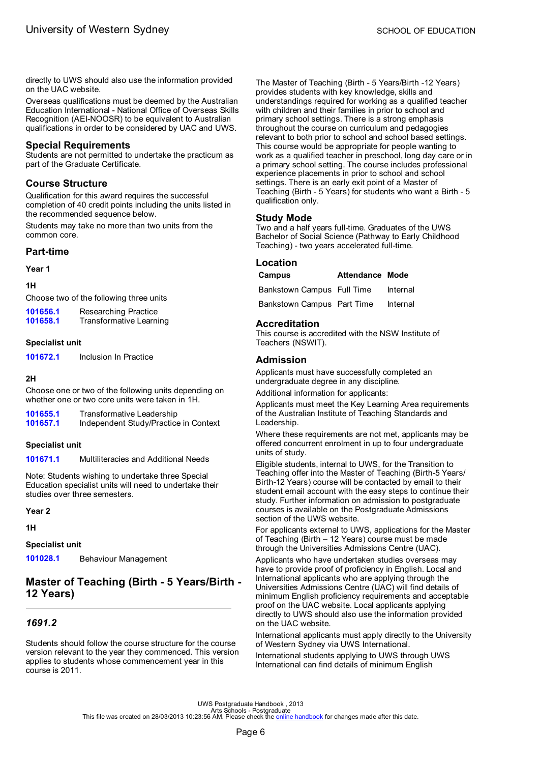directly to UWS should also use the information provided on the UAC website.

Overseas qualifications must be deemed by the Australian Education International - National Office of Overseas Skills Recognition (AEI-NOOSR) to be equivalent to Australian qualifications in order to be considered by UAC and UWS.

## Special Requirements

Students are not permitted to undertake the practicum as part of the Graduate Certificate.

## Course Structure

Qualification for this award requires the successful completion of 40 credit points including the units listed in the recommended sequence below.

Students may take no more than two units from the common core.

## Part-time

**Year 1**

**1H**

Choose two of the following three units

| | |
|---|---|
| 101656.1 | Researching Practice |
| 101658.1 | Transformative Learning |

**Specialist unit**

| | |
|---|---|
| 101672.1 | Inclusion In Practice |

**2H**

Choose one or two of the following units depending on whether one or two core units were taken in 1H.

| | |
|---|---|
| 101655.1 | Transformative Leadership |
| 101657.1 | Independent Study/Practice in Context |

**Specialist unit**

| | |
|---|---|
| 101671.1 | Multiliteracies and Additional Needs |

Note: Students wishing to undertake three Special Education specialist units will need to undertake their studies over three semesters.

**Year 2**

**1H**

**Specialist unit**

| | |
|---|---|
| 101028.1 | Behaviour Management |

# Master of Teaching (Birth - 5 Years/Birth - 12 Years)

### *1691.2*

Students should follow the course structure for the course version relevant to the year they commenced. This version applies to students whose commencement year in this course is 2011.

The Master of Teaching (Birth - 5 Years/Birth -12 Years) provides students with key knowledge, skills and understandings required for working as a qualified teacher with children and their families in prior to school and primary school settings. There is a strong emphasis throughout the course on curriculum and pedagogies relevant to both prior to school and school based settings. This course would be appropriate for people wanting to work as a qualified teacher in preschool, long day care or in a primary school setting. The course includes professional experience placements in prior to school and school settings. There is an early exit point of a Master of Teaching (Birth - 5 Years) for students who want a Birth - 5 qualification only.

## Study Mode

Two and a half years full-time. Graduates of the UWS Bachelor of Social Science (Pathway to Early Childhood Teaching) - two years accelerated full-time.

## Location

| Campus | Attendance | Mode |
|---|---|---|
| Bankstown Campus | Full Time | Internal |
| Bankstown Campus | Part Time | Internal |

## Accreditation

This course is accredited with the NSW Institute of Teachers (NSWIT).

## Admission

Applicants must have successfully completed an undergraduate degree in any discipline.

Additional information for applicants:

Applicants must meet the Key Learning Area requirements of the Australian Institute of Teaching Standards and Leadership.

Where these requirements are not met, applicants may be offered concurrent enrolment in up to four undergraduate units of study.

Eligible students, internal to UWS, for the Transition to Teaching offer into the Master of Teaching (Birth-5 Years/ Birth-12 Years) course will be contacted by email to their student email account with the easy steps to continue their study. Further information on admission to postgraduate courses is available on the Postgraduate Admissions section of the UWS website.

For applicants external to UWS, applications for the Master of Teaching (Birth – 12 Years) course must be made through the Universities Admissions Centre (UAC).

Applicants who have undertaken studies overseas may have to provide proof of proficiency in English. Local and International applicants who are applying through the Universities Admissions Centre (UAC) will find details of minimum English proficiency requirements and acceptable proof on the UAC website. Local applicants applying directly to UWS should also use the information provided on the UAC website.

International applicants must apply directly to the University of Western Sydney via UWS International.

International students applying to UWS through UWS International can find details of minimum English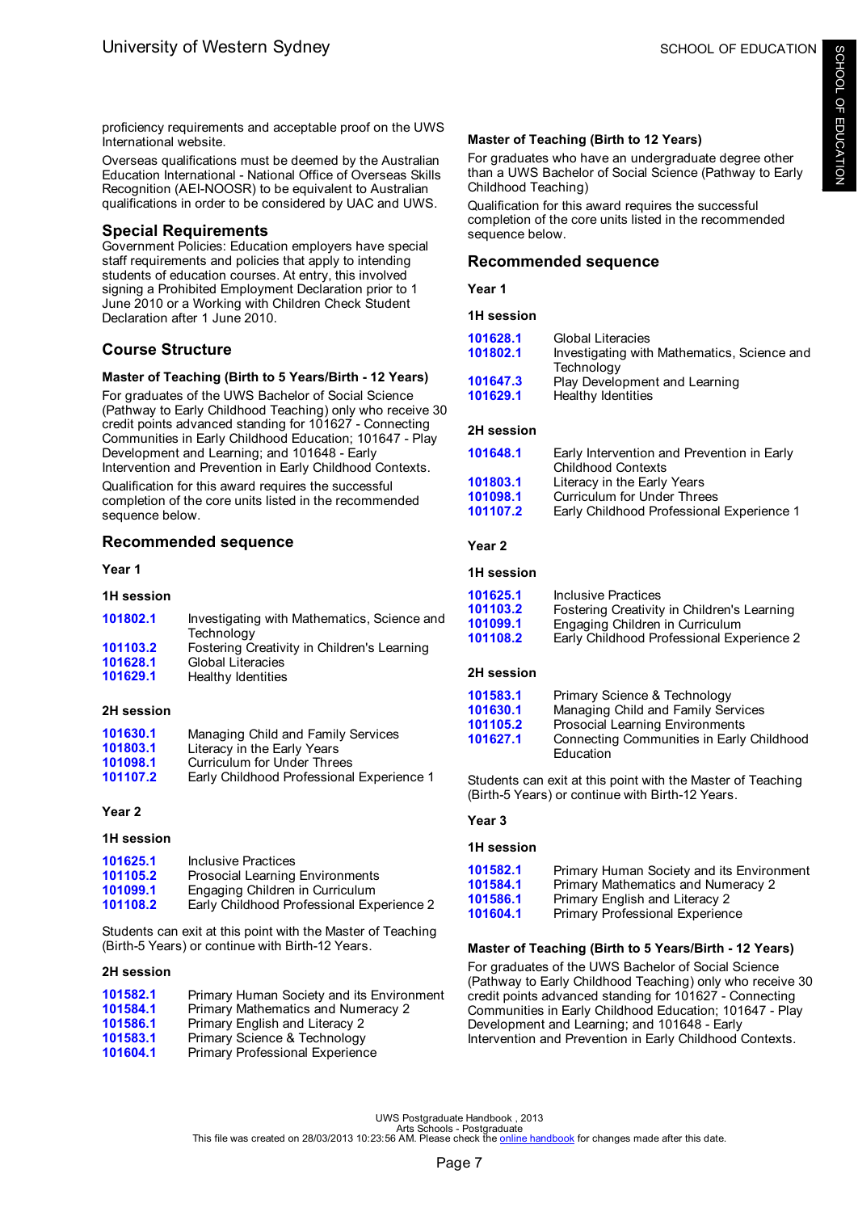proficiency requirements and acceptable proof on the UWS International website.

Overseas qualifications must be deemed by the Australian Education International - National Office of Overseas Skills Recognition (AEI-NOOSR) to be equivalent to Australian qualifications in order to be considered by UAC and UWS.

## Special Requirements

Government Policies: Education employers have special staff requirements and policies that apply to intending students of education courses. At entry, this involved signing a Prohibited Employment Declaration prior to 1 June 2010 or a Working with Children Check Student Declaration after 1 June 2010.

## Course Structure

### Master of Teaching (Birth to 5 Years/Birth - 12 Years)

For graduates of the UWS Bachelor of Social Science (Pathway to Early Childhood Teaching) only who receive 30 credit points advanced standing for 101627 - Connecting Communities in Early Childhood Education; 101647 - Play Development and Learning; and 101648 - Early Intervention and Prevention in Early Childhood Contexts.

Qualification for this award requires the successful completion of the core units listed in the recommended sequence below.

## Recommended sequence

**Year 1**

**1H session**

| | |
|---|---|
| 101802.1 | Investigating with Mathematics, Science and Technology |
| 101103.2 | Fostering Creativity in Children's Learning |
| 101628.1 | Global Literacies |
| 101629.1 | Healthy Identities |

**2H session**

| | |
|---|---|
| 101630.1 | Managing Child and Family Services |
| 101803.1 | Literacy in the Early Years |
| 101098.1 | Curriculum for Under Threes |
| 101107.2 | Early Childhood Professional Experience 1 |

**Year 2**

**1H session**

| | |
|---|---|
| 101625.1 | Inclusive Practices |
| 101105.2 | Prosocial Learning Environments |
| 101099.1 | Engaging Children in Curriculum |
| 101108.2 | Early Childhood Professional Experience 2 |

Students can exit at this point with the Master of Teaching (Birth-5 Years) or continue with Birth-12 Years.

**2H session**

| | |
|---|---|
| 101582.1 | Primary Human Society and its Environment |
| 101584.1 | Primary Mathematics and Numeracy 2 |
| 101586.1 | Primary English and Literacy 2 |
| 101583.1 | Primary Science & Technology |
| 101604.1 | Primary Professional Experience |

### Master of Teaching (Birth to 12 Years)

For graduates who have an undergraduate degree other than a UWS Bachelor of Social Science (Pathway to Early Childhood Teaching)

Qualification for this award requires the successful completion of the core units listed in the recommended sequence below.

## Recommended sequence

**Year 1**

**1H session**

| | |
|---|---|
| 101628.1 | Global Literacies |
| 101802.1 | Investigating with Mathematics, Science and Technology |
| 101647.3 | Play Development and Learning |
| 101629.1 | Healthy Identities |

**2H session**

| | |
|---|---|
| 101648.1 | Early Intervention and Prevention in Early Childhood Contexts |
| 101803.1 | Literacy in the Early Years |
| 101098.1 | Curriculum for Under Threes |
| 101107.2 | Early Childhood Professional Experience 1 |

**Year 2**

**1H session**

| | |
|---|---|
| 101625.1 | Inclusive Practices |
| 101103.2 | Fostering Creativity in Children's Learning |
| 101099.1 | Engaging Children in Curriculum |
| 101108.2 | Early Childhood Professional Experience 2 |

**2H session**

| | |
|---|---|
| 101583.1 | Primary Science & Technology |
| 101630.1 | Managing Child and Family Services |
| 101105.2 | Prosocial Learning Environments |
| 101627.1 | Connecting Communities in Early Childhood Education |

Students can exit at this point with the Master of Teaching (Birth-5 Years) or continue with Birth-12 Years.

**Year 3**

**1H session**

| | |
|---|---|
| 101582.1 | Primary Human Society and its Environment |
| 101584.1 | Primary Mathematics and Numeracy 2 |
| 101586.1 | Primary English and Literacy 2 |
| 101604.1 | Primary Professional Experience |

### Master of Teaching (Birth to 5 Years/Birth - 12 Years)

For graduates of the UWS Bachelor of Social Science (Pathway to Early Childhood Teaching) only who receive 30 credit points advanced standing for 101627 - Connecting Communities in Early Childhood Education; 101647 - Play Development and Learning; and 101648 - Early Intervention and Prevention in Early Childhood Contexts.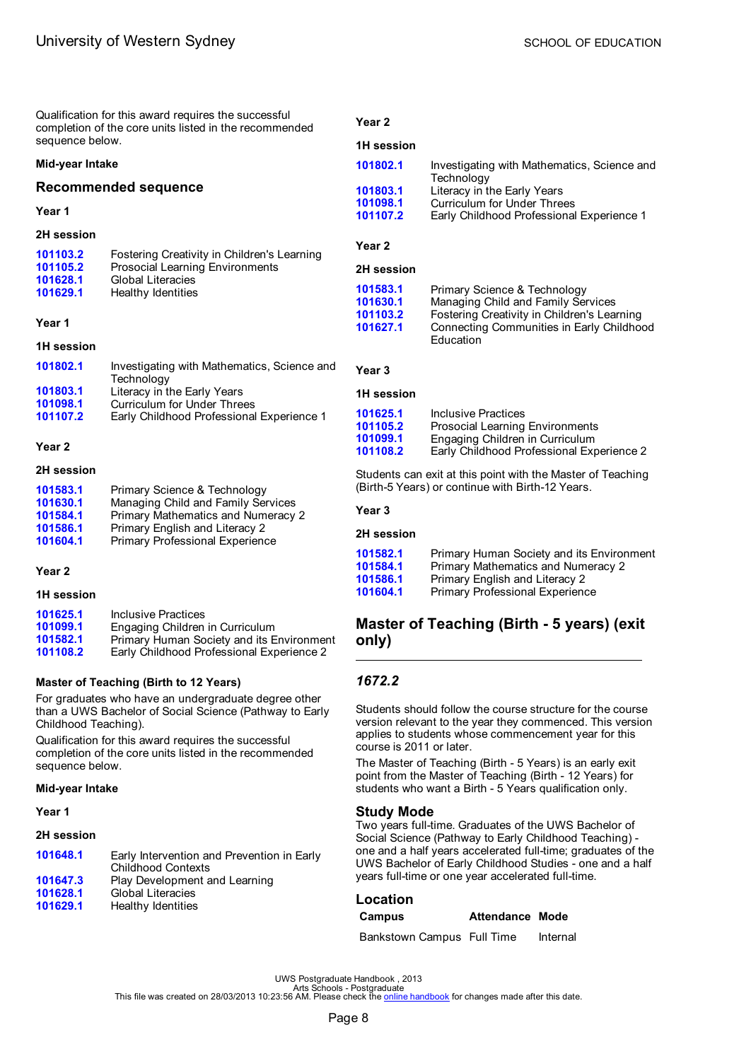Qualification for this award requires the successful completion of the core units listed in the recommended sequence below.

**Mid-year Intake**

### Recommended sequence

**Year 1**

**2H session**

| | |
|---|---|
| 101103.2 | Fostering Creativity in Children's Learning |
| 101105.2 | Prosocial Learning Environments |
| 101628.1 | Global Literacies |
| 101629.1 | Healthy Identities |

**Year 1**

**1H session**

| | |
|---|---|
| 101802.1 | Investigating with Mathematics, Science and Technology |
| 101803.1 | Literacy in the Early Years |
| 101098.1 | Curriculum for Under Threes |
| 101107.2 | Early Childhood Professional Experience 1 |

**Year 2**

**2H session**

| | |
|---|---|
| 101583.1 | Primary Science & Technology |
| 101630.1 | Managing Child and Family Services |
| 101584.1 | Primary Mathematics and Numeracy 2 |
| 101586.1 | Primary English and Literacy 2 |
| 101604.1 | Primary Professional Experience |

**Year 2**

**1H session**

| | |
|---|---|
| 101625.1 | Inclusive Practices |
| 101099.1 | Engaging Children in Curriculum |
| 101582.1 | Primary Human Society and its Environment |
| 101108.2 | Early Childhood Professional Experience 2 |

**Master of Teaching (Birth to 12 Years)**

For graduates who have an undergraduate degree other than a UWS Bachelor of Social Science (Pathway to Early Childhood Teaching).

Qualification for this award requires the successful completion of the core units listed in the recommended sequence below.

**Mid-year Intake**

**Year 1**

**2H session**

| | |
|---|---|
| 101648.1 | Early Intervention and Prevention in Early Childhood Contexts |
| 101647.3 | Play Development and Learning |
| 101628.1 | Global Literacies |
| 101629.1 | Healthy Identities |

**Year 2**

**1H session**

| | |
|---|---|
| 101802.1 | Investigating with Mathematics, Science and Technology |
| 101803.1 | Literacy in the Early Years |
| 101098.1 | Curriculum for Under Threes |
| 101107.2 | Early Childhood Professional Experience 1 |

**Year 2**

**2H session**

| | |
|---|---|
| 101583.1 | Primary Science & Technology |
| 101630.1 | Managing Child and Family Services |
| 101103.2 | Fostering Creativity in Children's Learning |
| 101627.1 | Connecting Communities in Early Childhood Education |

**Year 3**

**1H session**

| | |
|---|---|
| 101625.1 | Inclusive Practices |
| 101105.2 | Prosocial Learning Environments |
| 101099.1 | Engaging Children in Curriculum |
| 101108.2 | Early Childhood Professional Experience 2 |

Students can exit at this point with the Master of Teaching (Birth-5 Years) or continue with Birth-12 Years.

**Year 3**

**2H session**

| | |
|---|---|
| 101582.1 | Primary Human Society and its Environment |
| 101584.1 | Primary Mathematics and Numeracy 2 |
| 101586.1 | Primary English and Literacy 2 |
| 101604.1 | Primary Professional Experience |

## Master of Teaching (Birth - 5 years) (exit only)

### *1672.2*

Students should follow the course structure for the course version relevant to the year they commenced. This version applies to students whose commencement year for this course is 2011 or later.

The Master of Teaching (Birth - 5 Years) is an early exit point from the Master of Teaching (Birth - 12 Years) for students who want a Birth - 5 Years qualification only.

### Study Mode

Two years full-time. Graduates of the UWS Bachelor of Social Science (Pathway to Early Childhood Teaching) - one and a half years accelerated full-time; graduates of the UWS Bachelor of Early Childhood Studies - one and a half years full-time or one year accelerated full-time.

### Location

| Campus | Attendance | Mode |
|---|---|---|
| Bankstown Campus | Full Time | Internal |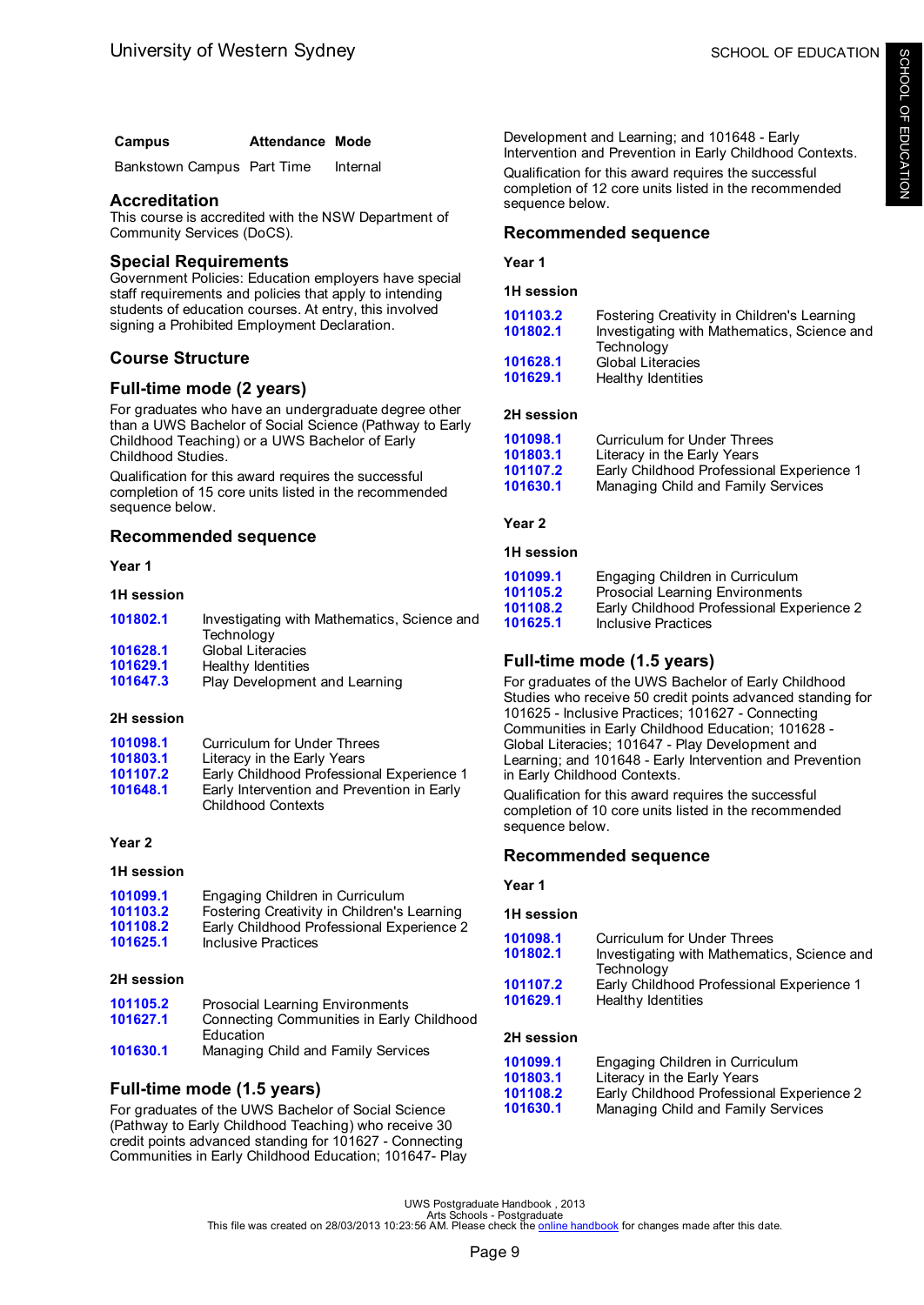| Campus | Attendance | Mode |
| --- | --- | --- |
| Bankstown Campus | Part Time | Internal |

## Accreditation

This course is accredited with the NSW Department of Community Services (DoCS).

## Special Requirements

Government Policies: Education employers have special staff requirements and policies that apply to intending students of education courses. At entry, this involved signing a Prohibited Employment Declaration.

## Course Structure

## Full-time mode (2 years)

For graduates who have an undergraduate degree other than a UWS Bachelor of Social Science (Pathway to Early Childhood Teaching) or a UWS Bachelor of Early Childhood Studies.

Qualification for this award requires the successful completion of 15 core units listed in the recommended sequence below.

## Recommended sequence

### Year 1

#### 1H session

| | |
| --- | --- |
| 101802.1 | Investigating with Mathematics, Science and Technology |
| 101628.1 | Global Literacies |
| 101629.1 | Healthy Identities |
| 101647.3 | Play Development and Learning |

#### 2H session

| | |
| --- | --- |
| 101098.1 | Curriculum for Under Threes |
| 101803.1 | Literacy in the Early Years |
| 101107.2 | Early Childhood Professional Experience 1 |
| 101648.1 | Early Intervention and Prevention in Early Childhood Contexts |

### Year 2

#### 1H session

| | |
| --- | --- |
| 101099.1 | Engaging Children in Curriculum |
| 101103.2 | Fostering Creativity in Children's Learning |
| 101108.2 | Early Childhood Professional Experience 2 |
| 101625.1 | Inclusive Practices |

#### 2H session

| | |
| --- | --- |
| 101105.2 | Prosocial Learning Environments |
| 101627.1 | Connecting Communities in Early Childhood Education |
| 101630.1 | Managing Child and Family Services |

## Full-time mode (1.5 years)

For graduates of the UWS Bachelor of Social Science (Pathway to Early Childhood Teaching) who receive 30 credit points advanced standing for 101627 - Connecting Communities in Early Childhood Education; 101647- Play Development and Learning; and 101648 - Early Intervention and Prevention in Early Childhood Contexts.

Qualification for this award requires the successful completion of 12 core units listed in the recommended sequence below.

## Recommended sequence

### Year 1

#### 1H session

| | |
| --- | --- |
| 101103.2 | Fostering Creativity in Children's Learning |
| 101802.1 | Investigating with Mathematics, Science and Technology |
| 101628.1 | Global Literacies |
| 101629.1 | Healthy Identities |

#### 2H session

| | |
| --- | --- |
| 101098.1 | Curriculum for Under Threes |
| 101803.1 | Literacy in the Early Years |
| 101107.2 | Early Childhood Professional Experience 1 |
| 101630.1 | Managing Child and Family Services |

### Year 2

#### 1H session

| | |
| --- | --- |
| 101099.1 | Engaging Children in Curriculum |
| 101105.2 | Prosocial Learning Environments |
| 101108.2 | Early Childhood Professional Experience 2 |
| 101625.1 | Inclusive Practices |

## Full-time mode (1.5 years)

For graduates of the UWS Bachelor of Early Childhood Studies who receive 50 credit points advanced standing for 101625 - Inclusive Practices; 101627 - Connecting Communities in Early Childhood Education; 101628 - Global Literacies; 101647 - Play Development and Learning; and 101648 - Early Intervention and Prevention in Early Childhood Contexts.

Qualification for this award requires the successful completion of 10 core units listed in the recommended sequence below.

## Recommended sequence

### Year 1

#### 1H session

| | |
| --- | --- |
| 101098.1 | Curriculum for Under Threes |
| 101802.1 | Investigating with Mathematics, Science and Technology |
| 101107.2 | Early Childhood Professional Experience 1 |
| 101629.1 | Healthy Identities |

#### 2H session

| | |
| --- | --- |
| 101099.1 | Engaging Children in Curriculum |
| 101803.1 | Literacy in the Early Years |
| 101108.2 | Early Childhood Professional Experience 2 |
| 101630.1 | Managing Child and Family Services |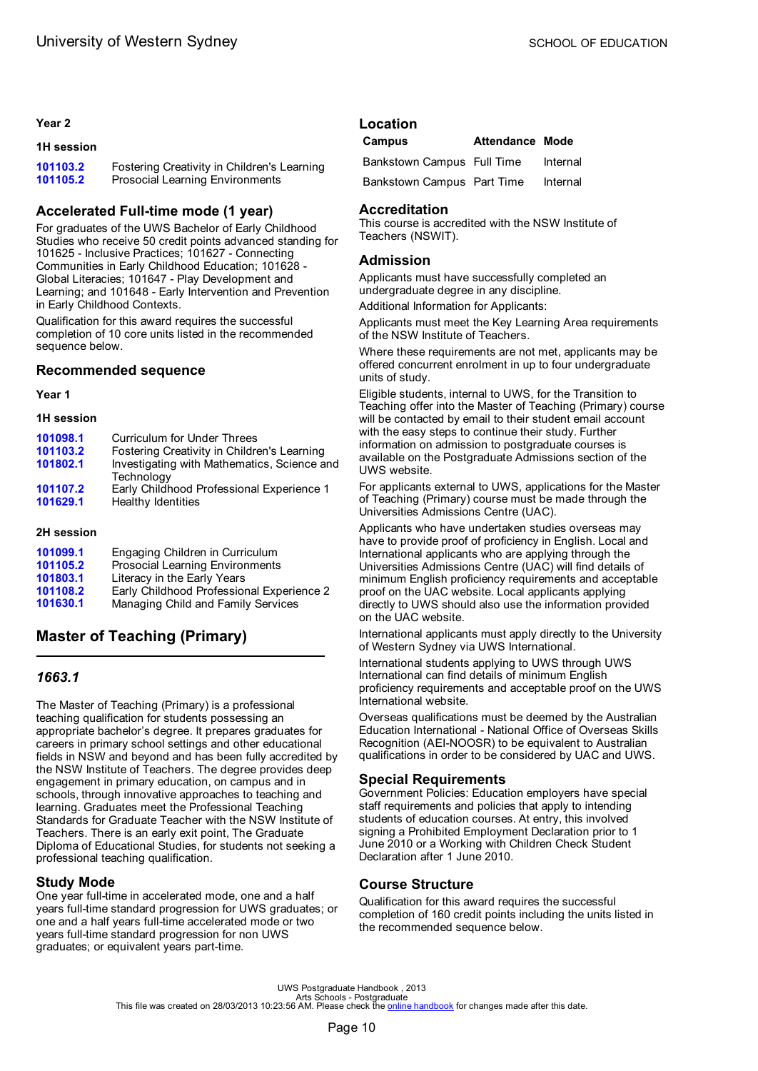#### Year 2

##### 1H session

| | |
|---|---|
| 101103.2 | Fostering Creativity in Children's Learning |
| 101105.2 | Prosocial Learning Environments |

### Accelerated Full-time mode (1 year)

For graduates of the UWS Bachelor of Early Childhood Studies who receive 50 credit points advanced standing for 101625 - Inclusive Practices; 101627 - Connecting Communities in Early Childhood Education; 101628 - Global Literacies; 101647 - Play Development and Learning; and 101648 - Early Intervention and Prevention in Early Childhood Contexts.

Qualification for this award requires the successful completion of 10 core units listed in the recommended sequence below.

### Recommended sequence

#### Year 1

##### 1H session

| | |
|---|---|
| 101098.1 | Curriculum for Under Threes |
| 101103.2 | Fostering Creativity in Children's Learning |
| 101802.1 | Investigating with Mathematics, Science and Technology |
| 101107.2 | Early Childhood Professional Experience 1 |
| 101629.1 | Healthy Identities |

##### 2H session

| | |
|---|---|
| 101099.1 | Engaging Children in Curriculum |
| 101105.2 | Prosocial Learning Environments |
| 101803.1 | Literacy in the Early Years |
| 101108.2 | Early Childhood Professional Experience 2 |
| 101630.1 | Managing Child and Family Services |

## Master of Teaching (Primary)

### *1663.1*

The Master of Teaching (Primary) is a professional teaching qualification for students possessing an appropriate bachelor's degree. It prepares graduates for careers in primary school settings and other educational fields in NSW and beyond and has been fully accredited by the NSW Institute of Teachers. The degree provides deep engagement in primary education, on campus and in schools, through innovative approaches to teaching and learning. Graduates meet the Professional Teaching Standards for Graduate Teacher with the NSW Institute of Teachers. There is an early exit point, The Graduate Diploma of Educational Studies, for students not seeking a professional teaching qualification.

### Study Mode

One year full-time in accelerated mode, one and a half years full-time standard progression for UWS graduates; or one and a half years full-time accelerated mode or two years full-time standard progression for non UWS graduates; or equivalent years part-time.

### Location

| Campus | Attendance | Mode |
|---|---|---|
| Bankstown Campus | Full Time | Internal |
| Bankstown Campus | Part Time | Internal |

### Accreditation

This course is accredited with the NSW Institute of Teachers (NSWIT).

### Admission

Applicants must have successfully completed an undergraduate degree in any discipline.

Additional Information for Applicants:

Applicants must meet the Key Learning Area requirements of the NSW Institute of Teachers.

Where these requirements are not met, applicants may be offered concurrent enrolment in up to four undergraduate units of study.

Eligible students, internal to UWS, for the Transition to Teaching offer into the Master of Teaching (Primary) course will be contacted by email to their student email account with the easy steps to continue their study. Further information on admission to postgraduate courses is available on the Postgraduate Admissions section of the UWS website.

For applicants external to UWS, applications for the Master of Teaching (Primary) course must be made through the Universities Admissions Centre (UAC).

Applicants who have undertaken studies overseas may have to provide proof of proficiency in English. Local and International applicants who are applying through the Universities Admissions Centre (UAC) will find details of minimum English proficiency requirements and acceptable proof on the UAC website. Local applicants applying directly to UWS should also use the information provided on the UAC website.

International applicants must apply directly to the University of Western Sydney via UWS International.

International students applying to UWS through UWS International can find details of minimum English proficiency requirements and acceptable proof on the UWS International website.

Overseas qualifications must be deemed by the Australian Education International - National Office of Overseas Skills Recognition (AEI-NOOSR) to be equivalent to Australian qualifications in order to be considered by UAC and UWS.

### Special Requirements

Government Policies: Education employers have special staff requirements and policies that apply to intending students of education courses. At entry, this involved signing a Prohibited Employment Declaration prior to 1 June 2010 or a Working with Children Check Student Declaration after 1 June 2010.

### Course Structure

Qualification for this award requires the successful completion of 160 credit points including the units listed in the recommended sequence below.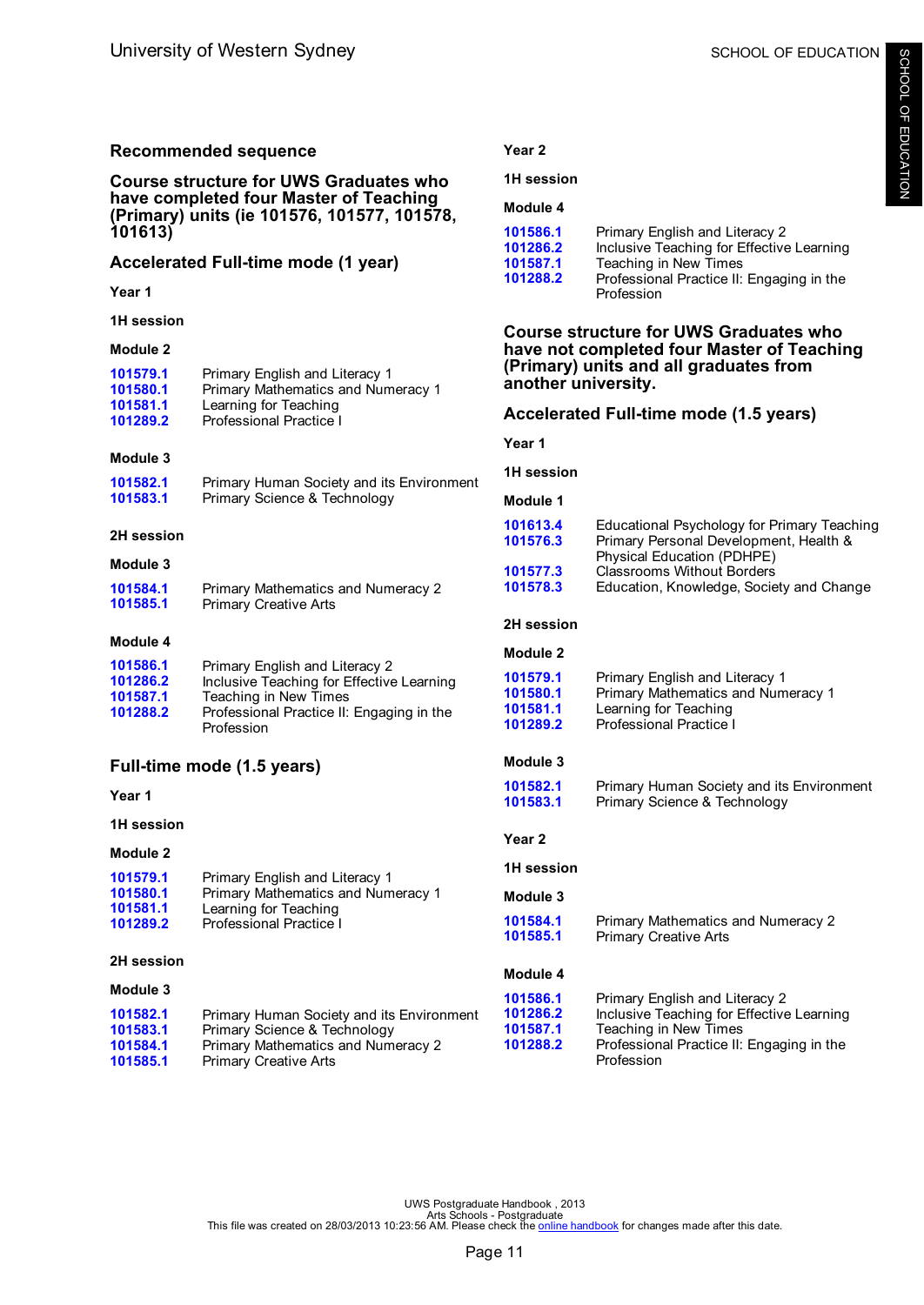## Recommended sequence

### Course structure for UWS Graduates who have completed four Master of Teaching (Primary) units (ie 101576, 101577, 101578, 101613)

### Accelerated Full-time mode (1 year)

**Year 1**

**1H session**

**Module 2**

| | |
|---|---|
| 101579.1 | Primary English and Literacy 1 |
| 101580.1 | Primary Mathematics and Numeracy 1 |
| 101581.1 | Learning for Teaching |
| 101289.2 | Professional Practice I |

**Module 3**

| | |
|---|---|
| 101582.1 | Primary Human Society and its Environment |
| 101583.1 | Primary Science & Technology |

**2H session**

**Module 3**

| | |
|---|---|
| 101584.1 | Primary Mathematics and Numeracy 2 |
| 101585.1 | Primary Creative Arts |

**Module 4**

| | |
|---|---|
| 101586.1 | Primary English and Literacy 2 |
| 101286.2 | Inclusive Teaching for Effective Learning |
| 101587.1 | Teaching in New Times |
| 101288.2 | Professional Practice II: Engaging in the Profession |

### Full-time mode (1.5 years)

**Year 1**

**1H session**

**Module 2**

| | |
|---|---|
| 101579.1 | Primary English and Literacy 1 |
| 101580.1 | Primary Mathematics and Numeracy 1 |
| 101581.1 | Learning for Teaching |
| 101289.2 | Professional Practice I |

**2H session**

**Module 3**

| | |
|---|---|
| 101582.1 | Primary Human Society and its Environment |
| 101583.1 | Primary Science & Technology |
| 101584.1 | Primary Mathematics and Numeracy 2 |
| 101585.1 | Primary Creative Arts |

**Year 2**

**1H session**

**Module 4**

| | |
|---|---|
| 101586.1 | Primary English and Literacy 2 |
| 101286.2 | Inclusive Teaching for Effective Learning |
| 101587.1 | Teaching in New Times |
| 101288.2 | Professional Practice II: Engaging in the Profession |

### Course structure for UWS Graduates who have not completed four Master of Teaching (Primary) units and all graduates from another university.

### Accelerated Full-time mode (1.5 years)

**Year 1**

**1H session**

**Module 1**

| | |
|---|---|
| 101613.4 | Educational Psychology for Primary Teaching |
| 101576.3 | Primary Personal Development, Health & Physical Education (PDHPE) |
| 101577.3 | Classrooms Without Borders |
| 101578.3 | Education, Knowledge, Society and Change |

**2H session**

**Module 2**

| | |
|---|---|
| 101579.1 | Primary English and Literacy 1 |
| 101580.1 | Primary Mathematics and Numeracy 1 |
| 101581.1 | Learning for Teaching |
| 101289.2 | Professional Practice I |

**Module 3**

| | |
|---|---|
| 101582.1 | Primary Human Society and its Environment |
| 101583.1 | Primary Science & Technology |

**Year 2**

**1H session**

**Module 3**

| | |
|---|---|
| 101584.1 | Primary Mathematics and Numeracy 2 |
| 101585.1 | Primary Creative Arts |

**Module 4**

| | |
|---|---|
| 101586.1 | Primary English and Literacy 2 |
| 101286.2 | Inclusive Teaching for Effective Learning |
| 101587.1 | Teaching in New Times |
| 101288.2 | Professional Practice II: Engaging in the Profession |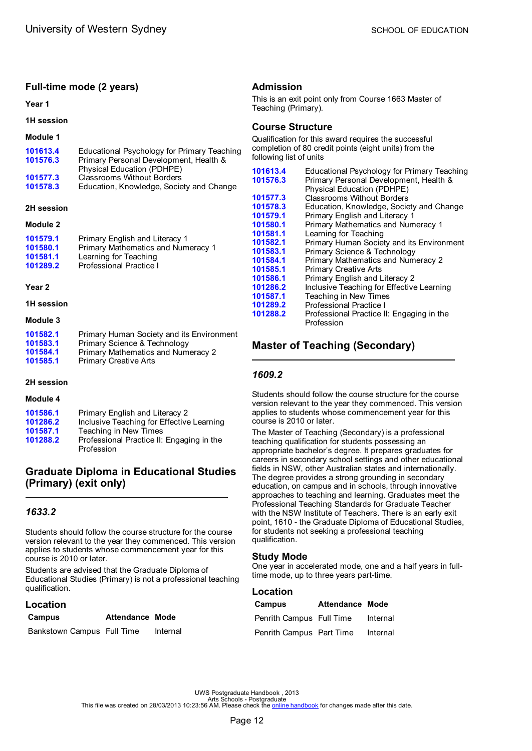### Full-time mode (2 years)

**Year 1**

**1H session**

**Module 1**

| | |
|---|---|
| 101613.4 | Educational Psychology for Primary Teaching |
| 101576.3 | Primary Personal Development, Health & Physical Education (PDHPE) |
| 101577.3 | Classrooms Without Borders |
| 101578.3 | Education, Knowledge, Society and Change |

**2H session**

**Module 2**

| | |
|---|---|
| 101579.1 | Primary English and Literacy 1 |
| 101580.1 | Primary Mathematics and Numeracy 1 |
| 101581.1 | Learning for Teaching |
| 101289.2 | Professional Practice I |

**Year 2**

**1H session**

**Module 3**

| | |
|---|---|
| 101582.1 | Primary Human Society and its Environment |
| 101583.1 | Primary Science & Technology |
| 101584.1 | Primary Mathematics and Numeracy 2 |
| 101585.1 | Primary Creative Arts |

**2H session**

**Module 4**

| | |
|---|---|
| 101586.1 | Primary English and Literacy 2 |
| 101286.2 | Inclusive Teaching for Effective Learning |
| 101587.1 | Teaching in New Times |
| 101288.2 | Professional Practice II: Engaging in the Profession |

## Graduate Diploma in Educational Studies (Primary) (exit only)

### *1633.2*

Students should follow the course structure for the course version relevant to the year they commenced. This version applies to students whose commencement year for this course is 2010 or later.

Students are advised that the Graduate Diploma of Educational Studies (Primary) is not a professional teaching qualification.

### Location

| Campus | Attendance | Mode |
|---|---|---|
| Bankstown Campus | Full Time | Internal |

### Admission

This is an exit point only from Course 1663 Master of Teaching (Primary).

### Course Structure

Qualification for this award requires the successful completion of 80 credit points (eight units) from the following list of units

| | |
|---|---|
| 101613.4 | Educational Psychology for Primary Teaching |
| 101576.3 | Primary Personal Development, Health & Physical Education (PDHPE) |
| 101577.3 | Classrooms Without Borders |
| 101578.3 | Education, Knowledge, Society and Change |
| 101579.1 | Primary English and Literacy 1 |
| 101580.1 | Primary Mathematics and Numeracy 1 |
| 101581.1 | Learning for Teaching |
| 101582.1 | Primary Human Society and its Environment |
| 101583.1 | Primary Science & Technology |
| 101584.1 | Primary Mathematics and Numeracy 2 |
| 101585.1 | Primary Creative Arts |
| 101586.1 | Primary English and Literacy 2 |
| 101286.2 | Inclusive Teaching for Effective Learning |
| 101587.1 | Teaching in New Times |
| 101289.2 | Professional Practice I |
| 101288.2 | Professional Practice II: Engaging in the Profession |

## Master of Teaching (Secondary)

### *1609.2*

Students should follow the course structure for the course version relevant to the year they commenced. This version applies to students whose commencement year for this course is 2010 or later.

The Master of Teaching (Secondary) is a professional teaching qualification for students possessing an appropriate bachelor's degree. It prepares graduates for careers in secondary school settings and other educational fields in NSW, other Australian states and internationally. The degree provides a strong grounding in secondary education, on campus and in schools, through innovative approaches to teaching and learning. Graduates meet the Professional Teaching Standards for Graduate Teacher with the NSW Institute of Teachers. There is an early exit point, 1610 - the Graduate Diploma of Educational Studies, for students not seeking a professional teaching qualification.

### Study Mode

One year in accelerated mode, one and a half years in full-time mode, up to three years part-time.

### Location

| Campus | Attendance | Mode |
|---|---|---|
| Penrith Campus | Full Time | Internal |
| Penrith Campus | Part Time | Internal |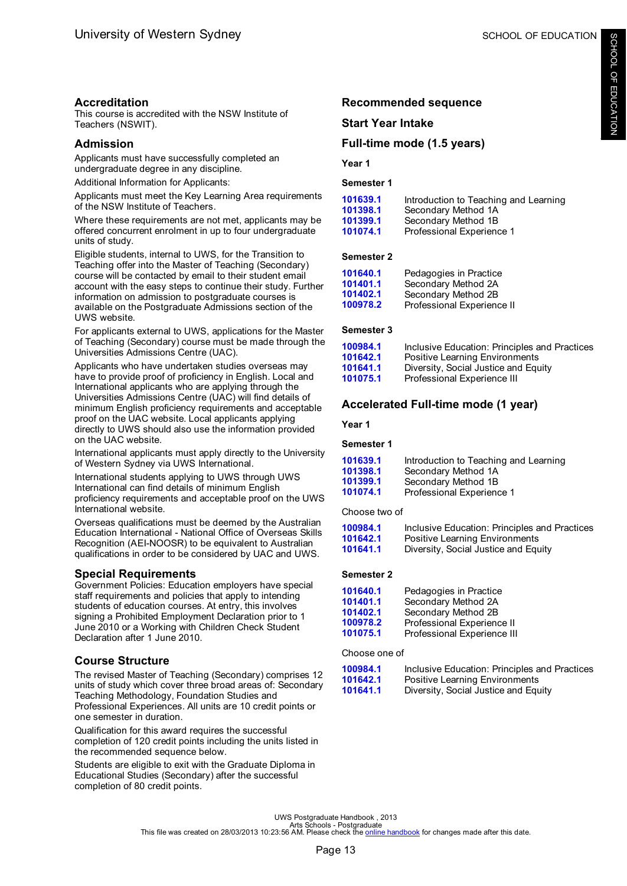## Accreditation

This course is accredited with the NSW Institute of Teachers (NSWIT).

## Admission

Applicants must have successfully completed an undergraduate degree in any discipline.

Additional Information for Applicants:

Applicants must meet the Key Learning Area requirements of the NSW Institute of Teachers.

Where these requirements are not met, applicants may be offered concurrent enrolment in up to four undergraduate units of study.

Eligible students, internal to UWS, for the Transition to Teaching offer into the Master of Teaching (Secondary) course will be contacted by email to their student email account with the easy steps to continue their study. Further information on admission to postgraduate courses is available on the Postgraduate Admissions section of the UWS website.

For applicants external to UWS, applications for the Master of Teaching (Secondary) course must be made through the Universities Admissions Centre (UAC).

Applicants who have undertaken studies overseas may have to provide proof of proficiency in English. Local and International applicants who are applying through the Universities Admissions Centre (UAC) will find details of minimum English proficiency requirements and acceptable proof on the UAC website. Local applicants applying directly to UWS should also use the information provided on the UAC website.

International applicants must apply directly to the University of Western Sydney via UWS International.

International students applying to UWS through UWS International can find details of minimum English proficiency requirements and acceptable proof on the UWS International website.

Overseas qualifications must be deemed by the Australian Education International - National Office of Overseas Skills Recognition (AEI-NOOSR) to be equivalent to Australian qualifications in order to be considered by UAC and UWS.

## Special Requirements

Government Policies: Education employers have special staff requirements and policies that apply to intending students of education courses. At entry, this involves signing a Prohibited Employment Declaration prior to 1 June 2010 or a Working with Children Check Student Declaration after 1 June 2010.

## Course Structure

The revised Master of Teaching (Secondary) comprises 12 units of study which cover three broad areas of: Secondary Teaching Methodology, Foundation Studies and Professional Experiences. All units are 10 credit points or one semester in duration.

Qualification for this award requires the successful completion of 120 credit points including the units listed in the recommended sequence below.

Students are eligible to exit with the Graduate Diploma in Educational Studies (Secondary) after the successful completion of 80 credit points.

## Recommended sequence

### Start Year Intake

### Full-time mode (1.5 years)

**Year 1**

**Semester 1**

| | |
|---|---|
| 101639.1 | Introduction to Teaching and Learning |
| 101398.1 | Secondary Method 1A |
| 101399.1 | Secondary Method 1B |
| 101074.1 | Professional Experience 1 |

**Semester 2**

| | |
|---|---|
| 101640.1 | Pedagogies in Practice |
| 101401.1 | Secondary Method 2A |
| 101402.1 | Secondary Method 2B |
| 100978.2 | Professional Experience II |

**Semester 3**

| | |
|---|---|
| 100984.1 | Inclusive Education: Principles and Practices |
| 101642.1 | Positive Learning Environments |
| 101641.1 | Diversity, Social Justice and Equity |
| 101075.1 | Professional Experience III |

### Accelerated Full-time mode (1 year)

**Year 1**

**Semester 1**

| | |
|---|---|
| 101639.1 | Introduction to Teaching and Learning |
| 101398.1 | Secondary Method 1A |
| 101399.1 | Secondary Method 1B |
| 101074.1 | Professional Experience 1 |

Choose two of

| | |
|---|---|
| 100984.1 | Inclusive Education: Principles and Practices |
| 101642.1 | Positive Learning Environments |
| 101641.1 | Diversity, Social Justice and Equity |

**Semester 2**

| | |
|---|---|
| 101640.1 | Pedagogies in Practice |
| 101401.1 | Secondary Method 2A |
| 101402.1 | Secondary Method 2B |
| 100978.2 | Professional Experience II |
| 101075.1 | Professional Experience III |

Choose one of

| | |
|---|---|
| 100984.1 | Inclusive Education: Principles and Practices |
| 101642.1 | Positive Learning Environments |
| 101641.1 | Diversity, Social Justice and Equity |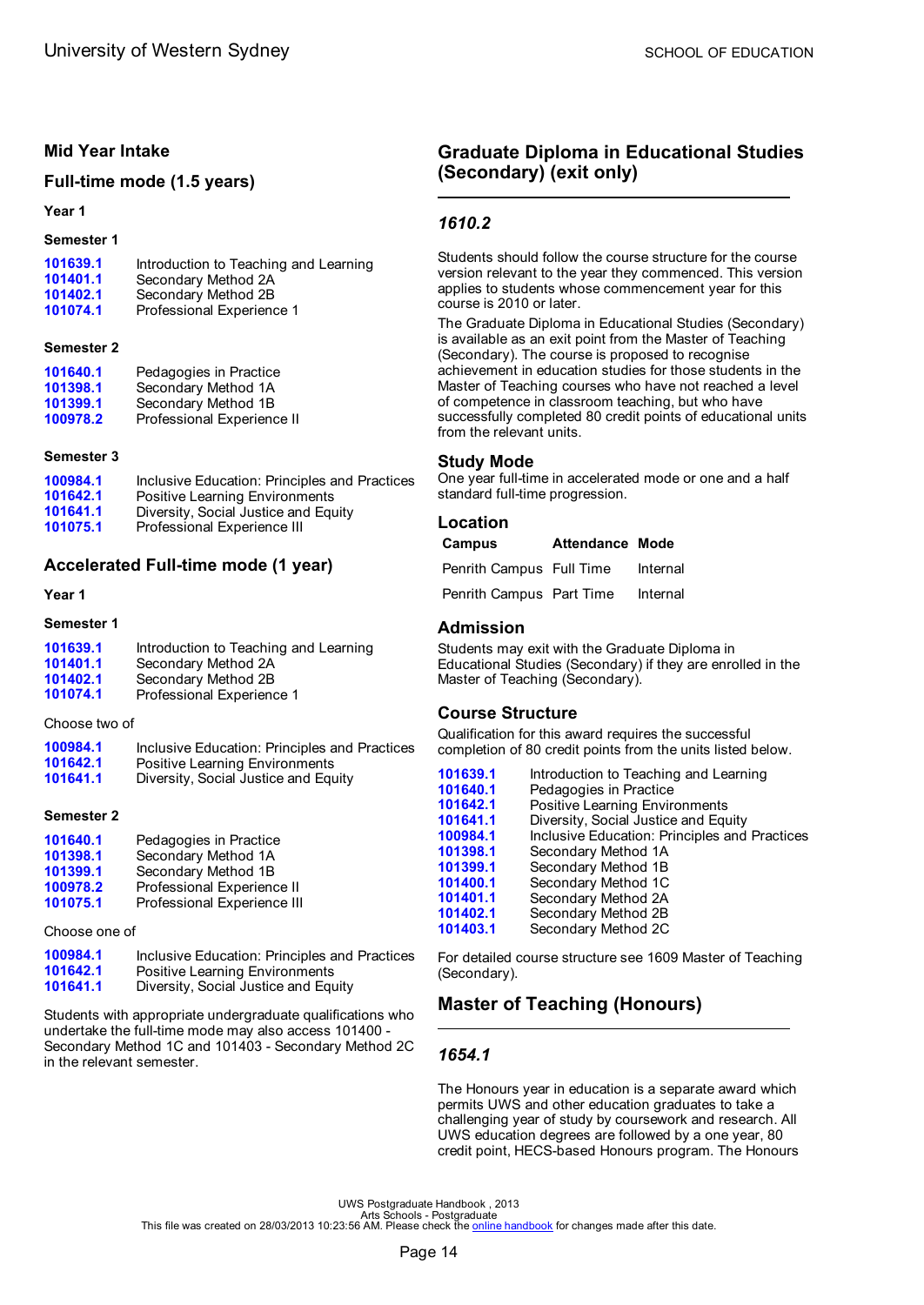## Mid Year Intake

### Full-time mode (1.5 years)

#### Year 1

#### Semester 1

| | |
|---|---|
| **101639.1** | Introduction to Teaching and Learning |
| **101401.1** | Secondary Method 2A |
| **101402.1** | Secondary Method 2B |
| **101074.1** | Professional Experience 1 |

#### Semester 2

| | |
|---|---|
| **101640.1** | Pedagogies in Practice |
| **101398.1** | Secondary Method 1A |
| **101399.1** | Secondary Method 1B |
| **100978.2** | Professional Experience II |

#### Semester 3

| | |
|---|---|
| **100984.1** | Inclusive Education: Principles and Practices |
| **101642.1** | Positive Learning Environments |
| **101641.1** | Diversity, Social Justice and Equity |
| **101075.1** | Professional Experience III |

### Accelerated Full-time mode (1 year)

#### Year 1

#### Semester 1

| | |
|---|---|
| **101639.1** | Introduction to Teaching and Learning |
| **101401.1** | Secondary Method 2A |
| **101402.1** | Secondary Method 2B |
| **101074.1** | Professional Experience 1 |

Choose two of

| | |
|---|---|
| **100984.1** | Inclusive Education: Principles and Practices |
| **101642.1** | Positive Learning Environments |
| **101641.1** | Diversity, Social Justice and Equity |

#### Semester 2

| | |
|---|---|
| **101640.1** | Pedagogies in Practice |
| **101398.1** | Secondary Method 1A |
| **101399.1** | Secondary Method 1B |
| **100978.2** | Professional Experience II |
| **101075.1** | Professional Experience III |

Choose one of

| | |
|---|---|
| **100984.1** | Inclusive Education: Principles and Practices |
| **101642.1** | Positive Learning Environments |
| **101641.1** | Diversity, Social Justice and Equity |

Students with appropriate undergraduate qualifications who undertake the full-time mode may also access 101400 - Secondary Method 1C and 101403 - Secondary Method 2C in the relevant semester.

## Graduate Diploma in Educational Studies (Secondary) (exit only)

### *1610.2*

Students should follow the course structure for the course version relevant to the year they commenced. This version applies to students whose commencement year for this course is 2010 or later.

The Graduate Diploma in Educational Studies (Secondary) is available as an exit point from the Master of Teaching (Secondary). The course is proposed to recognise achievement in education studies for those students in the Master of Teaching courses who have not reached a level of competence in classroom teaching, but who have successfully completed 80 credit points of educational units from the relevant units.

### Study Mode

One year full-time in accelerated mode or one and a half standard full-time progression.

### Location

| Campus | Attendance | Mode |
|---|---|---|
| Penrith Campus | Full Time | Internal |
| Penrith Campus | Part Time | Internal |

### Admission

Students may exit with the Graduate Diploma in Educational Studies (Secondary) if they are enrolled in the Master of Teaching (Secondary).

### Course Structure

Qualification for this award requires the successful completion of 80 credit points from the units listed below.

| | |
|---|---|
| **101639.1** | Introduction to Teaching and Learning |
| **101640.1** | Pedagogies in Practice |
| **101642.1** | Positive Learning Environments |
| **101641.1** | Diversity, Social Justice and Equity |
| **100984.1** | Inclusive Education: Principles and Practices |
| **101398.1** | Secondary Method 1A |
| **101399.1** | Secondary Method 1B |
| **101400.1** | Secondary Method 1C |
| **101401.1** | Secondary Method 2A |
| **101402.1** | Secondary Method 2B |
| **101403.1** | Secondary Method 2C |

For detailed course structure see 1609 Master of Teaching (Secondary).

## Master of Teaching (Honours)

### *1654.1*

The Honours year in education is a separate award which permits UWS and other education graduates to take a challenging year of study by coursework and research. All UWS education degrees are followed by a one year, 80 credit point, HECS-based Honours program. The Honours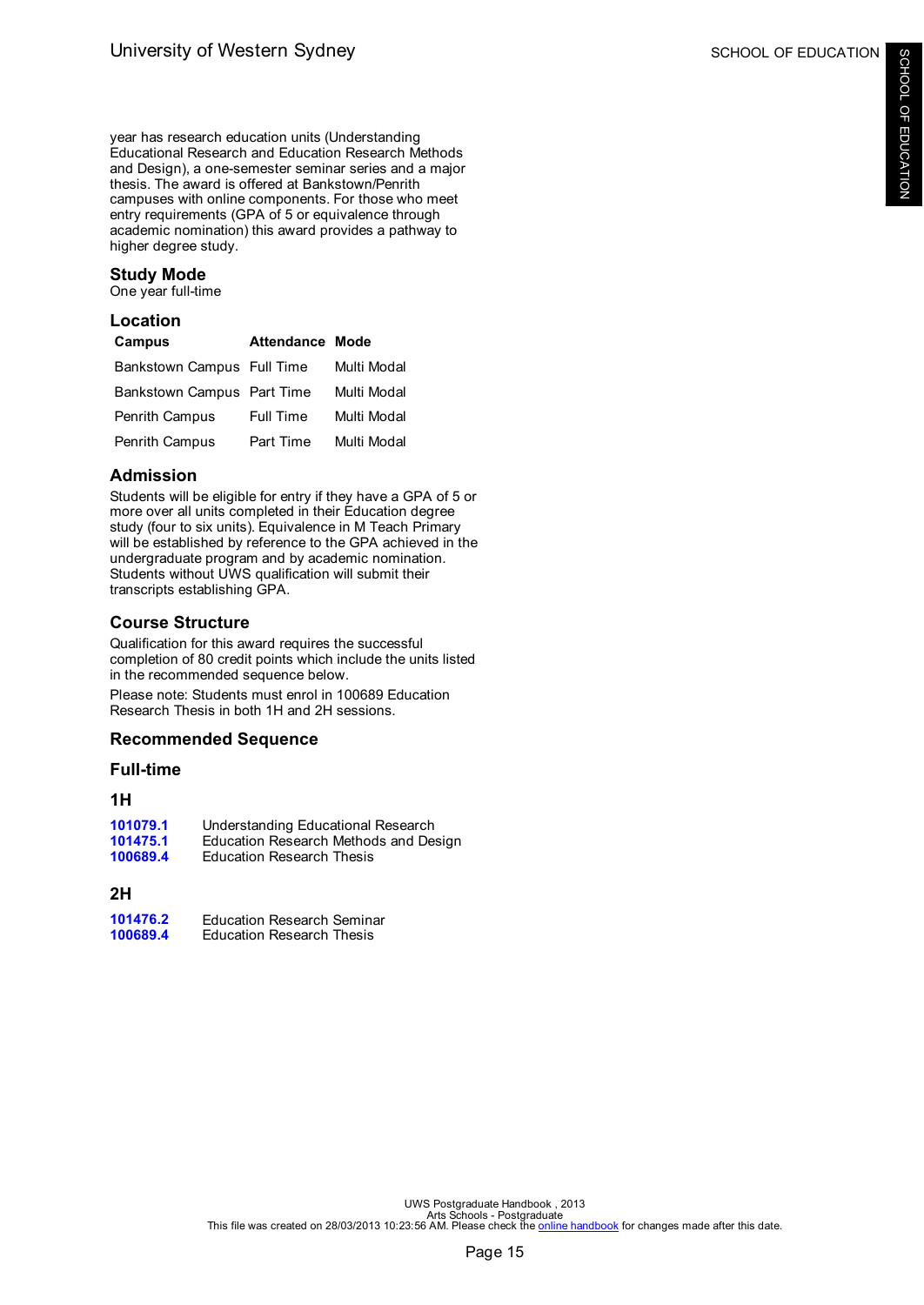year has research education units (Understanding Educational Research and Education Research Methods and Design), a one-semester seminar series and a major thesis. The award is offered at Bankstown/Penrith campuses with online components. For those who meet entry requirements (GPA of 5 or equivalence through academic nomination) this award provides a pathway to higher degree study.

## Study Mode

One year full-time

## Location

| Campus | Attendance | Mode |
|---|---|---|
| Bankstown Campus | Full Time | Multi Modal |
| Bankstown Campus | Part Time | Multi Modal |
| Penrith Campus | Full Time | Multi Modal |
| Penrith Campus | Part Time | Multi Modal |

## Admission

Students will be eligible for entry if they have a GPA of 5 or more over all units completed in their Education degree study (four to six units). Equivalence in M Teach Primary will be established by reference to the GPA achieved in the undergraduate program and by academic nomination. Students without UWS qualification will submit their transcripts establishing GPA.

## Course Structure

Qualification for this award requires the successful completion of 80 credit points which include the units listed in the recommended sequence below.

Please note: Students must enrol in 100689 Education Research Thesis in both 1H and 2H sessions.

## Recommended Sequence

### Full-time

### 1H

| | |
|---|---|
| **101079.1** | Understanding Educational Research |
| **101475.1** | Education Research Methods and Design |
| **100689.4** | Education Research Thesis |

### 2H

| | |
|---|---|
| **101476.2** | Education Research Seminar |
| **100689.4** | Education Research Thesis |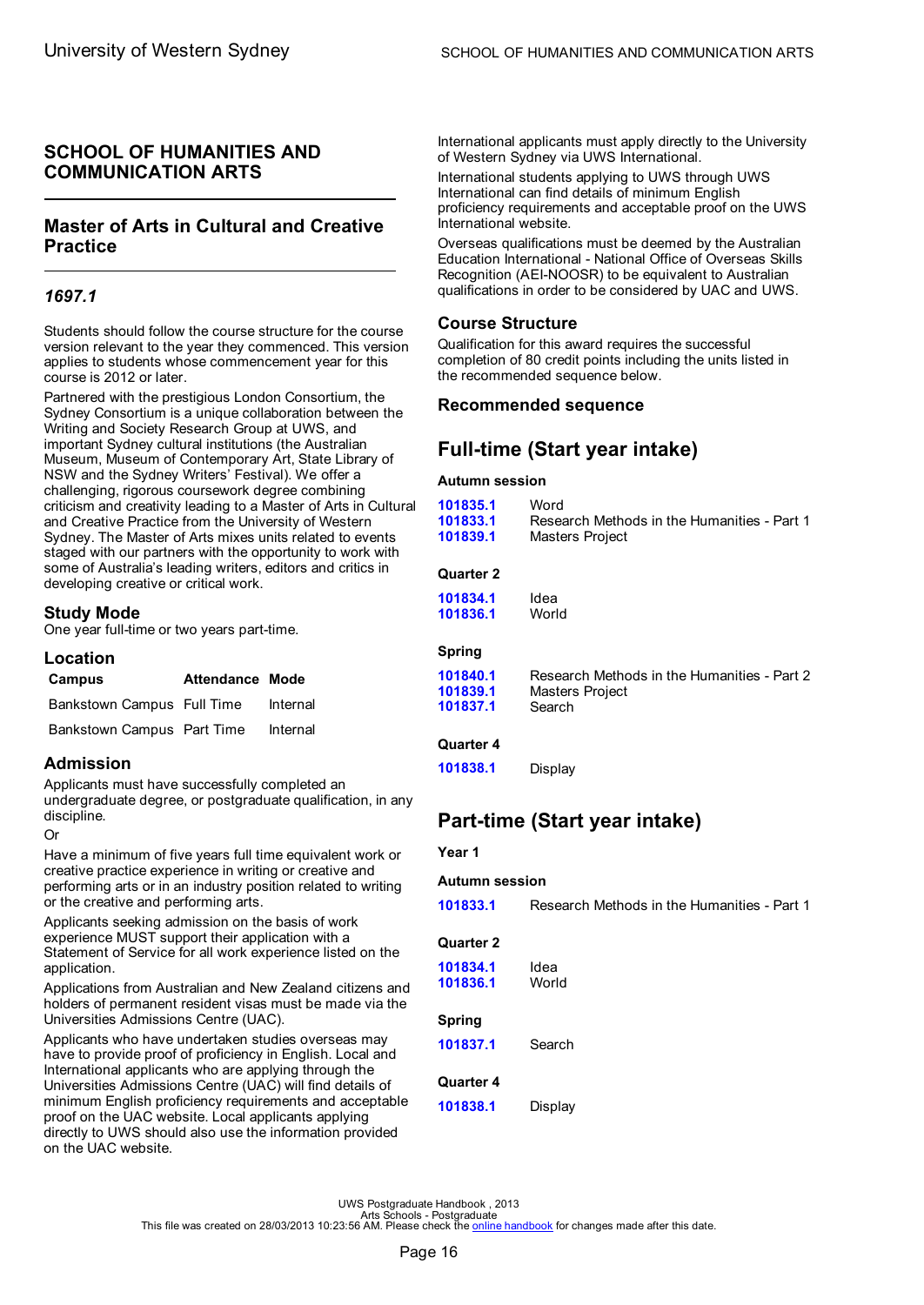## SCHOOL OF HUMANITIES AND COMMUNICATION ARTS

### Master of Arts in Cultural and Creative Practice

#### *1697.1*

Students should follow the course structure for the course version relevant to the year they commenced. This version applies to students whose commencement year for this course is 2012 or later.

Partnered with the prestigious London Consortium, the Sydney Consortium is a unique collaboration between the Writing and Society Research Group at UWS, and important Sydney cultural institutions (the Australian Museum, Museum of Contemporary Art, State Library of NSW and the Sydney Writers' Festival). We offer a challenging, rigorous coursework degree combining criticism and creativity leading to a Master of Arts in Cultural and Creative Practice from the University of Western Sydney. The Master of Arts mixes units related to events staged with our partners with the opportunity to work with some of Australia's leading writers, editors and critics in developing creative or critical work.

#### Study Mode

One year full-time or two years part-time.

#### Location

| Campus | Attendance | Mode |
|---|---|---|
| Bankstown Campus | Full Time | Internal |
| Bankstown Campus | Part Time | Internal |

#### Admission

Applicants must have successfully completed an undergraduate degree, or postgraduate qualification, in any discipline.

Or

Have a minimum of five years full time equivalent work or creative practice experience in writing or creative and performing arts or in an industry position related to writing or the creative and performing arts.

Applicants seeking admission on the basis of work experience MUST support their application with a Statement of Service for all work experience listed on the application.

Applications from Australian and New Zealand citizens and holders of permanent resident visas must be made via the Universities Admissions Centre (UAC).

Applicants who have undertaken studies overseas may have to provide proof of proficiency in English. Local and International applicants who are applying through the Universities Admissions Centre (UAC) will find details of minimum English proficiency requirements and acceptable proof on the UAC website. Local applicants applying directly to UWS should also use the information provided on the UAC website.

International applicants must apply directly to the University of Western Sydney via UWS International.

International students applying to UWS through UWS International can find details of minimum English proficiency requirements and acceptable proof on the UWS International website.

Overseas qualifications must be deemed by the Australian Education International - National Office of Overseas Skills Recognition (AEI-NOOSR) to be equivalent to Australian qualifications in order to be considered by UAC and UWS.

#### Course Structure

Qualification for this award requires the successful completion of 80 credit points including the units listed in the recommended sequence below.

#### Recommended sequence

## Full-time (Start year intake)

**Autumn session**

| | |
|---|---|
| 101835.1 | Word |
| 101833.1 | Research Methods in the Humanities - Part 1 |
| 101839.1 | Masters Project |

**Quarter 2**

| | |
|---|---|
| 101834.1 | Idea |
| 101836.1 | World |

**Spring**

| | |
|---|---|
| 101840.1 | Research Methods in the Humanities - Part 2 |
| 101839.1 | Masters Project |
| 101837.1 | Search |

**Quarter 4**

| | |
|---|---|
| 101838.1 | Display |

## Part-time (Start year intake)

**Year 1**

**Autumn session**

| | |
|---|---|
| 101833.1 | Research Methods in the Humanities - Part 1 |

**Quarter 2**

| | |
|---|---|
| 101834.1 | Idea |
| 101836.1 | World |

**Spring**

| | |
|---|---|
| 101837.1 | Search |

**Quarter 4**

| | |
|---|---|
| 101838.1 | Display |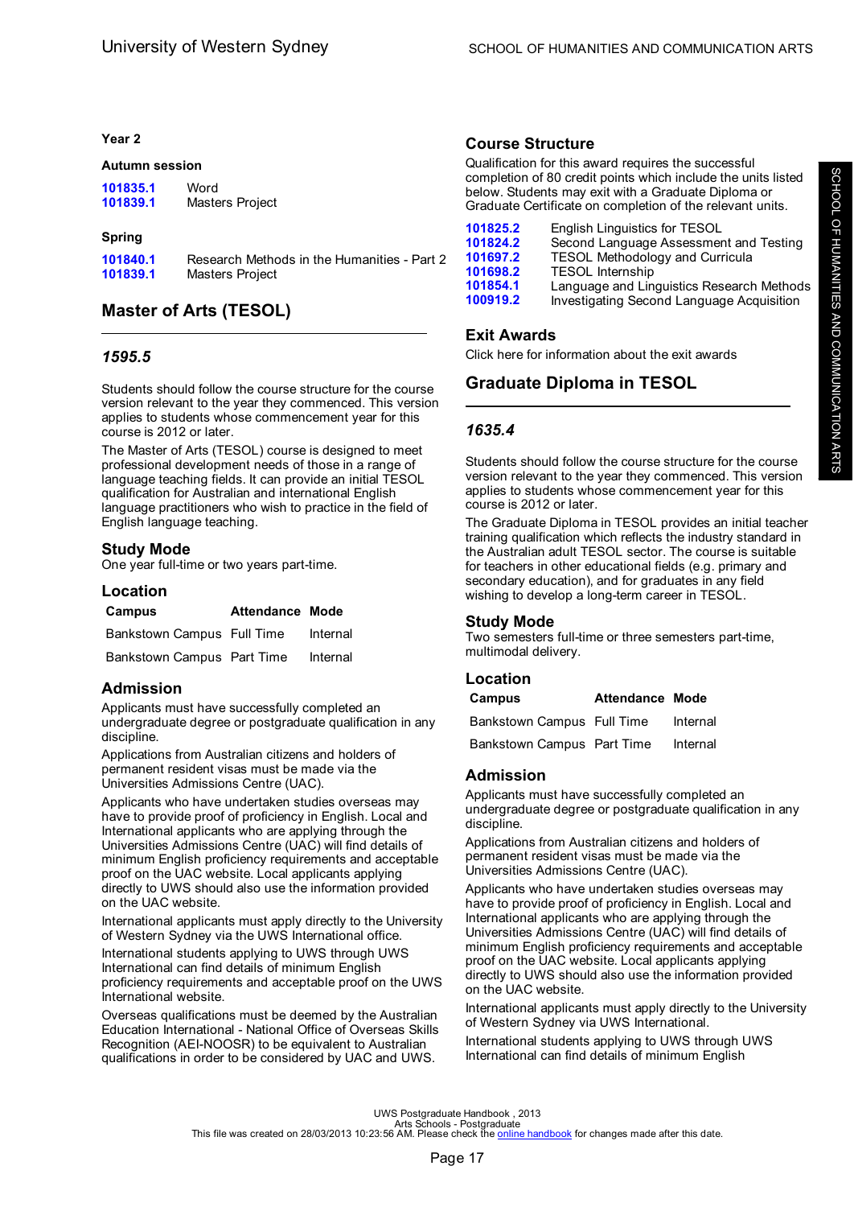### Year 2

#### Autumn session

| | |
|---|---|
| 101835.1 | Word |
| 101839.1 | Masters Project |

#### Spring

| | |
|---|---|
| 101840.1 | Research Methods in the Humanities - Part 2 |
| 101839.1 | Masters Project |

## Master of Arts (TESOL)

### *1595.5*

Students should follow the course structure for the course version relevant to the year they commenced. This version applies to students whose commencement year for this course is 2012 or later.

The Master of Arts (TESOL) course is designed to meet professional development needs of those in a range of language teaching fields. It can provide an initial TESOL qualification for Australian and international English language practitioners who wish to practice in the field of English language teaching.

### Study Mode

One year full-time or two years part-time.

### Location

| Campus | Attendance | Mode |
|---|---|---|
| Bankstown Campus | Full Time | Internal |
| Bankstown Campus | Part Time | Internal |

### Admission

Applicants must have successfully completed an undergraduate degree or postgraduate qualification in any discipline.

Applications from Australian citizens and holders of permanent resident visas must be made via the Universities Admissions Centre (UAC).

Applicants who have undertaken studies overseas may have to provide proof of proficiency in English. Local and International applicants who are applying through the Universities Admissions Centre (UAC) will find details of minimum English proficiency requirements and acceptable proof on the UAC website. Local applicants applying directly to UWS should also use the information provided on the UAC website.

International applicants must apply directly to the University of Western Sydney via the UWS International office.

International students applying to UWS through UWS International can find details of minimum English proficiency requirements and acceptable proof on the UWS International website.

Overseas qualifications must be deemed by the Australian Education International - National Office of Overseas Skills Recognition (AEI-NOOSR) to be equivalent to Australian qualifications in order to be considered by UAC and UWS.

### Course Structure

Qualification for this award requires the successful completion of 80 credit points which include the units listed below. Students may exit with a Graduate Diploma or Graduate Certificate on completion of the relevant units.

| | |
|---|---|
| 101825.2 | English Linguistics for TESOL |
| 101824.2 | Second Language Assessment and Testing |
| 101697.2 | TESOL Methodology and Curricula |
| 101698.2 | TESOL Internship |
| 101854.1 | Language and Linguistics Research Methods |
| 100919.2 | Investigating Second Language Acquisition |

### Exit Awards

Click here for information about the exit awards

## Graduate Diploma in TESOL

### *1635.4*

Students should follow the course structure for the course version relevant to the year they commenced. This version applies to students whose commencement year for this course is 2012 or later.

The Graduate Diploma in TESOL provides an initial teacher training qualification which reflects the industry standard in the Australian adult TESOL sector. The course is suitable for teachers in other educational fields (e.g. primary and secondary education), and for graduates in any field wishing to develop a long-term career in TESOL.

### Study Mode

Two semesters full-time or three semesters part-time, multimodal delivery.

### Location

| Campus | Attendance | Mode |
|---|---|---|
| Bankstown Campus | Full Time | Internal |
| Bankstown Campus | Part Time | Internal |

### Admission

Applicants must have successfully completed an undergraduate degree or postgraduate qualification in any discipline.

Applications from Australian citizens and holders of permanent resident visas must be made via the Universities Admissions Centre (UAC).

Applicants who have undertaken studies overseas may have to provide proof of proficiency in English. Local and International applicants who are applying through the Universities Admissions Centre (UAC) will find details of minimum English proficiency requirements and acceptable proof on the UAC website. Local applicants applying directly to UWS should also use the information provided on the UAC website.

International applicants must apply directly to the University of Western Sydney via UWS International.

International students applying to UWS through UWS International can find details of minimum English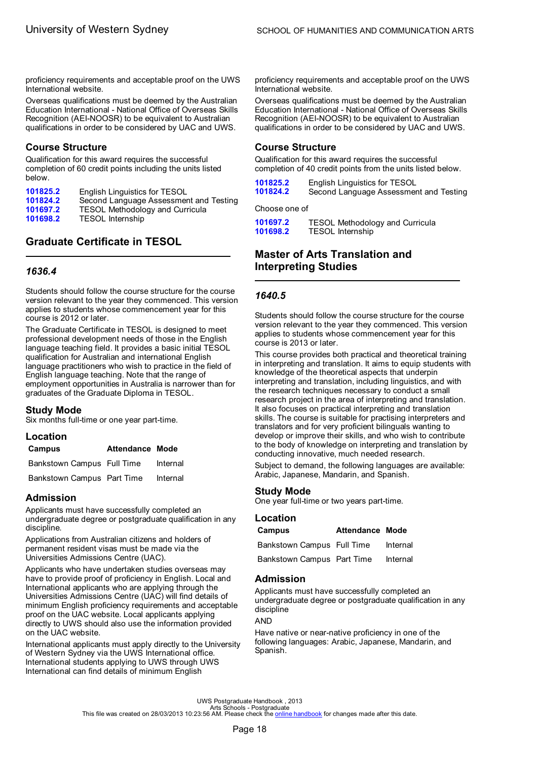proficiency requirements and acceptable proof on the UWS International website.

Overseas qualifications must be deemed by the Australian Education International - National Office of Overseas Skills Recognition (AEI-NOOSR) to be equivalent to Australian qualifications in order to be considered by UAC and UWS.

### Course Structure

Qualification for this award requires the successful completion of 60 credit points including the units listed below.

| | |
|---|---|
| **101825.2** | English Linguistics for TESOL |
| **101824.2** | Second Language Assessment and Testing |
| **101697.2** | TESOL Methodology and Curricula |
| **101698.2** | TESOL Internship |

## Graduate Certificate in TESOL

### *1636.4*

Students should follow the course structure for the course version relevant to the year they commenced. This version applies to students whose commencement year for this course is 2012 or later.

The Graduate Certificate in TESOL is designed to meet professional development needs of those in the English language teaching field. It provides a basic initial TESOL qualification for Australian and international English language practitioners who wish to practice in the field of English language teaching. Note that the range of employment opportunities in Australia is narrower than for graduates of the Graduate Diploma in TESOL.

### Study Mode

Six months full-time or one year part-time.

### Location

| Campus | Attendance | Mode |
|---|---|---|
| Bankstown Campus | Full Time | Internal |
| Bankstown Campus | Part Time | Internal |

### Admission

Applicants must have successfully completed an undergraduate degree or postgraduate qualification in any discipline.

Applications from Australian citizens and holders of permanent resident visas must be made via the Universities Admissions Centre (UAC).

Applicants who have undertaken studies overseas may have to provide proof of proficiency in English. Local and International applicants who are applying through the Universities Admissions Centre (UAC) will find details of minimum English proficiency requirements and acceptable proof on the UAC website. Local applicants applying directly to UWS should also use the information provided on the UAC website.

International applicants must apply directly to the University of Western Sydney via the UWS International office. International students applying to UWS through UWS International can find details of minimum English proficiency requirements and acceptable proof on the UWS International website.

Overseas qualifications must be deemed by the Australian Education International - National Office of Overseas Skills Recognition (AEI-NOOSR) to be equivalent to Australian qualifications in order to be considered by UAC and UWS.

### Course Structure

Qualification for this award requires the successful completion of 40 credit points from the units listed below.

| | |
|---|---|
| **101825.2** | English Linguistics for TESOL |
| **101824.2** | Second Language Assessment and Testing |

Choose one of

| | |
|---|---|
| **101697.2** | TESOL Methodology and Curricula |
| **101698.2** | TESOL Internship |

## Master of Arts Translation and Interpreting Studies

### *1640.5*

Students should follow the course structure for the course version relevant to the year they commenced. This version applies to students whose commencement year for this course is 2013 or later.

This course provides both practical and theoretical training in interpreting and translation. It aims to equip students with knowledge of the theoretical aspects that underpin interpreting and translation, including linguistics, and with the research techniques necessary to conduct a small research project in the area of interpreting and translation. It also focuses on practical interpreting and translation skills. The course is suitable for practising interpreters and translators and for very proficient bilinguals wanting to develop or improve their skills, and who wish to contribute to the body of knowledge on interpreting and translation by conducting innovative, much needed research.

Subject to demand, the following languages are available: Arabic, Japanese, Mandarin, and Spanish.

### Study Mode

One year full-time or two years part-time.

### Location

| Campus | Attendance | Mode |
|---|---|---|
| Bankstown Campus | Full Time | Internal |
| Bankstown Campus | Part Time | Internal |

### Admission

Applicants must have successfully completed an undergraduate degree or postgraduate qualification in any discipline

AND

Have native or near-native proficiency in one of the following languages: Arabic, Japanese, Mandarin, and Spanish.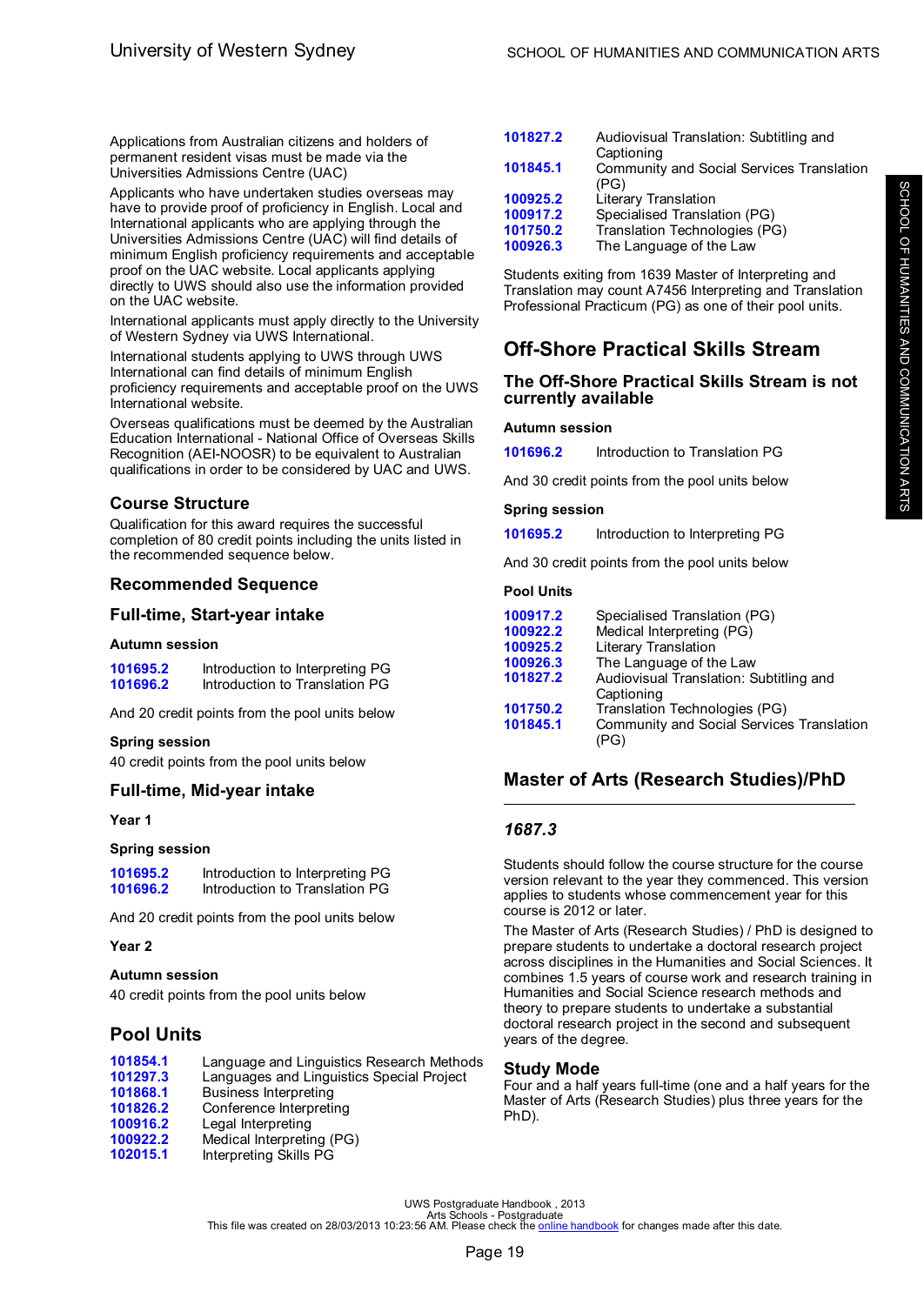Applications from Australian citizens and holders of permanent resident visas must be made via the Universities Admissions Centre (UAC)

Applicants who have undertaken studies overseas may have to provide proof of proficiency in English. Local and International applicants who are applying through the Universities Admissions Centre (UAC) will find details of minimum English proficiency requirements and acceptable proof on the UAC website. Local applicants applying directly to UWS should also use the information provided on the UAC website.

International applicants must apply directly to the University of Western Sydney via UWS International.

International students applying to UWS through UWS International can find details of minimum English proficiency requirements and acceptable proof on the UWS International website.

Overseas qualifications must be deemed by the Australian Education International - National Office of Overseas Skills Recognition (AEI-NOOSR) to be equivalent to Australian qualifications in order to be considered by UAC and UWS.

### Course Structure

Qualification for this award requires the successful completion of 80 credit points including the units listed in the recommended sequence below.

### Recommended Sequence

### Full-time, Start-year intake

**Autumn session**

| | |
|---|---|
| 101695.2 | Introduction to Interpreting PG |
| 101696.2 | Introduction to Translation PG |

And 20 credit points from the pool units below

**Spring session**

40 credit points from the pool units below

### Full-time, Mid-year intake

**Year 1**

**Spring session**

| | |
|---|---|
| 101695.2 | Introduction to Interpreting PG |
| 101696.2 | Introduction to Translation PG |

And 20 credit points from the pool units below

**Year 2**

**Autumn session**

40 credit points from the pool units below

## Pool Units

| | |
|---|---|
| 101854.1 | Language and Linguistics Research Methods |
| 101297.3 | Languages and Linguistics Special Project |
| 101868.1 | Business Interpreting |
| 101826.2 | Conference Interpreting |
| 100916.2 | Legal Interpreting |
| 100922.2 | Medical Interpreting (PG) |
| 102015.1 | Interpreting Skills PG |
| 101827.2 | Audiovisual Translation: Subtitling and Captioning |
| 101845.1 | Community and Social Services Translation (PG) |
| 100925.2 | Literary Translation |
| 100917.2 | Specialised Translation (PG) |
| 101750.2 | Translation Technologies (PG) |
| 100926.3 | The Language of the Law |

Students exiting from 1639 Master of Interpreting and Translation may count A7456 Interpreting and Translation Professional Practicum (PG) as one of their pool units.

## Off-Shore Practical Skills Stream

### The Off-Shore Practical Skills Stream is not currently available

**Autumn session**

| | |
|---|---|
| 101696.2 | Introduction to Translation PG |

And 30 credit points from the pool units below

**Spring session**

| | |
|---|---|
| 101695.2 | Introduction to Interpreting PG |

And 30 credit points from the pool units below

**Pool Units**

| | |
|---|---|
| 100917.2 | Specialised Translation (PG) |
| 100922.2 | Medical Interpreting (PG) |
| 100925.2 | Literary Translation |
| 100926.3 | The Language of the Law |
| 101827.2 | Audiovisual Translation: Subtitling and Captioning |
| 101750.2 | Translation Technologies (PG) |
| 101845.1 | Community and Social Services Translation (PG) |

## Master of Arts (Research Studies)/PhD

### *1687.3*

Students should follow the course structure for the course version relevant to the year they commenced. This version applies to students whose commencement year for this course is 2012 or later.

The Master of Arts (Research Studies) / PhD is designed to prepare students to undertake a doctoral research project across disciplines in the Humanities and Social Sciences. It combines 1.5 years of course work and research training in Humanities and Social Science research methods and theory to prepare students to undertake a substantial doctoral research project in the second and subsequent years of the degree.

### Study Mode

Four and a half years full-time (one and a half years for the Master of Arts (Research Studies) plus three years for the PhD).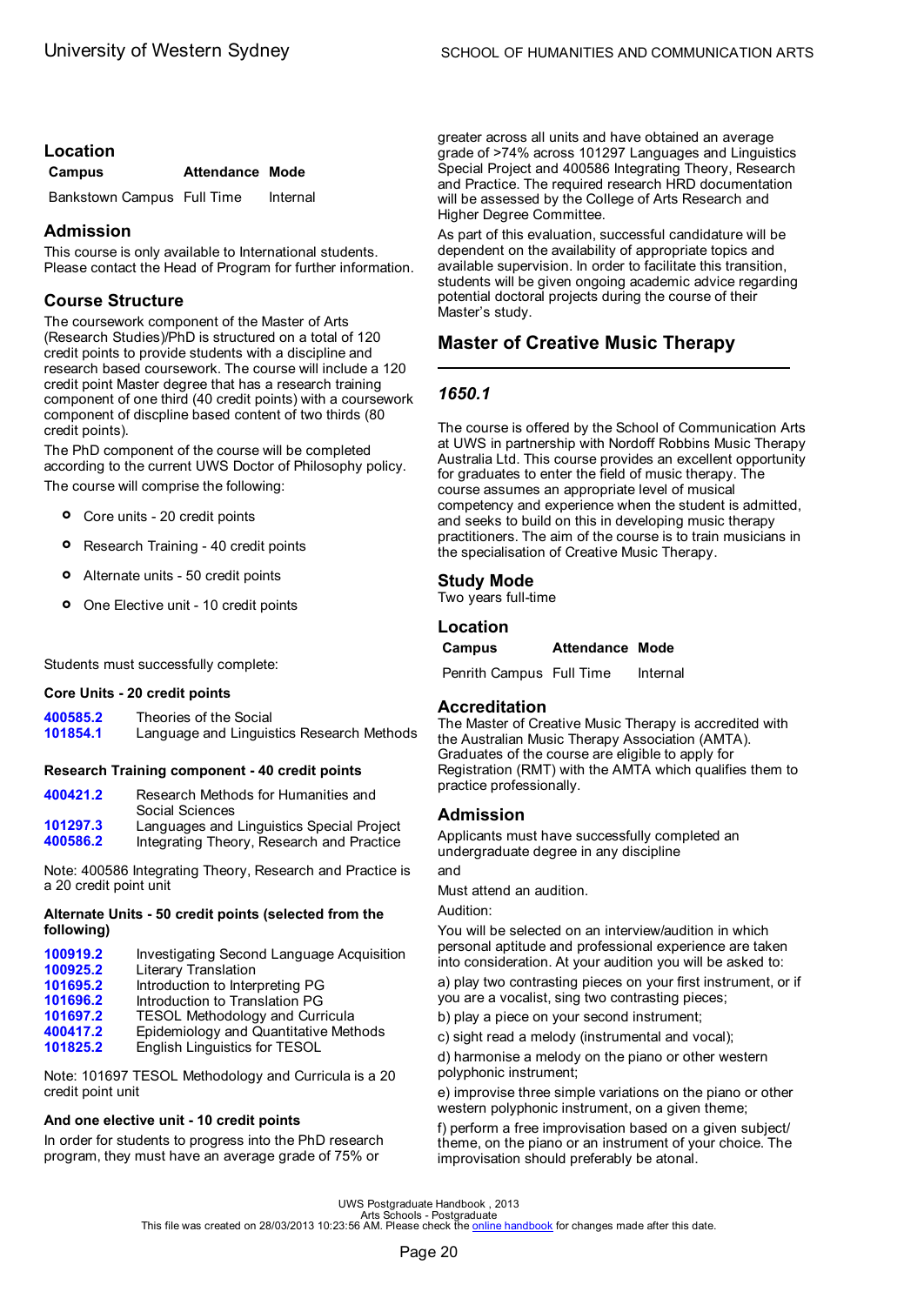### Location

| Campus | Attendance | Mode |
|---|---|---|
| Bankstown Campus | Full Time | Internal |

### Admission

This course is only available to International students. Please contact the Head of Program for further information.

### Course Structure

The coursework component of the Master of Arts (Research Studies)/PhD is structured on a total of 120 credit points to provide students with a discipline and research based coursework. The course will include a 120 credit point Master degree that has a research training component of one third (40 credit points) with a coursework component of discpline based content of two thirds (80 credit points).

The PhD component of the course will be completed according to the current UWS Doctor of Philosophy policy.

The course will comprise the following:

- Core units - 20 credit points
- Research Training - 40 credit points
- Alternate units - 50 credit points
- One Elective unit - 10 credit points

Students must successfully complete:

**Core Units - 20 credit points**

| | |
|---|---|
| 400585.2 | Theories of the Social |
| 101854.1 | Language and Linguistics Research Methods |

**Research Training component - 40 credit points**

| | |
|---|---|
| 400421.2 | Research Methods for Humanities and Social Sciences |
| 101297.3 | Languages and Linguistics Special Project |
| 400586.2 | Integrating Theory, Research and Practice |

Note: 400586 Integrating Theory, Research and Practice is a 20 credit point unit

**Alternate Units - 50 credit points (selected from the following)**

| | |
|---|---|
| 100919.2 | Investigating Second Language Acquisition |
| 100925.2 | Literary Translation |
| 101695.2 | Introduction to Interpreting PG |
| 101696.2 | Introduction to Translation PG |
| 101697.2 | TESOL Methodology and Curricula |
| 400417.2 | Epidemiology and Quantitative Methods |
| 101825.2 | English Linguistics for TESOL |

Note: 101697 TESOL Methodology and Curricula is a 20 credit point unit

**And one elective unit - 10 credit points**

In order for students to progress into the PhD research program, they must have an average grade of 75% or greater across all units and have obtained an average grade of >74% across 101297 Languages and Linguistics Special Project and 400586 Integrating Theory, Research and Practice. The required research HRD documentation will be assessed by the College of Arts Research and Higher Degree Committee.

As part of this evaluation, successful candidature will be dependent on the availability of appropriate topics and available supervision. In order to facilitate this transition, students will be given ongoing academic advice regarding potential doctoral projects during the course of their Master's study.

## Master of Creative Music Therapy

*1650.1*

The course is offered by the School of Communication Arts at UWS in partnership with Nordoff Robbins Music Therapy Australia Ltd. This course provides an excellent opportunity for graduates to enter the field of music therapy. The course assumes an appropriate level of musical competency and experience when the student is admitted, and seeks to build on this in developing music therapy practitioners. The aim of the course is to train musicians in the specialisation of Creative Music Therapy.

### Study Mode

Two years full-time

### Location

| Campus | Attendance | Mode |
|---|---|---|
| Penrith Campus | Full Time | Internal |

### Accreditation

The Master of Creative Music Therapy is accredited with the Australian Music Therapy Association (AMTA). Graduates of the course are eligible to apply for Registration (RMT) with the AMTA which qualifies them to practice professionally.

### Admission

Applicants must have successfully completed an undergraduate degree in any discipline

and

Must attend an audition.

Audition:

You will be selected on an interview/audition in which personal aptitude and professional experience are taken into consideration. At your audition you will be asked to:

a) play two contrasting pieces on your first instrument, or if you are a vocalist, sing two contrasting pieces;

b) play a piece on your second instrument;

c) sight read a melody (instrumental and vocal);

d) harmonise a melody on the piano or other western polyphonic instrument;

e) improvise three simple variations on the piano or other western polyphonic instrument, on a given theme;

f) perform a free improvisation based on a given subject/ theme, on the piano or an instrument of your choice. The improvisation should preferably be atonal.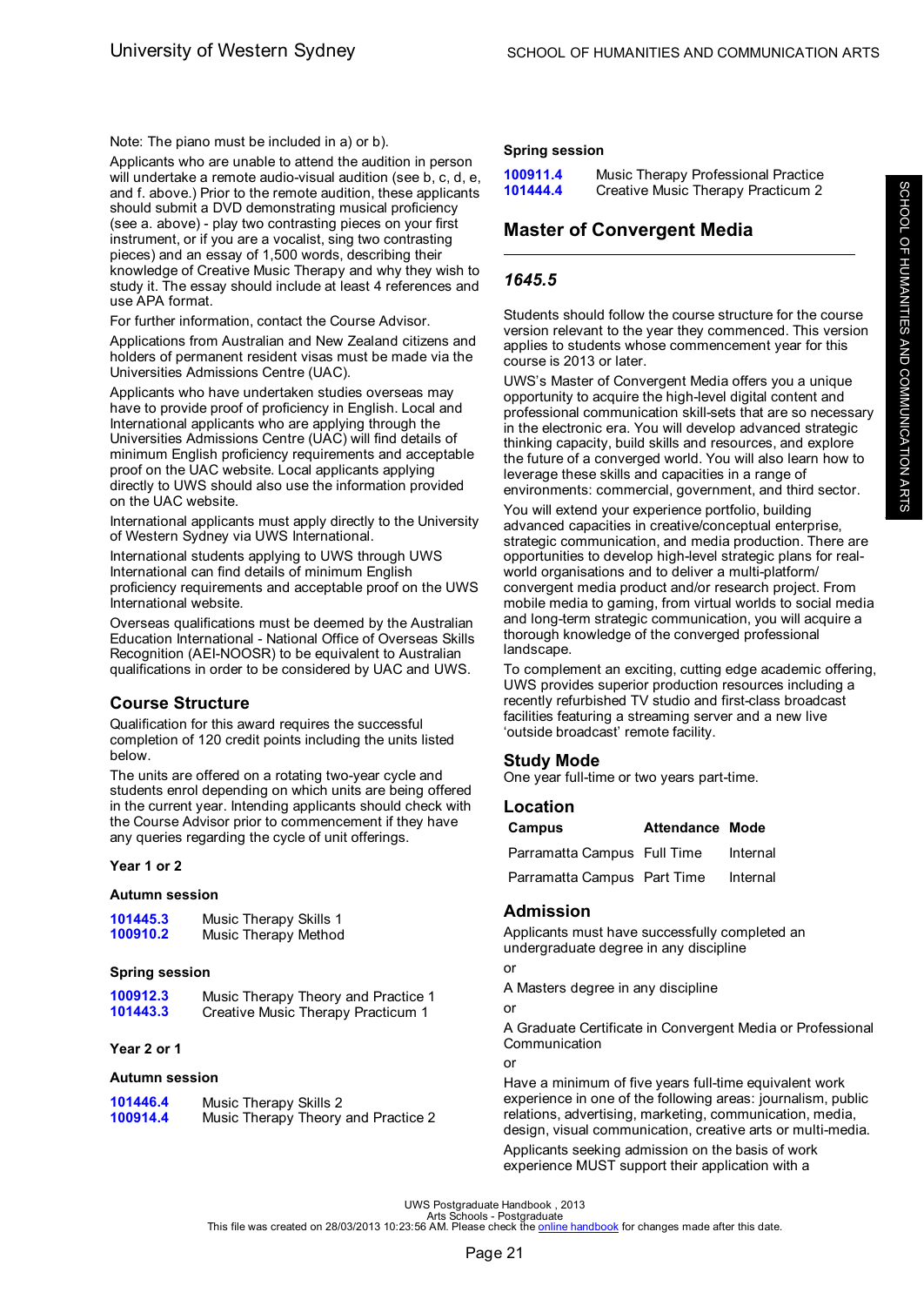Note: The piano must be included in a) or b).

Applicants who are unable to attend the audition in person will undertake a remote audio-visual audition (see b, c, d, e, and f. above.) Prior to the remote audition, these applicants should submit a DVD demonstrating musical proficiency (see a. above) - play two contrasting pieces on your first instrument, or if you are a vocalist, sing two contrasting pieces) and an essay of 1,500 words, describing their knowledge of Creative Music Therapy and why they wish to study it. The essay should include at least 4 references and use APA format.

For further information, contact the Course Advisor.

Applications from Australian and New Zealand citizens and holders of permanent resident visas must be made via the Universities Admissions Centre (UAC).

Applicants who have undertaken studies overseas may have to provide proof of proficiency in English. Local and International applicants who are applying through the Universities Admissions Centre (UAC) will find details of minimum English proficiency requirements and acceptable proof on the UAC website. Local applicants applying directly to UWS should also use the information provided on the UAC website.

International applicants must apply directly to the University of Western Sydney via UWS International.

International students applying to UWS through UWS International can find details of minimum English proficiency requirements and acceptable proof on the UWS International website.

Overseas qualifications must be deemed by the Australian Education International - National Office of Overseas Skills Recognition (AEI-NOOSR) to be equivalent to Australian qualifications in order to be considered by UAC and UWS.

## Course Structure

Qualification for this award requires the successful completion of 120 credit points including the units listed below.

The units are offered on a rotating two-year cycle and students enrol depending on which units are being offered in the current year. Intending applicants should check with the Course Advisor prior to commencement if they have any queries regarding the cycle of unit offerings.

### Year 1 or 2

#### Autumn session

- **101445.3** Music Therapy Skills 1
- **100910.2** Music Therapy Method

#### Spring session

- **100912.3** Music Therapy Theory and Practice 1
- **101443.3** Creative Music Therapy Practicum 1

### Year 2 or 1

#### Autumn session

- **101446.4** Music Therapy Skills 2
- **100914.4** Music Therapy Theory and Practice 2

#### Spring session

- **100911.4** Music Therapy Professional Practice
- **101444.4** Creative Music Therapy Practicum 2

## Master of Convergent Media

### *1645.5*

Students should follow the course structure for the course version relevant to the year they commenced. This version applies to students whose commencement year for this course is 2013 or later.

UWS's Master of Convergent Media offers you a unique opportunity to acquire the high-level digital content and professional communication skill-sets that are so necessary in the electronic era. You will develop advanced strategic thinking capacity, build skills and resources, and explore the future of a converged world. You will also learn how to leverage these skills and capacities in a range of environments: commercial, government, and third sector.

You will extend your experience portfolio, building advanced capacities in creative/conceptual enterprise, strategic communication, and media production. There are opportunities to develop high-level strategic plans for real-world organisations and to deliver a multi-platform/ convergent media product and/or research project. From mobile media to gaming, from virtual worlds to social media and long-term strategic communication, you will acquire a thorough knowledge of the converged professional landscape.

To complement an exciting, cutting edge academic offering, UWS provides superior production resources including a recently refurbished TV studio and first-class broadcast facilities featuring a streaming server and a new live 'outside broadcast' remote facility.

### Study Mode

One year full-time or two years part-time.

### Location

| Campus | Attendance | Mode |
| --- | --- | --- |
| Parramatta Campus | Full Time | Internal |
| Parramatta Campus | Part Time | Internal |

### Admission

Applicants must have successfully completed an undergraduate degree in any discipline

or

A Masters degree in any discipline

or

A Graduate Certificate in Convergent Media or Professional Communication

or

Have a minimum of five years full-time equivalent work experience in one of the following areas: journalism, public relations, advertising, marketing, communication, media, design, visual communication, creative arts or multi-media.

Applicants seeking admission on the basis of work experience MUST support their application with a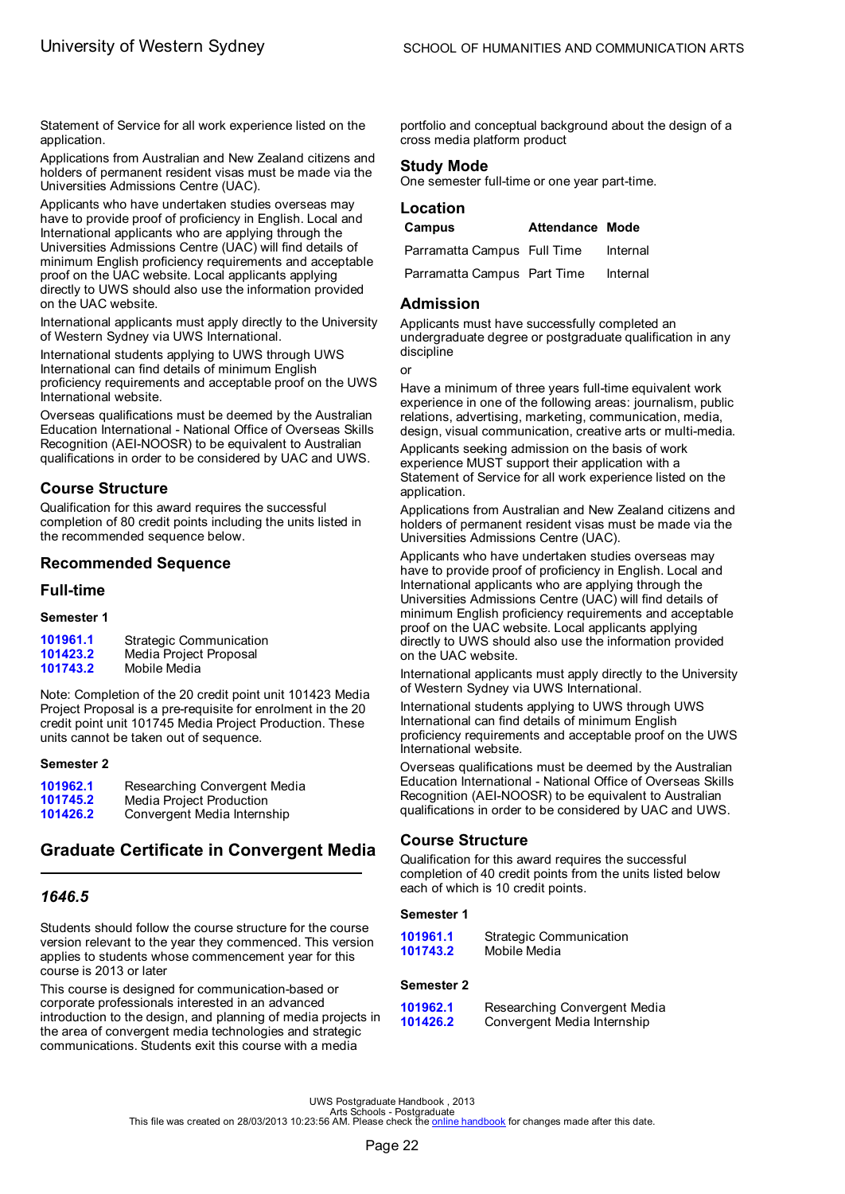Statement of Service for all work experience listed on the application.

Applications from Australian and New Zealand citizens and holders of permanent resident visas must be made via the Universities Admissions Centre (UAC).

Applicants who have undertaken studies overseas may have to provide proof of proficiency in English. Local and International applicants who are applying through the Universities Admissions Centre (UAC) will find details of minimum English proficiency requirements and acceptable proof on the UAC website. Local applicants applying directly to UWS should also use the information provided on the UAC website.

International applicants must apply directly to the University of Western Sydney via UWS International.

International students applying to UWS through UWS International can find details of minimum English proficiency requirements and acceptable proof on the UWS International website.

Overseas qualifications must be deemed by the Australian Education International - National Office of Overseas Skills Recognition (AEI-NOOSR) to be equivalent to Australian qualifications in order to be considered by UAC and UWS.

## Course Structure

Qualification for this award requires the successful completion of 80 credit points including the units listed in the recommended sequence below.

## Recommended Sequence

## Full-time

**Semester 1**

| | |
|---|---|
| **101961.1** | Strategic Communication |
| **101423.2** | Media Project Proposal |
| **101743.2** | Mobile Media |

Note: Completion of the 20 credit point unit 101423 Media Project Proposal is a pre-requisite for enrolment in the 20 credit point unit 101745 Media Project Production. These units cannot be taken out of sequence.

**Semester 2**

| | |
|---|---|
| **101962.1** | Researching Convergent Media |
| **101745.2** | Media Project Production |
| **101426.2** | Convergent Media Internship |

# Graduate Certificate in Convergent Media

## *1646.5*

Students should follow the course structure for the course version relevant to the year they commenced. This version applies to students whose commencement year for this course is 2013 or later

This course is designed for communication-based or corporate professionals interested in an advanced introduction to the design, and planning of media projects in the area of convergent media technologies and strategic communications. Students exit this course with a media portfolio and conceptual background about the design of a cross media platform product

## Study Mode

One semester full-time or one year part-time.

## Location

| Campus | Attendance | Mode |
|---|---|---|
| Parramatta Campus | Full Time | Internal |
| Parramatta Campus | Part Time | Internal |

## Admission

Applicants must have successfully completed an undergraduate degree or postgraduate qualification in any discipline

or

Have a minimum of three years full-time equivalent work experience in one of the following areas: journalism, public relations, advertising, marketing, communication, media, design, visual communication, creative arts or multi-media.

Applicants seeking admission on the basis of work experience MUST support their application with a Statement of Service for all work experience listed on the application.

Applications from Australian and New Zealand citizens and holders of permanent resident visas must be made via the Universities Admissions Centre (UAC).

Applicants who have undertaken studies overseas may have to provide proof of proficiency in English. Local and International applicants who are applying through the Universities Admissions Centre (UAC) will find details of minimum English proficiency requirements and acceptable proof on the UAC website. Local applicants applying directly to UWS should also use the information provided on the UAC website.

International applicants must apply directly to the University of Western Sydney via UWS International.

International students applying to UWS through UWS International can find details of minimum English proficiency requirements and acceptable proof on the UWS International website.

Overseas qualifications must be deemed by the Australian Education International - National Office of Overseas Skills Recognition (AEI-NOOSR) to be equivalent to Australian qualifications in order to be considered by UAC and UWS.

## Course Structure

Qualification for this award requires the successful completion of 40 credit points from the units listed below each of which is 10 credit points.

**Semester 1**

| | |
|---|---|
| **101961.1** | Strategic Communication |
| **101743.2** | Mobile Media |

**Semester 2**

| | |
|---|---|
| **101962.1** | Researching Convergent Media |
| **101426.2** | Convergent Media Internship |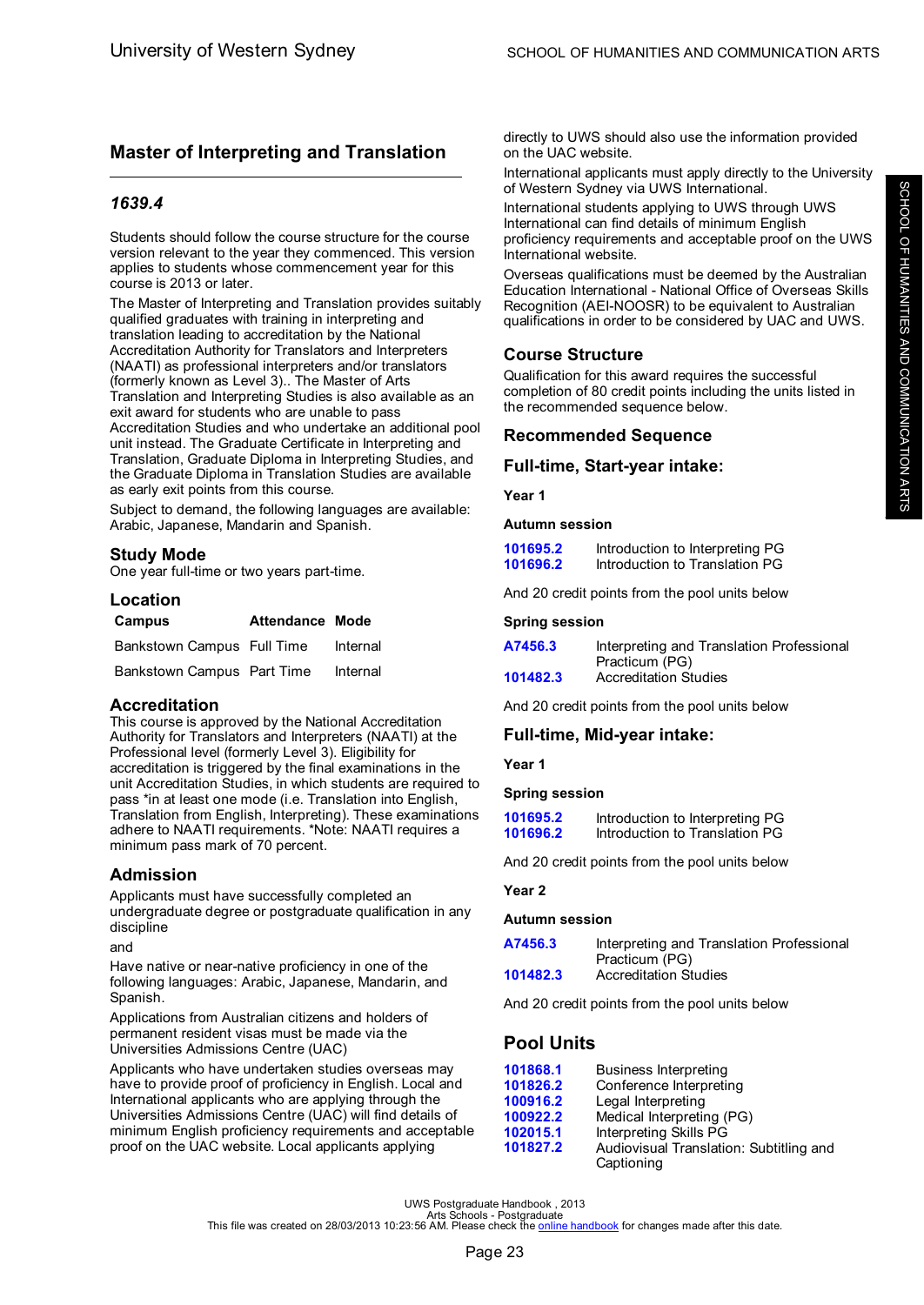## Master of Interpreting and Translation

### *1639.4*

Students should follow the course structure for the course version relevant to the year they commenced. This version applies to students whose commencement year for this course is 2013 or later.

The Master of Interpreting and Translation provides suitably qualified graduates with training in interpreting and translation leading to accreditation by the National Accreditation Authority for Translators and Interpreters (NAATI) as professional interpreters and/or translators (formerly known as Level 3).. The Master of Arts Translation and Interpreting Studies is also available as an exit award for students who are unable to pass Accreditation Studies and who undertake an additional pool unit instead. The Graduate Certificate in Interpreting and Translation, Graduate Diploma in Interpreting Studies, and the Graduate Diploma in Translation Studies are available as early exit points from this course.

Subject to demand, the following languages are available: Arabic, Japanese, Mandarin and Spanish.

### Study Mode

One year full-time or two years part-time.

### Location

| Campus | Attendance | Mode |
|---|---|---|
| Bankstown Campus | Full Time | Internal |
| Bankstown Campus | Part Time | Internal |

### Accreditation

This course is approved by the National Accreditation Authority for Translators and Interpreters (NAATI) at the Professional level (formerly Level 3). Eligibility for accreditation is triggered by the final examinations in the unit Accreditation Studies, in which students are required to pass *in at least one mode (i.e. Translation into English, Translation from English, Interpreting). These examinations adhere to NAATI requirements. *Note: NAATI requires a minimum pass mark of 70 percent.

### Admission

Applicants must have successfully completed an undergraduate degree or postgraduate qualification in any discipline

and

Have native or near-native proficiency in one of the following languages: Arabic, Japanese, Mandarin, and Spanish.

Applications from Australian citizens and holders of permanent resident visas must be made via the Universities Admissions Centre (UAC)

Applicants who have undertaken studies overseas may have to provide proof of proficiency in English. Local and International applicants who are applying through the Universities Admissions Centre (UAC) will find details of minimum English proficiency requirements and acceptable proof on the UAC website. Local applicants applying directly to UWS should also use the information provided on the UAC website.

International applicants must apply directly to the University of Western Sydney via UWS International.

International students applying to UWS through UWS International can find details of minimum English proficiency requirements and acceptable proof on the UWS International website.

Overseas qualifications must be deemed by the Australian Education International - National Office of Overseas Skills Recognition (AEI-NOOSR) to be equivalent to Australian qualifications in order to be considered by UAC and UWS.

### Course Structure

Qualification for this award requires the successful completion of 80 credit points including the units listed in the recommended sequence below.

### Recommended Sequence

### Full-time, Start-year intake:

**Year 1**

**Autumn session**

| | |
|---|---|
| 101695.2 | Introduction to Interpreting PG |
| 101696.2 | Introduction to Translation PG |

And 20 credit points from the pool units below

**Spring session**

| | |
|---|---|
| A7456.3 | Interpreting and Translation Professional Practicum (PG) |
| 101482.3 | Accreditation Studies |

And 20 credit points from the pool units below

### Full-time, Mid-year intake:

**Year 1**

**Spring session**

| | |
|---|---|
| 101695.2 | Introduction to Interpreting PG |
| 101696.2 | Introduction to Translation PG |

And 20 credit points from the pool units below

**Year 2**

**Autumn session**

| | |
|---|---|
| A7456.3 | Interpreting and Translation Professional Practicum (PG) |
| 101482.3 | Accreditation Studies |

And 20 credit points from the pool units below

### Pool Units

| | |
|---|---|
| 101868.1 | Business Interpreting |
| 101826.2 | Conference Interpreting |
| 100916.2 | Legal Interpreting |
| 100922.2 | Medical Interpreting (PG) |
| 102015.1 | Interpreting Skills PG |
| 101827.2 | Audiovisual Translation: Subtitling and Captioning |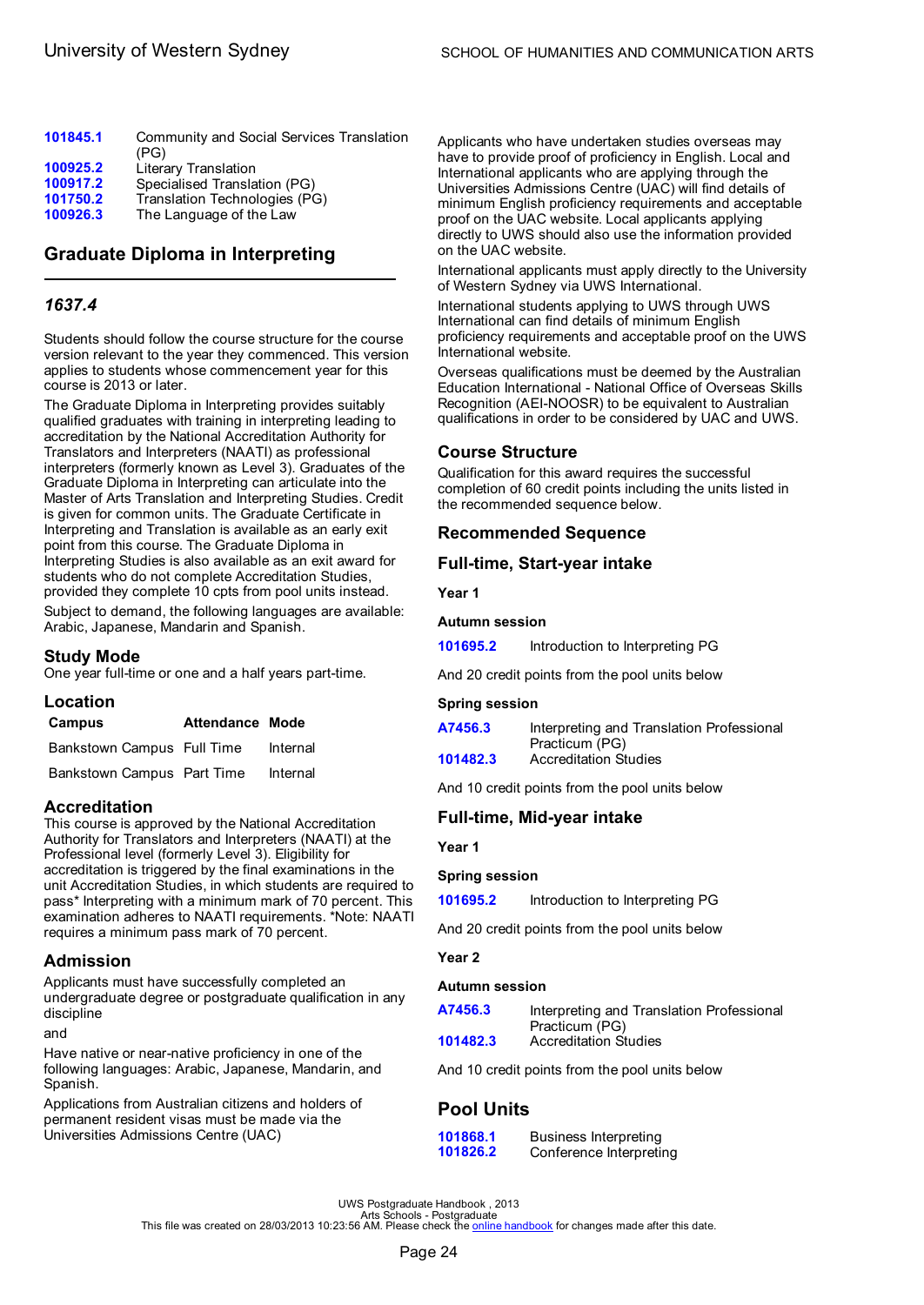| | |
|---|---|
| **101845.1** | Community and Social Services Translation (PG) |
| **100925.2** | Literary Translation |
| **100917.2** | Specialised Translation (PG) |
| **101750.2** | Translation Technologies (PG) |
| **100926.3** | The Language of the Law |

## Graduate Diploma in Interpreting

### *1637.4*

Students should follow the course structure for the course version relevant to the year they commenced. This version applies to students whose commencement year for this course is 2013 or later.

The Graduate Diploma in Interpreting provides suitably qualified graduates with training in interpreting leading to accreditation by the National Accreditation Authority for Translators and Interpreters (NAATI) as professional interpreters (formerly known as Level 3). Graduates of the Graduate Diploma in Interpreting can articulate into the Master of Arts Translation and Interpreting Studies. Credit is given for common units. The Graduate Certificate in Interpreting and Translation is available as an early exit point from this course. The Graduate Diploma in Interpreting Studies is also available as an exit award for students who do not complete Accreditation Studies, provided they complete 10 cpts from pool units instead.

Subject to demand, the following languages are available: Arabic, Japanese, Mandarin and Spanish.

### Study Mode

One year full-time or one and a half years part-time.

### Location

| Campus | Attendance | Mode |
|---|---|---|
| Bankstown Campus | Full Time | Internal |
| Bankstown Campus | Part Time | Internal |

### Accreditation

This course is approved by the National Accreditation Authority for Translators and Interpreters (NAATI) at the Professional level (formerly Level 3). Eligibility for accreditation is triggered by the final examinations in the unit Accreditation Studies, in which students are required to pass* Interpreting with a minimum mark of 70 percent. This examination adheres to NAATI requirements. *Note: NAATI requires a minimum pass mark of 70 percent.

### Admission

Applicants must have successfully completed an undergraduate degree or postgraduate qualification in any discipline

and

Have native or near-native proficiency in one of the following languages: Arabic, Japanese, Mandarin, and Spanish.

Applications from Australian citizens and holders of permanent resident visas must be made via the Universities Admissions Centre (UAC)

Applicants who have undertaken studies overseas may have to provide proof of proficiency in English. Local and International applicants who are applying through the Universities Admissions Centre (UAC) will find details of minimum English proficiency requirements and acceptable proof on the UAC website. Local applicants applying directly to UWS should also use the information provided on the UAC website.

International applicants must apply directly to the University of Western Sydney via UWS International.

International students applying to UWS through UWS International can find details of minimum English proficiency requirements and acceptable proof on the UWS International website.

Overseas qualifications must be deemed by the Australian Education International - National Office of Overseas Skills Recognition (AEI-NOOSR) to be equivalent to Australian qualifications in order to be considered by UAC and UWS.

### Course Structure

Qualification for this award requires the successful completion of 60 credit points including the units listed in the recommended sequence below.

### Recommended Sequence

### Full-time, Start-year intake

#### Year 1

**Autumn session**

| | |
|---|---|
| **101695.2** | Introduction to Interpreting PG |

And 20 credit points from the pool units below

**Spring session**

| | |
|---|---|
| **A7456.3** | Interpreting and Translation Professional Practicum (PG) |
| **101482.3** | Accreditation Studies |

And 10 credit points from the pool units below

### Full-time, Mid-year intake

#### Year 1

**Spring session**

| | |
|---|---|
| **101695.2** | Introduction to Interpreting PG |

And 20 credit points from the pool units below

#### Year 2

**Autumn session**

| | |
|---|---|
| **A7456.3** | Interpreting and Translation Professional Practicum (PG) |
| **101482.3** | Accreditation Studies |

And 10 credit points from the pool units below

## Pool Units

| | |
|---|---|
| **101868.1** | Business Interpreting |
| **101826.2** | Conference Interpreting |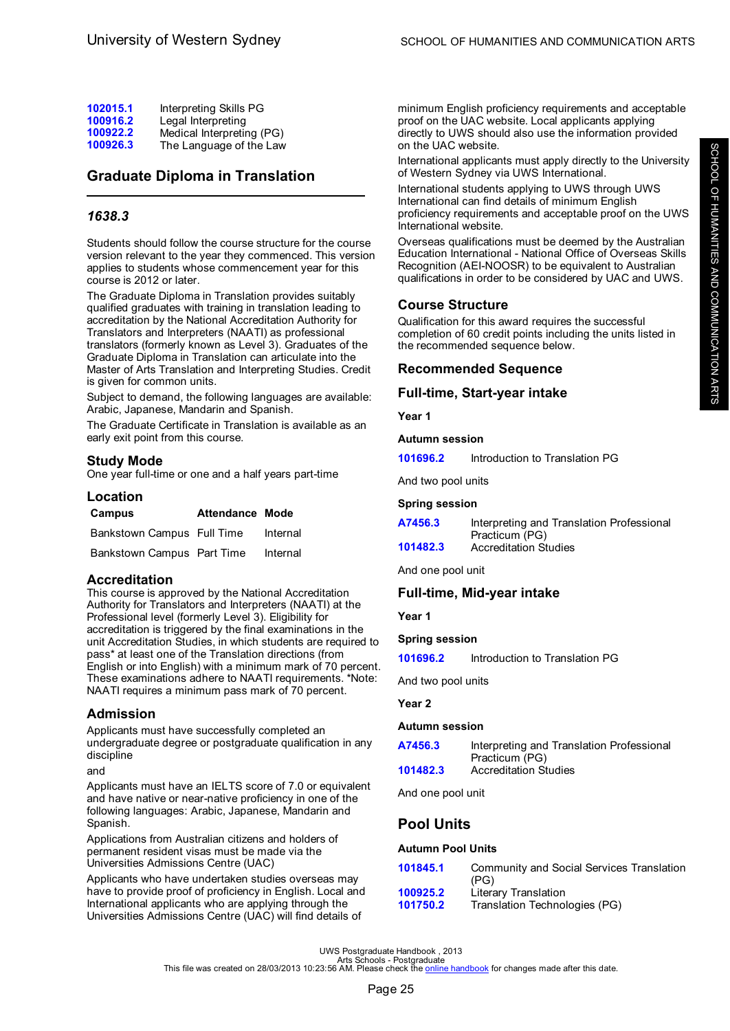| | |
|---|---|
| **102015.1** | Interpreting Skills PG |
| **100916.2** | Legal Interpreting |
| **100922.2** | Medical Interpreting (PG) |
| **100926.3** | The Language of the Law |

## Graduate Diploma in Translation

### *1638.3*

Students should follow the course structure for the course version relevant to the year they commenced. This version applies to students whose commencement year for this course is 2012 or later.

The Graduate Diploma in Translation provides suitably qualified graduates with training in translation leading to accreditation by the National Accreditation Authority for Translators and Interpreters (NAATI) as professional translators (formerly known as Level 3). Graduates of the Graduate Diploma in Translation can articulate into the Master of Arts Translation and Interpreting Studies. Credit is given for common units.

Subject to demand, the following languages are available: Arabic, Japanese, Mandarin and Spanish.

The Graduate Certificate in Translation is available as an early exit point from this course.

### Study Mode

One year full-time or one and a half years part-time

### Location

| Campus | Attendance | Mode |
|---|---|---|
| Bankstown Campus | Full Time | Internal |
| Bankstown Campus | Part Time | Internal |

### Accreditation

This course is approved by the National Accreditation Authority for Translators and Interpreters (NAATI) at the Professional level (formerly Level 3). Eligibility for accreditation is triggered by the final examinations in the unit Accreditation Studies, in which students are required to pass* at least one of the Translation directions (from English or into English) with a minimum mark of 70 percent. These examinations adhere to NAATI requirements. *Note: NAATI requires a minimum pass mark of 70 percent.

### Admission

Applicants must have successfully completed an undergraduate degree or postgraduate qualification in any discipline

and

Applicants must have an IELTS score of 7.0 or equivalent and have native or near-native proficiency in one of the following languages: Arabic, Japanese, Mandarin and Spanish.

Applications from Australian citizens and holders of permanent resident visas must be made via the Universities Admissions Centre (UAC)

Applicants who have undertaken studies overseas may have to provide proof of proficiency in English. Local and International applicants who are applying through the Universities Admissions Centre (UAC) will find details of minimum English proficiency requirements and acceptable proof on the UAC website. Local applicants applying directly to UWS should also use the information provided on the UAC website.

International applicants must apply directly to the University of Western Sydney via UWS International.

International students applying to UWS through UWS International can find details of minimum English proficiency requirements and acceptable proof on the UWS International website.

Overseas qualifications must be deemed by the Australian Education International - National Office of Overseas Skills Recognition (AEI-NOOSR) to be equivalent to Australian qualifications in order to be considered by UAC and UWS.

### Course Structure

Qualification for this award requires the successful completion of 60 credit points including the units listed in the recommended sequence below.

### Recommended Sequence

### Full-time, Start-year intake

#### Year 1

#### Autumn session

| | |
|---|---|
| **101696.2** | Introduction to Translation PG |

And two pool units

#### Spring session

| | |
|---|---|
| **A7456.3** | Interpreting and Translation Professional Practicum (PG) |
| **101482.3** | Accreditation Studies |

And one pool unit

### Full-time, Mid-year intake

#### Year 1

#### Spring session

| | |
|---|---|
| **101696.2** | Introduction to Translation PG |

And two pool units

#### Year 2

#### Autumn session

| | |
|---|---|
| **A7456.3** | Interpreting and Translation Professional Practicum (PG) |
| **101482.3** | Accreditation Studies |

And one pool unit

### Pool Units

#### Autumn Pool Units

| | |
|---|---|
| **101845.1** | Community and Social Services Translation (PG) |
| **100925.2** | Literary Translation |
| **101750.2** | Translation Technologies (PG) |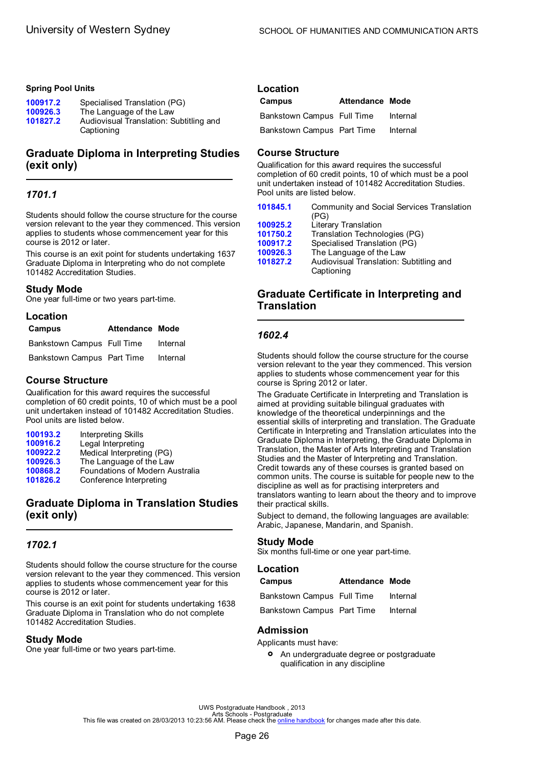**Spring Pool Units**

| | |
|---|---|
| 100917.2 | Specialised Translation (PG) |
| 100926.3 | The Language of the Law |
| 101827.2 | Audiovisual Translation: Subtitling and Captioning |

## Graduate Diploma in Interpreting Studies (exit only)

### *1701.1*

Students should follow the course structure for the course version relevant to the year they commenced. This version applies to students whose commencement year for this course is 2012 or later.

This course is an exit point for students undertaking 1637 Graduate Diploma in Interpreting who do not complete 101482 Accreditation Studies.

### Study Mode

One year full-time or two years part-time.

### Location

| Campus | Attendance | Mode |
|---|---|---|
| Bankstown Campus | Full Time | Internal |
| Bankstown Campus | Part Time | Internal |

### Course Structure

Qualification for this award requires the successful completion of 60 credit points, 10 of which must be a pool unit undertaken instead of 101482 Accreditation Studies. Pool units are listed below.

| | |
|---|---|
| 100193.2 | Interpreting Skills |
| 100916.2 | Legal Interpreting |
| 100922.2 | Medical Interpreting (PG) |
| 100926.3 | The Language of the Law |
| 100868.2 | Foundations of Modern Australia |
| 101826.2 | Conference Interpreting |

## Graduate Diploma in Translation Studies (exit only)

### *1702.1*

Students should follow the course structure for the course version relevant to the year they commenced. This version applies to students whose commencement year for this course is 2012 or later.

This course is an exit point for students undertaking 1638 Graduate Diploma in Translation who do not complete 101482 Accreditation Studies.

### Study Mode

One year full-time or two years part-time.

### Location

| Campus | Attendance | Mode |
|---|---|---|
| Bankstown Campus | Full Time | Internal |
| Bankstown Campus | Part Time | Internal |

### Course Structure

Qualification for this award requires the successful completion of 60 credit points, 10 of which must be a pool unit undertaken instead of 101482 Accreditation Studies. Pool units are listed below.

| | |
|---|---|
| 101845.1 | Community and Social Services Translation (PG) |
| 100925.2 | Literary Translation |
| 101750.2 | Translation Technologies (PG) |
| 100917.2 | Specialised Translation (PG) |
| 100926.3 | The Language of the Law |
| 101827.2 | Audiovisual Translation: Subtitling and Captioning |

## Graduate Certificate in Interpreting and Translation

### *1602.4*

Students should follow the course structure for the course version relevant to the year they commenced. This version applies to students whose commencement year for this course is Spring 2012 or later.

The Graduate Certificate in Interpreting and Translation is aimed at providing suitable bilingual graduates with knowledge of the theoretical underpinnings and the essential skills of interpreting and translation. The Graduate Certificate in Interpreting and Translation articulates into the Graduate Diploma in Interpreting, the Graduate Diploma in Translation, the Master of Arts Interpreting and Translation Studies and the Master of Interpreting and Translation. Credit towards any of these courses is granted based on common units. The course is suitable for people new to the discipline as well as for practising interpreters and translators wanting to learn about the theory and to improve their practical skills.

Subject to demand, the following languages are available: Arabic, Japanese, Mandarin, and Spanish.

### Study Mode

Six months full-time or one year part-time.

### Location

| Campus | Attendance | Mode |
|---|---|---|
| Bankstown Campus | Full Time | Internal |
| Bankstown Campus | Part Time | Internal |

### Admission

Applicants must have:

- An undergraduate degree or postgraduate qualification in any discipline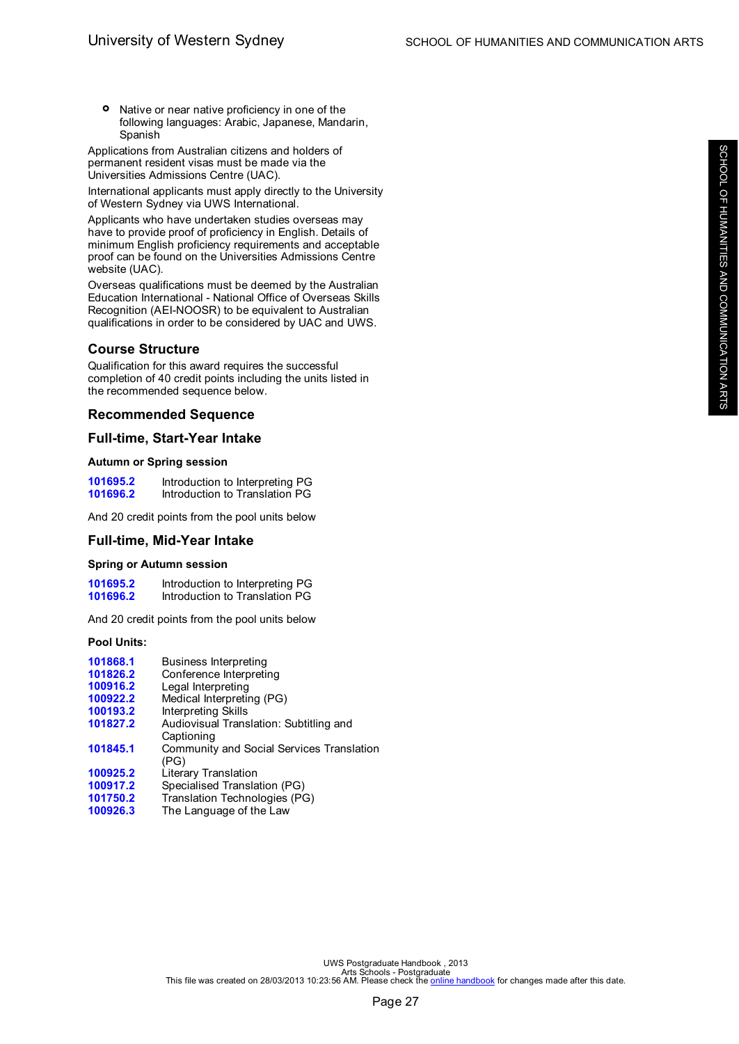- Native or near native proficiency in one of the following languages: Arabic, Japanese, Mandarin, Spanish

Applications from Australian citizens and holders of permanent resident visas must be made via the Universities Admissions Centre (UAC).

International applicants must apply directly to the University of Western Sydney via UWS International.

Applicants who have undertaken studies overseas may have to provide proof of proficiency in English. Details of minimum English proficiency requirements and acceptable proof can be found on the Universities Admissions Centre website (UAC).

Overseas qualifications must be deemed by the Australian Education International - National Office of Overseas Skills Recognition (AEI-NOOSR) to be equivalent to Australian qualifications in order to be considered by UAC and UWS.

## Course Structure

Qualification for this award requires the successful completion of 40 credit points including the units listed in the recommended sequence below.

## Recommended Sequence

## Full-time, Start-Year Intake

#### Autumn or Spring session

| | |
|---|---|
| **101695.2** | Introduction to Interpreting PG |
| **101696.2** | Introduction to Translation PG |

And 20 credit points from the pool units below

## Full-time, Mid-Year Intake

#### Spring or Autumn session

| | |
|---|---|
| **101695.2** | Introduction to Interpreting PG |
| **101696.2** | Introduction to Translation PG |

And 20 credit points from the pool units below

#### Pool Units:

| | |
|---|---|
| **101868.1** | Business Interpreting |
| **101826.2** | Conference Interpreting |
| **100916.2** | Legal Interpreting |
| **100922.2** | Medical Interpreting (PG) |
| **100193.2** | Interpreting Skills |
| **101827.2** | Audiovisual Translation: Subtitling and Captioning |
| **101845.1** | Community and Social Services Translation (PG) |
| **100925.2** | Literary Translation |
| **100917.2** | Specialised Translation (PG) |
| **101750.2** | Translation Technologies (PG) |
| **100926.3** | The Language of the Law |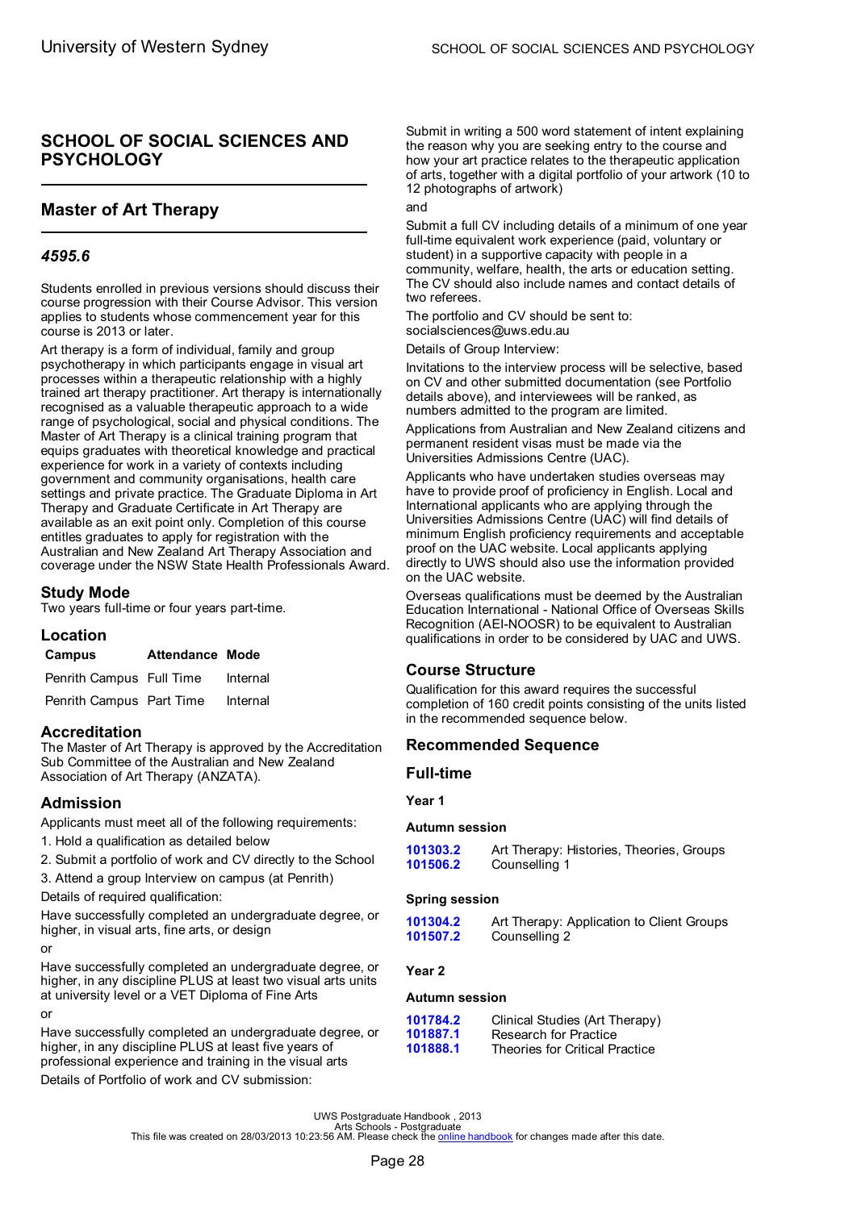## SCHOOL OF SOCIAL SCIENCES AND PSYCHOLOGY

## Master of Art Therapy

### *4595.6*

Students enrolled in previous versions should discuss their course progression with their Course Advisor. This version applies to students whose commencement year for this course is 2013 or later.

Art therapy is a form of individual, family and group psychotherapy in which participants engage in visual art processes within a therapeutic relationship with a highly trained art therapy practitioner. Art therapy is internationally recognised as a valuable therapeutic approach to a wide range of psychological, social and physical conditions. The Master of Art Therapy is a clinical training program that equips graduates with theoretical knowledge and practical experience for work in a variety of contexts including government and community organisations, health care settings and private practice. The Graduate Diploma in Art Therapy and Graduate Certificate in Art Therapy are available as an exit point only. Completion of this course entitles graduates to apply for registration with the Australian and New Zealand Art Therapy Association and coverage under the NSW State Health Professionals Award.

### Study Mode

Two years full-time or four years part-time.

### Location

| Campus | Attendance | Mode |
|---|---|---|
| Penrith Campus | Full Time | Internal |
| Penrith Campus | Part Time | Internal |

### Accreditation

The Master of Art Therapy is approved by the Accreditation Sub Committee of the Australian and New Zealand Association of Art Therapy (ANZATA).

### Admission

Applicants must meet all of the following requirements:

1. Hold a qualification as detailed below
2. Submit a portfolio of work and CV directly to the School
3. Attend a group Interview on campus (at Penrith)

Details of required qualification:

Have successfully completed an undergraduate degree, or higher, in visual arts, fine arts, or design

or

Have successfully completed an undergraduate degree, or higher, in any discipline PLUS at least two visual arts units at university level or a VET Diploma of Fine Arts

or

Have successfully completed an undergraduate degree, or higher, in any discipline PLUS at least five years of professional experience and training in the visual arts

Details of Portfolio of work and CV submission:

Submit in writing a 500 word statement of intent explaining the reason why you are seeking entry to the course and how your art practice relates to the therapeutic application of arts, together with a digital portfolio of your artwork (10 to 12 photographs of artwork)

and

Submit a full CV including details of a minimum of one year full-time equivalent work experience (paid, voluntary or student) in a supportive capacity with people in a community, welfare, health, the arts or education setting. The CV should also include names and contact details of two referees.

The portfolio and CV should be sent to: socialsciences@uws.edu.au

Details of Group Interview:

Invitations to the interview process will be selective, based on CV and other submitted documentation (see Portfolio details above), and interviewees will be ranked, as numbers admitted to the program are limited.

Applications from Australian and New Zealand citizens and permanent resident visas must be made via the Universities Admissions Centre (UAC).

Applicants who have undertaken studies overseas may have to provide proof of proficiency in English. Local and International applicants who are applying through the Universities Admissions Centre (UAC) will find details of minimum English proficiency requirements and acceptable proof on the UAC website. Local applicants applying directly to UWS should also use the information provided on the UAC website.

Overseas qualifications must be deemed by the Australian Education International - National Office of Overseas Skills Recognition (AEI-NOOSR) to be equivalent to Australian qualifications in order to be considered by UAC and UWS.

### Course Structure

Qualification for this award requires the successful completion of 160 credit points consisting of the units listed in the recommended sequence below.

### Recommended Sequence

### Full-time

#### Year 1

##### Autumn session

| | |
|---|---|
| 101303.2 | Art Therapy: Histories, Theories, Groups |
| 101506.2 | Counselling 1 |

##### Spring session

| | |
|---|---|
| 101304.2 | Art Therapy: Application to Client Groups |
| 101507.2 | Counselling 2 |

#### Year 2

##### Autumn session

| | |
|---|---|
| 101784.2 | Clinical Studies (Art Therapy) |
| 101887.1 | Research for Practice |
| 101888.1 | Theories for Critical Practice |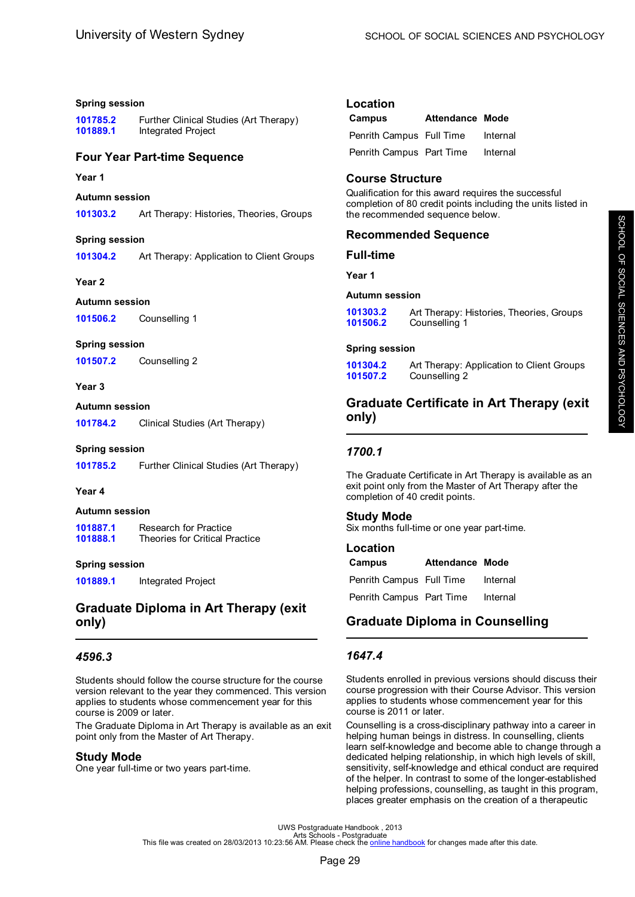**Spring session**

| | |
|---|---|
| 101785.2 | Further Clinical Studies (Art Therapy) |
| 101889.1 | Integrated Project |

### Four Year Part-time Sequence

**Year 1**

**Autumn session**

| | |
|---|---|
| 101303.2 | Art Therapy: Histories, Theories, Groups |

**Spring session**

| | |
|---|---|
| 101304.2 | Art Therapy: Application to Client Groups |

**Year 2**

**Autumn session**

| | |
|---|---|
| 101506.2 | Counselling 1 |

**Spring session**

| | |
|---|---|
| 101507.2 | Counselling 2 |

**Year 3**

**Autumn session**

| | |
|---|---|
| 101784.2 | Clinical Studies (Art Therapy) |

**Spring session**

| | |
|---|---|
| 101785.2 | Further Clinical Studies (Art Therapy) |

**Year 4**

**Autumn session**

| | |
|---|---|
| 101887.1 | Research for Practice |
| 101888.1 | Theories for Critical Practice |

**Spring session**

| | |
|---|---|
| 101889.1 | Integrated Project |

## Graduate Diploma in Art Therapy (exit only)

### *4596.3*

Students should follow the course structure for the course version relevant to the year they commenced. This version applies to students whose commencement year for this course is 2009 or later.

The Graduate Diploma in Art Therapy is available as an exit point only from the Master of Art Therapy.

### Study Mode

One year full-time or two years part-time.

### Location

| Campus | Attendance | Mode |
|---|---|---|
| Penrith Campus | Full Time | Internal |
| Penrith Campus | Part Time | Internal |

### Course Structure

Qualification for this award requires the successful completion of 80 credit points including the units listed in the recommended sequence below.

### Recommended Sequence

### Full-time

**Year 1**

**Autumn session**

| | |
|---|---|
| 101303.2 | Art Therapy: Histories, Theories, Groups |
| 101506.2 | Counselling 1 |

**Spring session**

| | |
|---|---|
| 101304.2 | Art Therapy: Application to Client Groups |
| 101507.2 | Counselling 2 |

## Graduate Certificate in Art Therapy (exit only)

### *1700.1*

The Graduate Certificate in Art Therapy is available as an exit point only from the Master of Art Therapy after the completion of 40 credit points.

### Study Mode

Six months full-time or one year part-time.

### Location

| Campus | Attendance | Mode |
|---|---|---|
| Penrith Campus | Full Time | Internal |
| Penrith Campus | Part Time | Internal |

## Graduate Diploma in Counselling

### *1647.4*

Students enrolled in previous versions should discuss their course progression with their Course Advisor. This version applies to students whose commencement year for this course is 2011 or later.

Counselling is a cross-disciplinary pathway into a career in helping human beings in distress. In counselling, clients learn self-knowledge and become able to change through a dedicated helping relationship, in which high levels of skill, sensitivity, self-knowledge and ethical conduct are required of the helper. In contrast to some of the longer-established helping professions, counselling, as taught in this program, places greater emphasis on the creation of a therapeutic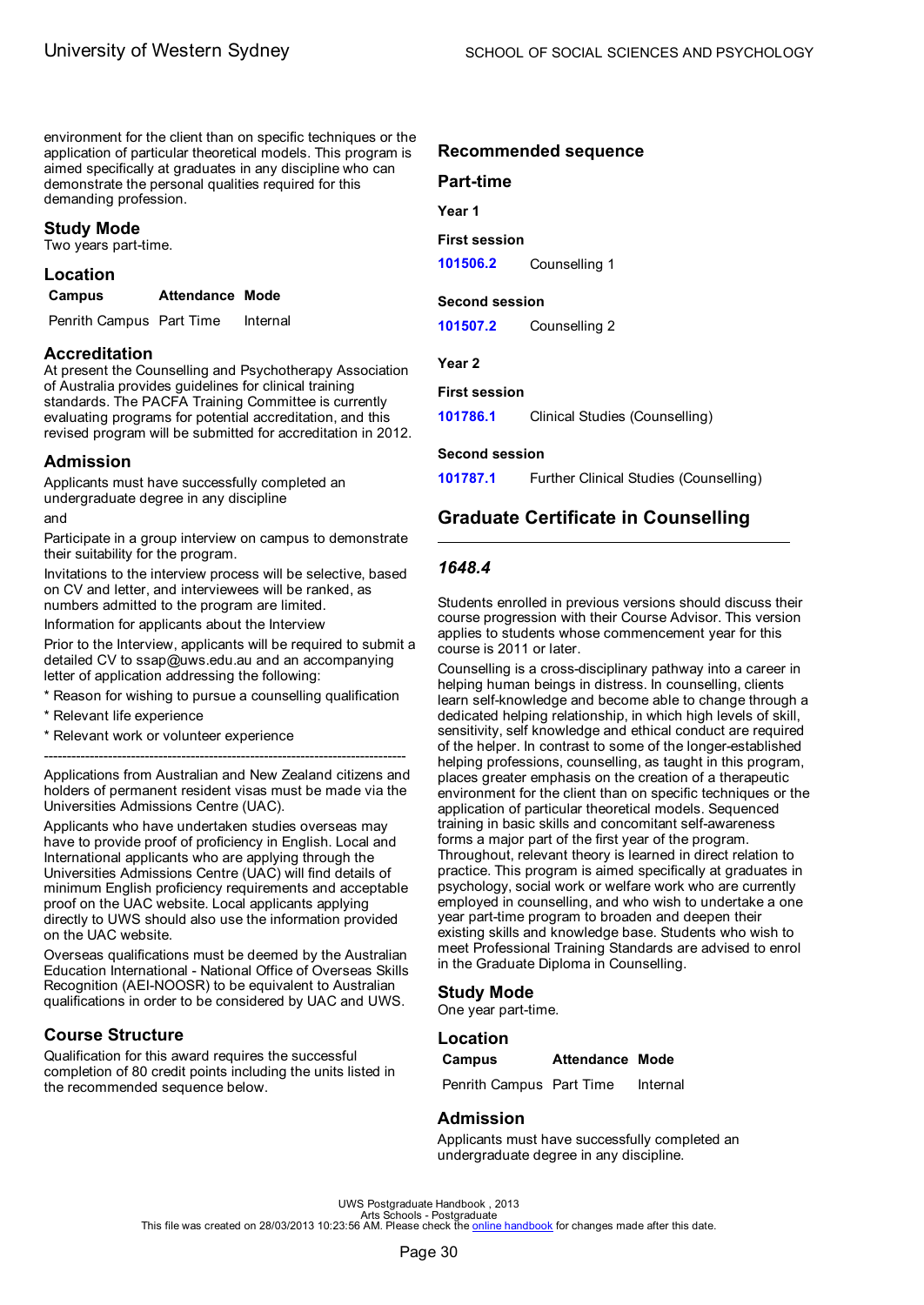environment for the client than on specific techniques or the application of particular theoretical models. This program is aimed specifically at graduates in any discipline who can demonstrate the personal qualities required for this demanding profession.

### Study Mode

Two years part-time.

### Location

| Campus | Attendance | Mode |
|---|---|---|
| Penrith Campus | Part Time | Internal |

### Accreditation

At present the Counselling and Psychotherapy Association of Australia provides guidelines for clinical training standards. The PACFA Training Committee is currently evaluating programs for potential accreditation, and this revised program will be submitted for accreditation in 2012.

### Admission

Applicants must have successfully completed an undergraduate degree in any discipline

and

Participate in a group interview on campus to demonstrate their suitability for the program.

Invitations to the interview process will be selective, based on CV and letter, and interviewees will be ranked, as numbers admitted to the program are limited.

Information for applicants about the Interview

Prior to the Interview, applicants will be required to submit a detailed CV to ssap@uws.edu.au and an accompanying letter of application addressing the following:

* Reason for wishing to pursue a counselling qualification

* Relevant life experience

* Relevant work or volunteer experience

--------------------------------------------------------------------------------

Applications from Australian and New Zealand citizens and holders of permanent resident visas must be made via the Universities Admissions Centre (UAC).

Applicants who have undertaken studies overseas may have to provide proof of proficiency in English. Local and International applicants who are applying through the Universities Admissions Centre (UAC) will find details of minimum English proficiency requirements and acceptable proof on the UAC website. Local applicants applying directly to UWS should also use the information provided on the UAC website.

Overseas qualifications must be deemed by the Australian Education International - National Office of Overseas Skills Recognition (AEI-NOOSR) to be equivalent to Australian qualifications in order to be considered by UAC and UWS.

### Course Structure

Qualification for this award requires the successful completion of 80 credit points including the units listed in the recommended sequence below.

### Recommended sequence

#### Part-time

**Year 1**

**First session**

| | |
|---|---|
| 101506.2 | Counselling 1 |

**Second session**

| | |
|---|---|
| 101507.2 | Counselling 2 |

**Year 2**

**First session**

| | |
|---|---|
| 101786.1 | Clinical Studies (Counselling) |

**Second session**

| | |
|---|---|
| 101787.1 | Further Clinical Studies (Counselling) |

## Graduate Certificate in Counselling

### *1648.4*

Students enrolled in previous versions should discuss their course progression with their Course Advisor. This version applies to students whose commencement year for this course is 2011 or later.

Counselling is a cross-disciplinary pathway into a career in helping human beings in distress. In counselling, clients learn self-knowledge and become able to change through a dedicated helping relationship, in which high levels of skill, sensitivity, self knowledge and ethical conduct are required of the helper. In contrast to some of the longer-established helping professions, counselling, as taught in this program, places greater emphasis on the creation of a therapeutic environment for the client than on specific techniques or the application of particular theoretical models. Sequenced training in basic skills and concomitant self-awareness forms a major part of the first year of the program. Throughout, relevant theory is learned in direct relation to practice. This program is aimed specifically at graduates in psychology, social work or welfare work who are currently employed in counselling, and who wish to undertake a one year part-time program to broaden and deepen their existing skills and knowledge base. Students who wish to meet Professional Training Standards are advised to enrol in the Graduate Diploma in Counselling.

### Study Mode

One year part-time.

### Location

| Campus | Attendance | Mode |
|---|---|---|
| Penrith Campus | Part Time | Internal |

### Admission

Applicants must have successfully completed an undergraduate degree in any discipline.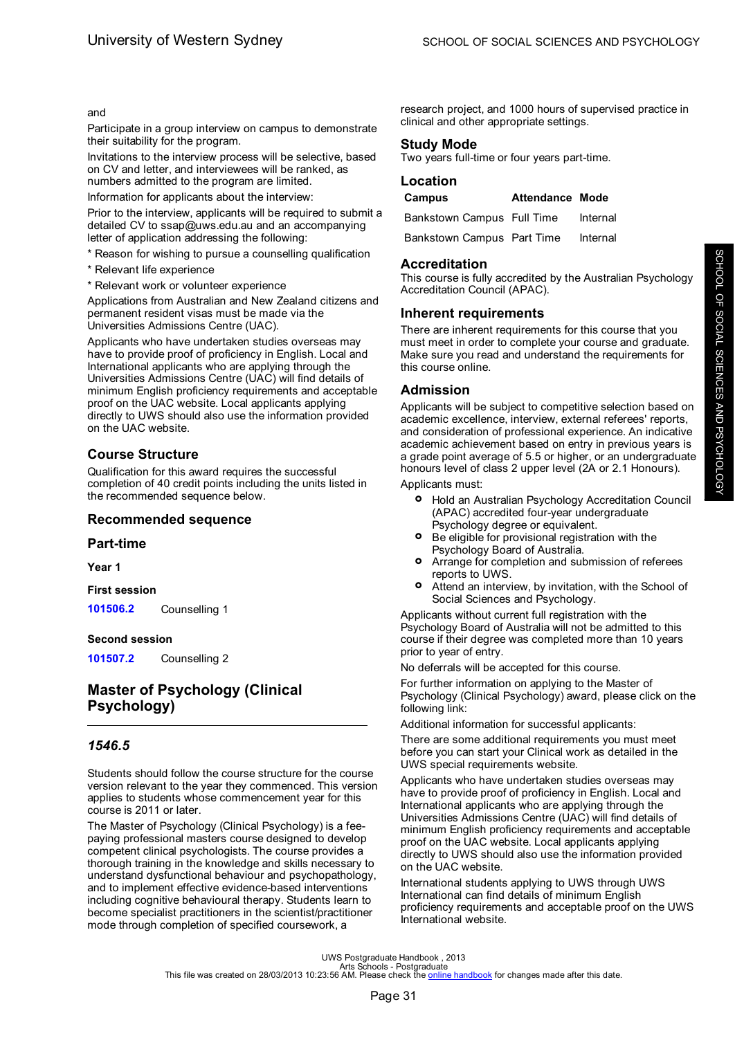and

Participate in a group interview on campus to demonstrate their suitability for the program.

Invitations to the interview process will be selective, based on CV and letter, and interviewees will be ranked, as numbers admitted to the program are limited.

Information for applicants about the interview:

Prior to the interview, applicants will be required to submit a detailed CV to ssap@uws.edu.au and an accompanying letter of application addressing the following:

* Reason for wishing to pursue a counselling qualification

* Relevant life experience

* Relevant work or volunteer experience

Applications from Australian and New Zealand citizens and permanent resident visas must be made via the Universities Admissions Centre (UAC).

Applicants who have undertaken studies overseas may have to provide proof of proficiency in English. Local and International applicants who are applying through the Universities Admissions Centre (UAC) will find details of minimum English proficiency requirements and acceptable proof on the UAC website. Local applicants applying directly to UWS should also use the information provided on the UAC website.

## Course Structure

Qualification for this award requires the successful completion of 40 credit points including the units listed in the recommended sequence below.

## Recommended sequence

## Part-time

**Year 1**

**First session**

| | |
|---|---|
| 101506.2 | Counselling 1 |

**Second session**

| | |
|---|---|
| 101507.2 | Counselling 2 |

# Master of Psychology (Clinical Psychology)

### *1546.5*

Students should follow the course structure for the course version relevant to the year they commenced. This version applies to students whose commencement year for this course is 2011 or later.

The Master of Psychology (Clinical Psychology) is a fee-paying professional masters course designed to develop competent clinical psychologists. The course provides a thorough training in the knowledge and skills necessary to understand dysfunctional behaviour and psychopathology, and to implement effective evidence-based interventions including cognitive behavioural therapy. Students learn to become specialist practitioners in the scientist/practitioner mode through completion of specified coursework, a research project, and 1000 hours of supervised practice in clinical and other appropriate settings.

## Study Mode

Two years full-time or four years part-time.

## Location

| Campus | Attendance | Mode |
|---|---|---|
| Bankstown Campus | Full Time | Internal |
| Bankstown Campus | Part Time | Internal |

## Accreditation

This course is fully accredited by the Australian Psychology Accreditation Council (APAC).

## Inherent requirements

There are inherent requirements for this course that you must meet in order to complete your course and graduate. Make sure you read and understand the requirements for this course online.

## Admission

Applicants will be subject to competitive selection based on academic excellence, interview, external referees' reports, and consideration of professional experience. An indicative academic achievement based on entry in previous years is a grade point average of 5.5 or higher, or an undergraduate honours level of class 2 upper level (2A or 2.1 Honours).

Applicants must:

- Hold an Australian Psychology Accreditation Council (APAC) accredited four-year undergraduate Psychology degree or equivalent.
- Be eligible for provisional registration with the Psychology Board of Australia.
- Arrange for completion and submission of referees reports to UWS.
- Attend an interview, by invitation, with the School of Social Sciences and Psychology.

Applicants without current full registration with the Psychology Board of Australia will not be admitted to this course if their degree was completed more than 10 years prior to year of entry.

No deferrals will be accepted for this course.

For further information on applying to the Master of Psychology (Clinical Psychology) award, please click on the following link:

Additional information for successful applicants:

There are some additional requirements you must meet before you can start your Clinical work as detailed in the UWS special requirements website.

Applicants who have undertaken studies overseas may have to provide proof of proficiency in English. Local and International applicants who are applying through the Universities Admissions Centre (UAC) will find details of minimum English proficiency requirements and acceptable proof on the UAC website. Local applicants applying directly to UWS should also use the information provided on the UAC website.

International students applying to UWS through UWS International can find details of minimum English proficiency requirements and acceptable proof on the UWS International website.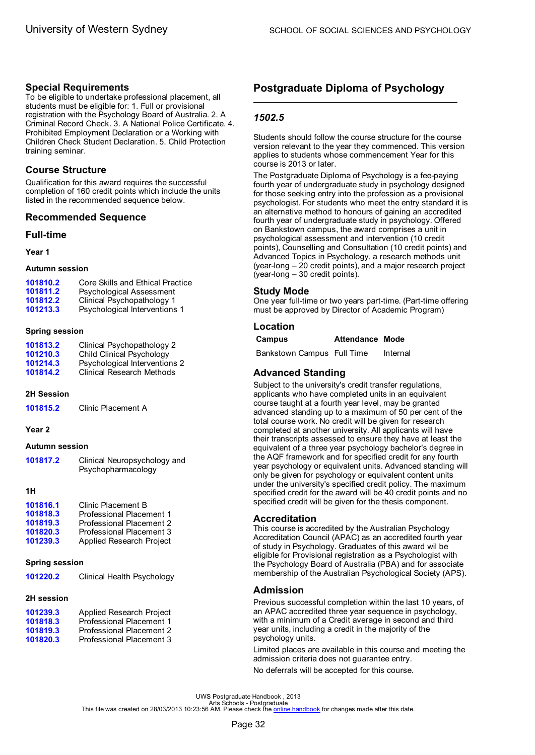## Special Requirements

To be eligible to undertake professional placement, all students must be eligible for: 1. Full or provisional registration with the Psychology Board of Australia. 2. A Criminal Record Check. 3. A National Police Certificate. 4. Prohibited Employment Declaration or a Working with Children Check Student Declaration. 5. Child Protection training seminar.

## Course Structure

Qualification for this award requires the successful completion of 160 credit points which include the units listed in the recommended sequence below.

## Recommended Sequence

## Full-time

#### Year 1

#### Autumn session

| | |
|---|---|
| 101810.2 | Core Skills and Ethical Practice |
| 101811.2 | Psychological Assessment |
| 101812.2 | Clinical Psychopathology 1 |
| 101213.3 | Psychological Interventions 1 |

#### Spring session

| | |
|---|---|
| 101813.2 | Clinical Psychopathology 2 |
| 101210.3 | Child Clinical Psychology |
| 101214.3 | Psychological Interventions 2 |
| 101814.2 | Clinical Research Methods |

#### 2H Session

| | |
|---|---|
| 101815.2 | Clinic Placement A |

#### Year 2

#### Autumn session

| | |
|---|---|
| 101817.2 | Clinical Neuropsychology and Psychopharmacology |

#### 1H

| | |
|---|---|
| 101816.1 | Clinic Placement B |
| 101818.3 | Professional Placement 1 |
| 101819.3 | Professional Placement 2 |
| 101820.3 | Professional Placement 3 |
| 101239.3 | Applied Research Project |

#### Spring session

| | |
|---|---|
| 101220.2 | Clinical Health Psychology |

#### 2H session

| | |
|---|---|
| 101239.3 | Applied Research Project |
| 101818.3 | Professional Placement 1 |
| 101819.3 | Professional Placement 2 |
| 101820.3 | Professional Placement 3 |

# Postgraduate Diploma of Psychology

### *1502.5*

Students should follow the course structure for the course version relevant to the year they commenced. This version applies to students whose commencement Year for this course is 2013 or later.

The Postgraduate Diploma of Psychology is a fee-paying fourth year of undergraduate study in psychology designed for those seeking entry into the profession as a provisional psychologist. For students who meet the entry standard it is an alternative method to honours of gaining an accredited fourth year of undergraduate study in psychology. Offered on Bankstown campus, the award comprises a unit in psychological assessment and intervention (10 credit points), Counselling and Consultation (10 credit points) and Advanced Topics in Psychology, a research methods unit (year-long – 20 credit points), and a major research project (year-long – 30 credit points).

## Study Mode

One year full-time or two years part-time. (Part-time offering must be approved by Director of Academic Program)

## Location

| Campus | Attendance | Mode |
|---|---|---|
| Bankstown Campus | Full Time | Internal |

## Advanced Standing

Subject to the university's credit transfer regulations, applicants who have completed units in an equivalent course taught at a fourth year level, may be granted advanced standing up to a maximum of 50 per cent of the total course work. No credit will be given for research completed at another university. All applicants will have their transcripts assessed to ensure they have at least the equivalent of a three year psychology bachelor's degree in the AQF framework and for specified credit for any fourth year psychology or equivalent units. Advanced standing will only be given for psychology or equivalent content units under the university's specified credit policy. The maximum specified credit for the award will be 40 credit points and no specified credit will be given for the thesis component.

## Accreditation

This course is accredited by the Australian Psychology Accreditation Council (APAC) as an accredited fourth year of study in Psychology. Graduates of this award will be eligible for Provisional registration as a Psychologist with the Psychology Board of Australia (PBA) and for associate membership of the Australian Psychological Society (APS).

## Admission

Previous successful completion within the last 10 years, of an APAC accredited three year sequence in psychology, with a minimum of a Credit average in second and third year units, including a credit in the majority of the psychology units.

Limited places are available in this course and meeting the admission criteria does not guarantee entry.

No deferrals will be accepted for this course.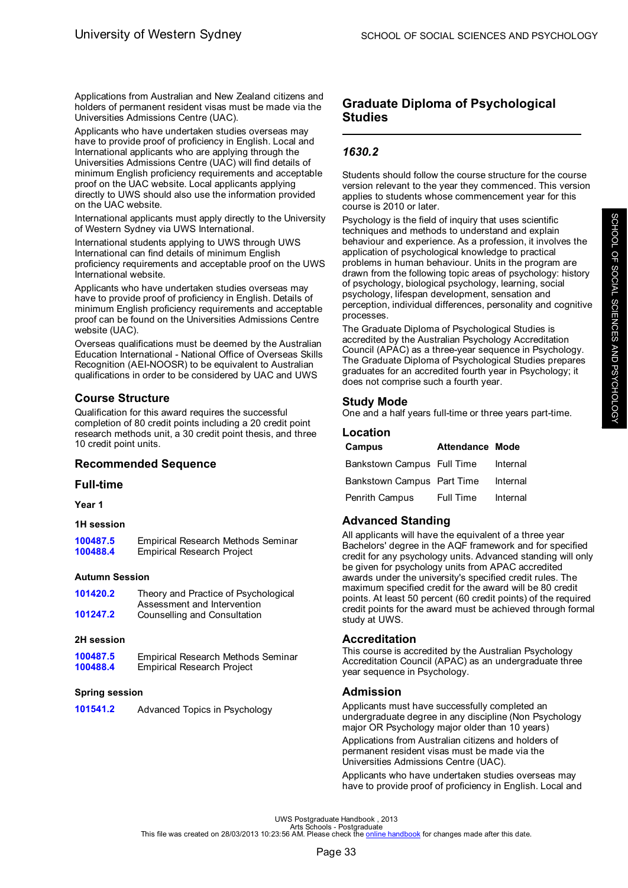Applications from Australian and New Zealand citizens and holders of permanent resident visas must be made via the Universities Admissions Centre (UAC).

Applicants who have undertaken studies overseas may have to provide proof of proficiency in English. Local and International applicants who are applying through the Universities Admissions Centre (UAC) will find details of minimum English proficiency requirements and acceptable proof on the UAC website. Local applicants applying directly to UWS should also use the information provided on the UAC website.

International applicants must apply directly to the University of Western Sydney via UWS International.

International students applying to UWS through UWS International can find details of minimum English proficiency requirements and acceptable proof on the UWS International website.

Applicants who have undertaken studies overseas may have to provide proof of proficiency in English. Details of minimum English proficiency requirements and acceptable proof can be found on the Universities Admissions Centre website (UAC).

Overseas qualifications must be deemed by the Australian Education International - National Office of Overseas Skills Recognition (AEI-NOOSR) to be equivalent to Australian qualifications in order to be considered by UAC and UWS

## Course Structure

Qualification for this award requires the successful completion of 80 credit points including a 20 credit point research methods unit, a 30 credit point thesis, and three 10 credit point units.

## Recommended Sequence

## Full-time

### Year 1

#### 1H session

| | |
|---|---|
| 100487.5 | Empirical Research Methods Seminar |
| 100488.4 | Empirical Research Project |

#### Autumn Session

| | |
|---|---|
| 101420.2 | Theory and Practice of Psychological Assessment and Intervention |
| 101247.2 | Counselling and Consultation |

#### 2H session

| | |
|---|---|
| 100487.5 | Empirical Research Methods Seminar |
| 100488.4 | Empirical Research Project |

#### Spring session

| | |
|---|---|
| 101541.2 | Advanced Topics in Psychology |

# Graduate Diploma of Psychological Studies

## *1630.2*

Students should follow the course structure for the course version relevant to the year they commenced. This version applies to students whose commencement year for this course is 2010 or later.

Psychology is the field of inquiry that uses scientific techniques and methods to understand and explain behaviour and experience. As a profession, it involves the application of psychological knowledge to practical problems in human behaviour. Units in the program are drawn from the following topic areas of psychology: history of psychology, biological psychology, learning, social psychology, lifespan development, sensation and perception, individual differences, personality and cognitive processes.

The Graduate Diploma of Psychological Studies is accredited by the Australian Psychology Accreditation Council (APAC) as a three-year sequence in Psychology. The Graduate Diploma of Psychological Studies prepares graduates for an accredited fourth year in Psychology; it does not comprise such a fourth year.

## Study Mode

One and a half years full-time or three years part-time.

## Location

| Campus | Attendance | Mode |
|---|---|---|
| Bankstown Campus | Full Time | Internal |
| Bankstown Campus | Part Time | Internal |
| Penrith Campus | Full Time | Internal |

## Advanced Standing

All applicants will have the equivalent of a three year Bachelors' degree in the AQF framework and for specified credit for any psychology units. Advanced standing will only be given for psychology units from APAC accredited awards under the university's specified credit rules. The maximum specified credit for the award will be 80 credit points. At least 50 percent (60 credit points) of the required credit points for the award must be achieved through formal study at UWS.

## Accreditation

This course is accredited by the Australian Psychology Accreditation Council (APAC) as an undergraduate three year sequence in Psychology.

## Admission

Applicants must have successfully completed an undergraduate degree in any discipline (Non Psychology major OR Psychology major older than 10 years)

Applications from Australian citizens and holders of permanent resident visas must be made via the Universities Admissions Centre (UAC).

Applicants who have undertaken studies overseas may have to provide proof of proficiency in English. Local and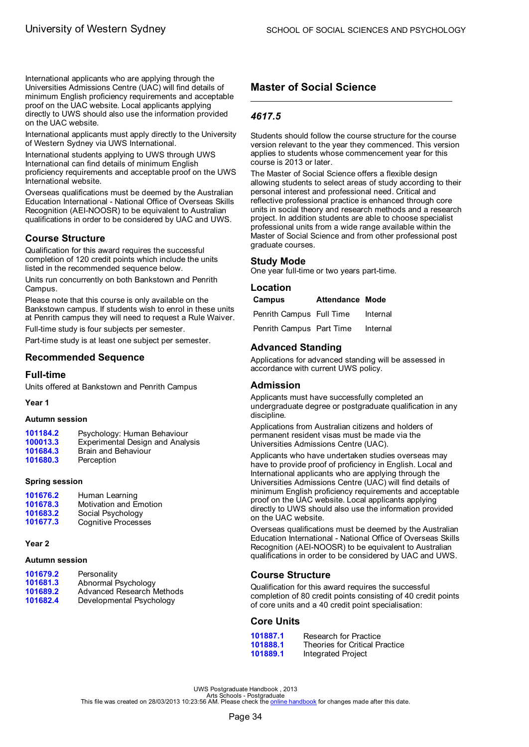International applicants who are applying through the Universities Admissions Centre (UAC) will find details of minimum English proficiency requirements and acceptable proof on the UAC website. Local applicants applying directly to UWS should also use the information provided on the UAC website.

International applicants must apply directly to the University of Western Sydney via UWS International.

International students applying to UWS through UWS International can find details of minimum English proficiency requirements and acceptable proof on the UWS International website.

Overseas qualifications must be deemed by the Australian Education International - National Office of Overseas Skills Recognition (AEI-NOOSR) to be equivalent to Australian qualifications in order to be considered by UAC and UWS.

## Course Structure

Qualification for this award requires the successful completion of 120 credit points which include the units listed in the recommended sequence below.

Units run concurrently on both Bankstown and Penrith Campus.

Please note that this course is only available on the Bankstown campus. If students wish to enrol in these units at Penrith campus they will need to request a Rule Waiver.

Full-time study is four subjects per semester.

Part-time study is at least one subject per semester.

## Recommended Sequence

## Full-time

Units offered at Bankstown and Penrith Campus

**Year 1**

**Autumn session**

| | |
|---|---|
| 101184.2 | Psychology: Human Behaviour |
| 100013.3 | Experimental Design and Analysis |
| 101684.3 | Brain and Behaviour |
| 101680.3 | Perception |

**Spring session**

| | |
|---|---|
| 101676.2 | Human Learning |
| 101678.3 | Motivation and Emotion |
| 101683.2 | Social Psychology |
| 101677.3 | Cognitive Processes |

**Year 2**

**Autumn session**

| | |
|---|---|
| 101679.2 | Personality |
| 101681.3 | Abnormal Psychology |
| 101689.2 | Advanced Research Methods |
| 101682.4 | Developmental Psychology |

# Master of Social Science

## *4617.5*

Students should follow the course structure for the course version relevant to the year they commenced. This version applies to students whose commencement year for this course is 2013 or later.

The Master of Social Science offers a flexible design allowing students to select areas of study according to their personal interest and professional need. Critical and reflective professional practice is enhanced through core units in social theory and research methods and a research project. In addition students are able to choose specialist professional units from a wide range available within the Master of Social Science and from other professional post graduate courses.

## Study Mode

One year full-time or two years part-time.

## Location

| Campus | Attendance | Mode |
|---|---|---|
| Penrith Campus | Full Time | Internal |
| Penrith Campus | Part Time | Internal |

## Advanced Standing

Applications for advanced standing will be assessed in accordance with current UWS policy.

## Admission

Applicants must have successfully completed an undergraduate degree or postgraduate qualification in any discipline.

Applications from Australian citizens and holders of permanent resident visas must be made via the Universities Admissions Centre (UAC).

Applicants who have undertaken studies overseas may have to provide proof of proficiency in English. Local and International applicants who are applying through the Universities Admissions Centre (UAC) will find details of minimum English proficiency requirements and acceptable proof on the UAC website. Local applicants applying directly to UWS should also use the information provided on the UAC website.

Overseas qualifications must be deemed by the Australian Education International - National Office of Overseas Skills Recognition (AEI-NOOSR) to be equivalent to Australian qualifications in order to be considered by UAC and UWS.

## Course Structure

Qualification for this award requires the successful completion of 80 credit points consisting of 40 credit points of core units and a 40 credit point specialisation:

## Core Units

| | |
|---|---|
| 101887.1 | Research for Practice |
| 101888.1 | Theories for Critical Practice |
| 101889.1 | Integrated Project |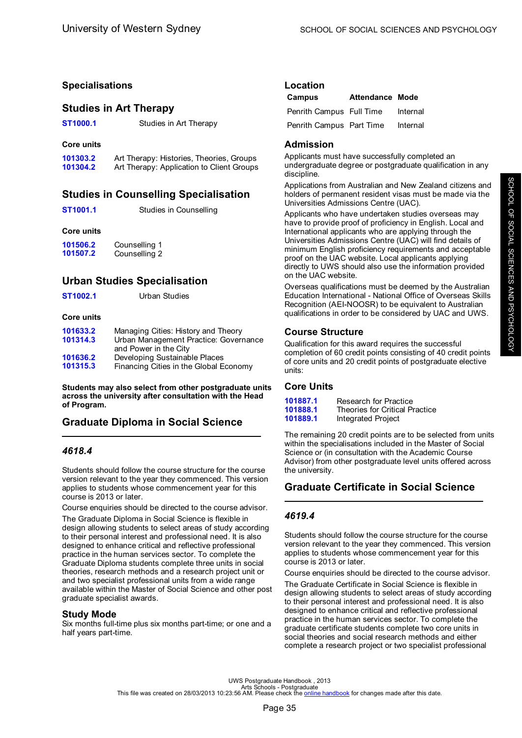## Specialisations

### Studies in Art Therapy

**ST1000.1** Studies in Art Therapy

**Core units**

**101303.2** Art Therapy: Histories, Theories, Groups
**101304.2** Art Therapy: Application to Client Groups

### Studies in Counselling Specialisation

**ST1001.1** Studies in Counselling

**Core units**

**101506.2** Counselling 1
**101507.2** Counselling 2

### Urban Studies Specialisation

**ST1002.1** Urban Studies

**Core units**

**101633.2** Managing Cities: History and Theory
**101314.3** Urban Management Practice: Governance and Power in the City
**101636.2** Developing Sustainable Places
**101315.3** Financing Cities in the Global Economy

**Students may also select from other postgraduate units across the university after consultation with the Head of Program.**

## Graduate Diploma in Social Science

### *4618.4*

Students should follow the course structure for the course version relevant to the year they commenced. This version applies to students whose commencement year for this course is 2013 or later.

Course enquiries should be directed to the course advisor.

The Graduate Diploma in Social Science is flexible in design allowing students to select areas of study according to their personal interest and professional need. It is also designed to enhance critical and reflective professional practice in the human services sector. To complete the Graduate Diploma students complete three units in social theories, research methods and a research project unit or and two specialist professional units from a wide range available within the Master of Social Science and other post graduate specialist awards.

### Study Mode

Six months full-time plus six months part-time; or one and a half years part-time.

### Location

| Campus | Attendance | Mode |
|---|---|---|
| Penrith Campus | Full Time | Internal |
| Penrith Campus | Part Time | Internal |

### Admission

Applicants must have successfully completed an undergraduate degree or postgraduate qualification in any discipline.

Applications from Australian and New Zealand citizens and holders of permanent resident visas must be made via the Universities Admissions Centre (UAC).

Applicants who have undertaken studies overseas may have to provide proof of proficiency in English. Local and International applicants who are applying through the Universities Admissions Centre (UAC) will find details of minimum English proficiency requirements and acceptable proof on the UAC website. Local applicants applying directly to UWS should also use the information provided on the UAC website.

Overseas qualifications must be deemed by the Australian Education International - National Office of Overseas Skills Recognition (AEI-NOOSR) to be equivalent to Australian qualifications in order to be considered by UAC and UWS.

### Course Structure

Qualification for this award requires the successful completion of 60 credit points consisting of 40 credit points of core units and 20 credit points of postgraduate elective units:

### Core Units

**101887.1** Research for Practice
**101888.1** Theories for Critical Practice
**101889.1** Integrated Project

The remaining 20 credit points are to be selected from units within the specialisations included in the Master of Social Science or (in consultation with the Academic Course Advisor) from other postgraduate level units offered across the university.

## Graduate Certificate in Social Science

### *4619.4*

Students should follow the course structure for the course version relevant to the year they commenced. This version applies to students whose commencement year for this course is 2013 or later.

Course enquiries should be directed to the course advisor.

The Graduate Certificate in Social Science is flexible in design allowing students to select areas of study according to their personal interest and professional need. It is also designed to enhance critical and reflective professional practice in the human services sector. To complete the graduate certificate students complete two core units in social theories and social research methods and either complete a research project or two specialist professional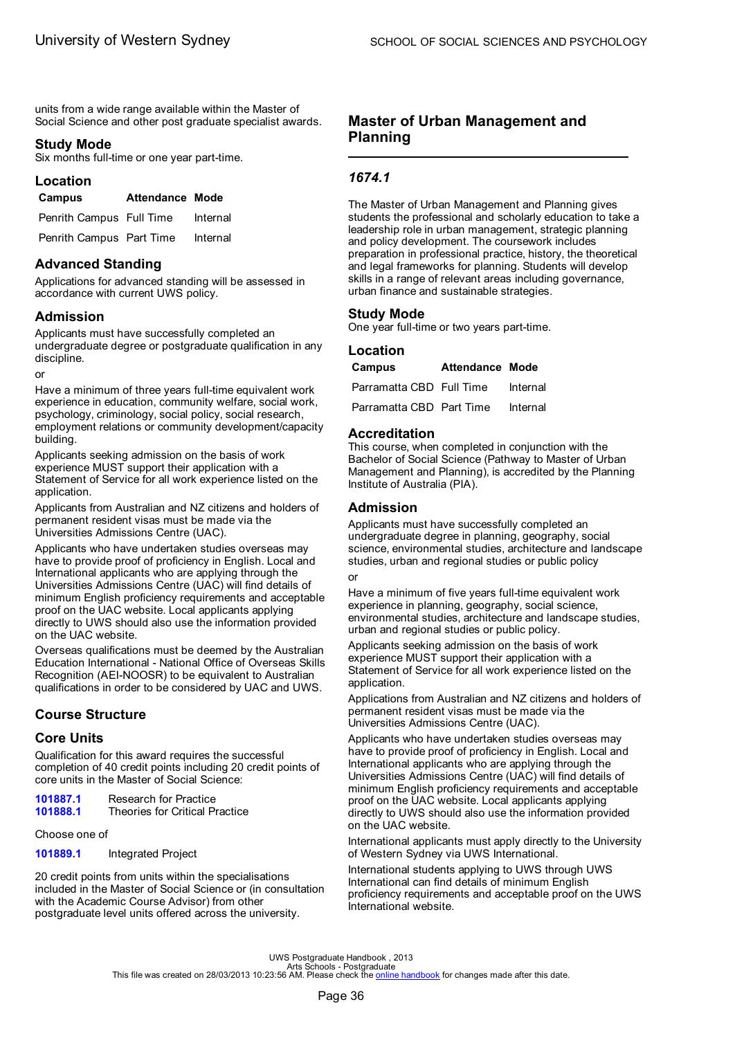units from a wide range available within the Master of Social Science and other post graduate specialist awards.

### Study Mode

Six months full-time or one year part-time.

### Location

| Campus | Attendance | Mode |
|---|---|---|
| Penrith Campus | Full Time | Internal |
| Penrith Campus | Part Time | Internal |

### Advanced Standing

Applications for advanced standing will be assessed in accordance with current UWS policy.

### Admission

Applicants must have successfully completed an undergraduate degree or postgraduate qualification in any discipline.

or

Have a minimum of three years full-time equivalent work experience in education, community welfare, social work, psychology, criminology, social policy, social research, employment relations or community development/capacity building.

Applicants seeking admission on the basis of work experience MUST support their application with a Statement of Service for all work experience listed on the application.

Applicants from Australian and NZ citizens and holders of permanent resident visas must be made via the Universities Admissions Centre (UAC).

Applicants who have undertaken studies overseas may have to provide proof of proficiency in English. Local and International applicants who are applying through the Universities Admissions Centre (UAC) will find details of minimum English proficiency requirements and acceptable proof on the UAC website. Local applicants applying directly to UWS should also use the information provided on the UAC website.

Overseas qualifications must be deemed by the Australian Education International - National Office of Overseas Skills Recognition (AEI-NOOSR) to be equivalent to Australian qualifications in order to be considered by UAC and UWS.

### Course Structure

### Core Units

Qualification for this award requires the successful completion of 40 credit points including 20 credit points of core units in the Master of Social Science:

**101887.1** Research for Practice
**101888.1** Theories for Critical Practice

Choose one of

**101889.1** Integrated Project

20 credit points from units within the specialisations included in the Master of Social Science or (in consultation with the Academic Course Advisor) from other postgraduate level units offered across the university.

## Master of Urban Management and Planning

### *1674.1*

The Master of Urban Management and Planning gives students the professional and scholarly education to take a leadership role in urban management, strategic planning and policy development. The coursework includes preparation in professional practice, history, the theoretical and legal frameworks for planning. Students will develop skills in a range of relevant areas including governance, urban finance and sustainable strategies.

### Study Mode

One year full-time or two years part-time.

### Location

| Campus | Attendance | Mode |
|---|---|---|
| Parramatta CBD | Full Time | Internal |
| Parramatta CBD | Part Time | Internal |

### Accreditation

This course, when completed in conjunction with the Bachelor of Social Science (Pathway to Master of Urban Management and Planning), is accredited by the Planning Institute of Australia (PIA).

### Admission

Applicants must have successfully completed an undergraduate degree in planning, geography, social science, environmental studies, architecture and landscape studies, urban and regional studies or public policy

or

Have a minimum of five years full-time equivalent work experience in planning, geography, social science, environmental studies, architecture and landscape studies, urban and regional studies or public policy.

Applicants seeking admission on the basis of work experience MUST support their application with a Statement of Service for all work experience listed on the application.

Applications from Australian and NZ citizens and holders of permanent resident visas must be made via the Universities Admissions Centre (UAC).

Applicants who have undertaken studies overseas may have to provide proof of proficiency in English. Local and International applicants who are applying through the Universities Admissions Centre (UAC) will find details of minimum English proficiency requirements and acceptable proof on the UAC website. Local applicants applying directly to UWS should also use the information provided on the UAC website.

International applicants must apply directly to the University of Western Sydney via UWS International.

International students applying to UWS through UWS International can find details of minimum English proficiency requirements and acceptable proof on the UWS International website.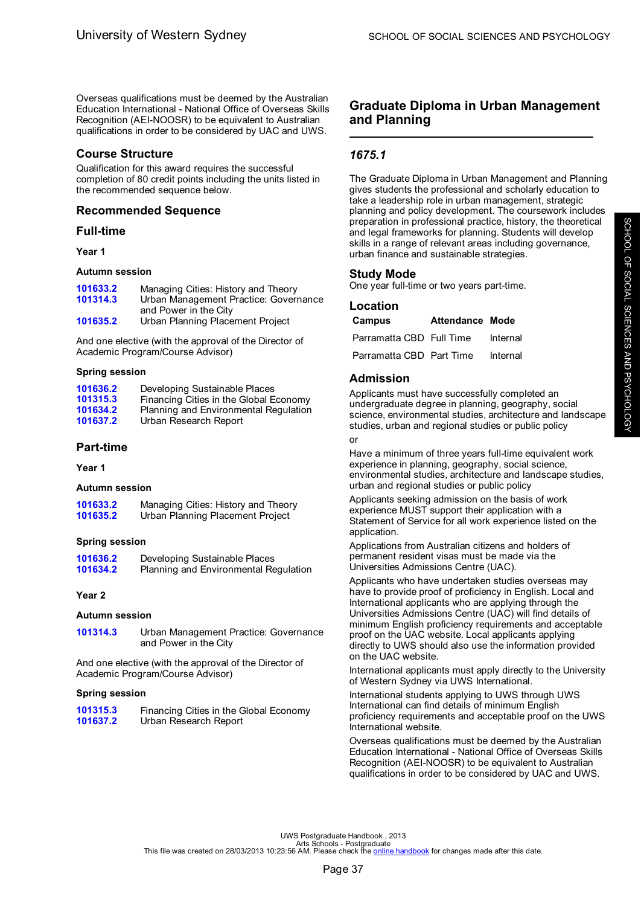Overseas qualifications must be deemed by the Australian Education International - National Office of Overseas Skills Recognition (AEI-NOOSR) to be equivalent to Australian qualifications in order to be considered by UAC and UWS.

## Course Structure

Qualification for this award requires the successful completion of 80 credit points including the units listed in the recommended sequence below.

## Recommended Sequence

### Full-time

**Year 1**

**Autumn session**

| | |
|---|---|
| 101633.2 | Managing Cities: History and Theory |
| 101314.3 | Urban Management Practice: Governance and Power in the City |
| 101635.2 | Urban Planning Placement Project |

And one elective (with the approval of the Director of Academic Program/Course Advisor)

**Spring session**

| | |
|---|---|
| 101636.2 | Developing Sustainable Places |
| 101315.3 | Financing Cities in the Global Economy |
| 101634.2 | Planning and Environmental Regulation |
| 101637.2 | Urban Research Report |

### Part-time

**Year 1**

**Autumn session**

| | |
|---|---|
| 101633.2 | Managing Cities: History and Theory |
| 101635.2 | Urban Planning Placement Project |

**Spring session**

| | |
|---|---|
| 101636.2 | Developing Sustainable Places |
| 101634.2 | Planning and Environmental Regulation |

**Year 2**

**Autumn session**

| | |
|---|---|
| 101314.3 | Urban Management Practice: Governance and Power in the City |

And one elective (with the approval of the Director of Academic Program/Course Advisor)

**Spring session**

| | |
|---|---|
| 101315.3 | Financing Cities in the Global Economy |
| 101637.2 | Urban Research Report |

# Graduate Diploma in Urban Management and Planning

## *1675.1*

The Graduate Diploma in Urban Management and Planning gives students the professional and scholarly education to take a leadership role in urban management, strategic planning and policy development. The coursework includes preparation in professional practice, history, the theoretical and legal frameworks for planning. Students will develop skills in a range of relevant areas including governance, urban finance and sustainable strategies.

## Study Mode

One year full-time or two years part-time.

## Location

| Campus | Attendance | Mode |
|---|---|---|
| Parramatta CBD | Full Time | Internal |
| Parramatta CBD | Part Time | Internal |

## Admission

Applicants must have successfully completed an undergraduate degree in planning, geography, social science, environmental studies, architecture and landscape studies, urban and regional studies or public policy

or

Have a minimum of three years full-time equivalent work experience in planning, geography, social science, environmental studies, architecture and landscape studies, urban and regional studies or public policy

Applicants seeking admission on the basis of work experience MUST support their application with a Statement of Service for all work experience listed on the application.

Applications from Australian citizens and holders of permanent resident visas must be made via the Universities Admissions Centre (UAC).

Applicants who have undertaken studies overseas may have to provide proof of proficiency in English. Local and International applicants who are applying through the Universities Admissions Centre (UAC) will find details of minimum English proficiency requirements and acceptable proof on the UAC website. Local applicants applying directly to UWS should also use the information provided on the UAC website.

International applicants must apply directly to the University of Western Sydney via UWS International.

International students applying to UWS through UWS International can find details of minimum English proficiency requirements and acceptable proof on the UWS International website.

Overseas qualifications must be deemed by the Australian Education International - National Office of Overseas Skills Recognition (AEI-NOOSR) to be equivalent to Australian qualifications in order to be considered by UAC and UWS.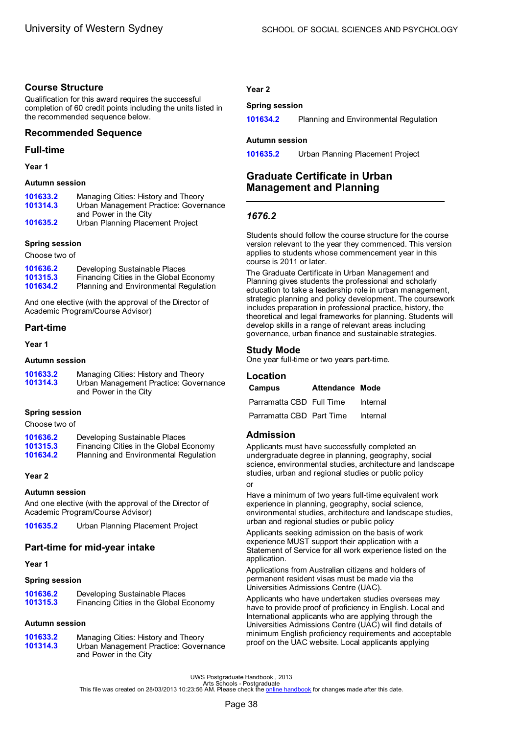## Course Structure

Qualification for this award requires the successful completion of 60 credit points including the units listed in the recommended sequence below.

## Recommended Sequence

## Full-time

### Year 1

#### Autumn session

| | |
|---|---|
| 101633.2 | Managing Cities: History and Theory |
| 101314.3 | Urban Management Practice: Governance and Power in the City |
| 101635.2 | Urban Planning Placement Project |

#### Spring session

Choose two of

| | |
|---|---|
| 101636.2 | Developing Sustainable Places |
| 101315.3 | Financing Cities in the Global Economy |
| 101634.2 | Planning and Environmental Regulation |

And one elective (with the approval of the Director of Academic Program/Course Advisor)

## Part-time

### Year 1

#### Autumn session

| | |
|---|---|
| 101633.2 | Managing Cities: History and Theory |
| 101314.3 | Urban Management Practice: Governance and Power in the City |

#### Spring session

Choose two of

| | |
|---|---|
| 101636.2 | Developing Sustainable Places |
| 101315.3 | Financing Cities in the Global Economy |
| 101634.2 | Planning and Environmental Regulation |

### Year 2

#### Autumn session

And one elective (with the approval of the Director of Academic Program/Course Advisor)

| | |
|---|---|
| 101635.2 | Urban Planning Placement Project |

## Part-time for mid-year intake

### Year 1

#### Spring session

| | |
|---|---|
| 101636.2 | Developing Sustainable Places |
| 101315.3 | Financing Cities in the Global Economy |

#### Autumn session

| | |
|---|---|
| 101633.2 | Managing Cities: History and Theory |
| 101314.3 | Urban Management Practice: Governance and Power in the City |

### Year 2

#### Spring session

| | |
|---|---|
| 101634.2 | Planning and Environmental Regulation |

#### Autumn session

| | |
|---|---|
| 101635.2 | Urban Planning Placement Project |

# Graduate Certificate in Urban Management and Planning

## *1676.2*

Students should follow the course structure for the course version relevant to the year they commenced. This version applies to students whose commencement year in this course is 2011 or later.

The Graduate Certificate in Urban Management and Planning gives students the professional and scholarly education to take a leadership role in urban management, strategic planning and policy development. The coursework includes preparation in professional practice, history, the theoretical and legal frameworks for planning. Students will develop skills in a range of relevant areas including governance, urban finance and sustainable strategies.

## Study Mode

One year full-time or two years part-time.

## Location

| Campus | Attendance | Mode |
|---|---|---|
| Parramatta CBD | Full Time | Internal |
| Parramatta CBD | Part Time | Internal |

## Admission

Applicants must have successfully completed an undergraduate degree in planning, geography, social science, environmental studies, architecture and landscape studies, urban and regional studies or public policy

or

Have a minimum of two years full-time equivalent work experience in planning, geography, social science, environmental studies, architecture and landscape studies, urban and regional studies or public policy

Applicants seeking admission on the basis of work experience MUST support their application with a Statement of Service for all work experience listed on the application.

Applications from Australian citizens and holders of permanent resident visas must be made via the Universities Admissions Centre (UAC).

Applicants who have undertaken studies overseas may have to provide proof of proficiency in English. Local and International applicants who are applying through the Universities Admissions Centre (UAC) will find details of minimum English proficiency requirements and acceptable proof on the UAC website. Local applicants applying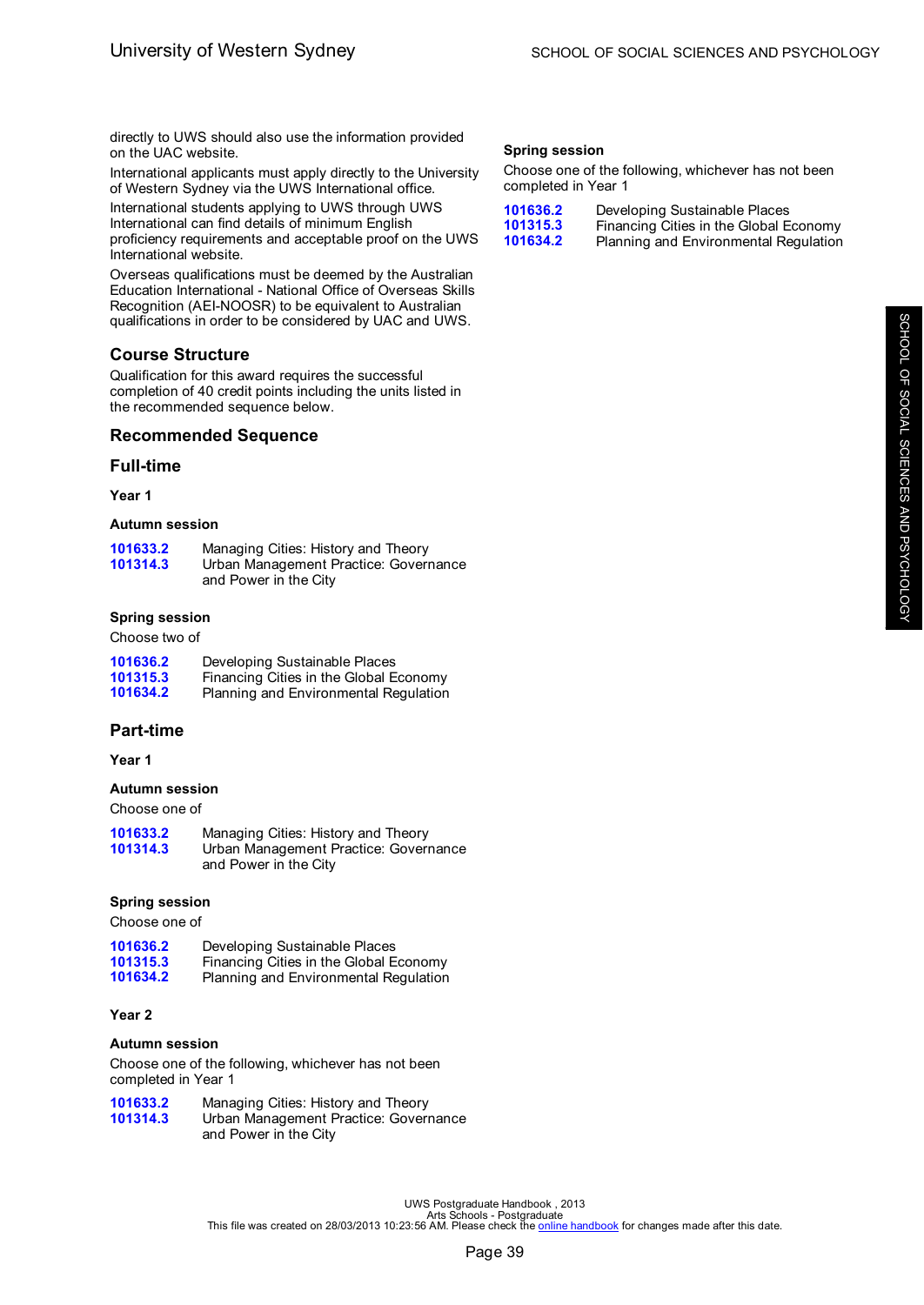directly to UWS should also use the information provided on the UAC website.

International applicants must apply directly to the University of Western Sydney via the UWS International office.

International students applying to UWS through UWS International can find details of minimum English proficiency requirements and acceptable proof on the UWS International website.

Overseas qualifications must be deemed by the Australian Education International - National Office of Overseas Skills Recognition (AEI-NOOSR) to be equivalent to Australian qualifications in order to be considered by UAC and UWS.

## Course Structure

Qualification for this award requires the successful completion of 40 credit points including the units listed in the recommended sequence below.

## Recommended Sequence

## Full-time

#### Year 1

#### Autumn session

| | |
|---|---|
| **101633.2** | Managing Cities: History and Theory |
| **101314.3** | Urban Management Practice: Governance and Power in the City |

#### Spring session

Choose two of

| | |
|---|---|
| **101636.2** | Developing Sustainable Places |
| **101315.3** | Financing Cities in the Global Economy |
| **101634.2** | Planning and Environmental Regulation |

## Part-time

#### Year 1

#### Autumn session

Choose one of

| | |
|---|---|
| **101633.2** | Managing Cities: History and Theory |
| **101314.3** | Urban Management Practice: Governance and Power in the City |

#### Spring session

Choose one of

| | |
|---|---|
| **101636.2** | Developing Sustainable Places |
| **101315.3** | Financing Cities in the Global Economy |
| **101634.2** | Planning and Environmental Regulation |

#### Year 2

#### Autumn session

Choose one of the following, whichever has not been completed in Year 1

| | |
|---|---|
| **101633.2** | Managing Cities: History and Theory |
| **101314.3** | Urban Management Practice: Governance and Power in the City |

#### Spring session

Choose one of the following, whichever has not been completed in Year 1

| | |
|---|---|
| **101636.2** | Developing Sustainable Places |
| **101315.3** | Financing Cities in the Global Economy |
| **101634.2** | Planning and Environmental Regulation |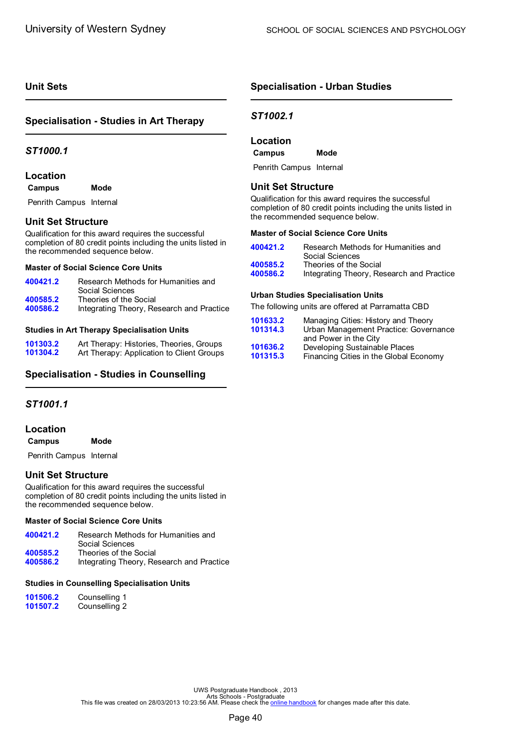## Unit Sets

### Specialisation - Studies in Art Therapy

#### *ST1000.1*

#### Location

| Campus | Mode |
|---|---|
| Penrith Campus | Internal |

#### Unit Set Structure

Qualification for this award requires the successful completion of 80 credit points including the units listed in the recommended sequence below.

**Master of Social Science Core Units**

| | |
|---|---|
| **400421.2** | Research Methods for Humanities and Social Sciences |
| **400585.2** | Theories of the Social |
| **400586.2** | Integrating Theory, Research and Practice |

**Studies in Art Therapy Specialisation Units**

| | |
|---|---|
| **101303.2** | Art Therapy: Histories, Theories, Groups |
| **101304.2** | Art Therapy: Application to Client Groups |

### Specialisation - Studies in Counselling

#### *ST1001.1*

#### Location

| Campus | Mode |
|---|---|
| Penrith Campus | Internal |

#### Unit Set Structure

Qualification for this award requires the successful completion of 80 credit points including the units listed in the recommended sequence below.

**Master of Social Science Core Units**

| | |
|---|---|
| **400421.2** | Research Methods for Humanities and Social Sciences |
| **400585.2** | Theories of the Social |
| **400586.2** | Integrating Theory, Research and Practice |

**Studies in Counselling Specialisation Units**

| | |
|---|---|
| **101506.2** | Counselling 1 |
| **101507.2** | Counselling 2 |

### Specialisation - Urban Studies

#### *ST1002.1*

#### Location

| Campus | Mode |
|---|---|
| Penrith Campus | Internal |

#### Unit Set Structure

Qualification for this award requires the successful completion of 80 credit points including the units listed in the recommended sequence below.

**Master of Social Science Core Units**

| | |
|---|---|
| **400421.2** | Research Methods for Humanities and Social Sciences |
| **400585.2** | Theories of the Social |
| **400586.2** | Integrating Theory, Research and Practice |

**Urban Studies Specialisation Units**

The following units are offered at Parramatta CBD

| | |
|---|---|
| **101633.2** | Managing Cities: History and Theory |
| **101314.3** | Urban Management Practice: Governance and Power in the City |
| **101636.2** | Developing Sustainable Places |
| **101315.3** | Financing Cities in the Global Economy |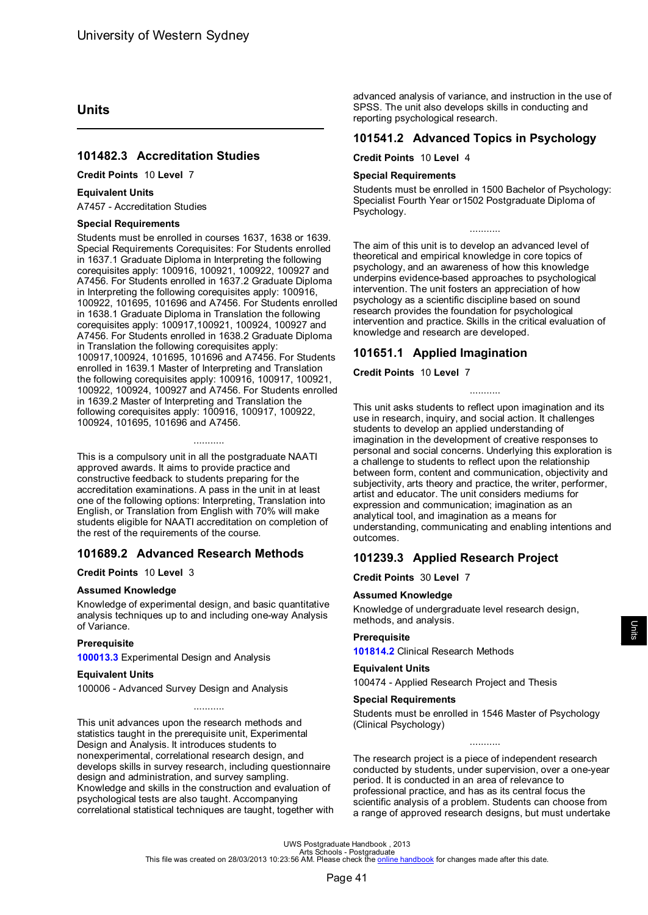## Units

### 101482.3 Accreditation Studies

**Credit Points** 10 **Level** 7

**Equivalent Units**

A7457 - Accreditation Studies

**Special Requirements**

Students must be enrolled in courses 1637, 1638 or 1639. Special Requirements Corequisites: For Students enrolled in 1637.1 Graduate Diploma in Interpreting the following corequisites apply: 100916, 100921, 100922, 100927 and A7456. For Students enrolled in 1637.2 Graduate Diploma in Interpreting the following corequisites apply: 100916, 100922, 101695, 101696 and A7456. For Students enrolled in 1638.1 Graduate Diploma in Translation the following corequisites apply: 100917,100921, 100924, 100927 and A7456. For Students enrolled in 1638.2 Graduate Diploma in Translation the following corequisites apply: 100917,100924, 101695, 101696 and A7456. For Students enrolled in 1639.1 Master of Interpreting and Translation the following corequisites apply: 100916, 100917, 100921, 100922, 100924, 100927 and A7456. For Students enrolled in 1639.2 Master of Interpreting and Translation the following corequisites apply: 100916, 100917, 100922, 100924, 101695, 101696 and A7456.

...........

This is a compulsory unit in all the postgraduate NAATI approved awards. It aims to provide practice and constructive feedback to students preparing for the accreditation examinations. A pass in the unit in at least one of the following options: Interpreting, Translation into English, or Translation from English with 70% will make students eligible for NAATI accreditation on completion of the rest of the requirements of the course.

### 101689.2 Advanced Research Methods

**Credit Points** 10 **Level** 3

**Assumed Knowledge**

Knowledge of experimental design, and basic quantitative analysis techniques up to and including one-way Analysis of Variance.

**Prerequisite**

**100013.3** Experimental Design and Analysis

**Equivalent Units**

100006 - Advanced Survey Design and Analysis

...........

This unit advances upon the research methods and statistics taught in the prerequisite unit, Experimental Design and Analysis. It introduces students to nonexperimental, correlational research design, and develops skills in survey research, including questionnaire design and administration, and survey sampling. Knowledge and skills in the construction and evaluation of psychological tests are also taught. Accompanying correlational statistical techniques are taught, together with advanced analysis of variance, and instruction in the use of SPSS. The unit also develops skills in conducting and reporting psychological research.

### 101541.2 Advanced Topics in Psychology

**Credit Points** 10 **Level** 4

**Special Requirements**

Students must be enrolled in 1500 Bachelor of Psychology: Specialist Fourth Year or1502 Postgraduate Diploma of Psychology.

...........

The aim of this unit is to develop an advanced level of theoretical and empirical knowledge in core topics of psychology, and an awareness of how this knowledge underpins evidence-based approaches to psychological intervention. The unit fosters an appreciation of how psychology as a scientific discipline based on sound research provides the foundation for psychological intervention and practice. Skills in the critical evaluation of knowledge and research are developed.

### 101651.1 Applied Imagination

**Credit Points** 10 **Level** 7

...........

This unit asks students to reflect upon imagination and its use in research, inquiry, and social action. It challenges students to develop an applied understanding of imagination in the development of creative responses to personal and social concerns. Underlying this exploration is a challenge to students to reflect upon the relationship between form, content and communication, objectivity and subjectivity, arts theory and practice, the writer, performer, artist and educator. The unit considers mediums for expression and communication; imagination as an analytical tool, and imagination as a means for understanding, communicating and enabling intentions and outcomes.

### 101239.3 Applied Research Project

**Credit Points** 30 **Level** 7

**Assumed Knowledge**

Knowledge of undergraduate level research design, methods, and analysis.

**Prerequisite**

**101814.2** Clinical Research Methods

**Equivalent Units**

100474 - Applied Research Project and Thesis

**Special Requirements**

Students must be enrolled in 1546 Master of Psychology (Clinical Psychology)

...........

The research project is a piece of independent research conducted by students, under supervision, over a one-year period. It is conducted in an area of relevance to professional practice, and has as its central focus the scientific analysis of a problem. Students can choose from a range of approved research designs, but must undertake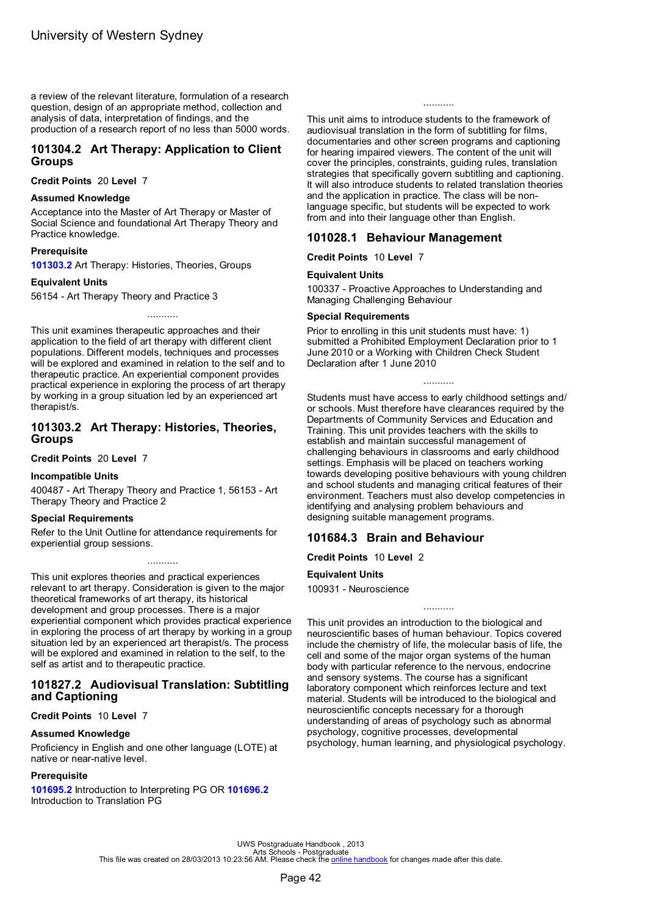a review of the relevant literature, formulation of a research question, design of an appropriate method, collection and analysis of data, interpretation of findings, and the production of a research report of no less than 5000 words.

## 101304.2 Art Therapy: Application to Client Groups

**Credit Points** 20 **Level** 7

**Assumed Knowledge**

Acceptance into the Master of Art Therapy or Master of Social Science and foundational Art Therapy Theory and Practice knowledge.

**Prerequisite**

**101303.2** Art Therapy: Histories, Theories, Groups

**Equivalent Units**

56154 - Art Therapy Theory and Practice 3

...........

This unit examines therapeutic approaches and their application to the field of art therapy with different client populations. Different models, techniques and processes will be explored and examined in relation to the self and to therapeutic practice. An experiential component provides practical experience in exploring the process of art therapy by working in a group situation led by an experienced art therapist/s.

## 101303.2 Art Therapy: Histories, Theories, Groups

**Credit Points** 20 **Level** 7

**Incompatible Units**

400487 - Art Therapy Theory and Practice 1, 56153 - Art Therapy Theory and Practice 2

**Special Requirements**

Refer to the Unit Outline for attendance requirements for experiential group sessions.

...........

This unit explores theories and practical experiences relevant to art therapy. Consideration is given to the major theoretical frameworks of art therapy, its historical development and group processes. There is a major experiential component which provides practical experience in exploring the process of art therapy by working in a group situation led by an experienced art therapist/s. The process will be explored and examined in relation to the self, to the self as artist and to therapeutic practice.

## 101827.2 Audiovisual Translation: Subtitling and Captioning

**Credit Points** 10 **Level** 7

**Assumed Knowledge**

Proficiency in English and one other language (LOTE) at native or near-native level.

**Prerequisite**

**101695.2** Introduction to Interpreting PG OR **101696.2** Introduction to Translation PG

...........

This unit aims to introduce students to the framework of audiovisual translation in the form of subtitling for films, documentaries and other screen programs and captioning for hearing impaired viewers. The content of the unit will cover the principles, constraints, guiding rules, translation strategies that specifically govern subtitling and captioning. It will also introduce students to related translation theories and the application in practice. The class will be non-language specific, but students will be expected to work from and into their language other than English.

## 101028.1 Behaviour Management

**Credit Points** 10 **Level** 7

**Equivalent Units**

100337 - Proactive Approaches to Understanding and Managing Challenging Behaviour

**Special Requirements**

Prior to enrolling in this unit students must have: 1) submitted a Prohibited Employment Declaration prior to 1 June 2010 or a Working with Children Check Student Declaration after 1 June 2010

...........

Students must have access to early childhood settings and/or schools. Must therefore have clearances required by the Departments of Community Services and Education and Training. This unit provides teachers with the skills to establish and maintain successful management of challenging behaviours in classrooms and early childhood settings. Emphasis will be placed on teachers working towards developing positive behaviours with young children and school students and managing critical features of their environment. Teachers must also develop competencies in identifying and analysing problem behaviours and designing suitable management programs.

## 101684.3 Brain and Behaviour

**Credit Points** 10 **Level** 2

**Equivalent Units**

100931 - Neuroscience

...........

This unit provides an introduction to the biological and neuroscientific bases of human behaviour. Topics covered include the chemistry of life, the molecular basis of life, the cell and some of the major organ systems of the human body with particular reference to the nervous, endocrine and sensory systems. The course has a significant laboratory component which reinforces lecture and text material. Students will be introduced to the biological and neuroscientific concepts necessary for a thorough understanding of areas of psychology such as abnormal psychology, cognitive processes, developmental psychology, human learning, and physiological psychology.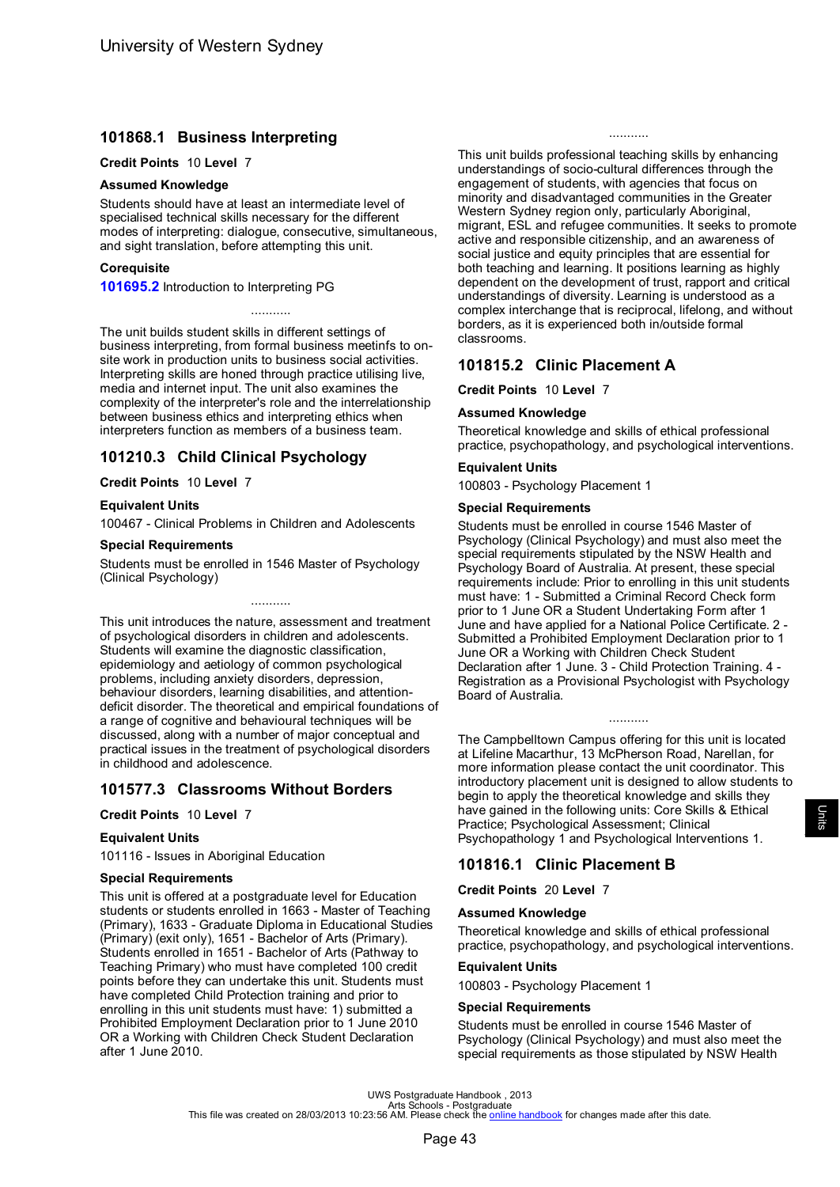## 101868.1 Business Interpreting

**Credit Points** 10 **Level** 7

### Assumed Knowledge

Students should have at least an intermediate level of specialised technical skills necessary for the different modes of interpreting: dialogue, consecutive, simultaneous, and sight translation, before attempting this unit.

### Corequisite

**101695.2** Introduction to Interpreting PG

...........

The unit builds student skills in different settings of business interpreting, from formal business meetinfs to on-site work in production units to business social activities. Interpreting skills are honed through practice utilising live, media and internet input. The unit also examines the complexity of the interpreter's role and the interrelationship between business ethics and interpreting ethics when interpreters function as members of a business team.

## 101210.3 Child Clinical Psychology

**Credit Points** 10 **Level** 7

### Equivalent Units

100467 - Clinical Problems in Children and Adolescents

### Special Requirements

Students must be enrolled in 1546 Master of Psychology (Clinical Psychology)

...........

This unit introduces the nature, assessment and treatment of psychological disorders in children and adolescents. Students will examine the diagnostic classification, epidemiology and aetiology of common psychological problems, including anxiety disorders, depression, behaviour disorders, learning disabilities, and attention-deficit disorder. The theoretical and empirical foundations of a range of cognitive and behavioural techniques will be discussed, along with a number of major conceptual and practical issues in the treatment of psychological disorders in childhood and adolescence.

## 101577.3 Classrooms Without Borders

**Credit Points** 10 **Level** 7

### Equivalent Units

101116 - Issues in Aboriginal Education

### Special Requirements

This unit is offered at a postgraduate level for Education students or students enrolled in 1663 - Master of Teaching (Primary), 1633 - Graduate Diploma in Educational Studies (Primary) (exit only), 1651 - Bachelor of Arts (Primary). Students enrolled in 1651 - Bachelor of Arts (Pathway to Teaching Primary) who must have completed 100 credit points before they can undertake this unit. Students must have completed Child Protection training and prior to enrolling in this unit students must have: 1) submitted a Prohibited Employment Declaration prior to 1 June 2010 OR a Working with Children Check Student Declaration after 1 June 2010.

...........

This unit builds professional teaching skills by enhancing understandings of socio-cultural differences through the engagement of students, with agencies that focus on minority and disadvantaged communities in the Greater Western Sydney region only, particularly Aboriginal, migrant, ESL and refugee communities. It seeks to promote active and responsible citizenship, and an awareness of social justice and equity principles that are essential for both teaching and learning. It positions learning as highly dependent on the development of trust, rapport and critical understandings of diversity. Learning is understood as a complex interchange that is reciprocal, lifelong, and without borders, as it is experienced both in/outside formal classrooms.

## 101815.2 Clinic Placement A

**Credit Points** 10 **Level** 7

### Assumed Knowledge

Theoretical knowledge and skills of ethical professional practice, psychopathology, and psychological interventions.

### Equivalent Units

100803 - Psychology Placement 1

### Special Requirements

Students must be enrolled in course 1546 Master of Psychology (Clinical Psychology) and must also meet the special requirements stipulated by the NSW Health and Psychology Board of Australia. At present, these special requirements include: Prior to enrolling in this unit students must have: 1 - Submitted a Criminal Record Check form prior to 1 June OR a Student Undertaking Form after 1 June and have applied for a National Police Certificate. 2 - Submitted a Prohibited Employment Declaration prior to 1 June OR a Working with Children Check Student Declaration after 1 June. 3 - Child Protection Training. 4 - Registration as a Provisional Psychologist with Psychology Board of Australia.

...........

The Campbelltown Campus offering for this unit is located at Lifeline Macarthur, 13 McPherson Road, Narellan, for more information please contact the unit coordinator. This introductory placement unit is designed to allow students to begin to apply the theoretical knowledge and skills they have gained in the following units: Core Skills & Ethical Practice; Psychological Assessment; Clinical Psychopathology 1 and Psychological Interventions 1.

## 101816.1 Clinic Placement B

**Credit Points** 20 **Level** 7

### Assumed Knowledge

Theoretical knowledge and skills of ethical professional practice, psychopathology, and psychological interventions.

### Equivalent Units

100803 - Psychology Placement 1

### Special Requirements

Students must be enrolled in course 1546 Master of Psychology (Clinical Psychology) and must also meet the special requirements as those stipulated by NSW Health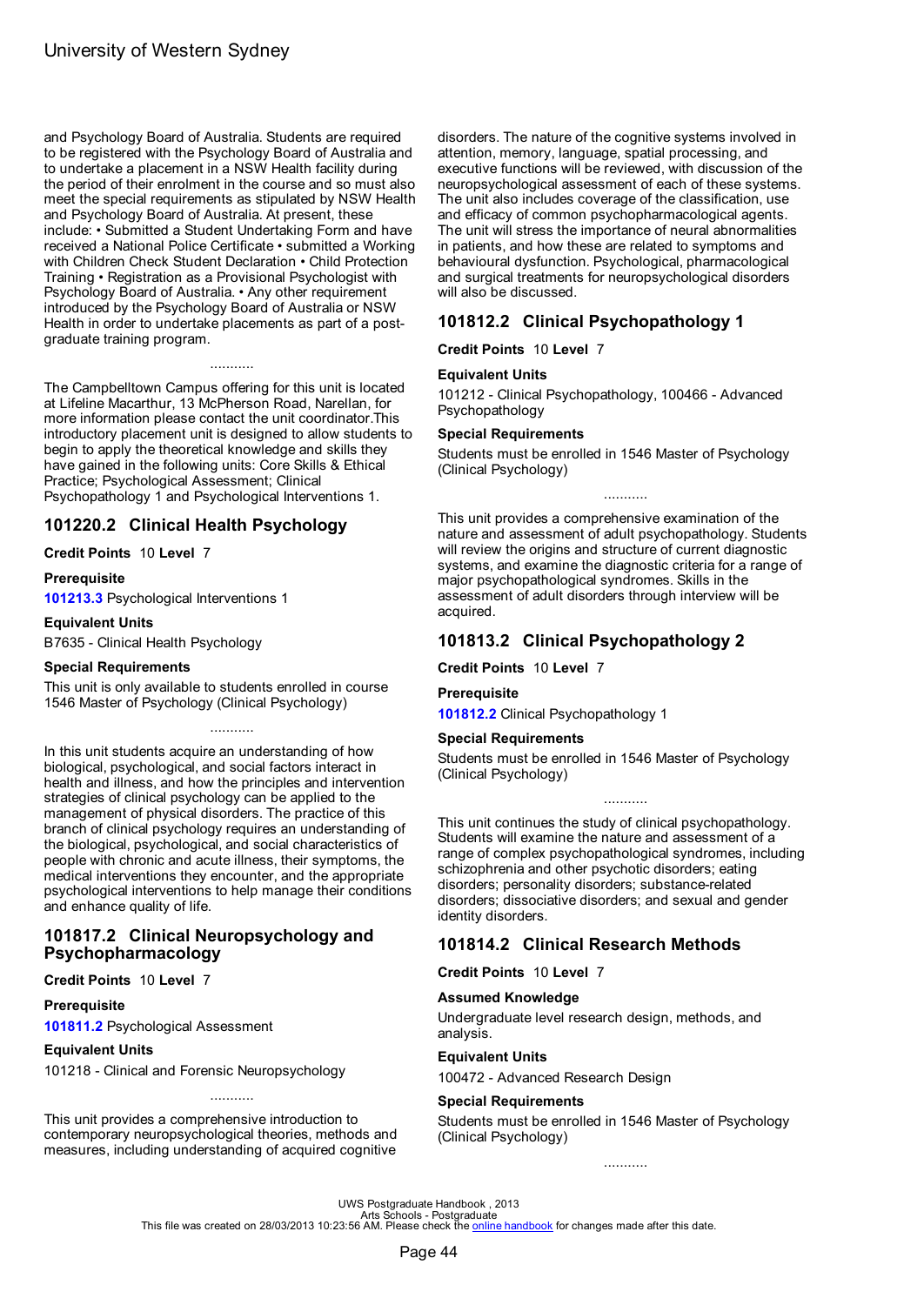and Psychology Board of Australia. Students are required to be registered with the Psychology Board of Australia and to undertake a placement in a NSW Health facility during the period of their enrolment in the course and so must also meet the special requirements as stipulated by NSW Health and Psychology Board of Australia. At present, these include: • Submitted a Student Undertaking Form and have received a National Police Certificate • submitted a Working with Children Check Student Declaration • Child Protection Training • Registration as a Provisional Psychologist with Psychology Board of Australia. • Any other requirement introduced by the Psychology Board of Australia or NSW Health in order to undertake placements as part of a post-graduate training program.

...........

The Campbelltown Campus offering for this unit is located at Lifeline Macarthur, 13 McPherson Road, Narellan, for more information please contact the unit coordinator.This introductory placement unit is designed to allow students to begin to apply the theoretical knowledge and skills they have gained in the following units: Core Skills & Ethical Practice; Psychological Assessment; Clinical Psychopathology 1 and Psychological Interventions 1.

## 101220.2 Clinical Health Psychology

**Credit Points** 10 **Level** 7

**Prerequisite**

**101213.3** Psychological Interventions 1

**Equivalent Units**

B7635 - Clinical Health Psychology

**Special Requirements**

This unit is only available to students enrolled in course 1546 Master of Psychology (Clinical Psychology)

...........

In this unit students acquire an understanding of how biological, psychological, and social factors interact in health and illness, and how the principles and intervention strategies of clinical psychology can be applied to the management of physical disorders. The practice of this branch of clinical psychology requires an understanding of the biological, psychological, and social characteristics of people with chronic and acute illness, their symptoms, the medical interventions they encounter, and the appropriate psychological interventions to help manage their conditions and enhance quality of life.

## 101817.2 Clinical Neuropsychology and Psychopharmacology

**Credit Points** 10 **Level** 7

**Prerequisite**

**101811.2** Psychological Assessment

**Equivalent Units**

101218 - Clinical and Forensic Neuropsychology

...........

This unit provides a comprehensive introduction to contemporary neuropsychological theories, methods and measures, including understanding of acquired cognitive disorders. The nature of the cognitive systems involved in attention, memory, language, spatial processing, and executive functions will be reviewed, with discussion of the neuropsychological assessment of each of these systems. The unit also includes coverage of the classification, use and efficacy of common psychopharmacological agents. The unit will stress the importance of neural abnormalities in patients, and how these are related to symptoms and behavioural dysfunction. Psychological, pharmacological and surgical treatments for neuropsychological disorders will also be discussed.

## 101812.2 Clinical Psychopathology 1

**Credit Points** 10 **Level** 7

**Equivalent Units**

101212 - Clinical Psychopathology, 100466 - Advanced Psychopathology

**Special Requirements**

Students must be enrolled in 1546 Master of Psychology (Clinical Psychology)

...........

This unit provides a comprehensive examination of the nature and assessment of adult psychopathology. Students will review the origins and structure of current diagnostic systems, and examine the diagnostic criteria for a range of major psychopathological syndromes. Skills in the assessment of adult disorders through interview will be acquired.

## 101813.2 Clinical Psychopathology 2

**Credit Points** 10 **Level** 7

**Prerequisite**

**101812.2** Clinical Psychopathology 1

**Special Requirements**

Students must be enrolled in 1546 Master of Psychology (Clinical Psychology)

...........

This unit continues the study of clinical psychopathology. Students will examine the nature and assessment of a range of complex psychopathological syndromes, including schizophrenia and other psychotic disorders; eating disorders; personality disorders; substance-related disorders; dissociative disorders; and sexual and gender identity disorders.

## 101814.2 Clinical Research Methods

**Credit Points** 10 **Level** 7

**Assumed Knowledge**

Undergraduate level research design, methods, and analysis.

**Equivalent Units**

100472 - Advanced Research Design

**Special Requirements**

Students must be enrolled in 1546 Master of Psychology (Clinical Psychology)

...........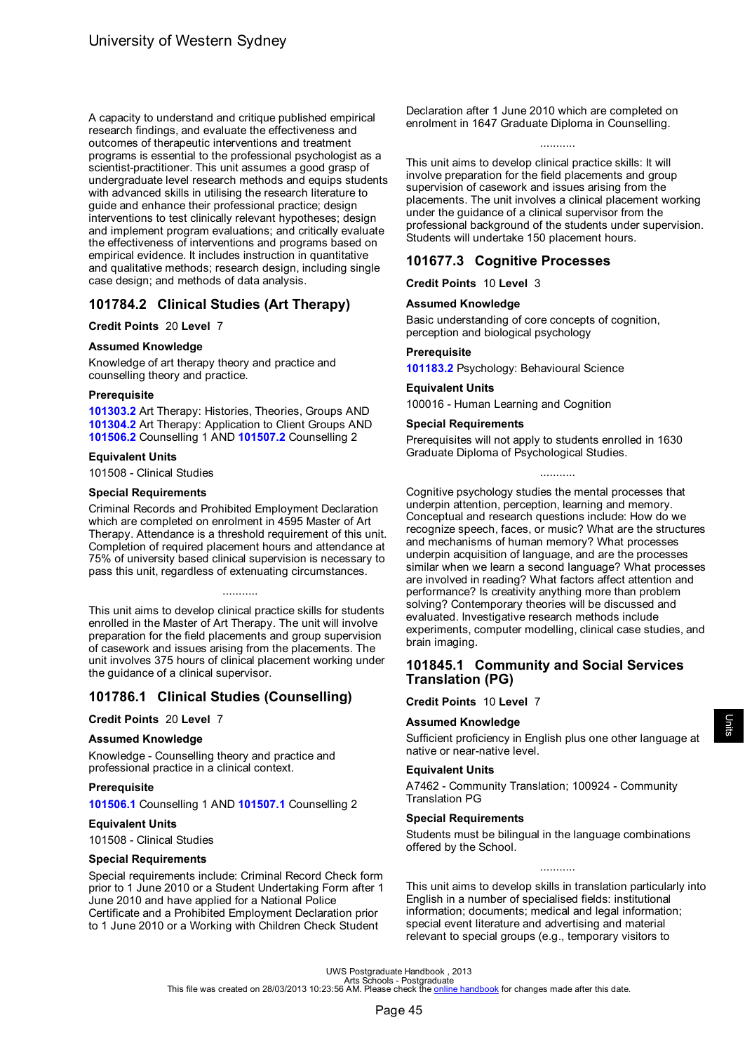A capacity to understand and critique published empirical research findings, and evaluate the effectiveness and outcomes of therapeutic interventions and treatment programs is essential to the professional psychologist as a scientist-practitioner. This unit assumes a good grasp of undergraduate level research methods and equips students with advanced skills in utilising the research literature to guide and enhance their professional practice; design interventions to test clinically relevant hypotheses; design and implement program evaluations; and critically evaluate the effectiveness of interventions and programs based on empirical evidence. It includes instruction in quantitative and qualitative methods; research design, including single case design; and methods of data analysis.

## 101784.2 Clinical Studies (Art Therapy)

**Credit Points** 20 **Level** 7

**Assumed Knowledge**

Knowledge of art therapy theory and practice and counselling theory and practice.

**Prerequisite**

**101303.2** Art Therapy: Histories, Theories, Groups AND **101304.2** Art Therapy: Application to Client Groups AND **101506.2** Counselling 1 AND **101507.2** Counselling 2

**Equivalent Units**

101508 - Clinical Studies

**Special Requirements**

Criminal Records and Prohibited Employment Declaration which are completed on enrolment in 4595 Master of Art Therapy. Attendance is a threshold requirement of this unit. Completion of required placement hours and attendance at 75% of university based clinical supervision is necessary to pass this unit, regardless of extenuating circumstances.

...........

This unit aims to develop clinical practice skills for students enrolled in the Master of Art Therapy. The unit will involve preparation for the field placements and group supervision of casework and issues arising from the placements. The unit involves 375 hours of clinical placement working under the guidance of a clinical supervisor.

## 101786.1 Clinical Studies (Counselling)

**Credit Points** 20 **Level** 7

**Assumed Knowledge**

Knowledge - Counselling theory and practice and professional practice in a clinical context.

**Prerequisite**

**101506.1** Counselling 1 AND **101507.1** Counselling 2

**Equivalent Units**

101508 - Clinical Studies

**Special Requirements**

Special requirements include: Criminal Record Check form prior to 1 June 2010 or a Student Undertaking Form after 1 June 2010 and have applied for a National Police Certificate and a Prohibited Employment Declaration prior to 1 June 2010 or a Working with Children Check Student Declaration after 1 June 2010 which are completed on enrolment in 1647 Graduate Diploma in Counselling.

...........

This unit aims to develop clinical practice skills: It will involve preparation for the field placements and group supervision of casework and issues arising from the placements. The unit involves a clinical placement working under the guidance of a clinical supervisor from the professional background of the students under supervision. Students will undertake 150 placement hours.

## 101677.3 Cognitive Processes

**Credit Points** 10 **Level** 3

**Assumed Knowledge**

Basic understanding of core concepts of cognition, perception and biological psychology

**Prerequisite**

**101183.2** Psychology: Behavioural Science

**Equivalent Units**

100016 - Human Learning and Cognition

**Special Requirements**

Prerequisites will not apply to students enrolled in 1630 Graduate Diploma of Psychological Studies.

...........

Cognitive psychology studies the mental processes that underpin attention, perception, learning and memory. Conceptual and research questions include: How do we recognize speech, faces, or music? What are the structures and mechanisms of human memory? What processes underpin acquisition of language, and are the processes similar when we learn a second language? What processes are involved in reading? What factors affect attention and performance? Is creativity anything more than problem solving? Contemporary theories will be discussed and evaluated. Investigative research methods include experiments, computer modelling, clinical case studies, and brain imaging.

## 101845.1 Community and Social Services Translation (PG)

**Credit Points** 10 **Level** 7

**Assumed Knowledge**

Sufficient proficiency in English plus one other language at native or near-native level.

**Equivalent Units**

A7462 - Community Translation; 100924 - Community Translation PG

**Special Requirements**

Students must be bilingual in the language combinations offered by the School.

...........

This unit aims to develop skills in translation particularly into English in a number of specialised fields: institutional information; documents; medical and legal information; special event literature and advertising and material relevant to special groups (e.g., temporary visitors to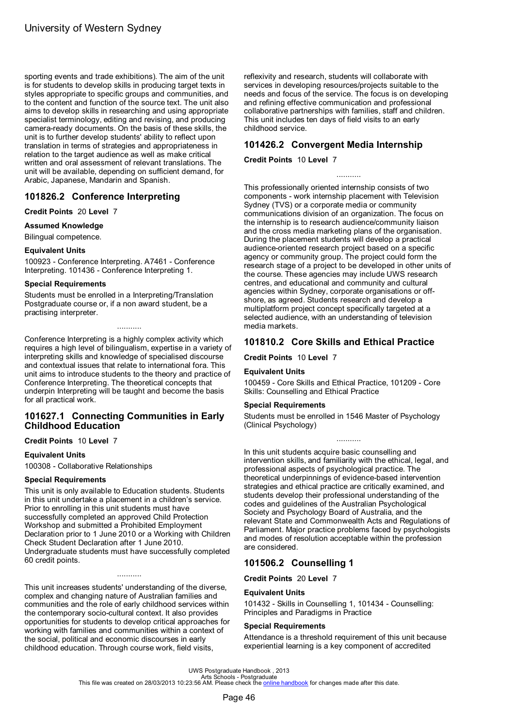sporting events and trade exhibitions). The aim of the unit is for students to develop skills in producing target texts in styles appropriate to specific groups and communities, and to the content and function of the source text. The unit also aims to develop skills in researching and using appropriate specialist terminology, editing and revising, and producing camera-ready documents. On the basis of these skills, the unit is to further develop students' ability to reflect upon translation in terms of strategies and appropriateness in relation to the target audience as well as make critical written and oral assessment of relevant translations. The unit will be available, depending on sufficient demand, for Arabic, Japanese, Mandarin and Spanish.

## 101826.2 Conference Interpreting

**Credit Points** 20 **Level** 7

### Assumed Knowledge

Bilingual competence.

### Equivalent Units

100923 - Conference Interpreting. A7461 - Conference Interpreting. 101436 - Conference Interpreting 1.

### Special Requirements

Students must be enrolled in a Interpreting/Translation Postgraduate course or, if a non award student, be a practising interpreter.

...........

Conference Interpreting is a highly complex activity which requires a high level of bilingualism, expertise in a variety of interpreting skills and knowledge of specialised discourse and contextual issues that relate to international fora. This unit aims to introduce students to the theory and practice of Conference Interpreting. The theoretical concepts that underpin Interpreting will be taught and become the basis for all practical work.

## 101627.1 Connecting Communities in Early Childhood Education

**Credit Points** 10 **Level** 7

### Equivalent Units

100308 - Collaborative Relationships

### Special Requirements

This unit is only available to Education students. Students in this unit undertake a placement in a children's service. Prior to enrolling in this unit students must have successfully completed an approved Child Protection Workshop and submitted a Prohibited Employment Declaration prior to 1 June 2010 or a Working with Children Check Student Declaration after 1 June 2010. Undergraduate students must have successfully completed 60 credit points.

...........

This unit increases students' understanding of the diverse, complex and changing nature of Australian families and communities and the role of early childhood services within the contemporary socio-cultural context. It also provides opportunities for students to develop critical approaches for working with families and communities within a context of the social, political and economic discourses in early childhood education. Through course work, field visits, reflexivity and research, students will collaborate with services in developing resources/projects suitable to the needs and focus of the service. The focus is on developing and refining effective communication and professional collaborative partnerships with families, staff and children. This unit includes ten days of field visits to an early childhood service.

## 101426.2 Convergent Media Internship

**Credit Points** 10 **Level** 7

...........

This professionally oriented internship consists of two components - work internship placement with Television Sydney (TVS) or a corporate media or community communications division of an organization. The focus on the internship is to research audience/community liaison and the cross media marketing plans of the organisation. During the placement students will develop a practical audience-oriented research project based on a specific agency or community group. The project could form the research stage of a project to be developed in other units of the course. These agencies may include UWS research centres, and educational and community and cultural agencies within Sydney, corporate organisations or off-shore, as agreed. Students research and develop a multiplatform project concept specifically targeted at a selected audience, with an understanding of television media markets.

## 101810.2 Core Skills and Ethical Practice

**Credit Points** 10 **Level** 7

### Equivalent Units

100459 - Core Skills and Ethical Practice, 101209 - Core Skills: Counselling and Ethical Practice

### Special Requirements

Students must be enrolled in 1546 Master of Psychology (Clinical Psychology)

...........

In this unit students acquire basic counselling and intervention skills, and familiarity with the ethical, legal, and professional aspects of psychological practice. The theoretical underpinnings of evidence-based intervention strategies and ethical practice are critically examined, and students develop their professional understanding of the codes and guidelines of the Australian Psychological Society and Psychology Board of Australia, and the relevant State and Commonwealth Acts and Regulations of Parliament. Major practice problems faced by psychologists and modes of resolution acceptable within the profession are considered.

## 101506.2 Counselling 1

**Credit Points** 20 **Level** 7

### Equivalent Units

101432 - Skills in Counselling 1, 101434 - Counselling: Principles and Paradigms in Practice

### Special Requirements

Attendance is a threshold requirement of this unit because experiential learning is a key component of accredited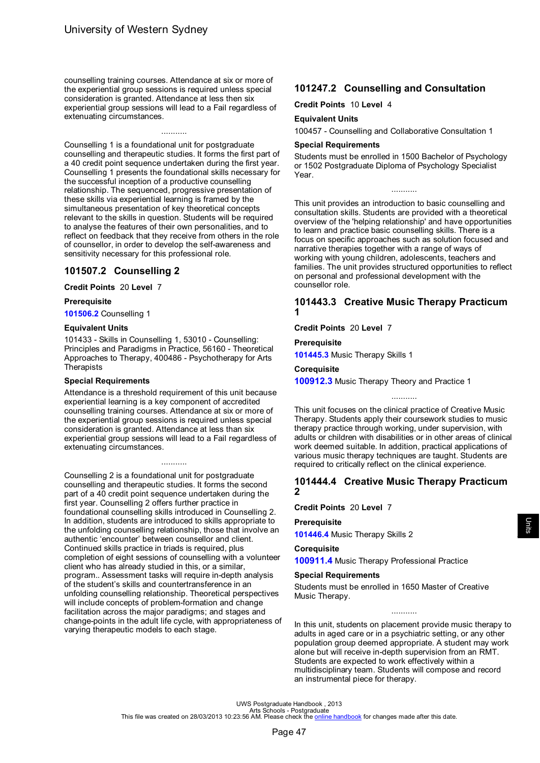counselling training courses. Attendance at six or more of the experiential group sessions is required unless special consideration is granted. Attendance at less then six experiential group sessions will lead to a Fail regardless of extenuating circumstances.

...........

Counselling 1 is a foundational unit for postgraduate counselling and therapeutic studies. It forms the first part of a 40 credit point sequence undertaken during the first year. Counselling 1 presents the foundational skills necessary for the successful inception of a productive counselling relationship. The sequenced, progressive presentation of these skills via experiential learning is framed by the simultaneous presentation of key theoretical concepts relevant to the skills in question. Students will be required to analyse the features of their own personalities, and to reflect on feedback that they receive from others in the role of counsellor, in order to develop the self-awareness and sensitivity necessary for this professional role.

## 101507.2 Counselling 2

**Credit Points** 20 **Level** 7

**Prerequisite**

**101506.2** Counselling 1

**Equivalent Units**

101433 - Skills in Counselling 1, 53010 - Counselling: Principles and Paradigms in Practice, 56160 - Theoretical Approaches to Therapy, 400486 - Psychotherapy for Arts Therapists

**Special Requirements**

Attendance is a threshold requirement of this unit because experiential learning is a key component of accredited counselling training courses. Attendance at six or more of the experiential group sessions is required unless special consideration is granted. Attendance at less than six experiential group sessions will lead to a Fail regardless of extenuating circumstances.

...........

Counselling 2 is a foundational unit for postgraduate counselling and therapeutic studies. It forms the second part of a 40 credit point sequence undertaken during the first year. Counselling 2 offers further practice in foundational counselling skills introduced in Counselling 2. In addition, students are introduced to skills appropriate to the unfolding counselling relationship, those that involve an authentic 'encounter' between counsellor and client. Continued skills practice in triads is required, plus completion of eight sessions of counselling with a volunteer client who has already studied in this, or a similar, program.. Assessment tasks will require in-depth analysis of the student's skills and countertransference in an unfolding counselling relationship. Theoretical perspectives will include concepts of problem-formation and change facilitation across the major paradigms; and stages and change-points in the adult life cycle, with appropriateness of varying therapeutic models to each stage.

## 101247.2 Counselling and Consultation

**Credit Points** 10 **Level** 4

**Equivalent Units**

100457 - Counselling and Collaborative Consultation 1

**Special Requirements**

Students must be enrolled in 1500 Bachelor of Psychology or 1502 Postgraduate Diploma of Psychology Specialist Year.

...........

This unit provides an introduction to basic counselling and consultation skills. Students are provided with a theoretical overview of the 'helping relationship' and have opportunities to learn and practice basic counselling skills. There is a focus on specific approaches such as solution focused and narrative therapies together with a range of ways of working with young children, adolescents, teachers and families. The unit provides structured opportunities to reflect on personal and professional development with the counsellor role.

## 101443.3 Creative Music Therapy Practicum 1

**Credit Points** 20 **Level** 7

**Prerequisite**

**101445.3** Music Therapy Skills 1

**Corequisite**

**100912.3** Music Therapy Theory and Practice 1

...........

This unit focuses on the clinical practice of Creative Music Therapy. Students apply their coursework studies to music therapy practice through working, under supervision, with adults or children with disabilities or in other areas of clinical work deemed suitable. In addition, practical applications of various music therapy techniques are taught. Students are required to critically reflect on the clinical experience.

## 101444.4 Creative Music Therapy Practicum 2

**Credit Points** 20 **Level** 7

**Prerequisite**

**101446.4** Music Therapy Skills 2

**Corequisite**

**100911.4** Music Therapy Professional Practice

**Special Requirements**

Students must be enrolled in 1650 Master of Creative Music Therapy.

...........

In this unit, students on placement provide music therapy to adults in aged care or in a psychiatric setting, or any other population group deemed appropriate. A student may work alone but will receive in-depth supervision from an RMT. Students are expected to work effectively within a multidisciplinary team. Students will compose and record an instrumental piece for therapy.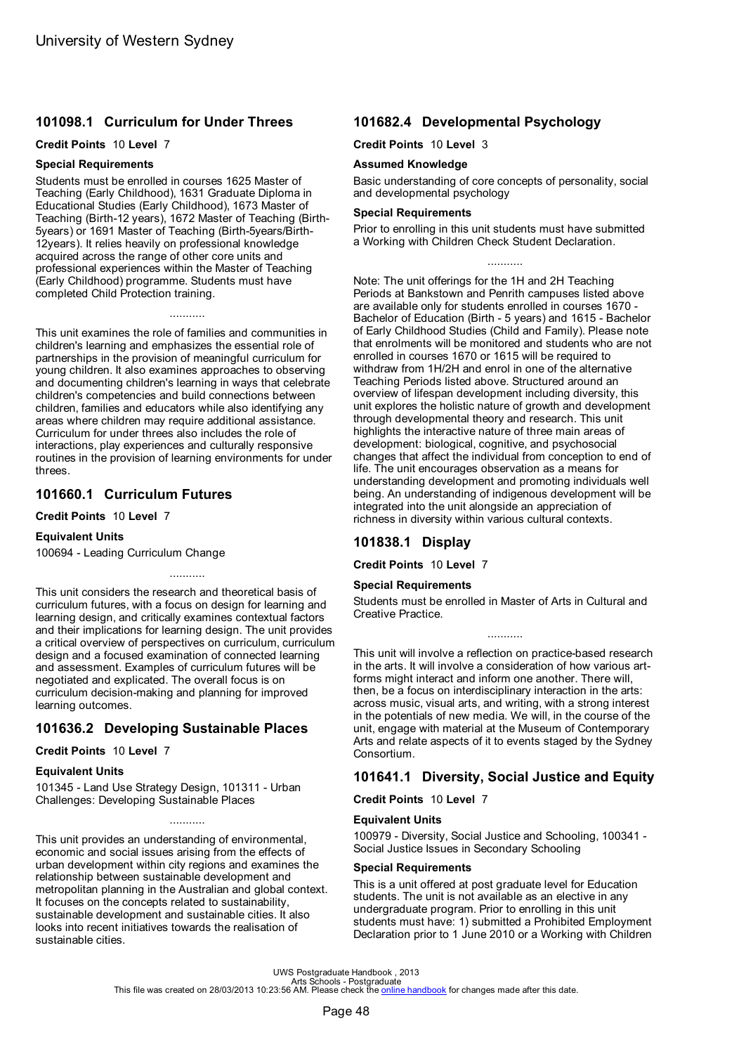## 101098.1 Curriculum for Under Threes

**Credit Points** 10 **Level** 7

### Special Requirements

Students must be enrolled in courses 1625 Master of Teaching (Early Childhood), 1631 Graduate Diploma in Educational Studies (Early Childhood), 1673 Master of Teaching (Birth-12 years), 1672 Master of Teaching (Birth-5years) or 1691 Master of Teaching (Birth-5years/Birth-12years). It relies heavily on professional knowledge acquired across the range of other core units and professional experiences within the Master of Teaching (Early Childhood) programme. Students must have completed Child Protection training.

...........

This unit examines the role of families and communities in children's learning and emphasizes the essential role of partnerships in the provision of meaningful curriculum for young children. It also examines approaches to observing and documenting children's learning in ways that celebrate children's competencies and build connections between children, families and educators while also identifying any areas where children may require additional assistance. Curriculum for under threes also includes the role of interactions, play experiences and culturally responsive routines in the provision of learning environments for under threes.

## 101660.1 Curriculum Futures

**Credit Points** 10 **Level** 7

### Equivalent Units

100694 - Leading Curriculum Change

...........

This unit considers the research and theoretical basis of curriculum futures, with a focus on design for learning and learning design, and critically examines contextual factors and their implications for learning design. The unit provides a critical overview of perspectives on curriculum, curriculum design and a focused examination of connected learning and assessment. Examples of curriculum futures will be negotiated and explicated. The overall focus is on curriculum decision-making and planning for improved learning outcomes.

## 101636.2 Developing Sustainable Places

**Credit Points** 10 **Level** 7

### Equivalent Units

101345 - Land Use Strategy Design, 101311 - Urban Challenges: Developing Sustainable Places

...........

This unit provides an understanding of environmental, economic and social issues arising from the effects of urban development within city regions and examines the relationship between sustainable development and metropolitan planning in the Australian and global context. It focuses on the concepts related to sustainability, sustainable development and sustainable cities. It also looks into recent initiatives towards the realisation of sustainable cities.

## 101682.4 Developmental Psychology

**Credit Points** 10 **Level** 3

### Assumed Knowledge

Basic understanding of core concepts of personality, social and developmental psychology

### Special Requirements

Prior to enrolling in this unit students must have submitted a Working with Children Check Student Declaration.

...........

Note: The unit offerings for the 1H and 2H Teaching Periods at Bankstown and Penrith campuses listed above are available only for students enrolled in courses 1670 - Bachelor of Education (Birth - 5 years) and 1615 - Bachelor of Early Childhood Studies (Child and Family). Please note that enrolments will be monitored and students who are not enrolled in courses 1670 or 1615 will be required to withdraw from 1H/2H and enrol in one of the alternative Teaching Periods listed above. Structured around an overview of lifespan development including diversity, this unit explores the holistic nature of growth and development through developmental theory and research. This unit highlights the interactive nature of three main areas of development: biological, cognitive, and psychosocial changes that affect the individual from conception to end of life. The unit encourages observation as a means for understanding development and promoting individuals well being. An understanding of indigenous development will be integrated into the unit alongside an appreciation of richness in diversity within various cultural contexts.

## 101838.1 Display

**Credit Points** 10 **Level** 7

### Special Requirements

Students must be enrolled in Master of Arts in Cultural and Creative Practice.

...........

This unit will involve a reflection on practice-based research in the arts. It will involve a consideration of how various art-forms might interact and inform one another. There will, then, be a focus on interdisciplinary interaction in the arts: across music, visual arts, and writing, with a strong interest in the potentials of new media. We will, in the course of the unit, engage with material at the Museum of Contemporary Arts and relate aspects of it to events staged by the Sydney Consortium.

## 101641.1 Diversity, Social Justice and Equity

**Credit Points** 10 **Level** 7

### Equivalent Units

100979 - Diversity, Social Justice and Schooling, 100341 - Social Justice Issues in Secondary Schooling

### Special Requirements

This is a unit offered at post graduate level for Education students. The unit is not available as an elective in any undergraduate program. Prior to enrolling in this unit students must have: 1) submitted a Prohibited Employment Declaration prior to 1 June 2010 or a Working with Children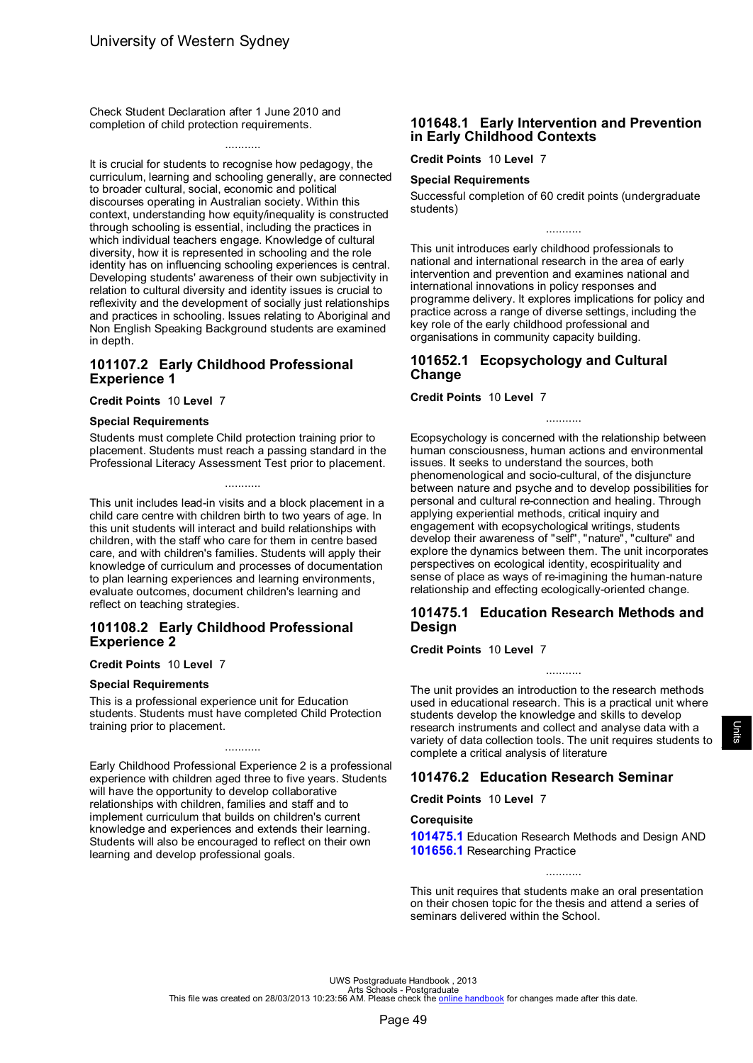Check Student Declaration after 1 June 2010 and completion of child protection requirements.

...........

It is crucial for students to recognise how pedagogy, the curriculum, learning and schooling generally, are connected to broader cultural, social, economic and political discourses operating in Australian society. Within this context, understanding how equity/inequality is constructed through schooling is essential, including the practices in which individual teachers engage. Knowledge of cultural diversity, how it is represented in schooling and the role identity has on influencing schooling experiences is central. Developing students' awareness of their own subjectivity in relation to cultural diversity and identity issues is crucial to reflexivity and the development of socially just relationships and practices in schooling. Issues relating to Aboriginal and Non English Speaking Background students are examined in depth.

## 101107.2 Early Childhood Professional Experience 1

**Credit Points** 10 **Level** 7

**Special Requirements**

Students must complete Child protection training prior to placement. Students must reach a passing standard in the Professional Literacy Assessment Test prior to placement.

...........

This unit includes lead-in visits and a block placement in a child care centre with children birth to two years of age. In this unit students will interact and build relationships with children, with the staff who care for them in centre based care, and with children's families. Students will apply their knowledge of curriculum and processes of documentation to plan learning experiences and learning environments, evaluate outcomes, document children's learning and reflect on teaching strategies.

## 101108.2 Early Childhood Professional Experience 2

**Credit Points** 10 **Level** 7

**Special Requirements**

This is a professional experience unit for Education students. Students must have completed Child Protection training prior to placement.

...........

Early Childhood Professional Experience 2 is a professional experience with children aged three to five years. Students will have the opportunity to develop collaborative relationships with children, families and staff and to implement curriculum that builds on children's current knowledge and experiences and extends their learning. Students will also be encouraged to reflect on their own learning and develop professional goals.

## 101648.1 Early Intervention and Prevention in Early Childhood Contexts

**Credit Points** 10 **Level** 7

**Special Requirements**

Successful completion of 60 credit points (undergraduate students)

...........

This unit introduces early childhood professionals to national and international research in the area of early intervention and prevention and examines national and international innovations in policy responses and programme delivery. It explores implications for policy and practice across a range of diverse settings, including the key role of the early childhood professional and organisations in community capacity building.

## 101652.1 Ecopsychology and Cultural Change

**Credit Points** 10 **Level** 7

...........

Ecopsychology is concerned with the relationship between human consciousness, human actions and environmental issues. It seeks to understand the sources, both phenomenological and socio-cultural, of the disjuncture between nature and psyche and to develop possibilities for personal and cultural re-connection and healing. Through applying experiential methods, critical inquiry and engagement with ecopsychological writings, students develop their awareness of "self", "nature", "culture" and explore the dynamics between them. The unit incorporates perspectives on ecological identity, ecospirituality and sense of place as ways of re-imagining the human-nature relationship and effecting ecologically-oriented change.

## 101475.1 Education Research Methods and Design

**Credit Points** 10 **Level** 7

...........

The unit provides an introduction to the research methods used in educational research. This is a practical unit where students develop the knowledge and skills to develop research instruments and collect and analyse data with a variety of data collection tools. The unit requires students to complete a critical analysis of literature

## 101476.2 Education Research Seminar

**Credit Points** 10 **Level** 7

**Corequisite**

**101475.1** Education Research Methods and Design AND
**101656.1** Researching Practice

...........

This unit requires that students make an oral presentation on their chosen topic for the thesis and attend a series of seminars delivered within the School.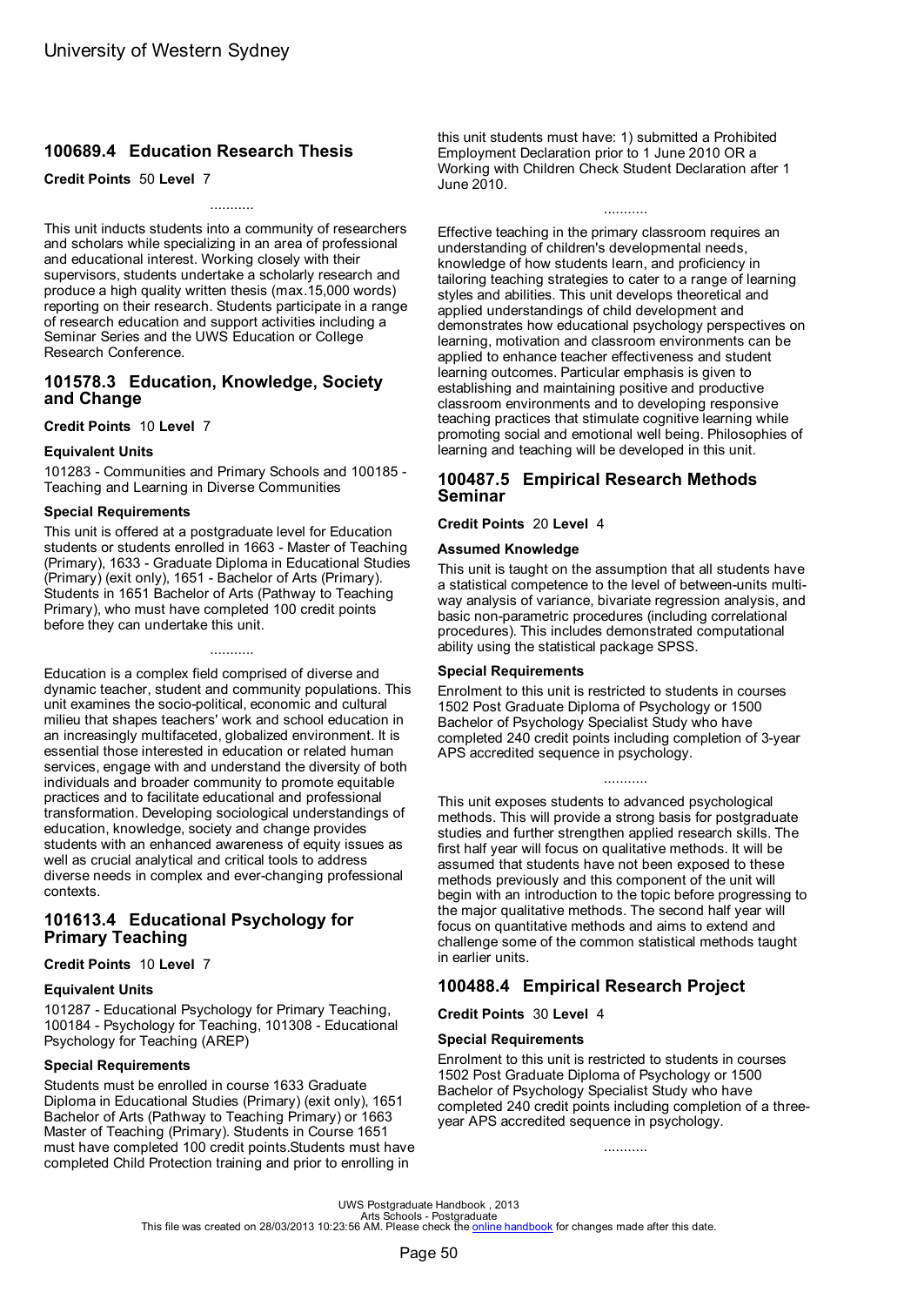## 100689.4 Education Research Thesis

**Credit Points** 50 **Level** 7

...........

This unit inducts students into a community of researchers and scholars while specializing in an area of professional and educational interest. Working closely with their supervisors, students undertake a scholarly research and produce a high quality written thesis (max.15,000 words) reporting on their research. Students participate in a range of research education and support activities including a Seminar Series and the UWS Education or College Research Conference.

## 101578.3 Education, Knowledge, Society and Change

**Credit Points** 10 **Level** 7

### Equivalent Units

101283 - Communities and Primary Schools and 100185 - Teaching and Learning in Diverse Communities

### Special Requirements

This unit is offered at a postgraduate level for Education students or students enrolled in 1663 - Master of Teaching (Primary), 1633 - Graduate Diploma in Educational Studies (Primary) (exit only), 1651 - Bachelor of Arts (Primary). Students in 1651 Bachelor of Arts (Pathway to Teaching Primary), who must have completed 100 credit points before they can undertake this unit.

...........

Education is a complex field comprised of diverse and dynamic teacher, student and community populations. This unit examines the socio-political, economic and cultural milieu that shapes teachers' work and school education in an increasingly multifaceted, globalized environment. It is essential those interested in education or related human services, engage with and understand the diversity of both individuals and broader community to promote equitable practices and to facilitate educational and professional transformation. Developing sociological understandings of education, knowledge, society and change provides students with an enhanced awareness of equity issues as well as crucial analytical and critical tools to address diverse needs in complex and ever-changing professional contexts.

## 101613.4 Educational Psychology for Primary Teaching

**Credit Points** 10 **Level** 7

### Equivalent Units

101287 - Educational Psychology for Primary Teaching, 100184 - Psychology for Teaching, 101308 - Educational Psychology for Teaching (AREP)

### Special Requirements

Students must be enrolled in course 1633 Graduate Diploma in Educational Studies (Primary) (exit only), 1651 Bachelor of Arts (Pathway to Teaching Primary) or 1663 Master of Teaching (Primary). Students in Course 1651 must have completed 100 credit points.Students must have completed Child Protection training and prior to enrolling in this unit students must have: 1) submitted a Prohibited Employment Declaration prior to 1 June 2010 OR a Working with Children Check Student Declaration after 1 June 2010.

...........

Effective teaching in the primary classroom requires an understanding of children's developmental needs, knowledge of how students learn, and proficiency in tailoring teaching strategies to cater to a range of learning styles and abilities. This unit develops theoretical and applied understandings of child development and demonstrates how educational psychology perspectives on learning, motivation and classroom environments can be applied to enhance teacher effectiveness and student learning outcomes. Particular emphasis is given to establishing and maintaining positive and productive classroom environments and to developing responsive teaching practices that stimulate cognitive learning while promoting social and emotional well being. Philosophies of learning and teaching will be developed in this unit.

## 100487.5 Empirical Research Methods Seminar

**Credit Points** 20 **Level** 4

### Assumed Knowledge

This unit is taught on the assumption that all students have a statistical competence to the level of between-units multi-way analysis of variance, bivariate regression analysis, and basic non-parametric procedures (including correlational procedures). This includes demonstrated computational ability using the statistical package SPSS.

### Special Requirements

Enrolment to this unit is restricted to students in courses 1502 Post Graduate Diploma of Psychology or 1500 Bachelor of Psychology Specialist Study who have completed 240 credit points including completion of 3-year APS accredited sequence in psychology.

...........

This unit exposes students to advanced psychological methods. This will provide a strong basis for postgraduate studies and further strengthen applied research skills. The first half year will focus on qualitative methods. It will be assumed that students have not been exposed to these methods previously and this component of the unit will begin with an introduction to the topic before progressing to the major qualitative methods. The second half year will focus on quantitative methods and aims to extend and challenge some of the common statistical methods taught in earlier units.

## 100488.4 Empirical Research Project

**Credit Points** 30 **Level** 4

### Special Requirements

Enrolment to this unit is restricted to students in courses 1502 Post Graduate Diploma of Psychology or 1500 Bachelor of Psychology Specialist Study who have completed 240 credit points including completion of a three-year APS accredited sequence in psychology.

...........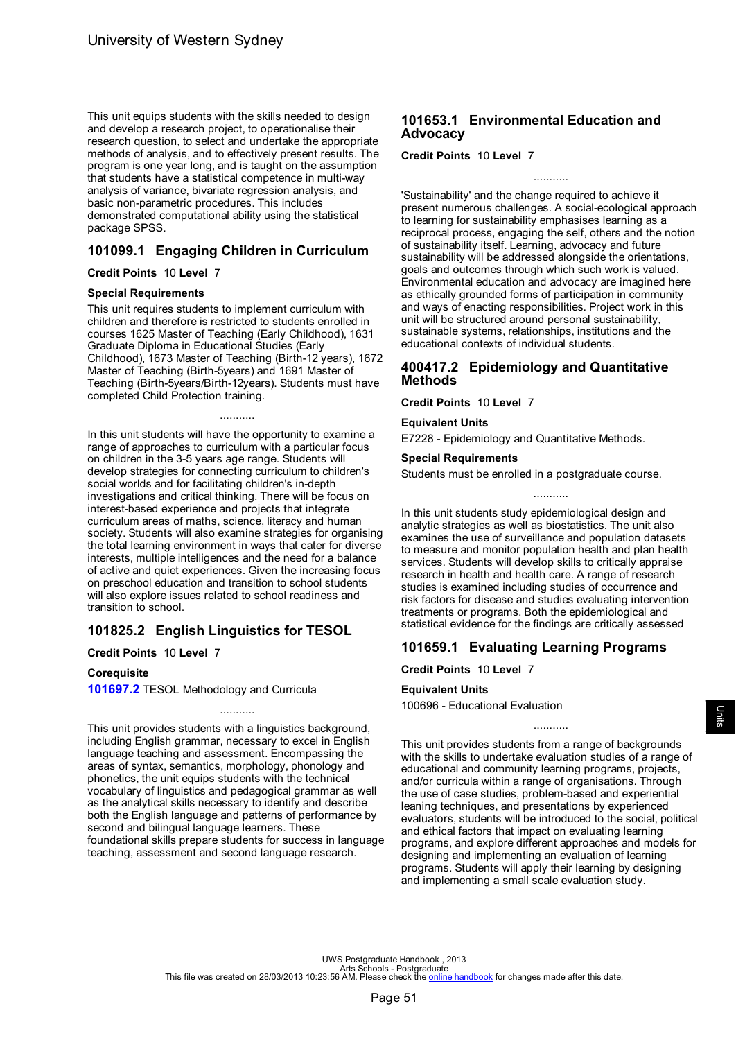This unit equips students with the skills needed to design and develop a research project, to operationalise their research question, to select and undertake the appropriate methods of analysis, and to effectively present results. The program is one year long, and is taught on the assumption that students have a statistical competence in multi-way analysis of variance, bivariate regression analysis, and basic non-parametric procedures. This includes demonstrated computational ability using the statistical package SPSS.

## 101099.1 Engaging Children in Curriculum

**Credit Points** 10 **Level** 7

**Special Requirements**

This unit requires students to implement curriculum with children and therefore is restricted to students enrolled in courses 1625 Master of Teaching (Early Childhood), 1631 Graduate Diploma in Educational Studies (Early Childhood), 1673 Master of Teaching (Birth-12 years), 1672 Master of Teaching (Birth-5years) and 1691 Master of Teaching (Birth-5years/Birth-12years). Students must have completed Child Protection training.

...........

In this unit students will have the opportunity to examine a range of approaches to curriculum with a particular focus on children in the 3-5 years age range. Students will develop strategies for connecting curriculum to children's social worlds and for facilitating children's in-depth investigations and critical thinking. There will be focus on interest-based experience and projects that integrate curriculum areas of maths, science, literacy and human society. Students will also examine strategies for organising the total learning environment in ways that cater for diverse interests, multiple intelligences and the need for a balance of active and quiet experiences. Given the increasing focus on preschool education and transition to school students will also explore issues related to school readiness and transition to school.

## 101825.2 English Linguistics for TESOL

**Credit Points** 10 **Level** 7

**Corequisite**

**101697.2** TESOL Methodology and Curricula

...........

This unit provides students with a linguistics background, including English grammar, necessary to excel in English language teaching and assessment. Encompassing the areas of syntax, semantics, morphology, phonology and phonetics, the unit equips students with the technical vocabulary of linguistics and pedagogical grammar as well as the analytical skills necessary to identify and describe both the English language and patterns of performance by second and bilingual language learners. These foundational skills prepare students for success in language teaching, assessment and second language research.

## 101653.1 Environmental Education and Advocacy

**Credit Points** 10 **Level** 7

...........

'Sustainability' and the change required to achieve it present numerous challenges. A social-ecological approach to learning for sustainability emphasises learning as a reciprocal process, engaging the self, others and the notion of sustainability itself. Learning, advocacy and future sustainability will be addressed alongside the orientations, goals and outcomes through which such work is valued. Environmental education and advocacy are imagined here as ethically grounded forms of participation in community and ways of enacting responsibilities. Project work in this unit will be structured around personal sustainability, sustainable systems, relationships, institutions and the educational contexts of individual students.

## 400417.2 Epidemiology and Quantitative Methods

**Credit Points** 10 **Level** 7

**Equivalent Units**

E7228 - Epidemiology and Quantitative Methods.

**Special Requirements**

Students must be enrolled in a postgraduate course.

...........

In this unit students study epidemiological design and analytic strategies as well as biostatistics. The unit also examines the use of surveillance and population datasets to measure and monitor population health and plan health services. Students will develop skills to critically appraise research in health and health care. A range of research studies is examined including studies of occurrence and risk factors for disease and studies evaluating intervention treatments or programs. Both the epidemiological and statistical evidence for the findings are critically assessed

## 101659.1 Evaluating Learning Programs

**Credit Points** 10 **Level** 7

**Equivalent Units**

100696 - Educational Evaluation

...........

This unit provides students from a range of backgrounds with the skills to undertake evaluation studies of a range of educational and community learning programs, projects, and/or curricula within a range of organisations. Through the use of case studies, problem-based and experiential leaning techniques, and presentations by experienced evaluators, students will be introduced to the social, political and ethical factors that impact on evaluating learning programs, and explore different approaches and models for designing and implementing an evaluation of learning programs. Students will apply their learning by designing and implementing a small scale evaluation study.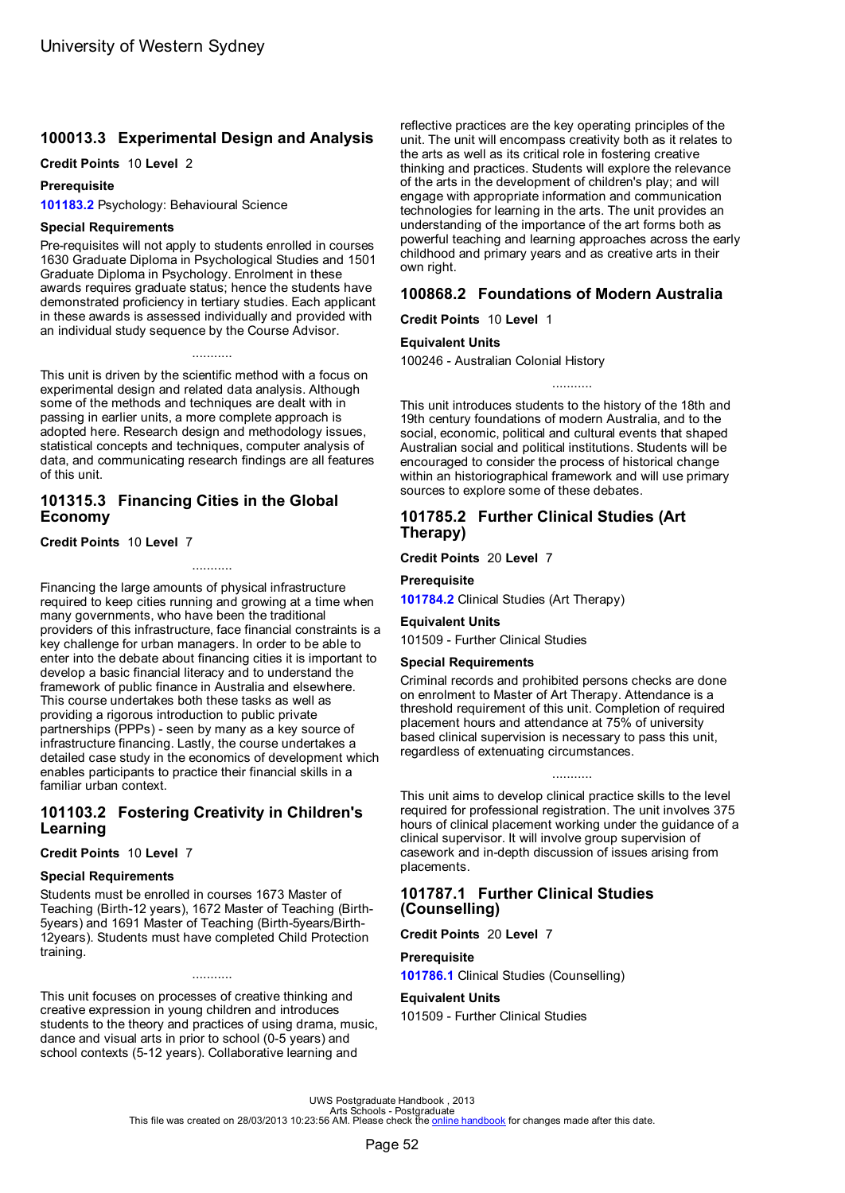## 100013.3 Experimental Design and Analysis

**Credit Points** 10 **Level** 2

**Prerequisite**

**101183.2** Psychology: Behavioural Science

**Special Requirements**

Pre-requisites will not apply to students enrolled in courses 1630 Graduate Diploma in Psychological Studies and 1501 Graduate Diploma in Psychology. Enrolment in these awards requires graduate status; hence the students have demonstrated proficiency in tertiary studies. Each applicant in these awards is assessed individually and provided with an individual study sequence by the Course Advisor.

...........

This unit is driven by the scientific method with a focus on experimental design and related data analysis. Although some of the methods and techniques are dealt with in passing in earlier units, a more complete approach is adopted here. Research design and methodology issues, statistical concepts and techniques, computer analysis of data, and communicating research findings are all features of this unit.

## 101315.3 Financing Cities in the Global Economy

**Credit Points** 10 **Level** 7

...........

Financing the large amounts of physical infrastructure required to keep cities running and growing at a time when many governments, who have been the traditional providers of this infrastructure, face financial constraints is a key challenge for urban managers. In order to be able to enter into the debate about financing cities it is important to develop a basic financial literacy and to understand the framework of public finance in Australia and elsewhere. This course undertakes both these tasks as well as providing a rigorous introduction to public private partnerships (PPPs) - seen by many as a key source of infrastructure financing. Lastly, the course undertakes a detailed case study in the economics of development which enables participants to practice their financial skills in a familiar urban context.

## 101103.2 Fostering Creativity in Children's Learning

**Credit Points** 10 **Level** 7

**Special Requirements**

Students must be enrolled in courses 1673 Master of Teaching (Birth-12 years), 1672 Master of Teaching (Birth-5years) and 1691 Master of Teaching (Birth-5years/Birth-12years). Students must have completed Child Protection training.

...........

This unit focuses on processes of creative thinking and creative expression in young children and introduces students to the theory and practices of using drama, music, dance and visual arts in prior to school (0-5 years) and school contexts (5-12 years). Collaborative learning and reflective practices are the key operating principles of the unit. The unit will encompass creativity both as it relates to the arts as well as its critical role in fostering creative thinking and practices. Students will explore the relevance of the arts in the development of children's play; and will engage with appropriate information and communication technologies for learning in the arts. The unit provides an understanding of the importance of the art forms both as powerful teaching and learning approaches across the early childhood and primary years and as creative arts in their own right.

## 100868.2 Foundations of Modern Australia

**Credit Points** 10 **Level** 1

**Equivalent Units**

100246 - Australian Colonial History

...........

This unit introduces students to the history of the 18th and 19th century foundations of modern Australia, and to the social, economic, political and cultural events that shaped Australian social and political institutions. Students will be encouraged to consider the process of historical change within an historiographical framework and will use primary sources to explore some of these debates.

## 101785.2 Further Clinical Studies (Art Therapy)

**Credit Points** 20 **Level** 7

**Prerequisite**

**101784.2** Clinical Studies (Art Therapy)

**Equivalent Units**

101509 - Further Clinical Studies

**Special Requirements**

Criminal records and prohibited persons checks are done on enrolment to Master of Art Therapy. Attendance is a threshold requirement of this unit. Completion of required placement hours and attendance at 75% of university based clinical supervision is necessary to pass this unit, regardless of extenuating circumstances.

...........

This unit aims to develop clinical practice skills to the level required for professional registration. The unit involves 375 hours of clinical placement working under the guidance of a clinical supervisor. It will involve group supervision of casework and in-depth discussion of issues arising from placements.

## 101787.1 Further Clinical Studies (Counselling)

**Credit Points** 20 **Level** 7

**Prerequisite**

**101786.1** Clinical Studies (Counselling)

**Equivalent Units**

101509 - Further Clinical Studies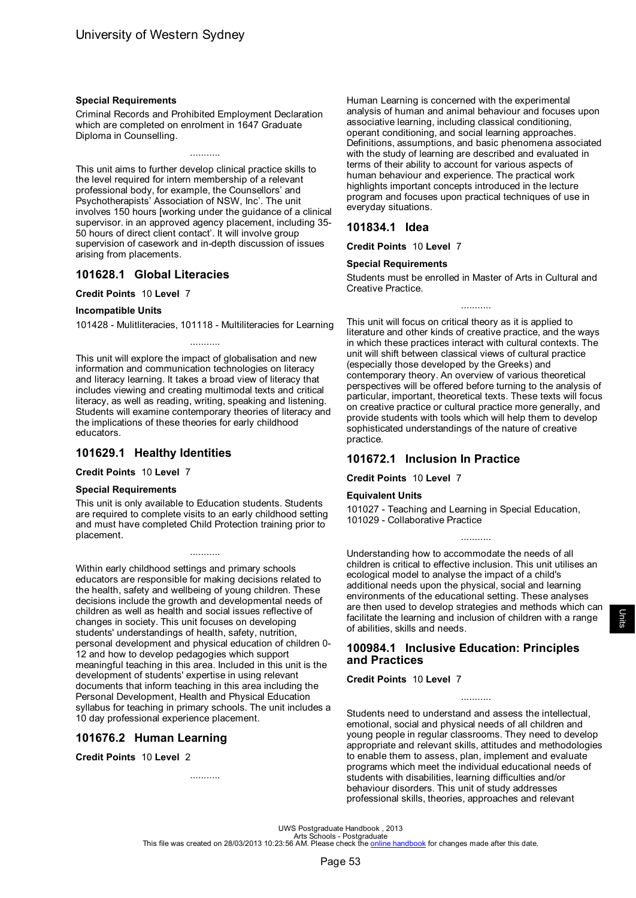**Special Requirements**

Criminal Records and Prohibited Employment Declaration which are completed on enrolment in 1647 Graduate Diploma in Counselling.

...........

This unit aims to further develop clinical practice skills to the level required for intern membership of a relevant professional body, for example, the Counsellors' and Psychotherapists' Association of NSW, Inc'. The unit involves 150 hours [working under the guidance of a clinical supervisor. in an approved agency placement, including 35-50 hours of direct client contact'. It will involve group supervision of casework and in-depth discussion of issues arising from placements.

## 101628.1 Global Literacies

**Credit Points** 10 **Level** 7

**Incompatible Units**

101428 - Mulitliteracies, 101118 - Multiliteracies for Learning

...........

This unit will explore the impact of globalisation and new information and communication technologies on literacy and literacy learning. It takes a broad view of literacy that includes viewing and creating multimodal texts and critical literacy, as well as reading, writing, speaking and listening. Students will examine contemporary theories of literacy and the implications of these theories for early childhood educators.

## 101629.1 Healthy Identities

**Credit Points** 10 **Level** 7

**Special Requirements**

This unit is only available to Education students. Students are required to complete visits to an early childhood setting and must have completed Child Protection training prior to placement.

...........

Within early childhood settings and primary schools educators are responsible for making decisions related to the health, safety and wellbeing of young children. These decisions include the growth and developmental needs of children as well as health and social issues reflective of changes in society. This unit focuses on developing students' understandings of health, safety, nutrition, personal development and physical education of children 0-12 and how to develop pedagogies which support meaningful teaching in this area. Included in this unit is the development of students' expertise in using relevant documents that inform teaching in this area including the Personal Development, Health and Physical Education syllabus for teaching in primary schools. The unit includes a 10 day professional experience placement.

## 101676.2 Human Learning

**Credit Points** 10 **Level** 2

...........

Human Learning is concerned with the experimental analysis of human and animal behaviour and focuses upon associative learning, including classical conditioning, operant conditioning, and social learning approaches. Definitions, assumptions, and basic phenomena associated with the study of learning are described and evaluated in terms of their ability to account for various aspects of human behaviour and experience. The practical work highlights important concepts introduced in the lecture program and focuses upon practical techniques of use in everyday situations.

## 101834.1 Idea

**Credit Points** 10 **Level** 7

**Special Requirements**

Students must be enrolled in Master of Arts in Cultural and Creative Practice.

...........

This unit will focus on critical theory as it is applied to literature and other kinds of creative practice, and the ways in which these practices interact with cultural contexts. The unit will shift between classical views of cultural practice (especially those developed by the Greeks) and contemporary theory. An overview of various theoretical perspectives will be offered before turning to the analysis of particular, important, theoretical texts. These texts will focus on creative practice or cultural practice more generally, and provide students with tools which will help them to develop sophisticated understandings of the nature of creative practice.

## 101672.1 Inclusion In Practice

**Credit Points** 10 **Level** 7

**Equivalent Units**

101027 - Teaching and Learning in Special Education, 101029 - Collaborative Practice

...........

Understanding how to accommodate the needs of all children is critical to effective inclusion. This unit utilises an ecological model to analyse the impact of a child's additional needs upon the physical, social and learning environments of the educational setting. These analyses are then used to develop strategies and methods which can facilitate the learning and inclusion of children with a range of abilities, skills and needs.

## 100984.1 Inclusive Education: Principles and Practices

**Credit Points** 10 **Level** 7

...........

Students need to understand and assess the intellectual, emotional, social and physical needs of all children and young people in regular classrooms. They need to develop appropriate and relevant skills, attitudes and methodologies to enable them to assess, plan, implement and evaluate programs which meet the individual educational needs of students with disabilities, learning difficulties and/or behaviour disorders. This unit of study addresses professional skills, theories, approaches and relevant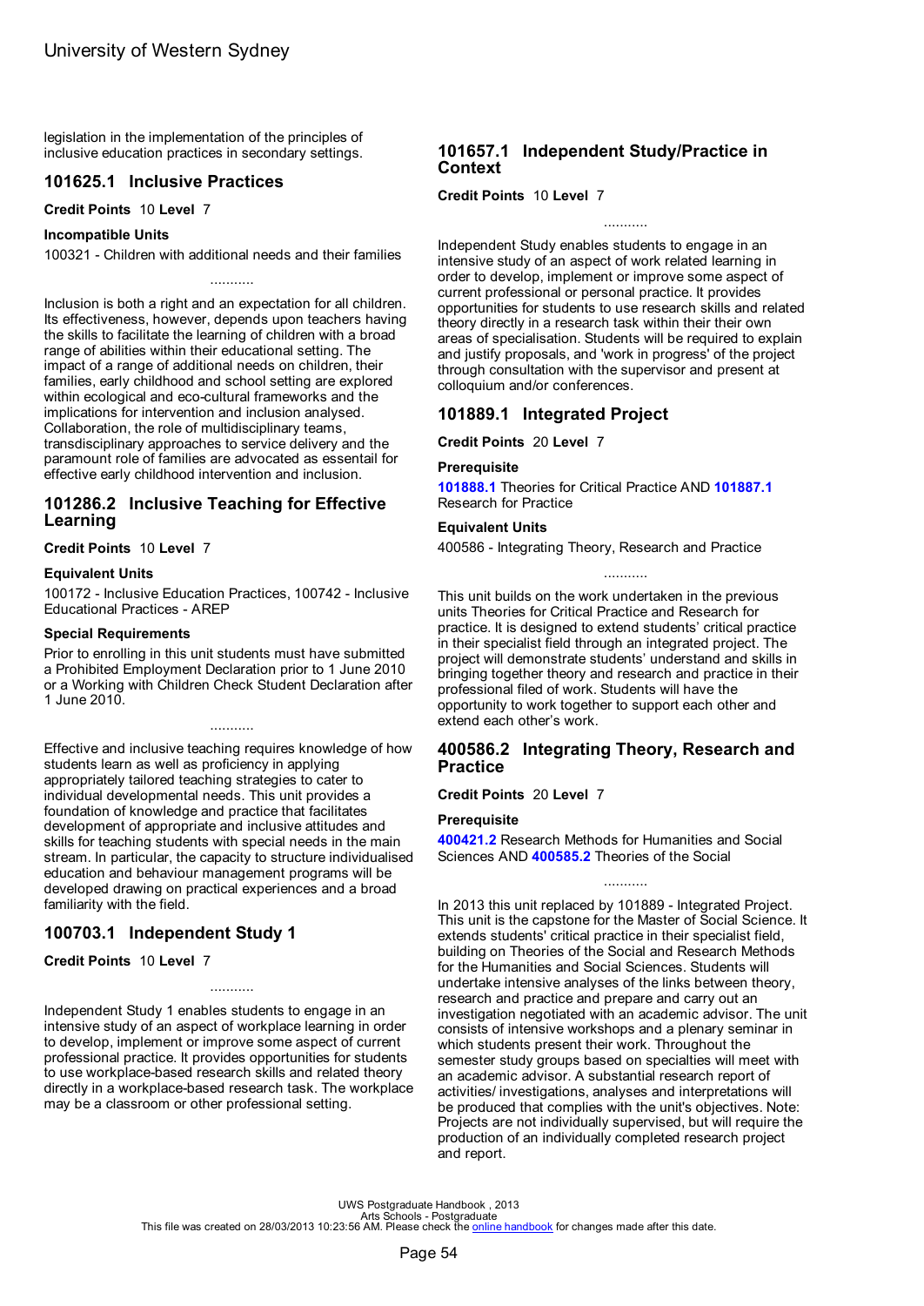legislation in the implementation of the principles of inclusive education practices in secondary settings.

## 101625.1 Inclusive Practices

**Credit Points** 10 **Level** 7

**Incompatible Units**

100321 - Children with additional needs and their families

...........

Inclusion is both a right and an expectation for all children. Its effectiveness, however, depends upon teachers having the skills to facilitate the learning of children with a broad range of abilities within their educational setting. The impact of a range of additional needs on children, their families, early childhood and school setting are explored within ecological and eco-cultural frameworks and the implications for intervention and inclusion analysed. Collaboration, the role of multidisciplinary teams, transdisciplinary approaches to service delivery and the paramount role of families are advocated as essential for effective early childhood intervention and inclusion.

## 101286.2 Inclusive Teaching for Effective Learning

**Credit Points** 10 **Level** 7

**Equivalent Units**

100172 - Inclusive Education Practices, 100742 - Inclusive Educational Practices - AREP

**Special Requirements**

Prior to enrolling in this unit students must have submitted a Prohibited Employment Declaration prior to 1 June 2010 or a Working with Children Check Student Declaration after 1 June 2010.

...........

Effective and inclusive teaching requires knowledge of how students learn as well as proficiency in applying appropriately tailored teaching strategies to cater to individual developmental needs. This unit provides a foundation of knowledge and practice that facilitates development of appropriate and inclusive attitudes and skills for teaching students with special needs in the main stream. In particular, the capacity to structure individualised education and behaviour management programs will be developed drawing on practical experiences and a broad familiarity with the field.

## 100703.1 Independent Study 1

**Credit Points** 10 **Level** 7

...........

Independent Study 1 enables students to engage in an intensive study of an aspect of workplace learning in order to develop, implement or improve some aspect of current professional practice. It provides opportunities for students to use workplace-based research skills and related theory directly in a workplace-based research task. The workplace may be a classroom or other professional setting.

## 101657.1 Independent Study/Practice in Context

**Credit Points** 10 **Level** 7

...........

Independent Study enables students to engage in an intensive study of an aspect of work related learning in order to develop, implement or improve some aspect of current professional or personal practice. It provides opportunities for students to use research skills and related theory directly in a research task within their their own areas of specialisation. Students will be required to explain and justify proposals, and 'work in progress' of the project through consultation with the supervisor and present at colloquium and/or conferences.

## 101889.1 Integrated Project

**Credit Points** 20 **Level** 7

**Prerequisite**

**101888.1** Theories for Critical Practice AND **101887.1** Research for Practice

**Equivalent Units**

400586 - Integrating Theory, Research and Practice

...........

This unit builds on the work undertaken in the previous units Theories for Critical Practice and Research for practice. It is designed to extend students' critical practice in their specialist field through an integrated project. The project will demonstrate students' understand and skills in bringing together theory and research and practice in their professional filed of work. Students will have the opportunity to work together to support each other and extend each other's work.

## 400586.2 Integrating Theory, Research and Practice

**Credit Points** 20 **Level** 7

**Prerequisite**

**400421.2** Research Methods for Humanities and Social Sciences AND **400585.2** Theories of the Social

...........

In 2013 this unit replaced by 101889 - Integrated Project. This unit is the capstone for the Master of Social Science. It extends students' critical practice in their specialist field, building on Theories of the Social and Research Methods for the Humanities and Social Sciences. Students will undertake intensive analyses of the links between theory, research and practice and prepare and carry out an investigation negotiated with an academic advisor. The unit consists of intensive workshops and a plenary seminar in which students present their work. Throughout the semester study groups based on specialties will meet with an academic advisor. A substantial research report of activities/ investigations, analyses and interpretations will be produced that complies with the unit's objectives. Note: Projects are not individually supervised, but will require the production of an individually completed research project and report.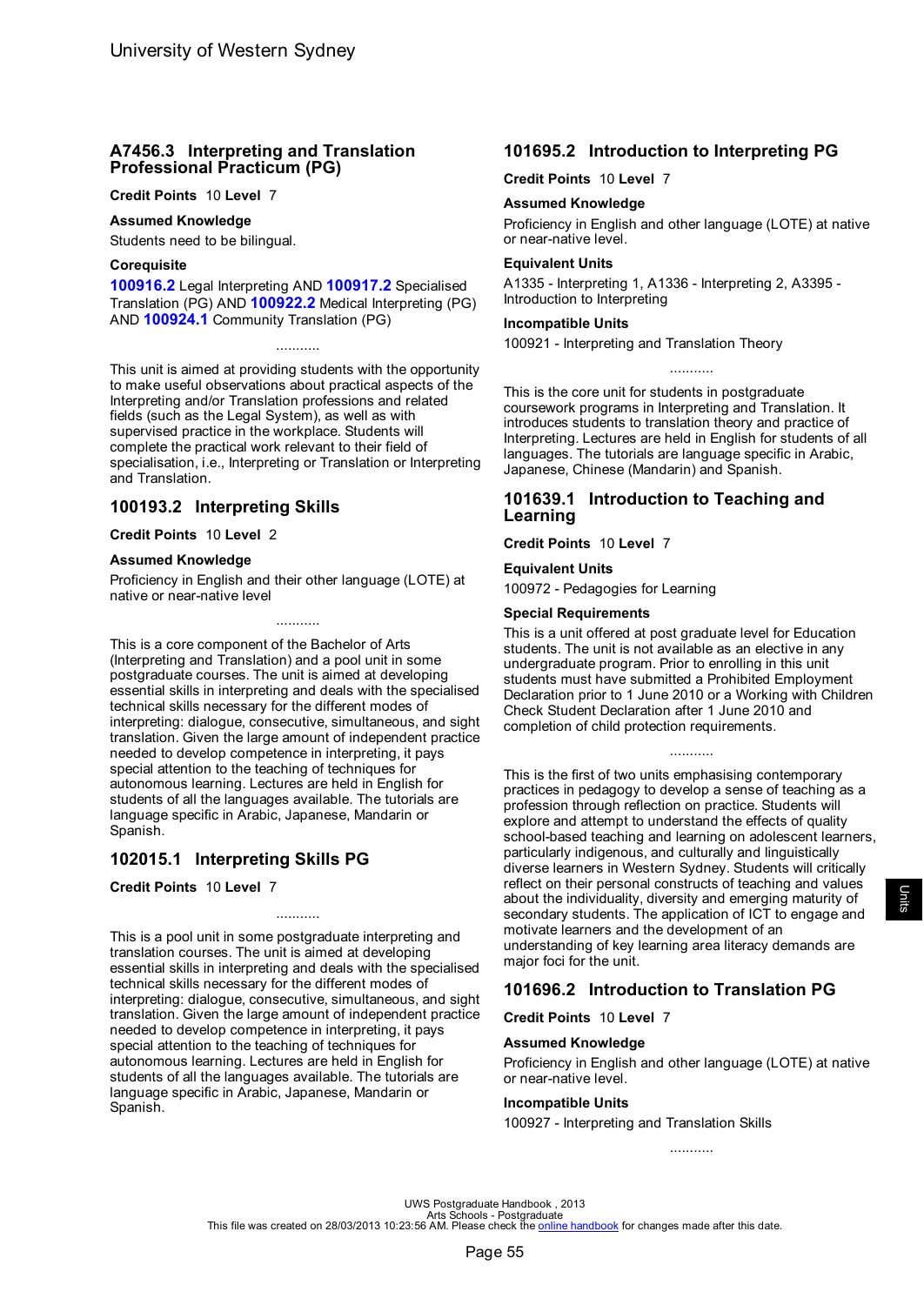## A7456.3 Interpreting and Translation Professional Practicum (PG)

**Credit Points** 10 **Level** 7

### Assumed Knowledge

Students need to be bilingual.

### Corequisite

**100916.2** Legal Interpreting AND **100917.2** Specialised Translation (PG) AND **100922.2** Medical Interpreting (PG) AND **100924.1** Community Translation (PG)

...........

This unit is aimed at providing students with the opportunity to make useful observations about practical aspects of the Interpreting and/or Translation professions and related fields (such as the Legal System), as well as with supervised practice in the workplace. Students will complete the practical work relevant to their field of specialisation, i.e., Interpreting or Translation or Interpreting and Translation.

## 100193.2 Interpreting Skills

**Credit Points** 10 **Level** 2

### Assumed Knowledge

Proficiency in English and their other language (LOTE) at native or near-native level

...........

This is a core component of the Bachelor of Arts (Interpreting and Translation) and a pool unit in some postgraduate courses. The unit is aimed at developing essential skills in interpreting and deals with the specialised technical skills necessary for the different modes of interpreting: dialogue, consecutive, simultaneous, and sight translation. Given the large amount of independent practice needed to develop competence in interpreting, it pays special attention to the teaching of techniques for autonomous learning. Lectures are held in English for students of all the languages available. The tutorials are language specific in Arabic, Japanese, Mandarin or Spanish.

## 102015.1 Interpreting Skills PG

**Credit Points** 10 **Level** 7

...........

This is a pool unit in some postgraduate interpreting and translation courses. The unit is aimed at developing essential skills in interpreting and deals with the specialised technical skills necessary for the different modes of interpreting: dialogue, consecutive, simultaneous, and sight translation. Given the large amount of independent practice needed to develop competence in interpreting, it pays special attention to the teaching of techniques for autonomous learning. Lectures are held in English for students of all the languages available. The tutorials are language specific in Arabic, Japanese, Mandarin or Spanish.

## 101695.2 Introduction to Interpreting PG

**Credit Points** 10 **Level** 7

### Assumed Knowledge

Proficiency in English and other language (LOTE) at native or near-native level.

### Equivalent Units

A1335 - Interpreting 1, A1336 - Interpreting 2, A3395 - Introduction to Interpreting

### Incompatible Units

100921 - Interpreting and Translation Theory

...........

This is the core unit for students in postgraduate coursework programs in Interpreting and Translation. It introduces students to translation theory and practice of Interpreting. Lectures are held in English for students of all languages. The tutorials are language specific in Arabic, Japanese, Chinese (Mandarin) and Spanish.

## 101639.1 Introduction to Teaching and Learning

**Credit Points** 10 **Level** 7

### Equivalent Units

100972 - Pedagogies for Learning

### Special Requirements

This is a unit offered at post graduate level for Education students. The unit is not available as an elective in any undergraduate program. Prior to enrolling in this unit students must have submitted a Prohibited Employment Declaration prior to 1 June 2010 or a Working with Children Check Student Declaration after 1 June 2010 and completion of child protection requirements.

...........

This is the first of two units emphasising contemporary practices in pedagogy to develop a sense of teaching as a profession through reflection on practice. Students will explore and attempt to understand the effects of quality school-based teaching and learning on adolescent learners, particularly indigenous, and culturally and linguistically diverse learners in Western Sydney. Students will critically reflect on their personal constructs of teaching and values about the individuality, diversity and emerging maturity of secondary students. The application of ICT to engage and motivate learners and the development of an understanding of key learning area literacy demands are major foci for the unit.

## 101696.2 Introduction to Translation PG

**Credit Points** 10 **Level** 7

### Assumed Knowledge

Proficiency in English and other language (LOTE) at native or near-native level.

### Incompatible Units

100927 - Interpreting and Translation Skills

...........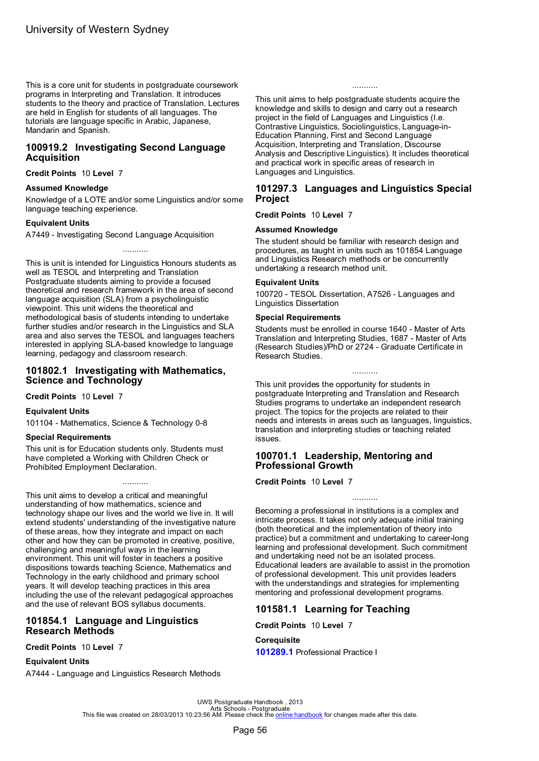This is a core unit for students in postgraduate coursework programs in Interpreting and Translation. It introduces students to the theory and practice of Translation. Lectures are held in English for students of all languages. The tutorials are language specific in Arabic, Japanese, Mandarin and Spanish.

## 100919.2 Investigating Second Language Acquisition

**Credit Points** 10 **Level** 7

### Assumed Knowledge

Knowledge of a LOTE and/or some Linguistics and/or some language teaching experience.

### Equivalent Units

A7449 - Investigating Second Language Acquisition

...........

This is unit is intended for Linguistics Honours students as well as TESOL and Interpreting and Translation Postgraduate students aiming to provide a focused theoretical and research framework in the area of second language acquisition (SLA) from a psycholinguistic viewpoint. This unit widens the theoretical and methodological basis of students intending to undertake further studies and/or research in the Linguistics and SLA area and also serves the TESOL and languages teachers interested in applying SLA-based knowledge to language learning, pedagogy and classroom research.

## 101802.1 Investigating with Mathematics, Science and Technology

**Credit Points** 10 **Level** 7

### Equivalent Units

101104 - Mathematics, Science & Technology 0-8

### Special Requirements

This unit is for Education students only. Students must have completed a Working with Children Check or Prohibited Employment Declaration.

...........

This unit aims to develop a critical and meaningful understanding of how mathematics, science and technology shape our lives and the world we live in. It will extend students' understanding of the investigative nature of these areas, how they integrate and impact on each other and how they can be promoted in creative, positive, challenging and meaningful ways in the learning environment. This unit will foster in teachers a positive dispositions towards teaching Science, Mathematics and Technology in the early childhood and primary school years. It will develop teaching practices in this area including the use of the relevant pedagogical approaches and the use of relevant BOS syllabus documents.

## 101854.1 Language and Linguistics Research Methods

**Credit Points** 10 **Level** 7

### Equivalent Units

A7444 - Language and Linguistics Research Methods

...........

This unit aims to help postgraduate students acquire the knowledge and skills to design and carry out a research project in the field of Languages and Linguistics (I.e. Contrastive Linguistics, Sociolinguistics, Language-in-Education Planning, First and Second Language Acquisition, Interpreting and Translation, Discourse Analysis and Descriptive Linguistics). It includes theoretical and practical work in specific areas of research in Languages and Linguistics.

## 101297.3 Languages and Linguistics Special Project

**Credit Points** 10 **Level** 7

### Assumed Knowledge

The student should be familiar with research design and procedures, as taught in units such as 101854 Language and Linguistics Research methods or be concurrently undertaking a research method unit.

### Equivalent Units

100720 - TESOL Dissertation, A7526 - Languages and Linguistics Dissertation

### Special Requirements

Students must be enrolled in course 1640 - Master of Arts Translation and Interpreting Studies, 1687 - Master of Arts (Research Studies)/PhD or 2724 - Graduate Certificate in Research Studies.

...........

This unit provides the opportunity for students in postgraduate Interpreting and Translation and Research Studies programs to undertake an independent research project. The topics for the projects are related to their needs and interests in areas such as languages, linguistics, translation and interpreting studies or teaching related issues.

## 100701.1 Leadership, Mentoring and Professional Growth

**Credit Points** 10 **Level** 7

...........

Becoming a professional in institutions is a complex and intricate process. It takes not only adequate initial training (both theoretical and the implementation of theory into practice) but a commitment and undertaking to career-long learning and professional development. Such commitment and undertaking need not be an isolated process. Educational leaders are available to assist in the promotion of professional development. This unit provides leaders with the understandings and strategies for implementing mentoring and professional development programs.

## 101581.1 Learning for Teaching

**Credit Points** 10 **Level** 7

### Corequisite

**101289.1** Professional Practice I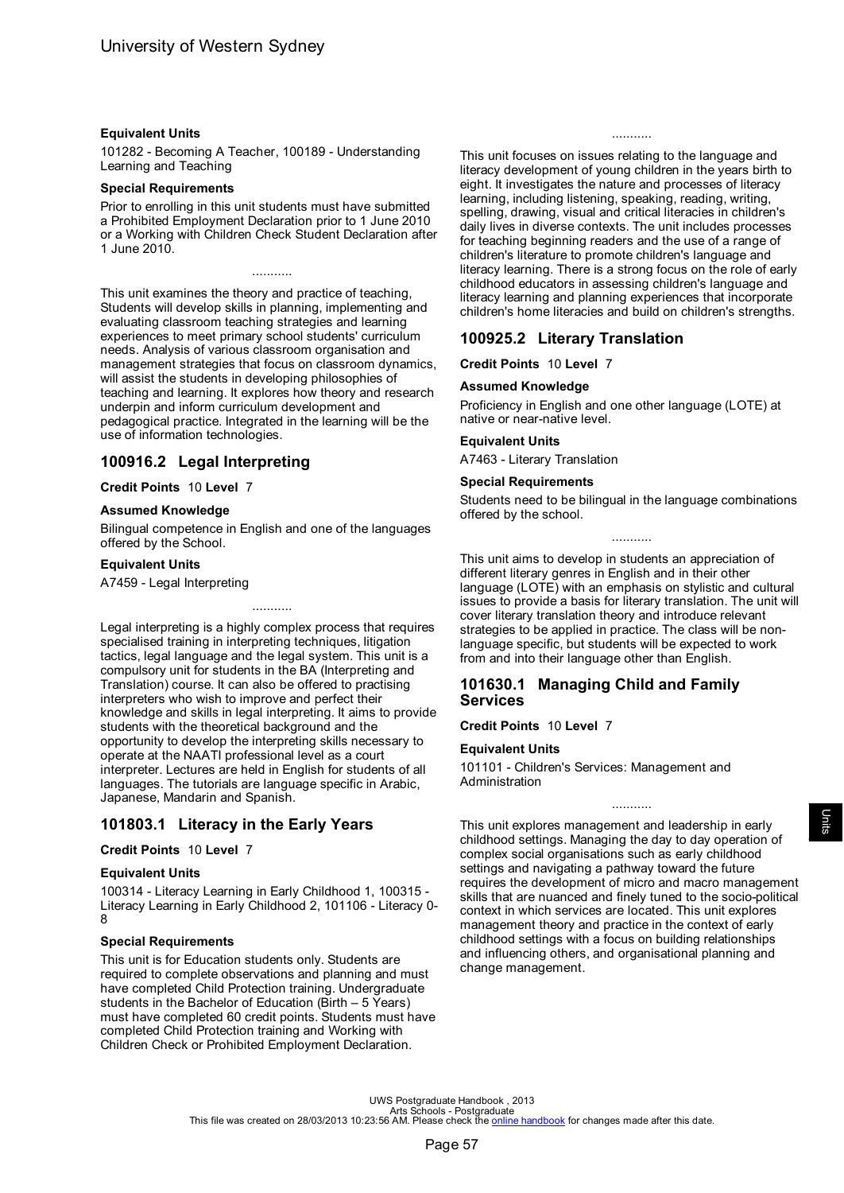### Equivalent Units

101282 - Becoming A Teacher, 100189 - Understanding Learning and Teaching

### Special Requirements

Prior to enrolling in this unit students must have submitted a Prohibited Employment Declaration prior to 1 June 2010 or a Working with Children Check Student Declaration after 1 June 2010.

...........

This unit examines the theory and practice of teaching, Students will develop skills in planning, implementing and evaluating classroom teaching strategies and learning experiences to meet primary school students' curriculum needs. Analysis of various classroom organisation and management strategies that focus on classroom dynamics, will assist the students in developing philosophies of teaching and learning. It explores how theory and research underpin and inform curriculum development and pedagogical practice. Integrated in the learning will be the use of information technologies.

## 100916.2 Legal Interpreting

**Credit Points** 10 **Level** 7

### Assumed Knowledge

Bilingual competence in English and one of the languages offered by the School.

### Equivalent Units

A7459 - Legal Interpreting

...........

Legal interpreting is a highly complex process that requires specialised training in interpreting techniques, litigation tactics, legal language and the legal system. This unit is a compulsory unit for students in the BA (Interpreting and Translation) course. It can also be offered to practising interpreters who wish to improve and perfect their knowledge and skills in legal interpreting. It aims to provide students with the theoretical background and the opportunity to develop the interpreting skills necessary to operate at the NAATI professional level as a court interpreter. Lectures are held in English for students of all languages. The tutorials are language specific in Arabic, Japanese, Mandarin and Spanish.

## 101803.1 Literacy in the Early Years

**Credit Points** 10 **Level** 7

### Equivalent Units

100314 - Literacy Learning in Early Childhood 1, 100315 - Literacy Learning in Early Childhood 2, 101106 - Literacy 0-8

### Special Requirements

This unit is for Education students only. Students are required to complete observations and planning and must have completed Child Protection training. Undergraduate students in the Bachelor of Education (Birth – 5 Years) must have completed 60 credit points. Students must have completed Child Protection training and Working with Children Check or Prohibited Employment Declaration.

...........

This unit focuses on issues relating to the language and literacy development of young children in the years birth to eight. It investigates the nature and processes of literacy learning, including listening, speaking, reading, writing, spelling, drawing, visual and critical literacies in children's daily lives in diverse contexts. The unit includes processes for teaching beginning readers and the use of a range of children's literature to promote children's language and literacy learning. There is a strong focus on the role of early childhood educators in assessing children's language and literacy learning and planning experiences that incorporate children's home literacies and build on children's strengths.

## 100925.2 Literary Translation

**Credit Points** 10 **Level** 7

### Assumed Knowledge

Proficiency in English and one other language (LOTE) at native or near-native level.

### Equivalent Units

A7463 - Literary Translation

### Special Requirements

Students need to be bilingual in the language combinations offered by the school.

...........

This unit aims to develop in students an appreciation of different literary genres in English and in their other language (LOTE) with an emphasis on stylistic and cultural issues to provide a basis for literary translation. The unit will cover literary translation theory and introduce relevant strategies to be applied in practice. The class will be non-language specific, but students will be expected to work from and into their language other than English.

## 101630.1 Managing Child and Family Services

**Credit Points** 10 **Level** 7

### Equivalent Units

101101 - Children's Services: Management and Administration

...........

This unit explores management and leadership in early childhood settings. Managing the day to day operation of complex social organisations such as early childhood settings and navigating a pathway toward the future requires the development of micro and macro management skills that are nuanced and finely tuned to the socio-political context in which services are located. This unit explores management theory and practice in the context of early childhood settings with a focus on building relationships and influencing others, and organisational planning and change management.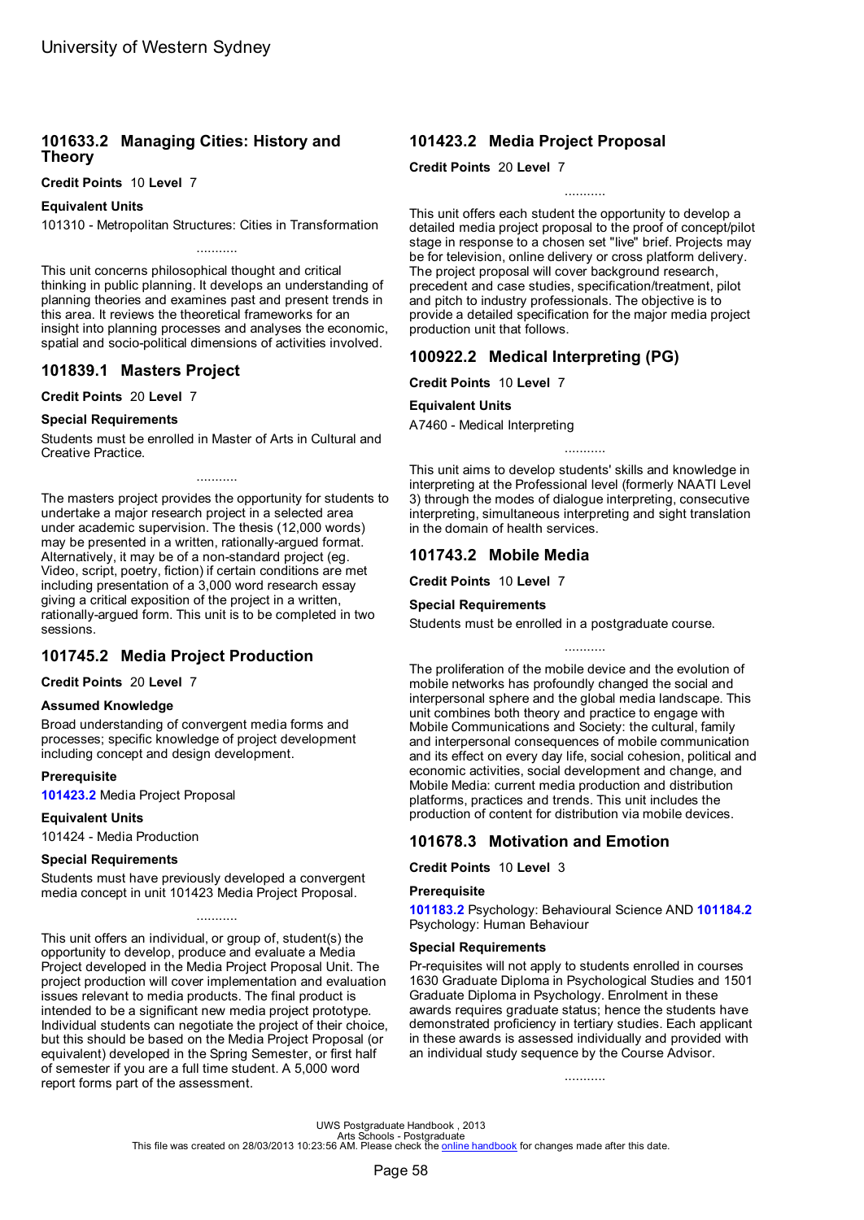## 101633.2 Managing Cities: History and Theory

**Credit Points** 10 **Level** 7

**Equivalent Units**

101310 - Metropolitan Structures: Cities in Transformation

...........

This unit concerns philosophical thought and critical thinking in public planning. It develops an understanding of planning theories and examines past and present trends in this area. It reviews the theoretical frameworks for an insight into planning processes and analyses the economic, spatial and socio-political dimensions of activities involved.

## 101839.1 Masters Project

**Credit Points** 20 **Level** 7

**Special Requirements**

Students must be enrolled in Master of Arts in Cultural and Creative Practice.

...........

The masters project provides the opportunity for students to undertake a major research project in a selected area under academic supervision. The thesis (12,000 words) may be presented in a written, rationally-argued format. Alternatively, it may be of a non-standard project (eg. Video, script, poetry, fiction) if certain conditions are met including presentation of a 3,000 word research essay giving a critical exposition of the project in a written, rationally-argued form. This unit is to be completed in two sessions.

## 101745.2 Media Project Production

**Credit Points** 20 **Level** 7

**Assumed Knowledge**

Broad understanding of convergent media forms and processes; specific knowledge of project development including concept and design development.

**Prerequisite**

**101423.2** Media Project Proposal

**Equivalent Units**

101424 - Media Production

**Special Requirements**

Students must have previously developed a convergent media concept in unit 101423 Media Project Proposal.

...........

This unit offers an individual, or group of, student(s) the opportunity to develop, produce and evaluate a Media Project developed in the Media Project Proposal Unit. The project production will cover implementation and evaluation issues relevant to media products. The final product is intended to be a significant new media project prototype. Individual students can negotiate the project of their choice, but this should be based on the Media Project Proposal (or equivalent) developed in the Spring Semester, or first half of semester if you are a full time student. A 5,000 word report forms part of the assessment.

## 101423.2 Media Project Proposal

**Credit Points** 20 **Level** 7

...........

This unit offers each student the opportunity to develop a detailed media project proposal to the proof of concept/pilot stage in response to a chosen set "live" brief. Projects may be for television, online delivery or cross platform delivery. The project proposal will cover background research, precedent and case studies, specification/treatment, pilot and pitch to industry professionals. The objective is to provide a detailed specification for the major media project production unit that follows.

## 100922.2 Medical Interpreting (PG)

**Credit Points** 10 **Level** 7

**Equivalent Units**

A7460 - Medical Interpreting

...........

This unit aims to develop students' skills and knowledge in interpreting at the Professional level (formerly NAATI Level 3) through the modes of dialogue interpreting, consecutive interpreting, simultaneous interpreting and sight translation in the domain of health services.

## 101743.2 Mobile Media

**Credit Points** 10 **Level** 7

**Special Requirements**

Students must be enrolled in a postgraduate course.

...........

The proliferation of the mobile device and the evolution of mobile networks has profoundly changed the social and interpersonal sphere and the global media landscape. This unit combines both theory and practice to engage with Mobile Communications and Society: the cultural, family and interpersonal consequences of mobile communication and its effect on every day life, social cohesion, political and economic activities, social development and change, and Mobile Media: current media production and distribution platforms, practices and trends. This unit includes the production of content for distribution via mobile devices.

## 101678.3 Motivation and Emotion

**Credit Points** 10 **Level** 3

**Prerequisite**

**101183.2** Psychology: Behavioural Science AND **101184.2** Psychology: Human Behaviour

**Special Requirements**

Pr-requisites will not apply to students enrolled in courses 1630 Graduate Diploma in Psychological Studies and 1501 Graduate Diploma in Psychology. Enrolment in these awards requires graduate status; hence the students have demonstrated proficiency in tertiary studies. Each applicant in these awards is assessed individually and provided with an individual study sequence by the Course Advisor.

...........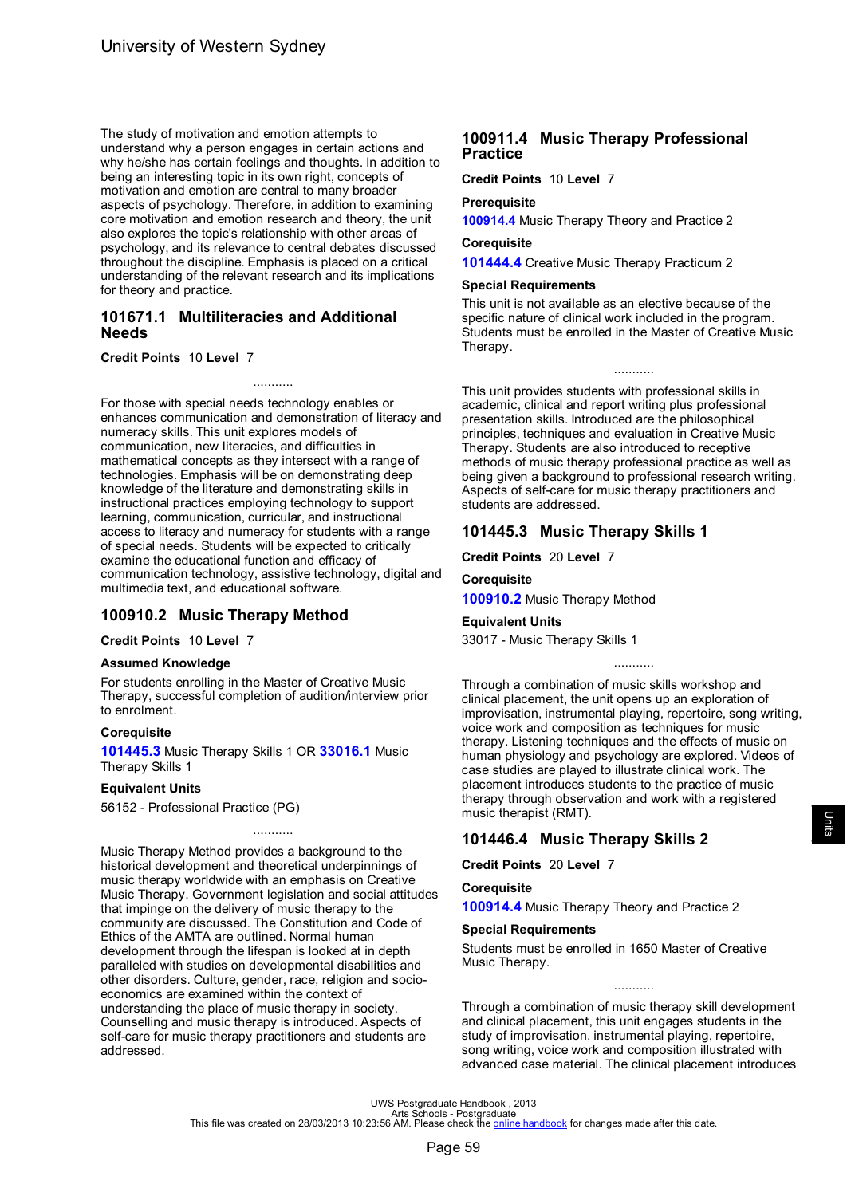The study of motivation and emotion attempts to understand why a person engages in certain actions and why he/she has certain feelings and thoughts. In addition to being an interesting topic in its own right, concepts of motivation and emotion are central to many broader aspects of psychology. Therefore, in addition to examining core motivation and emotion research and theory, the unit also explores the topic's relationship with other areas of psychology, and its relevance to central debates discussed throughout the discipline. Emphasis is placed on a critical understanding of the relevant research and its implications for theory and practice.

## 101671.1 Multiliteracies and Additional Needs

**Credit Points** 10 **Level** 7

...........

For those with special needs technology enables or enhances communication and demonstration of literacy and numeracy skills. This unit explores models of communication, new literacies, and difficulties in mathematical concepts as they intersect with a range of technologies. Emphasis will be on demonstrating deep knowledge of the literature and demonstrating skills in instructional practices employing technology to support learning, communication, curricular, and instructional access to literacy and numeracy for students with a range of special needs. Students will be expected to critically examine the educational function and efficacy of communication technology, assistive technology, digital and multimedia text, and educational software.

## 100910.2 Music Therapy Method

**Credit Points** 10 **Level** 7

**Assumed Knowledge**

For students enrolling in the Master of Creative Music Therapy, successful completion of audition/interview prior to enrolment.

**Corequisite**

**101445.3** Music Therapy Skills 1 OR **33016.1** Music Therapy Skills 1

**Equivalent Units**

56152 - Professional Practice (PG)

...........

Music Therapy Method provides a background to the historical development and theoretical underpinnings of music therapy worldwide with an emphasis on Creative Music Therapy. Government legislation and social attitudes that impinge on the delivery of music therapy to the community are discussed. The Constitution and Code of Ethics of the AMTA are outlined. Normal human development through the lifespan is looked at in depth paralleled with studies on developmental disabilities and other disorders. Culture, gender, race, religion and socio-economics are examined within the context of understanding the place of music therapy in society. Counselling and music therapy is introduced. Aspects of self-care for music therapy practitioners and students are addressed.

## 100911.4 Music Therapy Professional Practice

**Credit Points** 10 **Level** 7

**Prerequisite**

**100914.4** Music Therapy Theory and Practice 2

**Corequisite**

**101444.4** Creative Music Therapy Practicum 2

**Special Requirements**

This unit is not available as an elective because of the specific nature of clinical work included in the program. Students must be enrolled in the Master of Creative Music Therapy.

...........

This unit provides students with professional skills in academic, clinical and report writing plus professional presentation skills. Introduced are the philosophical principles, techniques and evaluation in Creative Music Therapy. Students are also introduced to receptive methods of music therapy professional practice as well as being given a background to professional research writing. Aspects of self-care for music therapy practitioners and students are addressed.

## 101445.3 Music Therapy Skills 1

**Credit Points** 20 **Level** 7

**Corequisite**

**100910.2** Music Therapy Method

**Equivalent Units**

33017 - Music Therapy Skills 1

...........

Through a combination of music skills workshop and clinical placement, the unit opens up an exploration of improvisation, instrumental playing, repertoire, song writing, voice work and composition as techniques for music therapy. Listening techniques and the effects of music on human physiology and psychology are explored. Videos of case studies are played to illustrate clinical work. The placement introduces students to the practice of music therapy through observation and work with a registered music therapist (RMT).

## 101446.4 Music Therapy Skills 2

**Credit Points** 20 **Level** 7

**Corequisite**

**100914.4** Music Therapy Theory and Practice 2

**Special Requirements**

Students must be enrolled in 1650 Master of Creative Music Therapy.

...........

Through a combination of music therapy skill development and clinical placement, this unit engages students in the study of improvisation, instrumental playing, repertoire, song writing, voice work and composition illustrated with advanced case material. The clinical placement introduces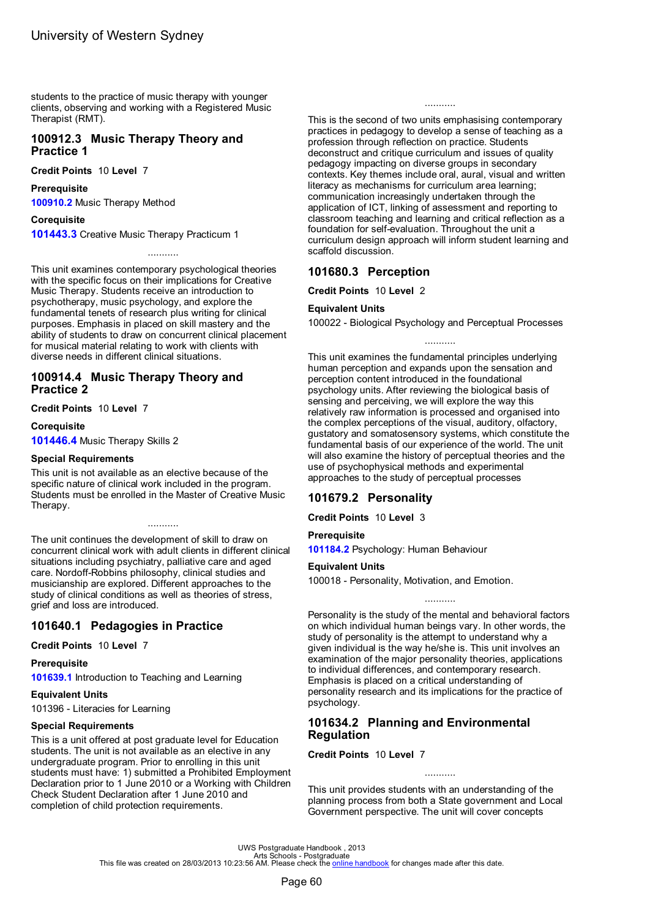students to the practice of music therapy with younger clients, observing and working with a Registered Music Therapist (RMT).

## 100912.3 Music Therapy Theory and Practice 1

**Credit Points** 10 **Level** 7

**Prerequisite**

**100910.2** Music Therapy Method

**Corequisite**

**101443.3** Creative Music Therapy Practicum 1

...........

This unit examines contemporary psychological theories with the specific focus on their implications for Creative Music Therapy. Students receive an introduction to psychotherapy, music psychology, and explore the fundamental tenets of research plus writing for clinical purposes. Emphasis in placed on skill mastery and the ability of students to draw on concurrent clinical placement for musical material relating to work with clients with diverse needs in different clinical situations.

## 100914.4 Music Therapy Theory and Practice 2

**Credit Points** 10 **Level** 7

**Corequisite**

**101446.4** Music Therapy Skills 2

**Special Requirements**

This unit is not available as an elective because of the specific nature of clinical work included in the program. Students must be enrolled in the Master of Creative Music Therapy.

...........

The unit continues the development of skill to draw on concurrent clinical work with adult clients in different clinical situations including psychiatry, palliative care and aged care. Nordoff-Robbins philosophy, clinical studies and musicianship are explored. Different approaches to the study of clinical conditions as well as theories of stress, grief and loss are introduced.

## 101640.1 Pedagogies in Practice

**Credit Points** 10 **Level** 7

**Prerequisite**

**101639.1** Introduction to Teaching and Learning

**Equivalent Units**

101396 - Literacies for Learning

**Special Requirements**

This is a unit offered at post graduate level for Education students. The unit is not available as an elective in any undergraduate program. Prior to enrolling in this unit students must have: 1) submitted a Prohibited Employment Declaration prior to 1 June 2010 or a Working with Children Check Student Declaration after 1 June 2010 and completion of child protection requirements.

...........

This is the second of two units emphasising contemporary practices in pedagogy to develop a sense of teaching as a profession through reflection on practice. Students deconstruct and critique curriculum and issues of quality pedagogy impacting on diverse groups in secondary contexts. Key themes include oral, aural, visual and written literacy as mechanisms for curriculum area learning; communication increasingly undertaken through the application of ICT, linking of assessment and reporting to classroom teaching and learning and critical reflection as a foundation for self-evaluation. Throughout the unit a curriculum design approach will inform student learning and scaffold discussion.

## 101680.3 Perception

**Credit Points** 10 **Level** 2

**Equivalent Units**

100022 - Biological Psychology and Perceptual Processes

...........

This unit examines the fundamental principles underlying human perception and expands upon the sensation and perception content introduced in the foundational psychology units. After reviewing the biological basis of sensing and perceiving, we will explore the way this relatively raw information is processed and organised into the complex perceptions of the visual, auditory, olfactory, gustatory and somatosensory systems, which constitute the fundamental basis of our experience of the world. The unit will also examine the history of perceptual theories and the use of psychophysical methods and experimental approaches to the study of perceptual processes

## 101679.2 Personality

**Credit Points** 10 **Level** 3

**Prerequisite**

**101184.2** Psychology: Human Behaviour

**Equivalent Units**

100018 - Personality, Motivation, and Emotion.

...........

Personality is the study of the mental and behavioral factors on which individual human beings vary. In other words, the study of personality is the attempt to understand why a given individual is the way he/she is. This unit involves an examination of the major personality theories, applications to individual differences, and contemporary research. Emphasis is placed on a critical understanding of personality research and its implications for the practice of psychology.

## 101634.2 Planning and Environmental Regulation

**Credit Points** 10 **Level** 7

...........

This unit provides students with an understanding of the planning process from both a State government and Local Government perspective. The unit will cover concepts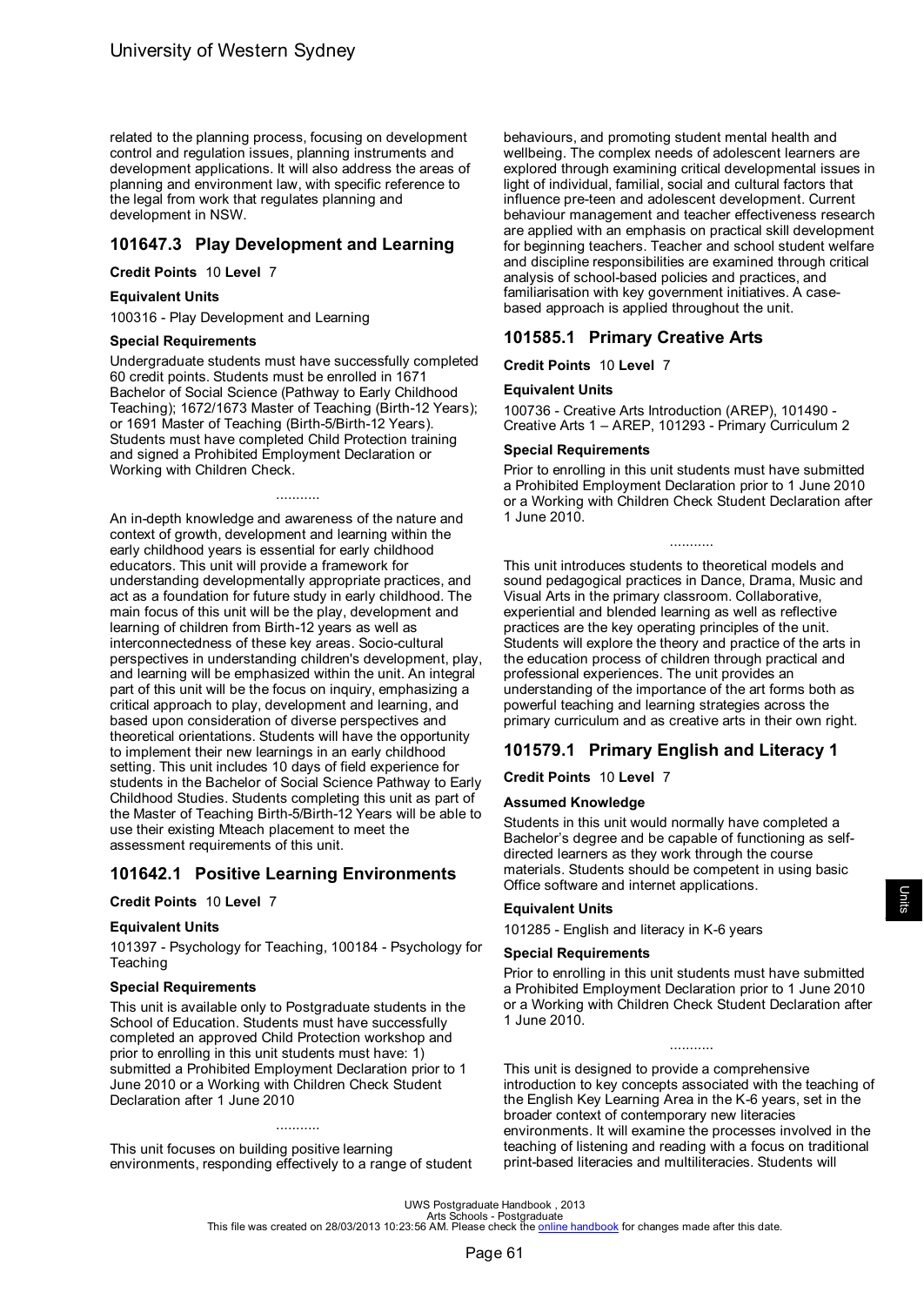related to the planning process, focusing on development control and regulation issues, planning instruments and development applications. It will also address the areas of planning and environment law, with specific reference to the legal from work that regulates planning and development in NSW.

## 101647.3 Play Development and Learning

**Credit Points** 10 **Level** 7

### Equivalent Units

100316 - Play Development and Learning

### Special Requirements

Undergraduate students must have successfully completed 60 credit points. Students must be enrolled in 1671 Bachelor of Social Science (Pathway to Early Childhood Teaching); 1672/1673 Master of Teaching (Birth-12 Years); or 1691 Master of Teaching (Birth-5/Birth-12 Years). Students must have completed Child Protection training and signed a Prohibited Employment Declaration or Working with Children Check.

...........

An in-depth knowledge and awareness of the nature and context of growth, development and learning within the early childhood years is essential for early childhood educators. This unit will provide a framework for understanding developmentally appropriate practices, and act as a foundation for future study in early childhood. The main focus of this unit will be the play, development and learning of children from Birth-12 years as well as interconnectedness of these key areas. Socio-cultural perspectives in understanding children's development, play, and learning will be emphasized within the unit. An integral part of this unit will be the focus on inquiry, emphasizing a critical approach to play, development and learning, and based upon consideration of diverse perspectives and theoretical orientations. Students will have the opportunity to implement their new learnings in an early childhood setting. This unit includes 10 days of field experience for students in the Bachelor of Social Science Pathway to Early Childhood Studies. Students completing this unit as part of the Master of Teaching Birth-5/Birth-12 Years will be able to use their existing Mteach placement to meet the assessment requirements of this unit.

## 101642.1 Positive Learning Environments

**Credit Points** 10 **Level** 7

### Equivalent Units

101397 - Psychology for Teaching, 100184 - Psychology for Teaching

### Special Requirements

This unit is available only to Postgraduate students in the School of Education. Students must have successfully completed an approved Child Protection workshop and prior to enrolling in this unit students must have: 1) submitted a Prohibited Employment Declaration prior to 1 June 2010 or a Working with Children Check Student Declaration after 1 June 2010

...........

This unit focuses on building positive learning environments, responding effectively to a range of student behaviours, and promoting student mental health and wellbeing. The complex needs of adolescent learners are explored through examining critical developmental issues in light of individual, familial, social and cultural factors that influence pre-teen and adolescent development. Current behaviour management and teacher effectiveness research are applied with an emphasis on practical skill development for beginning teachers. Teacher and school student welfare and discipline responsibilities are examined through critical analysis of school-based policies and practices, and familiarisation with key government initiatives. A case-based approach is applied throughout the unit.

## 101585.1 Primary Creative Arts

**Credit Points** 10 **Level** 7

### Equivalent Units

100736 - Creative Arts Introduction (AREP), 101490 - Creative Arts 1 – AREP, 101293 - Primary Curriculum 2

### Special Requirements

Prior to enrolling in this unit students must have submitted a Prohibited Employment Declaration prior to 1 June 2010 or a Working with Children Check Student Declaration after 1 June 2010.

...........

This unit introduces students to theoretical models and sound pedagogical practices in Dance, Drama, Music and Visual Arts in the primary classroom. Collaborative, experiential and blended learning as well as reflective practices are the key operating principles of the unit. Students will explore the theory and practice of the arts in the education process of children through practical and professional experiences. The unit provides an understanding of the importance of the art forms both as powerful teaching and learning strategies across the primary curriculum and as creative arts in their own right.

## 101579.1 Primary English and Literacy 1

**Credit Points** 10 **Level** 7

### Assumed Knowledge

Students in this unit would normally have completed a Bachelor's degree and be capable of functioning as self-directed learners as they work through the course materials. Students should be competent in using basic Office software and internet applications.

### Equivalent Units

101285 - English and literacy in K-6 years

### Special Requirements

Prior to enrolling in this unit students must have submitted a Prohibited Employment Declaration prior to 1 June 2010 or a Working with Children Check Student Declaration after 1 June 2010.

...........

This unit is designed to provide a comprehensive introduction to key concepts associated with the teaching of the English Key Learning Area in the K-6 years, set in the broader context of contemporary new literacies environments. It will examine the processes involved in the teaching of listening and reading with a focus on traditional print-based literacies and multiliteracies. Students will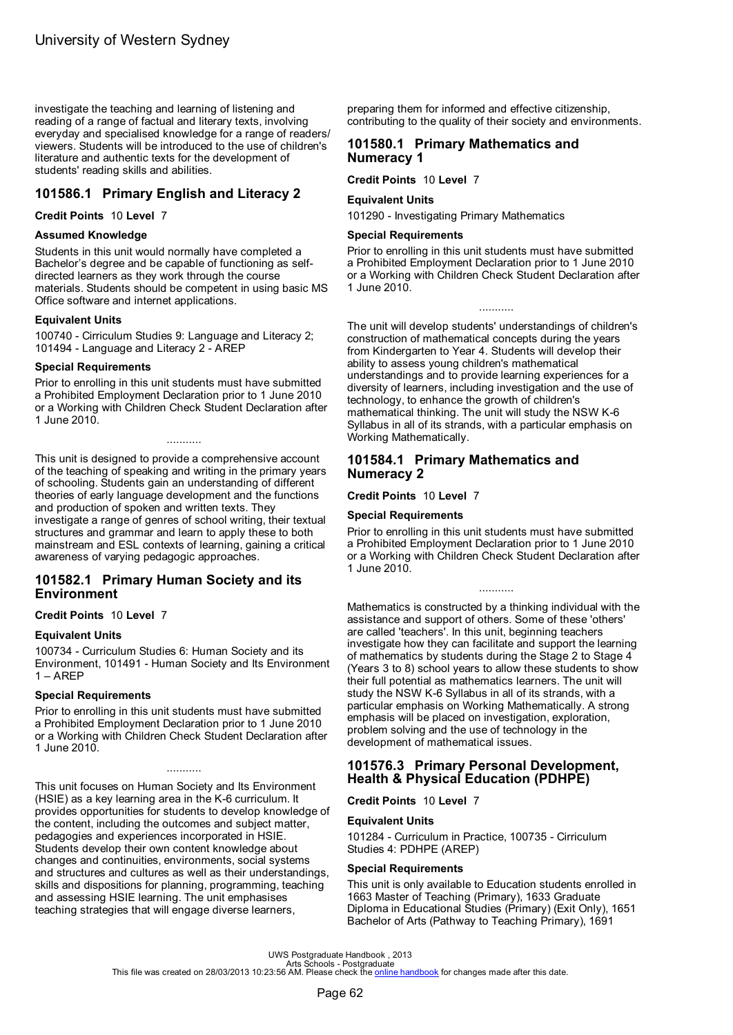investigate the teaching and learning of listening and reading of a range of factual and literary texts, involving everyday and specialised knowledge for a range of readers/ viewers. Students will be introduced to the use of children's literature and authentic texts for the development of students' reading skills and abilities.

## 101586.1 Primary English and Literacy 2

**Credit Points** 10 **Level** 7

### Assumed Knowledge

Students in this unit would normally have completed a Bachelor's degree and be capable of functioning as self-directed learners as they work through the course materials. Students should be competent in using basic MS Office software and internet applications.

### Equivalent Units

100740 - Cirriculum Studies 9: Language and Literacy 2; 101494 - Language and Literacy 2 - AREP

### Special Requirements

Prior to enrolling in this unit students must have submitted a Prohibited Employment Declaration prior to 1 June 2010 or a Working with Children Check Student Declaration after 1 June 2010.

...........

This unit is designed to provide a comprehensive account of the teaching of speaking and writing in the primary years of schooling. Students gain an understanding of different theories of early language development and the functions and production of spoken and written texts. They investigate a range of genres of school writing, their textual structures and grammar and learn to apply these to both mainstream and ESL contexts of learning, gaining a critical awareness of varying pedagogic approaches.

## 101582.1 Primary Human Society and its Environment

**Credit Points** 10 **Level** 7

### Equivalent Units

100734 - Curriculum Studies 6: Human Society and its Environment, 101491 - Human Society and Its Environment 1 – AREP

### Special Requirements

Prior to enrolling in this unit students must have submitted a Prohibited Employment Declaration prior to 1 June 2010 or a Working with Children Check Student Declaration after 1 June 2010.

...........

This unit focuses on Human Society and Its Environment (HSIE) as a key learning area in the K-6 curriculum. It provides opportunities for students to develop knowledge of the content, including the outcomes and subject matter, pedagogies and experiences incorporated in HSIE. Students develop their own content knowledge about changes and continuities, environments, social systems and structures and cultures as well as their understandings, skills and dispositions for planning, programming, teaching and assessing HSIE learning. The unit emphasises teaching strategies that will engage diverse learners, preparing them for informed and effective citizenship, contributing to the quality of their society and environments.

## 101580.1 Primary Mathematics and Numeracy 1

**Credit Points** 10 **Level** 7

### Equivalent Units

101290 - Investigating Primary Mathematics

### Special Requirements

Prior to enrolling in this unit students must have submitted a Prohibited Employment Declaration prior to 1 June 2010 or a Working with Children Check Student Declaration after 1 June 2010.

...........

The unit will develop students' understandings of children's construction of mathematical concepts during the years from Kindergarten to Year 4. Students will develop their ability to assess young children's mathematical understandings and to provide learning experiences for a diversity of learners, including investigation and the use of technology, to enhance the growth of children's mathematical thinking. The unit will study the NSW K-6 Syllabus in all of its strands, with a particular emphasis on Working Mathematically.

## 101584.1 Primary Mathematics and Numeracy 2

**Credit Points** 10 **Level** 7

### Special Requirements

Prior to enrolling in this unit students must have submitted a Prohibited Employment Declaration prior to 1 June 2010 or a Working with Children Check Student Declaration after 1 June 2010.

...........

Mathematics is constructed by a thinking individual with the assistance and support of others. Some of these 'others' are called 'teachers'. In this unit, beginning teachers investigate how they can facilitate and support the learning of mathematics by students during the Stage 2 to Stage 4 (Years 3 to 8) school years to allow these students to show their full potential as mathematics learners. The unit will study the NSW K-6 Syllabus in all of its strands, with a particular emphasis on Working Mathematically. A strong emphasis will be placed on investigation, exploration, problem solving and the use of technology in the development of mathematical issues.

## 101576.3 Primary Personal Development, Health & Physical Education (PDHPE)

**Credit Points** 10 **Level** 7

### Equivalent Units

101284 - Curriculum in Practice, 100735 - Cirriculum Studies 4: PDHPE (AREP)

### Special Requirements

This unit is only available to Education students enrolled in 1663 Master of Teaching (Primary), 1633 Graduate Diploma in Educational Studies (Primary) (Exit Only), 1651 Bachelor of Arts (Pathway to Teaching Primary), 1691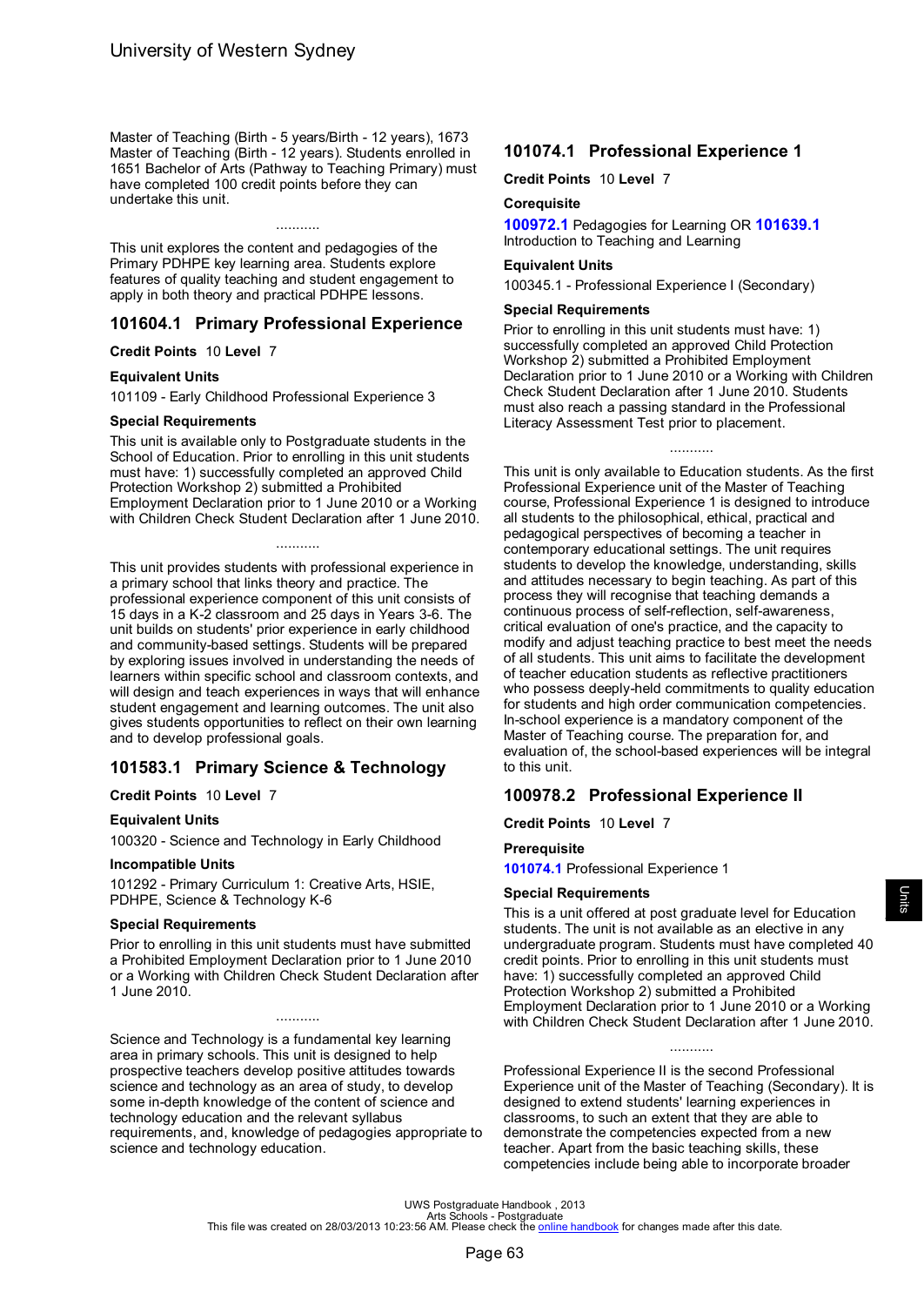Master of Teaching (Birth - 5 years/Birth - 12 years), 1673 Master of Teaching (Birth - 12 years). Students enrolled in 1651 Bachelor of Arts (Pathway to Teaching Primary) must have completed 100 credit points before they can undertake this unit.

...........

This unit explores the content and pedagogies of the Primary PDHPE key learning area. Students explore features of quality teaching and student engagement to apply in both theory and practical PDHPE lessons.

## 101604.1 Primary Professional Experience

**Credit Points** 10 **Level** 7

**Equivalent Units**

101109 - Early Childhood Professional Experience 3

**Special Requirements**

This unit is available only to Postgraduate students in the School of Education. Prior to enrolling in this unit students must have: 1) successfully completed an approved Child Protection Workshop 2) submitted a Prohibited Employment Declaration prior to 1 June 2010 or a Working with Children Check Student Declaration after 1 June 2010.

...........

This unit provides students with professional experience in a primary school that links theory and practice. The professional experience component of this unit consists of 15 days in a K-2 classroom and 25 days in Years 3-6. The unit builds on students' prior experience in early childhood and community-based settings. Students will be prepared by exploring issues involved in understanding the needs of learners within specific school and classroom contexts, and will design and teach experiences in ways that will enhance student engagement and learning outcomes. The unit also gives students opportunities to reflect on their own learning and to develop professional goals.

## 101583.1 Primary Science & Technology

**Credit Points** 10 **Level** 7

**Equivalent Units**

100320 - Science and Technology in Early Childhood

**Incompatible Units**

101292 - Primary Curriculum 1: Creative Arts, HSIE, PDHPE, Science & Technology K-6

**Special Requirements**

Prior to enrolling in this unit students must have submitted a Prohibited Employment Declaration prior to 1 June 2010 or a Working with Children Check Student Declaration after 1 June 2010.

...........

Science and Technology is a fundamental key learning area in primary schools. This unit is designed to help prospective teachers develop positive attitudes towards science and technology as an area of study, to develop some in-depth knowledge of the content of science and technology education and the relevant syllabus requirements, and, knowledge of pedagogies appropriate to science and technology education.

## 101074.1 Professional Experience 1

**Credit Points** 10 **Level** 7

**Corequisite**

**100972.1** Pedagogies for Learning OR **101639.1** Introduction to Teaching and Learning

**Equivalent Units**

100345.1 - Professional Experience I (Secondary)

**Special Requirements**

Prior to enrolling in this unit students must have: 1) successfully completed an approved Child Protection Workshop 2) submitted a Prohibited Employment Declaration prior to 1 June 2010 or a Working with Children Check Student Declaration after 1 June 2010. Students must also reach a passing standard in the Professional Literacy Assessment Test prior to placement.

...........

This unit is only available to Education students. As the first Professional Experience unit of the Master of Teaching course, Professional Experience 1 is designed to introduce all students to the philosophical, ethical, practical and pedagogical perspectives of becoming a teacher in contemporary educational settings. The unit requires students to develop the knowledge, understanding, skills and attitudes necessary to begin teaching. As part of this process they will recognise that teaching demands a continuous process of self-reflection, self-awareness, critical evaluation of one's practice, and the capacity to modify and adjust teaching practice to best meet the needs of all students. This unit aims to facilitate the development of teacher education students as reflective practitioners who possess deeply-held commitments to quality education for students and high order communication competencies. In-school experience is a mandatory component of the Master of Teaching course. The preparation for, and evaluation of, the school-based experiences will be integral to this unit.

## 100978.2 Professional Experience II

**Credit Points** 10 **Level** 7

**Prerequisite**

**101074.1** Professional Experience 1

**Special Requirements**

This is a unit offered at post graduate level for Education students. The unit is not available as an elective in any undergraduate program. Students must have completed 40 credit points. Prior to enrolling in this unit students must have: 1) successfully completed an approved Child Protection Workshop 2) submitted a Prohibited Employment Declaration prior to 1 June 2010 or a Working with Children Check Student Declaration after 1 June 2010.

...........

Professional Experience II is the second Professional Experience unit of the Master of Teaching (Secondary). It is designed to extend students' learning experiences in classrooms, to such an extent that they are able to demonstrate the competencies expected from a new teacher. Apart from the basic teaching skills, these competencies include being able to incorporate broader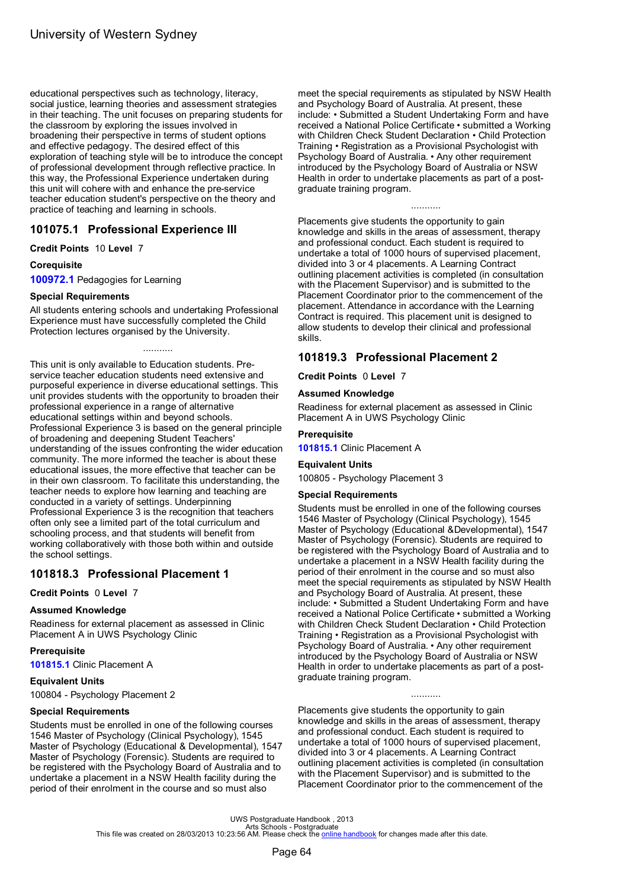educational perspectives such as technology, literacy, social justice, learning theories and assessment strategies in their teaching. The unit focuses on preparing students for the classroom by exploring the issues involved in broadening their perspective in terms of student options and effective pedagogy. The desired effect of this exploration of teaching style will be to introduce the concept of professional development through reflective practice. In this way, the Professional Experience undertaken during this unit will cohere with and enhance the pre-service teacher education student's perspective on the theory and practice of teaching and learning in schools.

## 101075.1 Professional Experience III

**Credit Points** 10 **Level** 7

**Corequisite**

**100972.1** Pedagogies for Learning

**Special Requirements**

All students entering schools and undertaking Professional Experience must have successfully completed the Child Protection lectures organised by the University.

...........

This unit is only available to Education students. Pre-service teacher education students need extensive and purposeful experience in diverse educational settings. This unit provides students with the opportunity to broaden their professional experience in a range of alternative educational settings within and beyond schools. Professional Experience 3 is based on the general principle of broadening and deepening Student Teachers' understanding of the issues confronting the wider education community. The more informed the teacher is about these educational issues, the more effective that teacher can be in their own classroom. To facilitate this understanding, the teacher needs to explore how learning and teaching are conducted in a variety of settings. Underpinning Professional Experience 3 is the recognition that teachers often only see a limited part of the total curriculum and schooling process, and that students will benefit from working collaboratively with those both within and outside the school settings.

## 101818.3 Professional Placement 1

**Credit Points** 0 **Level** 7

**Assumed Knowledge**

Readiness for external placement as assessed in Clinic Placement A in UWS Psychology Clinic

**Prerequisite**

**101815.1** Clinic Placement A

**Equivalent Units**

100804 - Psychology Placement 2

**Special Requirements**

Students must be enrolled in one of the following courses 1546 Master of Psychology (Clinical Psychology), 1545 Master of Psychology (Educational & Developmental), 1547 Master of Psychology (Forensic). Students are required to be registered with the Psychology Board of Australia and to undertake a placement in a NSW Health facility during the period of their enrolment in the course and so must also meet the special requirements as stipulated by NSW Health and Psychology Board of Australia. At present, these include: • Submitted a Student Undertaking Form and have received a National Police Certificate • submitted a Working with Children Check Student Declaration • Child Protection Training • Registration as a Provisional Psychologist with Psychology Board of Australia. • Any other requirement introduced by the Psychology Board of Australia or NSW Health in order to undertake placements as part of a post-graduate training program.

...........

Placements give students the opportunity to gain knowledge and skills in the areas of assessment, therapy and professional conduct. Each student is required to undertake a total of 1000 hours of supervised placement, divided into 3 or 4 placements. A Learning Contract outlining placement activities is completed (in consultation with the Placement Supervisor) and is submitted to the Placement Coordinator prior to the commencement of the placement. Attendance in accordance with the Learning Contract is required. This placement unit is designed to allow students to develop their clinical and professional skills.

## 101819.3 Professional Placement 2

**Credit Points** 0 **Level** 7

**Assumed Knowledge**

Readiness for external placement as assessed in Clinic Placement A in UWS Psychology Clinic

**Prerequisite**

**101815.1** Clinic Placement A

**Equivalent Units**

100805 - Psychology Placement 3

**Special Requirements**

Students must be enrolled in one of the following courses 1546 Master of Psychology (Clinical Psychology), 1545 Master of Psychology (Educational &Developmental), 1547 Master of Psychology (Forensic). Students are required to be registered with the Psychology Board of Australia and to undertake a placement in a NSW Health facility during the period of their enrolment in the course and so must also meet the special requirements as stipulated by NSW Health and Psychology Board of Australia. At present, these include: • Submitted a Student Undertaking Form and have received a National Police Certificate • submitted a Working with Children Check Student Declaration • Child Protection Training • Registration as a Provisional Psychologist with Psychology Board of Australia. • Any other requirement introduced by the Psychology Board of Australia or NSW Health in order to undertake placements as part of a post-graduate training program.

...........

Placements give students the opportunity to gain knowledge and skills in the areas of assessment, therapy and professional conduct. Each student is required to undertake a total of 1000 hours of supervised placement, divided into 3 or 4 placements. A Learning Contract outlining placement activities is completed (in consultation with the Placement Supervisor) and is submitted to the Placement Coordinator prior to the commencement of the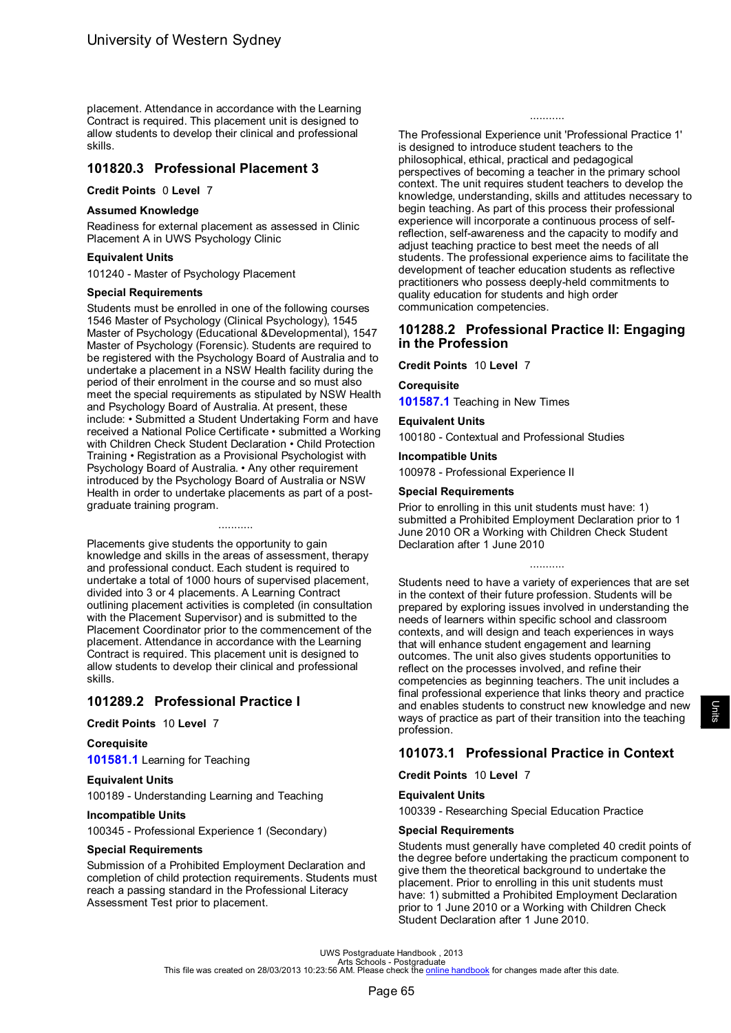placement. Attendance in accordance with the Learning Contract is required. This placement unit is designed to allow students to develop their clinical and professional skills.

## 101820.3 Professional Placement 3

**Credit Points** 0 **Level** 7

### Assumed Knowledge

Readiness for external placement as assessed in Clinic Placement A in UWS Psychology Clinic

### Equivalent Units

101240 - Master of Psychology Placement

### Special Requirements

Students must be enrolled in one of the following courses 1546 Master of Psychology (Clinical Psychology), 1545 Master of Psychology (Educational &Developmental), 1547 Master of Psychology (Forensic). Students are required to be registered with the Psychology Board of Australia and to undertake a placement in a NSW Health facility during the period of their enrolment in the course and so must also meet the special requirements as stipulated by NSW Health and Psychology Board of Australia. At present, these include: • Submitted a Student Undertaking Form and have received a National Police Certificate • submitted a Working with Children Check Student Declaration • Child Protection Training • Registration as a Provisional Psychologist with Psychology Board of Australia. • Any other requirement introduced by the Psychology Board of Australia or NSW Health in order to undertake placements as part of a post-graduate training program.

...........

Placements give students the opportunity to gain knowledge and skills in the areas of assessment, therapy and professional conduct. Each student is required to undertake a total of 1000 hours of supervised placement, divided into 3 or 4 placements. A Learning Contract outlining placement activities is completed (in consultation with the Placement Supervisor) and is submitted to the Placement Coordinator prior to the commencement of the placement. Attendance in accordance with the Learning Contract is required. This placement unit is designed to allow students to develop their clinical and professional skills.

## 101289.2 Professional Practice I

**Credit Points** 10 **Level** 7

### Corequisite

**101581.1** Learning for Teaching

### Equivalent Units

100189 - Understanding Learning and Teaching

### Incompatible Units

100345 - Professional Experience 1 (Secondary)

### Special Requirements

Submission of a Prohibited Employment Declaration and completion of child protection requirements. Students must reach a passing standard in the Professional Literacy Assessment Test prior to placement.

...........

The Professional Experience unit 'Professional Practice 1' is designed to introduce student teachers to the philosophical, ethical, practical and pedagogical perspectives of becoming a teacher in the primary school context. The unit requires student teachers to develop the knowledge, understanding, skills and attitudes necessary to begin teaching. As part of this process their professional experience will incorporate a continuous process of self-reflection, self-awareness and the capacity to modify and adjust teaching practice to best meet the needs of all students. The professional experience aims to facilitate the development of teacher education students as reflective practitioners who possess deeply-held commitments to quality education for students and high order communication competencies.

## 101288.2 Professional Practice II: Engaging in the Profession

**Credit Points** 10 **Level** 7

### Corequisite

**101587.1** Teaching in New Times

### Equivalent Units

100180 - Contextual and Professional Studies

### Incompatible Units

100978 - Professional Experience II

### Special Requirements

Prior to enrolling in this unit students must have: 1) submitted a Prohibited Employment Declaration prior to 1 June 2010 OR a Working with Children Check Student Declaration after 1 June 2010

...........

Students need to have a variety of experiences that are set in the context of their future profession. Students will be prepared by exploring issues involved in understanding the needs of learners within specific school and classroom contexts, and will design and teach experiences in ways that will enhance student engagement and learning outcomes. The unit also gives students opportunities to reflect on the processes involved, and refine their competencies as beginning teachers. The unit includes a final professional experience that links theory and practice and enables students to construct new knowledge and new ways of practice as part of their transition into the teaching profession.

## 101073.1 Professional Practice in Context

**Credit Points** 10 **Level** 7

### Equivalent Units

100339 - Researching Special Education Practice

### Special Requirements

Students must generally have completed 40 credit points of the degree before undertaking the practicum component to give them the theoretical background to undertake the placement. Prior to enrolling in this unit students must have: 1) submitted a Prohibited Employment Declaration prior to 1 June 2010 or a Working with Children Check Student Declaration after 1 June 2010.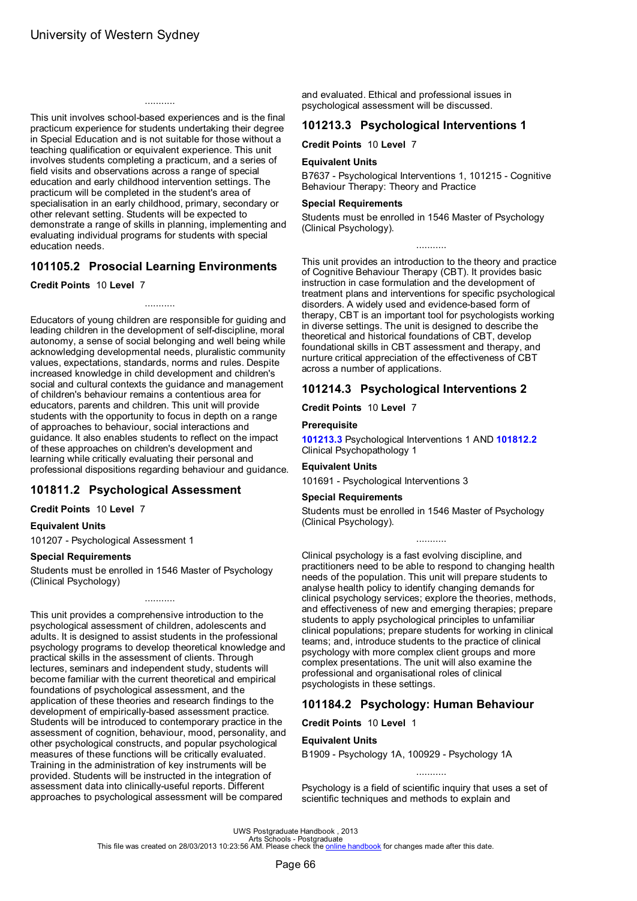...........

This unit involves school-based experiences and is the final practicum experience for students undertaking their degree in Special Education and is not suitable for those without a teaching qualification or equivalent experience. This unit involves students completing a practicum, and a series of field visits and observations across a range of special education and early childhood intervention settings. The practicum will be completed in the student's area of specialisation in an early childhood, primary, secondary or other relevant setting. Students will be expected to demonstrate a range of skills in planning, implementing and evaluating individual programs for students with special education needs.

## 101105.2 Prosocial Learning Environments

**Credit Points** 10 **Level** 7

...........

Educators of young children are responsible for guiding and leading children in the development of self-discipline, moral autonomy, a sense of social belonging and well being while acknowledging developmental needs, pluralistic community values, expectations, standards, norms and rules. Despite increased knowledge in child development and children's social and cultural contexts the guidance and management of children's behaviour remains a contentious area for educators, parents and children. This unit will provide students with the opportunity to focus in depth on a range of approaches to behaviour, social interactions and guidance. It also enables students to reflect on the impact of these approaches on children's development and learning while critically evaluating their personal and professional dispositions regarding behaviour and guidance.

## 101811.2 Psychological Assessment

**Credit Points** 10 **Level** 7

### Equivalent Units

101207 - Psychological Assessment 1

### Special Requirements

Students must be enrolled in 1546 Master of Psychology (Clinical Psychology)

...........

This unit provides a comprehensive introduction to the psychological assessment of children, adolescents and adults. It is designed to assist students in the professional psychology programs to develop theoretical knowledge and practical skills in the assessment of clients. Through lectures, seminars and independent study, students will become familiar with the current theoretical and empirical foundations of psychological assessment, and the application of these theories and research findings to the development of empirically-based assessment practice. Students will be introduced to contemporary practice in the assessment of cognition, behaviour, mood, personality, and other psychological constructs, and popular psychological measures of these functions will be critically evaluated. Training in the administration of key instruments will be provided. Students will be instructed in the integration of assessment data into clinically-useful reports. Different approaches to psychological assessment will be compared and evaluated. Ethical and professional issues in psychological assessment will be discussed.

## 101213.3 Psychological Interventions 1

**Credit Points** 10 **Level** 7

### Equivalent Units

B7637 - Psychological Interventions 1, 101215 - Cognitive Behaviour Therapy: Theory and Practice

### Special Requirements

Students must be enrolled in 1546 Master of Psychology (Clinical Psychology).

...........

This unit provides an introduction to the theory and practice of Cognitive Behaviour Therapy (CBT). It provides basic instruction in case formulation and the development of treatment plans and interventions for specific psychological disorders. A widely used and evidence-based form of therapy, CBT is an important tool for psychologists working in diverse settings. The unit is designed to describe the theoretical and historical foundations of CBT, develop foundational skills in CBT assessment and therapy, and nurture critical appreciation of the effectiveness of CBT across a number of applications.

## 101214.3 Psychological Interventions 2

**Credit Points** 10 **Level** 7

### Prerequisite

**101213.3** Psychological Interventions 1 AND **101812.2** Clinical Psychopathology 1

### Equivalent Units

101691 - Psychological Interventions 3

### Special Requirements

Students must be enrolled in 1546 Master of Psychology (Clinical Psychology).

...........

Clinical psychology is a fast evolving discipline, and practitioners need to be able to respond to changing health needs of the population. This unit will prepare students to analyse health policy to identify changing demands for clinical psychology services; explore the theories, methods, and effectiveness of new and emerging therapies; prepare students to apply psychological principles to unfamiliar clinical populations; prepare students for working in clinical teams; and, introduce students to the practice of clinical psychology with more complex client groups and more complex presentations. The unit will also examine the professional and organisational roles of clinical psychologists in these settings.

## 101184.2 Psychology: Human Behaviour

**Credit Points** 10 **Level** 1

### Equivalent Units

B1909 - Psychology 1A, 100929 - Psychology 1A

...........

Psychology is a field of scientific inquiry that uses a set of scientific techniques and methods to explain and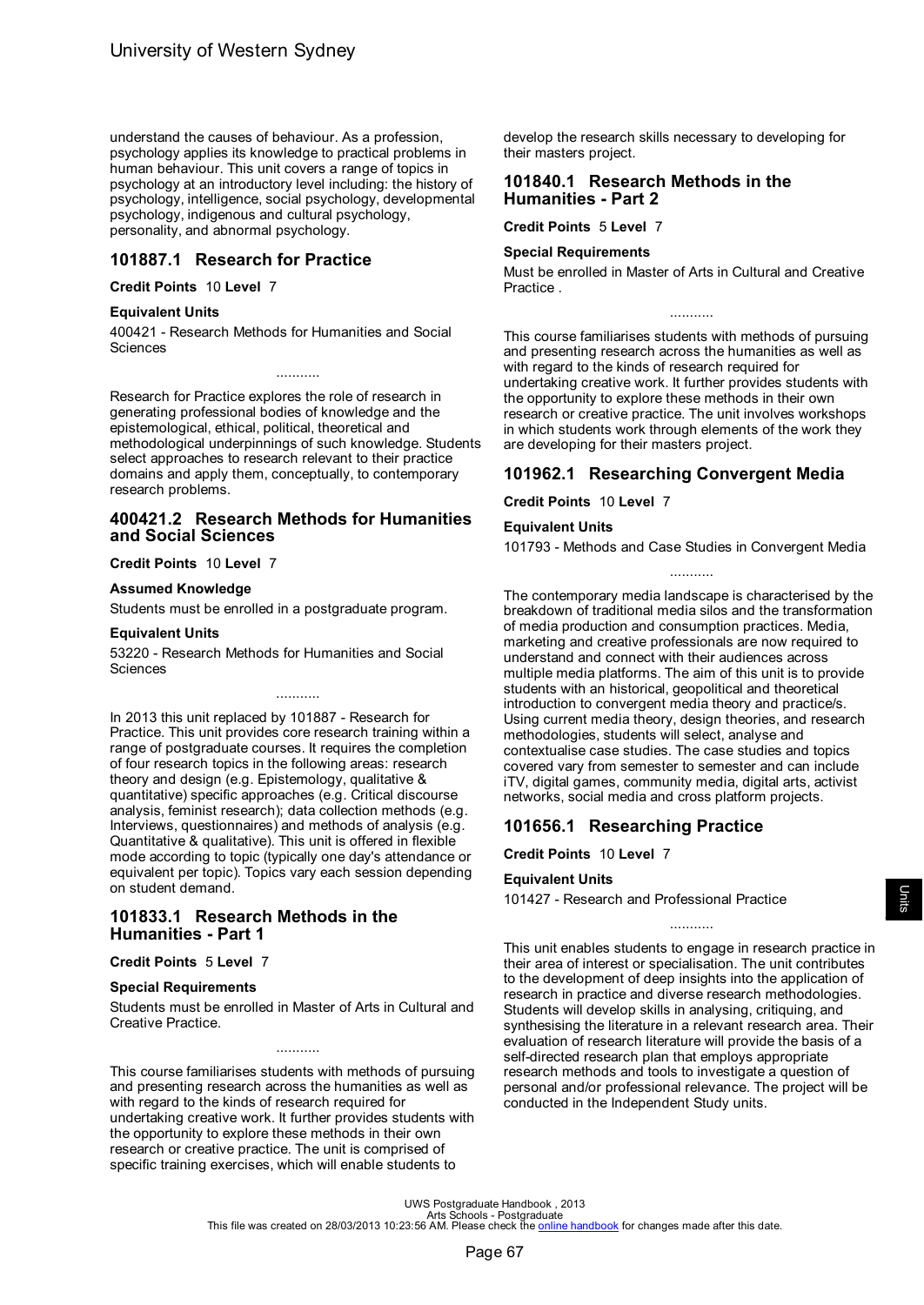understand the causes of behaviour. As a profession, psychology applies its knowledge to practical problems in human behaviour. This unit covers a range of topics in psychology at an introductory level including: the history of psychology, intelligence, social psychology, developmental psychology, indigenous and cultural psychology, personality, and abnormal psychology.

## 101887.1 Research for Practice

**Credit Points** 10 **Level** 7

### Equivalent Units

400421 - Research Methods for Humanities and Social Sciences

...........

Research for Practice explores the role of research in generating professional bodies of knowledge and the epistemological, ethical, political, theoretical and methodological underpinnings of such knowledge. Students select approaches to research relevant to their practice domains and apply them, conceptually, to contemporary research problems.

## 400421.2 Research Methods for Humanities and Social Sciences

**Credit Points** 10 **Level** 7

### Assumed Knowledge

Students must be enrolled in a postgraduate program.

### Equivalent Units

53220 - Research Methods for Humanities and Social Sciences

...........

In 2013 this unit replaced by 101887 - Research for Practice. This unit provides core research training within a range of postgraduate courses. It requires the completion of four research topics in the following areas: research theory and design (e.g. Epistemology, qualitative & quantitative) specific approaches (e.g. Critical discourse analysis, feminist research); data collection methods (e.g. Interviews, questionnaires) and methods of analysis (e.g. Quantitative & qualitative). This unit is offered in flexible mode according to topic (typically one day's attendance or equivalent per topic). Topics vary each session depending on student demand.

## 101833.1 Research Methods in the Humanities - Part 1

**Credit Points** 5 **Level** 7

### Special Requirements

Students must be enrolled in Master of Arts in Cultural and Creative Practice.

...........

This course familiarises students with methods of pursuing and presenting research across the humanities as well as with regard to the kinds of research required for undertaking creative work. It further provides students with the opportunity to explore these methods in their own research or creative practice. The unit is comprised of specific training exercises, which will enable students to develop the research skills necessary to developing for their masters project.

## 101840.1 Research Methods in the Humanities - Part 2

**Credit Points** 5 **Level** 7

### Special Requirements

Must be enrolled in Master of Arts in Cultural and Creative Practice .

...........

This course familiarises students with methods of pursuing and presenting research across the humanities as well as with regard to the kinds of research required for undertaking creative work. It further provides students with the opportunity to explore these methods in their own research or creative practice. The unit involves workshops in which students work through elements of the work they are developing for their masters project.

## 101962.1 Researching Convergent Media

**Credit Points** 10 **Level** 7

### Equivalent Units

101793 - Methods and Case Studies in Convergent Media

...........

The contemporary media landscape is characterised by the breakdown of traditional media silos and the transformation of media production and consumption practices. Media, marketing and creative professionals are now required to understand and connect with their audiences across multiple media platforms. The aim of this unit is to provide students with an historical, geopolitical and theoretical introduction to convergent media theory and practice/s. Using current media theory, design theories, and research methodologies, students will select, analyse and contextualise case studies. The case studies and topics covered vary from semester to semester and can include iTV, digital games, community media, digital arts, activist networks, social media and cross platform projects.

## 101656.1 Researching Practice

**Credit Points** 10 **Level** 7

### Equivalent Units

101427 - Research and Professional Practice

...........

This unit enables students to engage in research practice in their area of interest or specialisation. The unit contributes to the development of deep insights into the application of research in practice and diverse research methodologies. Students will develop skills in analysing, critiquing, and synthesising the literature in a relevant research area. Their evaluation of research literature will provide the basis of a self-directed research plan that employs appropriate research methods and tools to investigate a question of personal and/or professional relevance. The project will be conducted in the Independent Study units.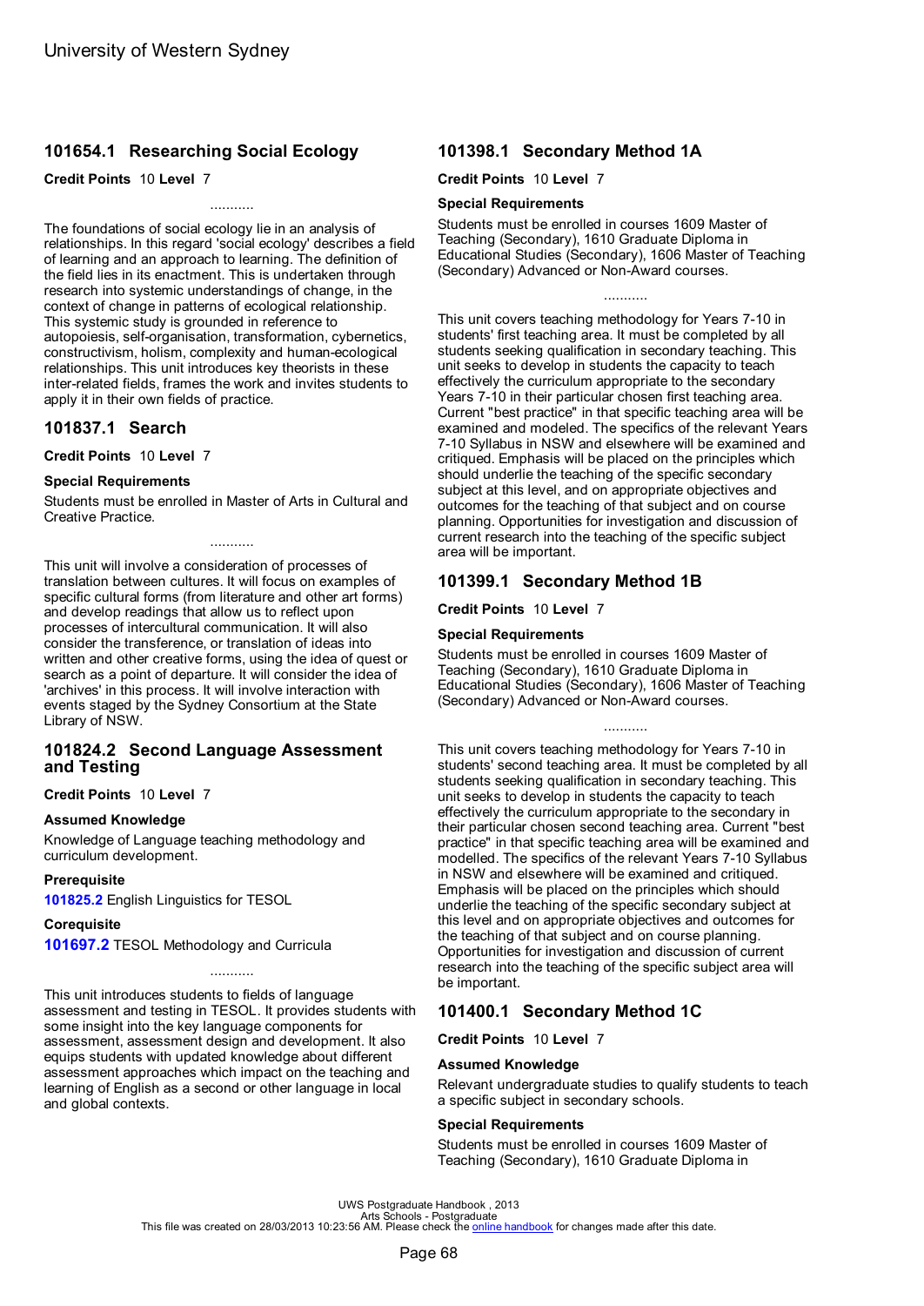## 101654.1 Researching Social Ecology

**Credit Points** 10 **Level** 7

...........

The foundations of social ecology lie in an analysis of relationships. In this regard 'social ecology' describes a field of learning and an approach to learning. The definition of the field lies in its enactment. This is undertaken through research into systemic understandings of change, in the context of change in patterns of ecological relationship. This systemic study is grounded in reference to autopoiesis, self-organisation, transformation, cybernetics, constructivism, holism, complexity and human-ecological relationships. This unit introduces key theorists in these inter-related fields, frames the work and invites students to apply it in their own fields of practice.

## 101837.1 Search

**Credit Points** 10 **Level** 7

### Special Requirements

Students must be enrolled in Master of Arts in Cultural and Creative Practice.

...........

This unit will involve a consideration of processes of translation between cultures. It will focus on examples of specific cultural forms (from literature and other art forms) and develop readings that allow us to reflect upon processes of intercultural communication. It will also consider the transference, or translation of ideas into written and other creative forms, using the idea of quest or search as a point of departure. It will consider the idea of 'archives' in this process. It will involve interaction with events staged by the Sydney Consortium at the State Library of NSW.

## 101824.2 Second Language Assessment and Testing

**Credit Points** 10 **Level** 7

### Assumed Knowledge

Knowledge of Language teaching methodology and curriculum development.

### Prerequisite

**101825.2** English Linguistics for TESOL

### Corequisite

**101697.2** TESOL Methodology and Curricula

...........

This unit introduces students to fields of language assessment and testing in TESOL. It provides students with some insight into the key language components for assessment, assessment design and development. It also equips students with updated knowledge about different assessment approaches which impact on the teaching and learning of English as a second or other language in local and global contexts.

## 101398.1 Secondary Method 1A

**Credit Points** 10 **Level** 7

### Special Requirements

Students must be enrolled in courses 1609 Master of Teaching (Secondary), 1610 Graduate Diploma in Educational Studies (Secondary), 1606 Master of Teaching (Secondary) Advanced or Non-Award courses.

...........

This unit covers teaching methodology for Years 7-10 in students' first teaching area. It must be completed by all students seeking qualification in secondary teaching. This unit seeks to develop in students the capacity to teach effectively the curriculum appropriate to the secondary Years 7-10 in their particular chosen first teaching area. Current "best practice" in that specific teaching area will be examined and modeled. The specifics of the relevant Years 7-10 Syllabus in NSW and elsewhere will be examined and critiqued. Emphasis will be placed on the principles which should underlie the teaching of the specific secondary subject at this level, and on appropriate objectives and outcomes for the teaching of that subject and on course planning. Opportunities for investigation and discussion of current research into the teaching of the specific subject area will be important.

## 101399.1 Secondary Method 1B

**Credit Points** 10 **Level** 7

### Special Requirements

Students must be enrolled in courses 1609 Master of Teaching (Secondary), 1610 Graduate Diploma in Educational Studies (Secondary), 1606 Master of Teaching (Secondary) Advanced or Non-Award courses.

...........

This unit covers teaching methodology for Years 7-10 in students' second teaching area. It must be completed by all students seeking qualification in secondary teaching. This unit seeks to develop in students the capacity to teach effectively the curriculum appropriate to the secondary in their particular chosen second teaching area. Current "best practice" in that specific teaching area will be examined and modelled. The specifics of the relevant Years 7-10 Syllabus in NSW and elsewhere will be examined and critiqued. Emphasis will be placed on the principles which should underlie the teaching of the specific secondary subject at this level and on appropriate objectives and outcomes for the teaching of that subject and on course planning. Opportunities for investigation and discussion of current research into the teaching of the specific subject area will be important.

## 101400.1 Secondary Method 1C

**Credit Points** 10 **Level** 7

### Assumed Knowledge

Relevant undergraduate studies to qualify students to teach a specific subject in secondary schools.

### Special Requirements

Students must be enrolled in courses 1609 Master of Teaching (Secondary), 1610 Graduate Diploma in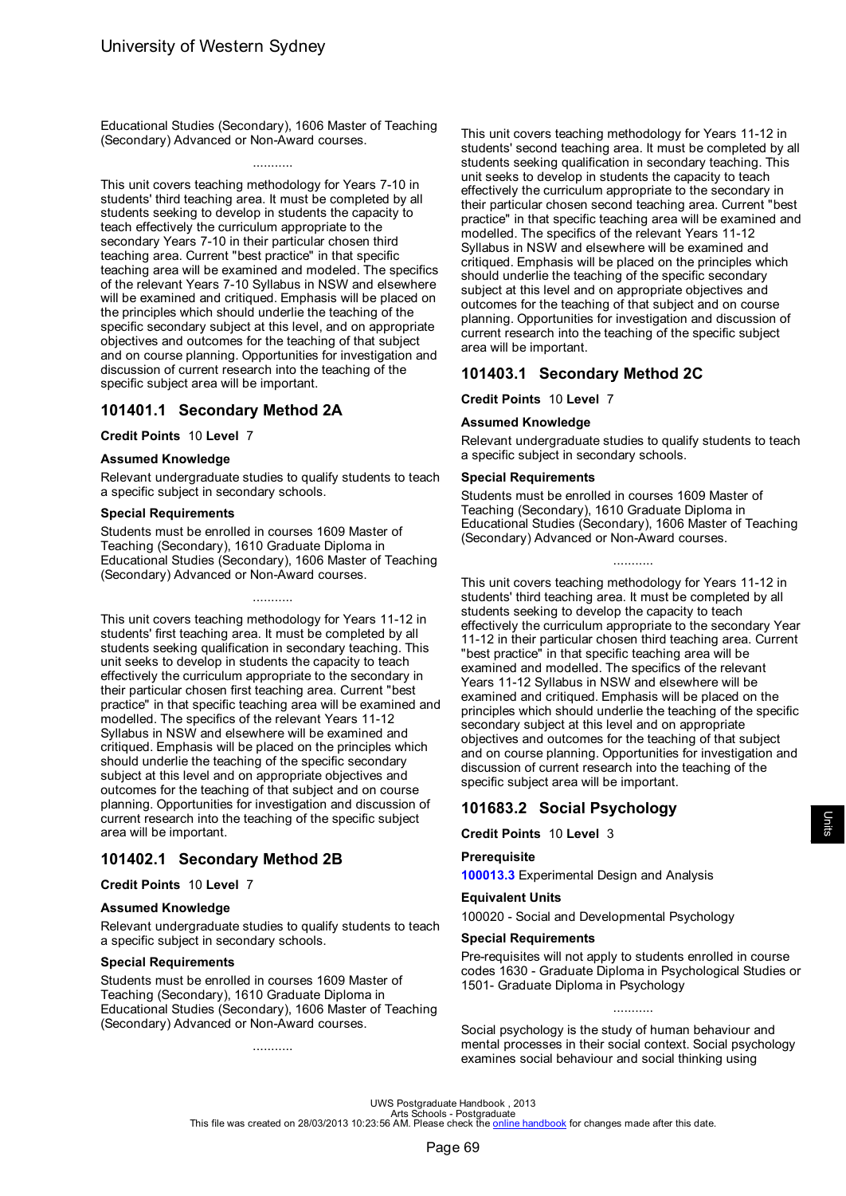Educational Studies (Secondary), 1606 Master of Teaching (Secondary) Advanced or Non-Award courses.

...........

This unit covers teaching methodology for Years 7-10 in students' third teaching area. It must be completed by all students seeking to develop in students the capacity to teach effectively the curriculum appropriate to the secondary Years 7-10 in their particular chosen third teaching area. Current "best practice" in that specific teaching area will be examined and modeled. The specifics of the relevant Years 7-10 Syllabus in NSW and elsewhere will be examined and critiqued. Emphasis will be placed on the principles which should underlie the teaching of the specific secondary subject at this level, and on appropriate objectives and outcomes for the teaching of that subject and on course planning. Opportunities for investigation and discussion of current research into the teaching of the specific subject area will be important.

## 101401.1 Secondary Method 2A

**Credit Points** 10 **Level** 7

**Assumed Knowledge**

Relevant undergraduate studies to qualify students to teach a specific subject in secondary schools.

**Special Requirements**

Students must be enrolled in courses 1609 Master of Teaching (Secondary), 1610 Graduate Diploma in Educational Studies (Secondary), 1606 Master of Teaching (Secondary) Advanced or Non-Award courses.

...........

This unit covers teaching methodology for Years 11-12 in students' first teaching area. It must be completed by all students seeking qualification in secondary teaching. This unit seeks to develop in students the capacity to teach effectively the curriculum appropriate to the secondary in their particular chosen first teaching area. Current "best practice" in that specific teaching area will be examined and modelled. The specifics of the relevant Years 11-12 Syllabus in NSW and elsewhere will be examined and critiqued. Emphasis will be placed on the principles which should underlie the teaching of the specific secondary subject at this level and on appropriate objectives and outcomes for the teaching of that subject and on course planning. Opportunities for investigation and discussion of current research into the teaching of the specific subject area will be important.

## 101402.1 Secondary Method 2B

**Credit Points** 10 **Level** 7

**Assumed Knowledge**

Relevant undergraduate studies to qualify students to teach a specific subject in secondary schools.

**Special Requirements**

Students must be enrolled in courses 1609 Master of Teaching (Secondary), 1610 Graduate Diploma in Educational Studies (Secondary), 1606 Master of Teaching (Secondary) Advanced or Non-Award courses.

...........

This unit covers teaching methodology for Years 11-12 in students' second teaching area. It must be completed by all students seeking qualification in secondary teaching. This unit seeks to develop in students the capacity to teach effectively the curriculum appropriate to the secondary in their particular chosen second teaching area. Current "best practice" in that specific teaching area will be examined and modelled. The specifics of the relevant Years 11-12 Syllabus in NSW and elsewhere will be examined and critiqued. Emphasis will be placed on the principles which should underlie the teaching of the specific secondary subject at this level and on appropriate objectives and outcomes for the teaching of that subject and on course planning. Opportunities for investigation and discussion of current research into the teaching of the specific subject area will be important.

## 101403.1 Secondary Method 2C

**Credit Points** 10 **Level** 7

**Assumed Knowledge**

Relevant undergraduate studies to qualify students to teach a specific subject in secondary schools.

**Special Requirements**

Students must be enrolled in courses 1609 Master of Teaching (Secondary), 1610 Graduate Diploma in Educational Studies (Secondary), 1606 Master of Teaching (Secondary) Advanced or Non-Award courses.

...........

This unit covers teaching methodology for Years 11-12 in students' third teaching area. It must be completed by all students seeking to develop in students the capacity to teach effectively the curriculum appropriate to the secondary Year 11-12 in their particular chosen third teaching area. Current "best practice" in that specific teaching area will be examined and modelled. The specifics of the relevant Years 11-12 Syllabus in NSW and elsewhere will be examined and critiqued. Emphasis will be placed on the principles which should underlie the teaching of the specific secondary subject at this level and on appropriate objectives and outcomes for the teaching of that subject and on course planning. Opportunities for investigation and discussion of current research into the teaching of the specific subject area will be important.

## 101683.2 Social Psychology

**Credit Points** 10 **Level** 3

**Prerequisite**

100013.3 Experimental Design and Analysis

**Equivalent Units**

100020 - Social and Developmental Psychology

**Special Requirements**

Pre-requisites will not apply to students enrolled in course codes 1630 - Graduate Diploma in Psychological Studies or 1501- Graduate Diploma in Psychology

...........

Social psychology is the study of human behaviour and mental processes in their social context. Social psychology examines social behaviour and social thinking using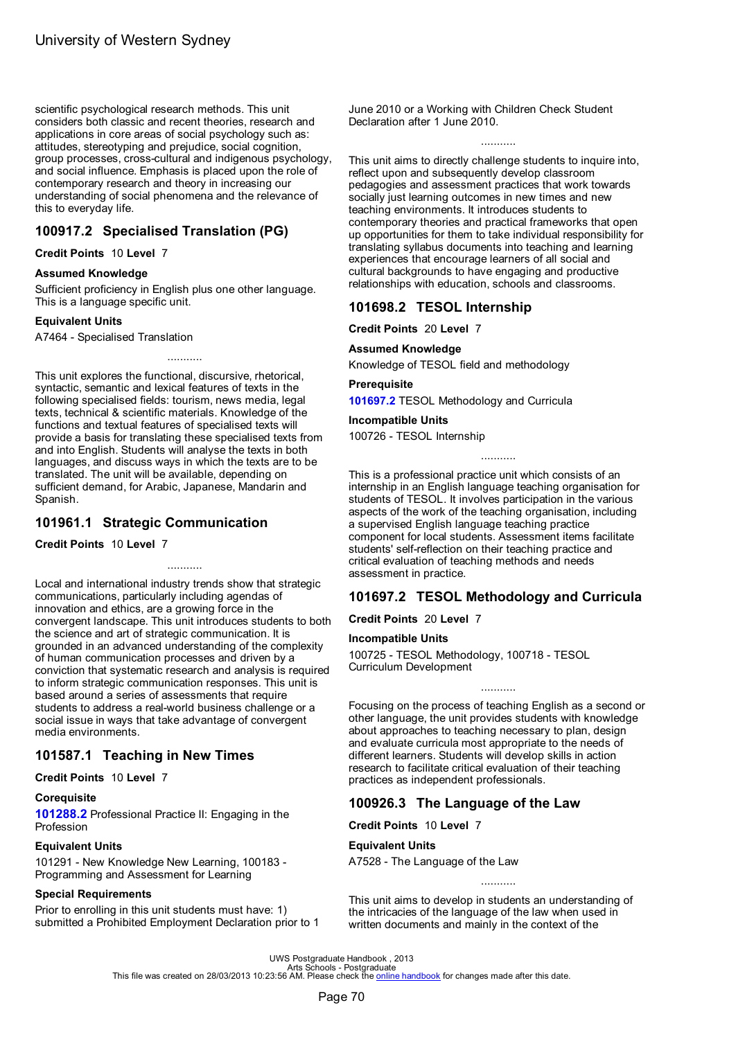scientific psychological research methods. This unit considers both classic and recent theories, research and applications in core areas of social psychology such as: attitudes, stereotyping and prejudice, social cognition, group processes, cross-cultural and indigenous psychology, and social influence. Emphasis is placed upon the role of contemporary research and theory in increasing our understanding of social phenomena and the relevance of this to everyday life.

## 100917.2 Specialised Translation (PG)

**Credit Points** 10 **Level** 7

**Assumed Knowledge**

Sufficient proficiency in English plus one other language. This is a language specific unit.

**Equivalent Units**

A7464 - Specialised Translation

...........

This unit explores the functional, discursive, rhetorical, syntactic, semantic and lexical features of texts in the following specialised fields: tourism, news media, legal texts, technical & scientific materials. Knowledge of the functions and textual features of specialised texts will provide a basis for translating these specialised texts from and into English. Students will analyse the texts in both languages, and discuss ways in which the texts are to be translated. The unit will be available, depending on sufficient demand, for Arabic, Japanese, Mandarin and Spanish.

## 101961.1 Strategic Communication

**Credit Points** 10 **Level** 7

...........

Local and international industry trends show that strategic communications, particularly including agendas of innovation and ethics, are a growing force in the convergent landscape. This unit introduces students to both the science and art of strategic communication. It is grounded in an advanced understanding of the complexity of human communication processes and driven by a conviction that systematic research and analysis is required to inform strategic communication responses. This unit is based around a series of assessments that require students to address a real-world business challenge or a social issue in ways that take advantage of convergent media environments.

## 101587.1 Teaching in New Times

**Credit Points** 10 **Level** 7

**Corequisite**

**101288.2** Professional Practice II: Engaging in the Profession

**Equivalent Units**

101291 - New Knowledge New Learning, 100183 - Programming and Assessment for Learning

**Special Requirements**

Prior to enrolling in this unit students must have: 1) submitted a Prohibited Employment Declaration prior to 1 June 2010 or a Working with Children Check Student Declaration after 1 June 2010.

...........

This unit aims to directly challenge students to inquire into, reflect upon and subsequently develop classroom pedagogies and assessment practices that work towards socially just learning outcomes in new times and new teaching environments. It introduces students to contemporary theories and practical frameworks that open up opportunities for them to take individual responsibility for translating syllabus documents into teaching and learning experiences that encourage learners of all social and cultural backgrounds to have engaging and productive relationships with education, schools and classrooms.

## 101698.2 TESOL Internship

**Credit Points** 20 **Level** 7

**Assumed Knowledge**

Knowledge of TESOL field and methodology

**Prerequisite**

**101697.2** TESOL Methodology and Curricula

**Incompatible Units**

100726 - TESOL Internship

...........

This is a professional practice unit which consists of an internship in an English language teaching organisation for students of TESOL. It involves participation in the various aspects of the work of the teaching organisation, including a supervised English language teaching practice component for local students. Assessment items facilitate students' self-reflection on their teaching practice and critical evaluation of teaching methods and needs assessment in practice.

## 101697.2 TESOL Methodology and Curricula

**Credit Points** 20 **Level** 7

**Incompatible Units**

100725 - TESOL Methodology, 100718 - TESOL Curriculum Development

...........

Focusing on the process of teaching English as a second or other language, the unit provides students with knowledge about approaches to teaching necessary to plan, design and evaluate curricula most appropriate to the needs of different learners. Students will develop skills in action research to facilitate critical evaluation of their teaching practices as independent professionals.

## 100926.3 The Language of the Law

**Credit Points** 10 **Level** 7

**Equivalent Units**

A7528 - The Language of the Law

...........

This unit aims to develop in students an understanding of the intricacies of the language of the law when used in written documents and mainly in the context of the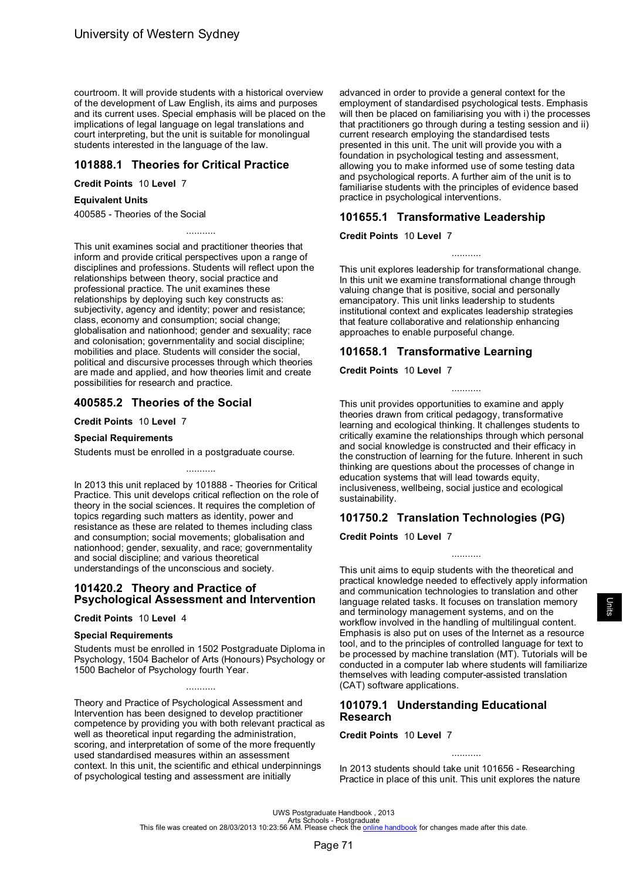courtroom. It will provide students with a historical overview of the development of Law English, its aims and purposes and its current uses. Special emphasis will be placed on the implications of legal language on legal translations and court interpreting, but the unit is suitable for monolingual students interested in the language of the law.

## 101888.1 Theories for Critical Practice

**Credit Points** 10 **Level** 7

**Equivalent Units**

400585 - Theories of the Social

...........

This unit examines social and practitioner theories that inform and provide critical perspectives upon a range of disciplines and professions. Students will reflect upon the relationships between theory, social practice and professional practice. The unit examines these relationships by deploying such key constructs as: subjectivity, agency and identity; power and resistance; class, economy and consumption; social change; globalisation and nationhood; gender and sexuality; race and colonisation; governmentality and social discipline; mobilities and place. Students will consider the social, political and discursive processes through which theories are made and applied, and how theories limit and create possibilities for research and practice.

## 400585.2 Theories of the Social

**Credit Points** 10 **Level** 7

**Special Requirements**

Students must be enrolled in a postgraduate course.

...........

In 2013 this unit replaced by 101888 - Theories for Critical Practice. This unit develops critical reflection on the role of theory in the social sciences. It requires the completion of topics regarding such matters as identity, power and resistance as these are related to themes including class and consumption; social movements; globalisation and nationhood; gender, sexuality, and race; governmentality and social discipline; and various theoretical understandings of the unconscious and society.

## 101420.2 Theory and Practice of Psychological Assessment and Intervention

**Credit Points** 10 **Level** 4

**Special Requirements**

Students must be enrolled in 1502 Postgraduate Diploma in Psychology, 1504 Bachelor of Arts (Honours) Psychology or 1500 Bachelor of Psychology fourth Year.

...........

Theory and Practice of Psychological Assessment and Intervention has been designed to develop practitioner competence by providing you with both relevant practical as well as theoretical input regarding the administration, scoring, and interpretation of some of the more frequently used standardised measures within an assessment context. In this unit, the scientific and ethical underpinnings of psychological testing and assessment are initially advanced in order to provide a general context for the employment of standardised psychological tests. Emphasis will then be placed on familiarising you with i) the processes that practitioners go through during a testing session and ii) current research employing the standardised tests presented in this unit. The unit will provide you with a foundation in psychological testing and assessment, allowing you to make informed use of some testing data and psychological reports. A further aim of the unit is to familiarise students with the principles of evidence based practice in psychological interventions.

## 101655.1 Transformative Leadership

**Credit Points** 10 **Level** 7

...........

This unit explores leadership for transformational change. In this unit we examine transformational change through valuing change that is positive, social and personally emancipatory. This unit links leadership to students institutional context and explicates leadership strategies that feature collaborative and relationship enhancing approaches to enable purposeful change.

## 101658.1 Transformative Learning

**Credit Points** 10 **Level** 7

...........

This unit provides opportunities to examine and apply theories drawn from critical pedagogy, transformative learning and ecological thinking. It challenges students to critically examine the relationships through which personal and social knowledge is constructed and their efficacy in the construction of learning for the future. Inherent in such thinking are questions about the processes of change in education systems that will lead towards equity, inclusiveness, wellbeing, social justice and ecological sustainability.

## 101750.2 Translation Technologies (PG)

**Credit Points** 10 **Level** 7

...........

This unit aims to equip students with the theoretical and practical knowledge needed to effectively apply information and communication technologies to translation and other language related tasks. It focuses on translation memory and terminology management systems, and on the workflow involved in the handling of multilingual content. Emphasis is also put on uses of the Internet as a resource tool, and to the principles of controlled language for text to be processed by machine translation (MT). Tutorials will be conducted in a computer lab where students will familiarize themselves with leading computer-assisted translation (CAT) software applications.

## 101079.1 Understanding Educational Research

**Credit Points** 10 **Level** 7

...........

In 2013 students should take unit 101656 - Researching Practice in place of this unit. This unit explores the nature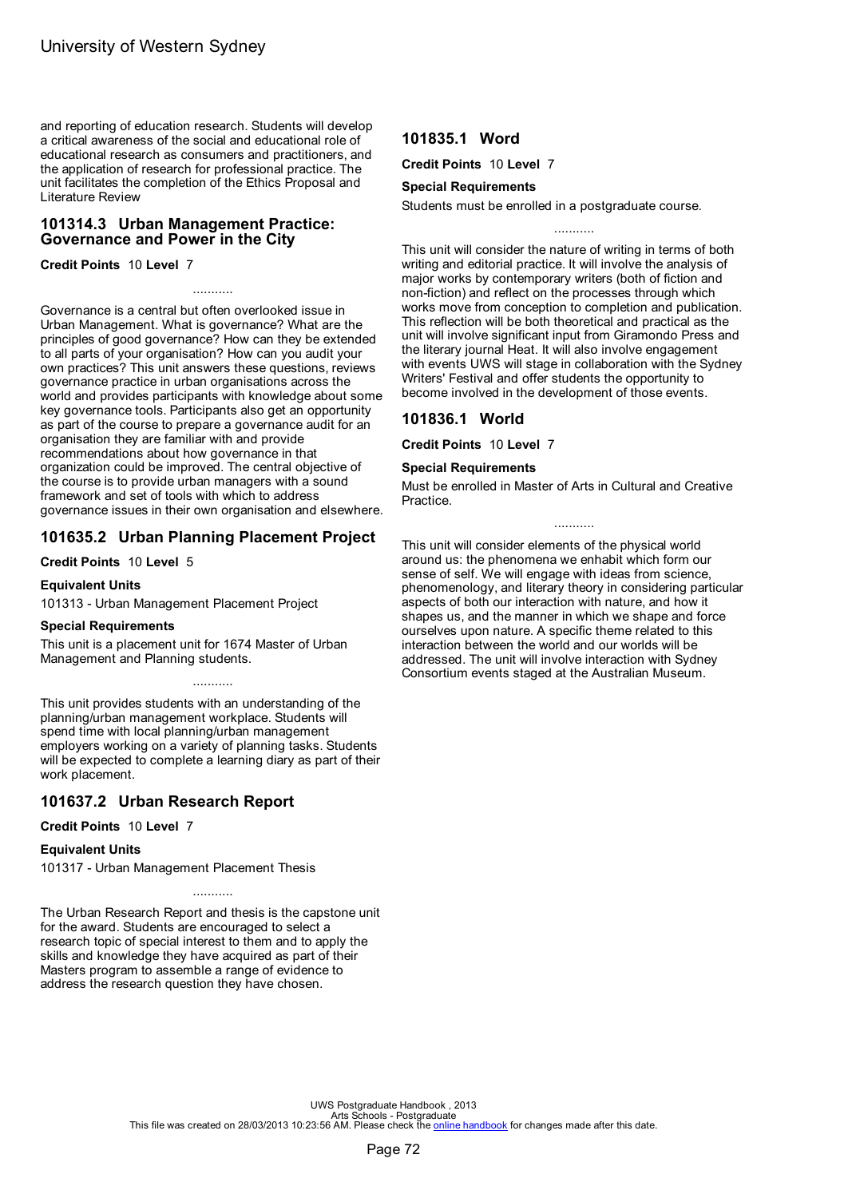and reporting of education research. Students will develop a critical awareness of the social and educational role of educational research as consumers and practitioners, and the application of research for professional practice. The unit facilitates the completion of the Ethics Proposal and Literature Review

## 101314.3 Urban Management Practice: Governance and Power in the City

**Credit Points** 10 **Level** 7

...........

Governance is a central but often overlooked issue in Urban Management. What is governance? What are the principles of good governance? How can they be extended to all parts of your organisation? How can you audit your own practices? This unit answers these questions, reviews governance practice in urban organisations across the world and provides participants with knowledge about some key governance tools. Participants also get an opportunity as part of the course to prepare a governance audit for an organisation they are familiar with and provide recommendations about how governance in that organization could be improved. The central objective of the course is to provide urban managers with a sound framework and set of tools with which to address governance issues in their own organisation and elsewhere.

## 101635.2 Urban Planning Placement Project

**Credit Points** 10 **Level** 5

### Equivalent Units

101313 - Urban Management Placement Project

### Special Requirements

This unit is a placement unit for 1674 Master of Urban Management and Planning students.

...........

This unit provides students with an understanding of the planning/urban management workplace. Students will spend time with local planning/urban management employers working on a variety of planning tasks. Students will be expected to complete a learning diary as part of their work placement.

## 101637.2 Urban Research Report

**Credit Points** 10 **Level** 7

### Equivalent Units

101317 - Urban Management Placement Thesis

...........

The Urban Research Report and thesis is the capstone unit for the award. Students are encouraged to select a research topic of special interest to them and to apply the skills and knowledge they have acquired as part of their Masters program to assemble a range of evidence to address the research question they have chosen.

## 101835.1 Word

**Credit Points** 10 **Level** 7

### Special Requirements

Students must be enrolled in a postgraduate course.

...........

This unit will consider the nature of writing in terms of both writing and editorial practice. It will involve the analysis of major works by contemporary writers (both of fiction and non-fiction) and reflect on the processes through which works move from conception to completion and publication. This reflection will be both theoretical and practical as the unit will involve significant input from Giramondo Press and the literary journal Heat. It will also involve engagement with events UWS will stage in collaboration with the Sydney Writers' Festival and offer students the opportunity to become involved in the development of those events.

## 101836.1 World

**Credit Points** 10 **Level** 7

### Special Requirements

Must be enrolled in Master of Arts in Cultural and Creative Practice.

...........

This unit will consider elements of the physical world around us: the phenomena we enhabit which form our sense of self. We will engage with ideas from science, phenomenology, and literary theory in considering particular aspects of both our interaction with nature, and how it shapes us, and the manner in which we shape and force ourselves upon nature. A specific theme related to this interaction between the world and our worlds will be addressed. The unit will involve interaction with Sydney Consortium events staged at the Australian Museum.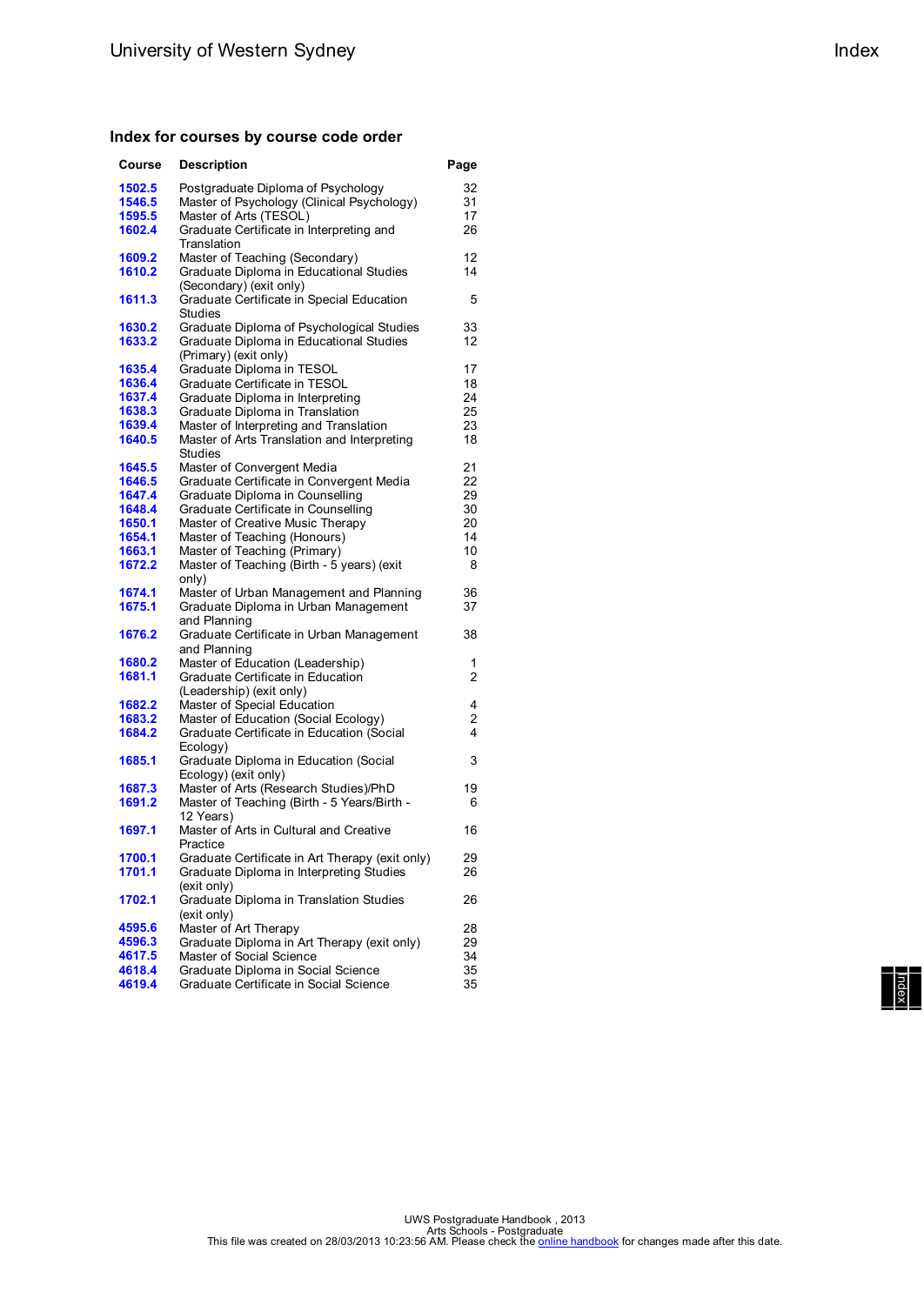### Index for courses by course code order

| Course | Description | Page |
|---|---|---|
| 1502.5 | Postgraduate Diploma of Psychology | 32 |
| 1546.5 | Master of Psychology (Clinical Psychology) | 31 |
| 1595.5 | Master of Arts (TESOL) | 17 |
| 1602.4 | Graduate Certificate in Interpreting and Translation | 26 |
| 1609.2 | Master of Teaching (Secondary) | 12 |
| 1610.2 | Graduate Diploma in Educational Studies (Secondary) (exit only) | 14 |
| 1611.3 | Graduate Certificate in Special Education Studies | 5 |
| 1630.2 | Graduate Diploma of Psychological Studies | 33 |
| 1633.2 | Graduate Diploma in Educational Studies (Primary) (exit only) | 12 |
| 1635.4 | Graduate Diploma in TESOL | 17 |
| 1636.4 | Graduate Certificate in TESOL | 18 |
| 1637.4 | Graduate Diploma in Interpreting | 24 |
| 1638.3 | Graduate Diploma in Translation | 25 |
| 1639.4 | Master of Interpreting and Translation | 23 |
| 1640.5 | Master of Arts Translation and Interpreting Studies | 18 |
| 1645.5 | Master of Convergent Media | 21 |
| 1646.5 | Graduate Certificate in Convergent Media | 22 |
| 1647.4 | Graduate Diploma in Counselling | 29 |
| 1648.4 | Graduate Certificate in Counselling | 30 |
| 1650.1 | Master of Creative Music Therapy | 20 |
| 1654.1 | Master of Teaching (Honours) | 14 |
| 1663.1 | Master of Teaching (Primary) | 10 |
| 1672.2 | Master of Teaching (Birth - 5 years) (exit only) | 8 |
| 1674.1 | Master of Urban Management and Planning | 36 |
| 1675.1 | Graduate Diploma in Urban Management and Planning | 37 |
| 1676.2 | Graduate Certificate in Urban Management and Planning | 38 |
| 1680.2 | Master of Education (Leadership) | 1 |
| 1681.1 | Graduate Certificate in Education (Leadership) (exit only) | 2 |
| 1682.2 | Master of Special Education | 4 |
| 1683.2 | Master of Education (Social Ecology) | 2 |
| 1684.2 | Graduate Certificate in Education (Social Ecology) | 4 |
| 1685.1 | Graduate Diploma in Education (Social Ecology) (exit only) | 3 |
| 1687.3 | Master of Arts (Research Studies)/PhD | 19 |
| 1691.2 | Master of Teaching (Birth - 5 Years/Birth - 12 Years) | 6 |
| 1697.1 | Master of Arts in Cultural and Creative Practice | 16 |
| 1700.1 | Graduate Certificate in Art Therapy (exit only) | 29 |
| 1701.1 | Graduate Diploma in Interpreting Studies (exit only) | 26 |
| 1702.1 | Graduate Diploma in Translation Studies (exit only) | 26 |
| 4595.6 | Master of Art Therapy | 28 |
| 4596.3 | Graduate Diploma in Art Therapy (exit only) | 29 |
| 4617.5 | Master of Social Science | 34 |
| 4618.4 | Graduate Diploma in Social Science | 35 |
| 4619.4 | Graduate Certificate in Social Science | 35 |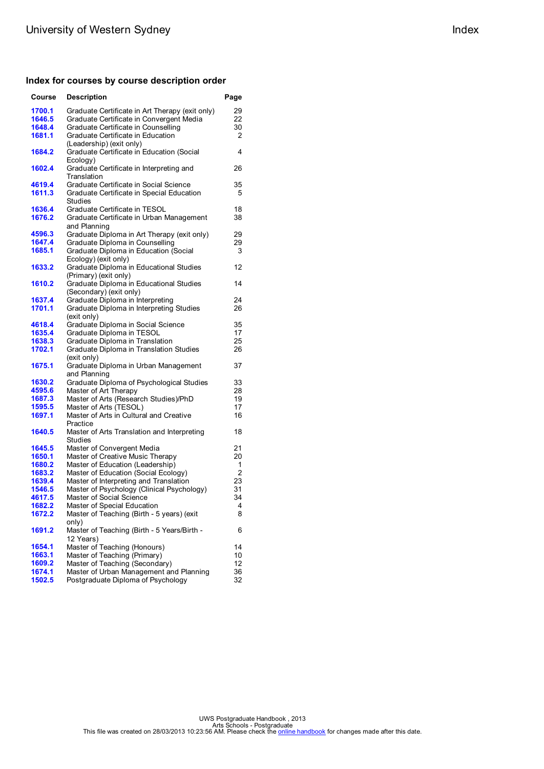## Index for courses by course description order

| Course | Description | Page |
|---|---|---|
| 1700.1 | Graduate Certificate in Art Therapy (exit only) | 29 |
| 1646.5 | Graduate Certificate in Convergent Media | 22 |
| 1648.4 | Graduate Certificate in Counselling | 30 |
| 1681.1 | Graduate Certificate in Education (Leadership) (exit only) | 2 |
| 1684.2 | Graduate Certificate in Education (Social Ecology) | 4 |
| 1602.4 | Graduate Certificate in Interpreting and Translation | 26 |
| 4619.4 | Graduate Certificate in Social Science | 35 |
| 1611.3 | Graduate Certificate in Special Education Studies | 5 |
| 1636.4 | Graduate Certificate in TESOL | 18 |
| 1676.2 | Graduate Certificate in Urban Management and Planning | 38 |
| 4596.3 | Graduate Diploma in Art Therapy (exit only) | 29 |
| 1647.4 | Graduate Diploma in Counselling | 29 |
| 1685.1 | Graduate Diploma in Education (Social Ecology) (exit only) | 3 |
| 1633.2 | Graduate Diploma in Educational Studies (Primary) (exit only) | 12 |
| 1610.2 | Graduate Diploma in Educational Studies (Secondary) (exit only) | 14 |
| 1637.4 | Graduate Diploma in Interpreting | 24 |
| 1701.1 | Graduate Diploma in Interpreting Studies (exit only) | 26 |
| 4618.4 | Graduate Diploma in Social Science | 35 |
| 1635.4 | Graduate Diploma in TESOL | 17 |
| 1638.3 | Graduate Diploma in Translation | 25 |
| 1702.1 | Graduate Diploma in Translation Studies (exit only) | 26 |
| 1675.1 | Graduate Diploma in Urban Management and Planning | 37 |
| 1630.2 | Graduate Diploma of Psychological Studies | 33 |
| 4595.6 | Master of Art Therapy | 28 |
| 1687.3 | Master of Arts (Research Studies)/PhD | 19 |
| 1595.5 | Master of Arts (TESOL) | 17 |
| 1697.1 | Master of Arts in Cultural and Creative Practice | 16 |
| 1640.5 | Master of Arts Translation and Interpreting Studies | 18 |
| 1645.5 | Master of Convergent Media | 21 |
| 1650.1 | Master of Creative Music Therapy | 20 |
| 1680.2 | Master of Education (Leadership) | 1 |
| 1683.2 | Master of Education (Social Ecology) | 2 |
| 1639.4 | Master of Interpreting and Translation | 23 |
| 1546.5 | Master of Psychology (Clinical Psychology) | 31 |
| 4617.5 | Master of Social Science | 34 |
| 1682.2 | Master of Special Education | 4 |
| 1672.2 | Master of Teaching (Birth - 5 years) (exit only) | 8 |
| 1691.2 | Master of Teaching (Birth - 5 Years/Birth - 12 Years) | 6 |
| 1654.1 | Master of Teaching (Honours) | 14 |
| 1663.1 | Master of Teaching (Primary) | 10 |
| 1609.2 | Master of Teaching (Secondary) | 12 |
| 1674.1 | Master of Urban Management and Planning | 36 |
| 1502.5 | Postgraduate Diploma of Psychology | 32 |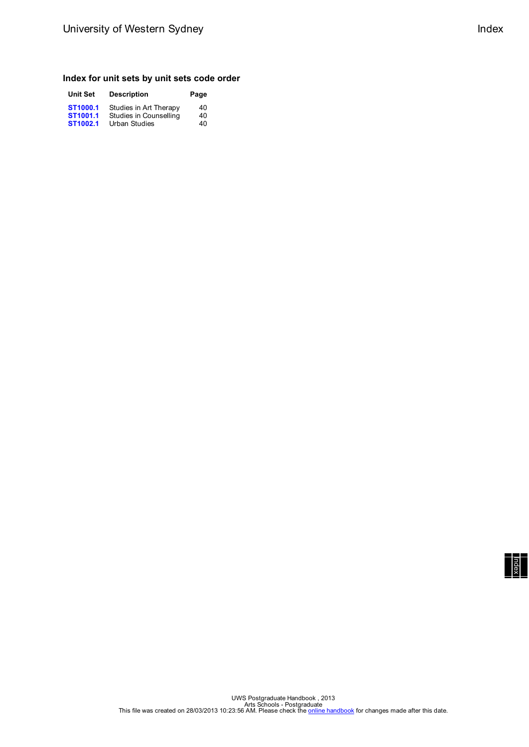## Index for unit sets by unit sets code order

| Unit Set | Description | Page |
| --- | --- | --- |
| **ST1000.1** | Studies in Art Therapy | 40 |
| **ST1001.1** | Studies in Counselling | 40 |
| **ST1002.1** | Urban Studies | 40 |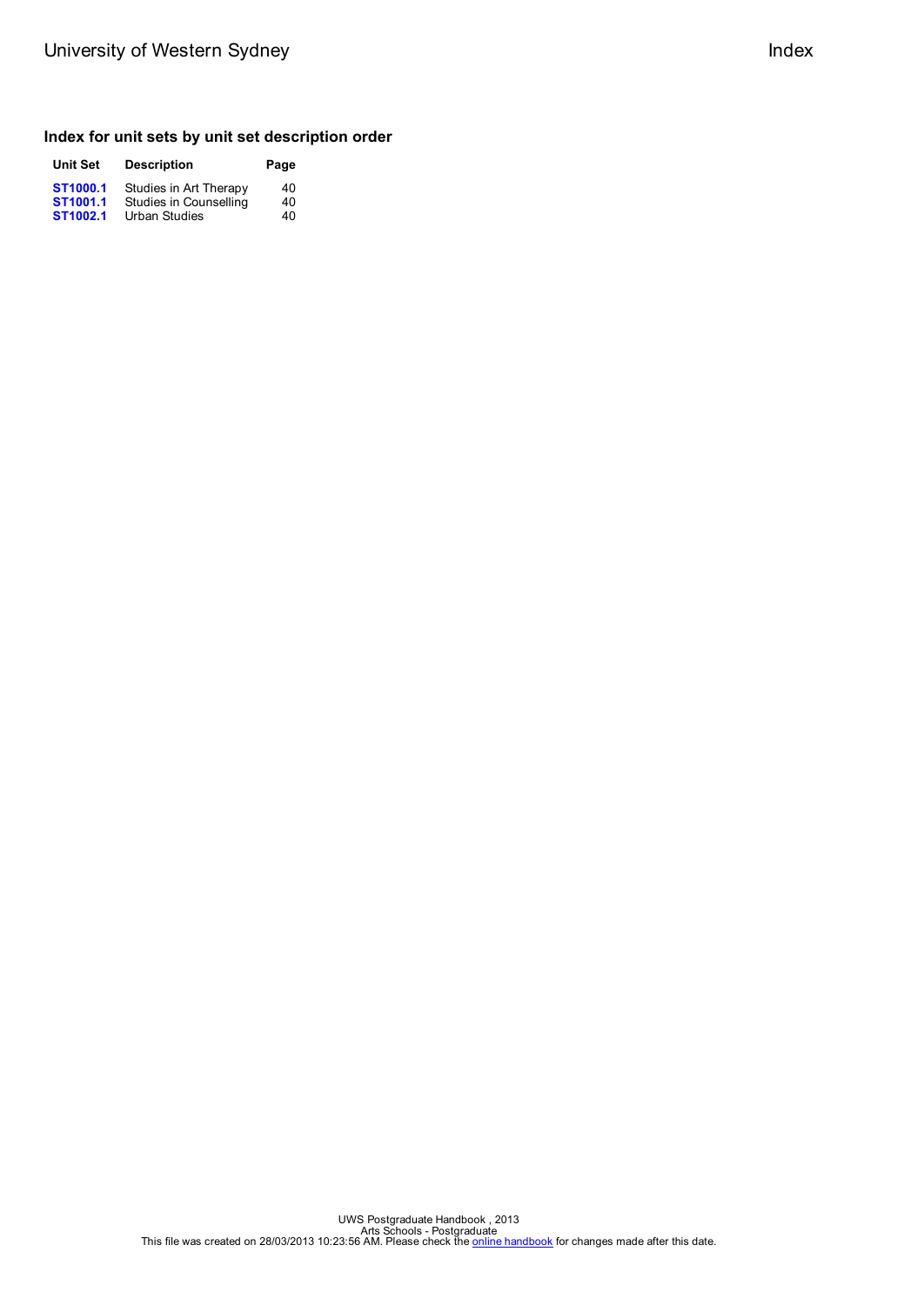### Index for unit sets by unit set description order

| Unit Set | Description | Page |
| --- | --- | --- |
| **ST1000.1** | Studies in Art Therapy | 40 |
| **ST1001.1** | Studies in Counselling | 40 |
| **ST1002.1** | Urban Studies | 40 |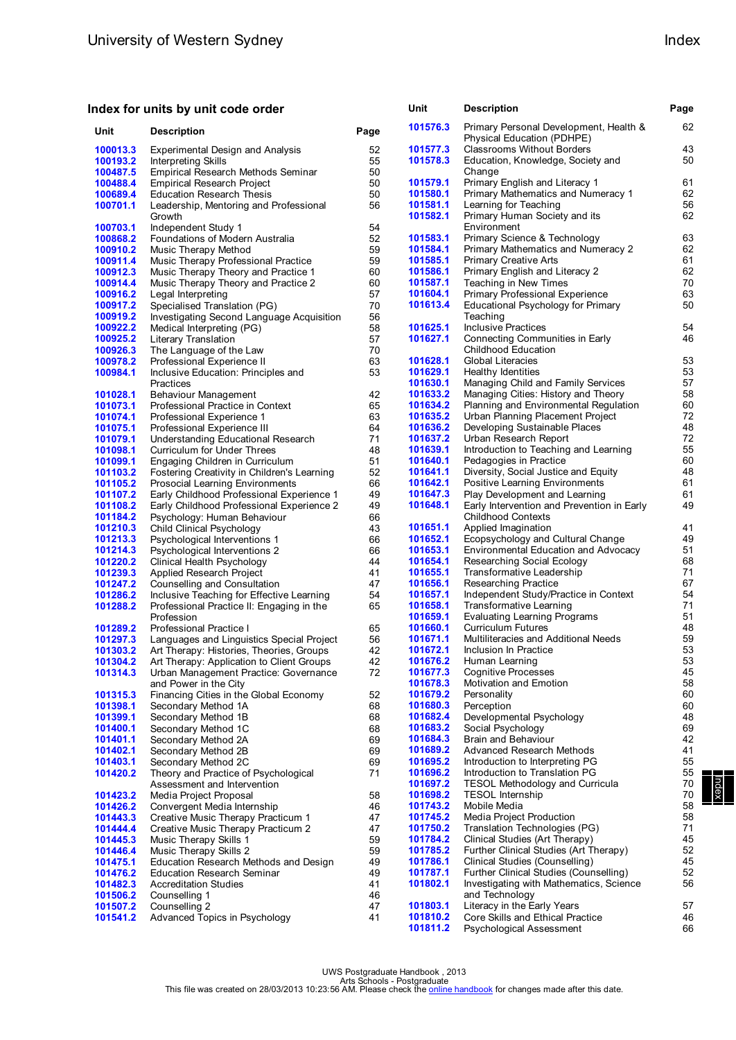## Index for units by unit code order

| Unit | Description | Page |
|---|---|---|
| 100013.3 | Experimental Design and Analysis | 52 |
| 100193.2 | Interpreting Skills | 55 |
| 100487.5 | Empirical Research Methods Seminar | 50 |
| 100488.4 | Empirical Research Project | 50 |
| 100689.4 | Education Research Thesis | 50 |
| 100701.1 | Leadership, Mentoring and Professional Growth | 56 |
| 100703.1 | Independent Study 1 | 54 |
| 100868.2 | Foundations of Modern Australia | 52 |
| 100910.2 | Music Therapy Method | 59 |
| 100911.4 | Music Therapy Professional Practice | 59 |
| 100912.3 | Music Therapy Theory and Practice 1 | 60 |
| 100914.4 | Music Therapy Theory and Practice 2 | 60 |
| 100916.2 | Legal Interpreting | 57 |
| 100917.2 | Specialised Translation (PG) | 70 |
| 100919.2 | Investigating Second Language Acquisition | 56 |
| 100922.2 | Medical Interpreting (PG) | 58 |
| 100925.2 | Literary Translation | 57 |
| 100926.3 | The Language of the Law | 70 |
| 100978.2 | Professional Experience II | 63 |
| 100984.1 | Inclusive Education: Principles and Practices | 53 |
| 101028.1 | Behaviour Management | 42 |
| 101073.1 | Professional Practice in Context | 65 |
| 101074.1 | Professional Experience 1 | 63 |
| 101075.1 | Professional Experience III | 64 |
| 101079.1 | Understanding Educational Research | 71 |
| 101098.1 | Curriculum for Under Threes | 48 |
| 101099.1 | Engaging Children in Curriculum | 51 |
| 101103.2 | Fostering Creativity in Children's Learning | 52 |
| 101105.2 | Prosocial Learning Environments | 66 |
| 101107.2 | Early Childhood Professional Experience 1 | 49 |
| 101108.2 | Early Childhood Professional Experience 2 | 49 |
| 101184.2 | Psychology: Human Behaviour | 66 |
| 101210.3 | Child Clinical Psychology | 43 |
| 101213.3 | Psychological Interventions 1 | 66 |
| 101214.3 | Psychological Interventions 2 | 66 |
| 101220.2 | Clinical Health Psychology | 44 |
| 101239.3 | Applied Research Project | 41 |
| 101247.2 | Counselling and Consultation | 47 |
| 101286.2 | Inclusive Teaching for Effective Learning | 54 |
| 101288.2 | Professional Practice II: Engaging in the Profession | 65 |
| 101289.2 | Professional Practice I | 65 |
| 101297.3 | Languages and Linguistics Special Project | 56 |
| 101303.2 | Art Therapy: Histories, Theories, Groups | 42 |
| 101304.2 | Art Therapy: Application to Client Groups | 42 |
| 101314.3 | Urban Management Practice: Governance and Power in the City | 72 |
| 101315.3 | Financing Cities in the Global Economy | 52 |
| 101398.1 | Secondary Method 1A | 68 |
| 101399.1 | Secondary Method 1B | 68 |
| 101400.1 | Secondary Method 1C | 68 |
| 101401.1 | Secondary Method 2A | 69 |
| 101402.1 | Secondary Method 2B | 69 |
| 101403.1 | Secondary Method 2C | 69 |
| 101420.2 | Theory and Practice of Psychological Assessment and Intervention | 71 |
| 101423.2 | Media Project Proposal | 58 |
| 101426.2 | Convergent Media Internship | 46 |
| 101443.3 | Creative Music Therapy Practicum 1 | 47 |
| 101444.4 | Creative Music Therapy Practicum 2 | 47 |
| 101445.3 | Music Therapy Skills 1 | 59 |
| 101446.4 | Music Therapy Skills 2 | 59 |
| 101475.1 | Education Research Methods and Design | 49 |
| 101476.2 | Education Research Seminar | 49 |
| 101482.3 | Accreditation Studies | 41 |
| 101506.2 | Counselling 1 | 46 |
| 101507.2 | Counselling 2 | 47 |
| 101541.2 | Advanced Topics in Psychology | 41 |
| 101576.3 | Primary Personal Development, Health & Physical Education (PDHPE) | 62 |
| 101577.3 | Classrooms Without Borders | 43 |
| 101578.3 | Education, Knowledge, Society and Change | 50 |
| 101579.1 | Primary English and Literacy 1 | 61 |
| 101580.1 | Primary Mathematics and Numeracy 1 | 62 |
| 101581.1 | Learning for Teaching | 56 |
| 101582.1 | Primary Human Society and its Environment | 62 |
| 101583.1 | Primary Science & Technology | 63 |
| 101584.1 | Primary Mathematics and Numeracy 2 | 62 |
| 101585.1 | Primary Creative Arts | 61 |
| 101586.1 | Primary English and Literacy 2 | 62 |
| 101587.1 | Teaching in New Times | 70 |
| 101604.1 | Primary Professional Experience | 63 |
| 101613.4 | Educational Psychology for Primary Teaching | 50 |
| 101625.1 | Inclusive Practices | 54 |
| 101627.1 | Connecting Communities in Early Childhood Education | 46 |
| 101628.1 | Global Literacies | 53 |
| 101629.1 | Healthy Identities | 53 |
| 101630.1 | Managing Child and Family Services | 57 |
| 101633.2 | Managing Cities: History and Theory | 58 |
| 101634.2 | Planning and Environmental Regulation | 60 |
| 101635.2 | Urban Planning Placement Project | 72 |
| 101636.2 | Developing Sustainable Places | 48 |
| 101637.2 | Urban Research Report | 72 |
| 101639.1 | Introduction to Teaching and Learning | 55 |
| 101640.1 | Pedagogies in Practice | 60 |
| 101641.1 | Diversity, Social Justice and Equity | 48 |
| 101642.1 | Positive Learning Environments | 61 |
| 101647.3 | Play Development and Learning | 61 |
| 101648.1 | Early Intervention and Prevention in Early Childhood Contexts | 49 |
| 101651.1 | Applied Imagination | 41 |
| 101652.1 | Ecopsychology and Cultural Change | 49 |
| 101653.1 | Environmental Education and Advocacy | 51 |
| 101654.1 | Researching Social Ecology | 68 |
| 101655.1 | Transformative Leadership | 71 |
| 101656.1 | Researching Practice | 67 |
| 101657.1 | Independent Study/Practice in Context | 54 |
| 101658.1 | Transformative Learning | 71 |
| 101659.1 | Evaluating Learning Programs | 51 |
| 101660.1 | Curriculum Futures | 48 |
| 101671.1 | Multiliteracies and Additional Needs | 59 |
| 101672.1 | Inclusion In Practice | 53 |
| 101676.2 | Human Learning | 53 |
| 101677.3 | Cognitive Processes | 45 |
| 101678.3 | Motivation and Emotion | 58 |
| 101679.2 | Personality | 60 |
| 101680.3 | Perception | 60 |
| 101682.4 | Developmental Psychology | 48 |
| 101683.2 | Social Psychology | 69 |
| 101684.3 | Brain and Behaviour | 42 |
| 101689.2 | Advanced Research Methods | 41 |
| 101695.2 | Introduction to Interpreting PG | 55 |
| 101696.2 | Introduction to Translation PG | 55 |
| 101697.2 | TESOL Methodology and Curricula | 70 |
| 101698.2 | TESOL Internship | 70 |
| 101743.2 | Mobile Media | 58 |
| 101745.2 | Media Project Production | 58 |
| 101750.2 | Translation Technologies (PG) | 71 |
| 101784.2 | Clinical Studies (Art Therapy) | 45 |
| 101785.2 | Further Clinical Studies (Art Therapy) | 52 |
| 101786.1 | Clinical Studies (Counselling) | 45 |
| 101787.1 | Further Clinical Studies (Counselling) | 52 |
| 101802.1 | Investigating with Mathematics, Science and Technology | 56 |
| 101803.1 | Literacy in the Early Years | 57 |
| 101810.2 | Core Skills and Ethical Practice | 46 |
| 101811.2 | Psychological Assessment | 66 |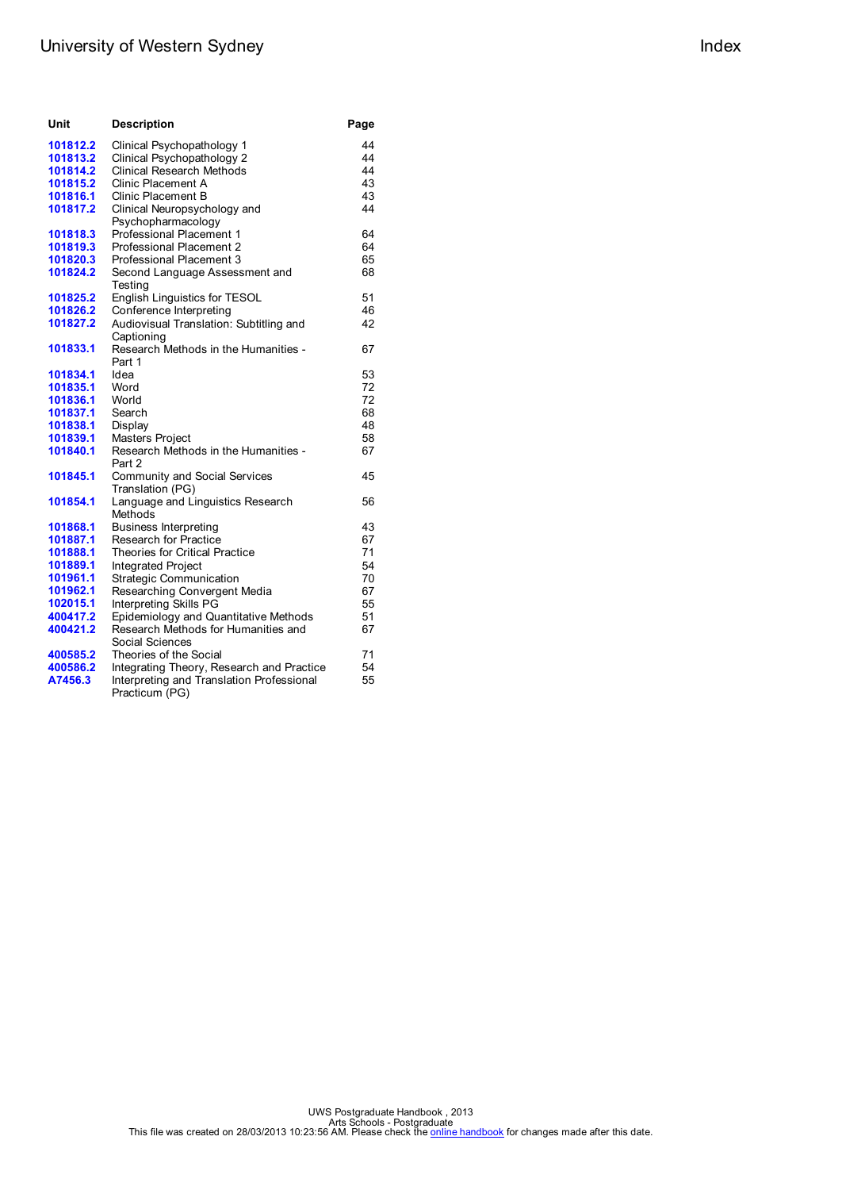| Unit | Description | Page |
|---|---|---|
| **101812.2** | Clinical Psychopathology 1 | 44 |
| **101813.2** | Clinical Psychopathology 2 | 44 |
| **101814.2** | Clinical Research Methods | 44 |
| **101815.2** | Clinic Placement A | 43 |
| **101816.1** | Clinic Placement B | 43 |
| **101817.2** | Clinical Neuropsychology and Psychopharmacology | 44 |
| **101818.3** | Professional Placement 1 | 64 |
| **101819.3** | Professional Placement 2 | 64 |
| **101820.3** | Professional Placement 3 | 65 |
| **101824.2** | Second Language Assessment and Testing | 68 |
| **101825.2** | English Linguistics for TESOL | 51 |
| **101826.2** | Conference Interpreting | 46 |
| **101827.2** | Audiovisual Translation: Subtitling and Captioning | 42 |
| **101833.1** | Research Methods in the Humanities - Part 1 | 67 |
| **101834.1** | Idea | 53 |
| **101835.1** | Word | 72 |
| **101836.1** | World | 72 |
| **101837.1** | Search | 68 |
| **101838.1** | Display | 48 |
| **101839.1** | Masters Project | 58 |
| **101840.1** | Research Methods in the Humanities - Part 2 | 67 |
| **101845.1** | Community and Social Services Translation (PG) | 45 |
| **101854.1** | Language and Linguistics Research Methods | 56 |
| **101868.1** | Business Interpreting | 43 |
| **101887.1** | Research for Practice | 67 |
| **101888.1** | Theories for Critical Practice | 71 |
| **101889.1** | Integrated Project | 54 |
| **101961.1** | Strategic Communication | 70 |
| **101962.1** | Researching Convergent Media | 67 |
| **102015.1** | Interpreting Skills PG | 55 |
| **400417.2** | Epidemiology and Quantitative Methods | 51 |
| **400421.2** | Research Methods for Humanities and Social Sciences | 67 |
| **400585.2** | Theories of the Social | 71 |
| **400586.2** | Integrating Theory, Research and Practice | 54 |
| **A7456.3** | Interpreting and Translation Professional Practicum (PG) | 55 |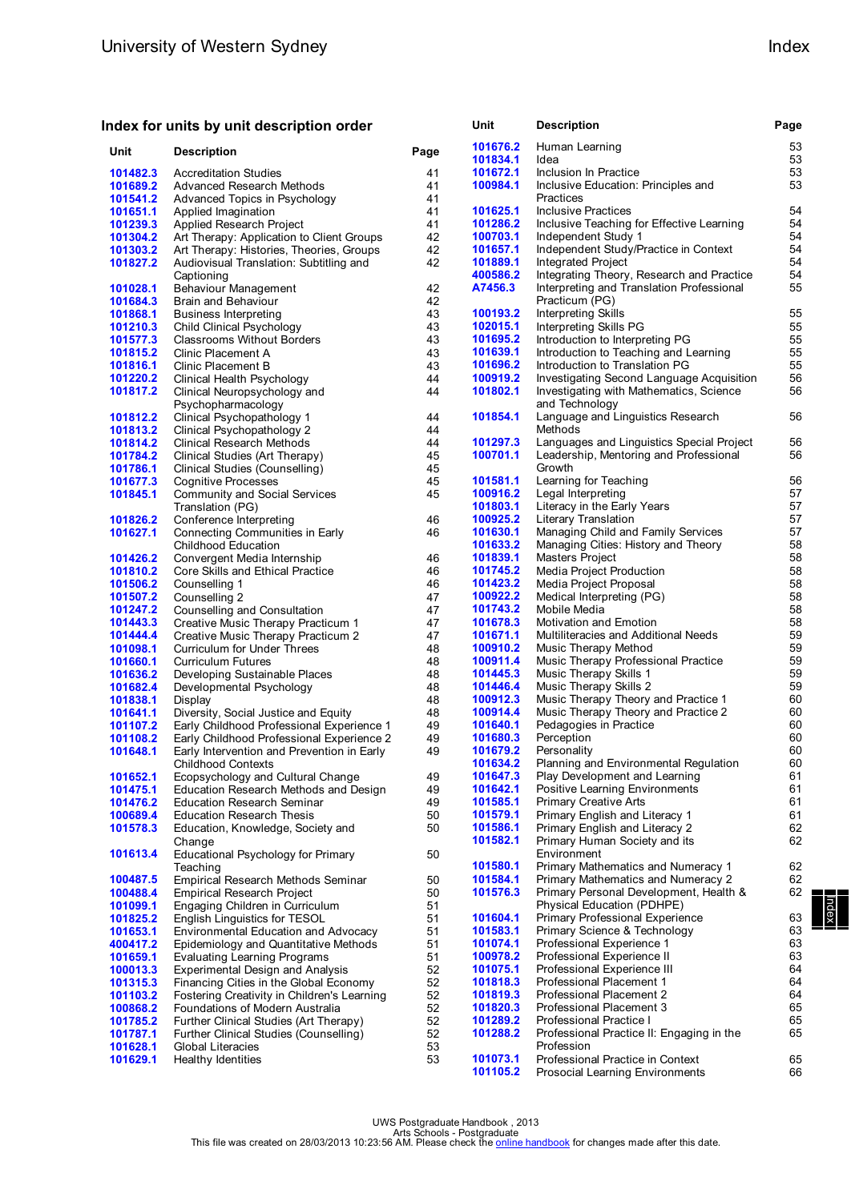## Index for units by unit description order

| Unit | Description | Page |
|---|---|---|
| 101482.3 | Accreditation Studies | 41 |
| 101689.2 | Advanced Research Methods | 41 |
| 101541.2 | Advanced Topics in Psychology | 41 |
| 101651.1 | Applied Imagination | 41 |
| 101239.3 | Applied Research Project | 41 |
| 101304.2 | Art Therapy: Application to Client Groups | 42 |
| 101303.2 | Art Therapy: Histories, Theories, Groups | 42 |
| 101827.2 | Audiovisual Translation: Subtitling and Captioning | 42 |
| 101028.1 | Behaviour Management | 42 |
| 101684.3 | Brain and Behaviour | 42 |
| 101868.1 | Business Interpreting | 43 |
| 101210.3 | Child Clinical Psychology | 43 |
| 101577.3 | Classrooms Without Borders | 43 |
| 101815.2 | Clinic Placement A | 43 |
| 101816.1 | Clinic Placement B | 43 |
| 101220.2 | Clinical Health Psychology | 44 |
| 101817.2 | Clinical Neuropsychology and Psychopharmacology | 44 |
| 101812.2 | Clinical Psychopathology 1 | 44 |
| 101813.2 | Clinical Psychopathology 2 | 44 |
| 101814.2 | Clinical Research Methods | 44 |
| 101784.2 | Clinical Studies (Art Therapy) | 45 |
| 101786.1 | Clinical Studies (Counselling) | 45 |
| 101677.3 | Cognitive Processes | 45 |
| 101845.1 | Community and Social Services Translation (PG) | 45 |
| 101826.2 | Conference Interpreting | 46 |
| 101627.1 | Connecting Communities in Early Childhood Education | 46 |
| 101426.2 | Convergent Media Internship | 46 |
| 101810.2 | Core Skills and Ethical Practice | 46 |
| 101506.2 | Counselling 1 | 46 |
| 101507.2 | Counselling 2 | 47 |
| 101247.2 | Counselling and Consultation | 47 |
| 101443.3 | Creative Music Therapy Practicum 1 | 47 |
| 101444.4 | Creative Music Therapy Practicum 2 | 47 |
| 101098.1 | Curriculum for Under Threes | 48 |
| 101660.1 | Curriculum Futures | 48 |
| 101636.2 | Developing Sustainable Places | 48 |
| 101682.4 | Developmental Psychology | 48 |
| 101838.1 | Display | 48 |
| 101641.1 | Diversity, Social Justice and Equity | 48 |
| 101107.2 | Early Childhood Professional Experience 1 | 49 |
| 101108.2 | Early Childhood Professional Experience 2 | 49 |
| 101648.1 | Early Intervention and Prevention in Early Childhood Contexts | 49 |
| 101652.1 | Ecopsychology and Cultural Change | 49 |
| 101475.1 | Education Research Methods and Design | 49 |
| 101476.2 | Education Research Seminar | 49 |
| 100689.4 | Education Research Thesis | 50 |
| 101578.3 | Education, Knowledge, Society and Change | 50 |
| 101613.4 | Educational Psychology for Primary Teaching | 50 |
| 100487.5 | Empirical Research Methods Seminar | 50 |
| 100488.4 | Empirical Research Project | 50 |
| 101099.1 | Engaging Children in Curriculum | 51 |
| 101825.2 | English Linguistics for TESOL | 51 |
| 101653.1 | Environmental Education and Advocacy | 51 |
| 400417.2 | Epidemiology and Quantitative Methods | 51 |
| 101659.1 | Evaluating Learning Programs | 51 |
| 100013.3 | Experimental Design and Analysis | 52 |
| 101315.3 | Financing Cities in the Global Economy | 52 |
| 101103.2 | Fostering Creativity in Children's Learning | 52 |
| 100868.2 | Foundations of Modern Australia | 52 |
| 101785.2 | Further Clinical Studies (Art Therapy) | 52 |
| 101787.1 | Further Clinical Studies (Counselling) | 52 |
| 101628.1 | Global Literacies | 53 |
| 101629.1 | Healthy Identities | 53 |
| 101676.2 | Human Learning | 53 |
| 101834.1 | Idea | 53 |
| 101672.1 | Inclusion In Practice | 53 |
| 100984.1 | Inclusive Education: Principles and Practices | 53 |
| 101625.1 | Inclusive Practices | 54 |
| 101286.2 | Inclusive Teaching for Effective Learning | 54 |
| 100703.1 | Independent Study 1 | 54 |
| 101657.1 | Independent Study/Practice in Context | 54 |
| 101889.1 | Integrated Project | 54 |
| 400586.2 | Integrating Theory, Research and Practice | 54 |
| A7456.3 | Interpreting and Translation Professional Practicum (PG) | 55 |
| 100193.2 | Interpreting Skills | 55 |
| 102015.1 | Interpreting Skills PG | 55 |
| 101695.2 | Introduction to Interpreting PG | 55 |
| 101639.1 | Introduction to Teaching and Learning | 55 |
| 101696.2 | Introduction to Translation PG | 55 |
| 100919.2 | Investigating Second Language Acquisition | 56 |
| 101802.1 | Investigating with Mathematics, Science and Technology | 56 |
| 101854.1 | Language and Linguistics Research Methods | 56 |
| 101297.3 | Languages and Linguistics Special Project | 56 |
| 100701.1 | Leadership, Mentoring and Professional Growth | 56 |
| 101581.1 | Learning for Teaching | 56 |
| 100916.2 | Legal Interpreting | 57 |
| 101803.1 | Literacy in the Early Years | 57 |
| 100925.2 | Literary Translation | 57 |
| 101630.1 | Managing Child and Family Services | 57 |
| 101633.2 | Managing Cities: History and Theory | 58 |
| 101839.1 | Masters Project | 58 |
| 101745.2 | Media Project Production | 58 |
| 101423.2 | Media Project Proposal | 58 |
| 100922.2 | Medical Interpreting (PG) | 58 |
| 101743.2 | Mobile Media | 58 |
| 101678.3 | Motivation and Emotion | 58 |
| 101671.1 | Multiliteracies and Additional Needs | 59 |
| 100910.2 | Music Therapy Method | 59 |
| 100911.4 | Music Therapy Professional Practice | 59 |
| 101445.3 | Music Therapy Skills 1 | 59 |
| 101446.4 | Music Therapy Skills 2 | 59 |
| 100912.3 | Music Therapy Theory and Practice 1 | 60 |
| 100914.4 | Music Therapy Theory and Practice 2 | 60 |
| 101640.1 | Pedagogies in Practice | 60 |
| 101680.3 | Perception | 60 |
| 101679.2 | Personality | 60 |
| 101634.2 | Planning and Environmental Regulation | 60 |
| 101647.3 | Play Development and Learning | 61 |
| 101642.1 | Positive Learning Environments | 61 |
| 101585.1 | Primary Creative Arts | 61 |
| 101579.1 | Primary English and Literacy 1 | 61 |
| 101586.1 | Primary English and Literacy 2 | 62 |
| 101582.1 | Primary Human Society and its Environment | 62 |
| 101580.1 | Primary Mathematics and Numeracy 1 | 62 |
| 101584.1 | Primary Mathematics and Numeracy 2 | 62 |
| 101576.3 | Primary Personal Development, Health & Physical Education (PDHPE) | 62 |
| 101604.1 | Primary Professional Experience | 63 |
| 101583.1 | Primary Science & Technology | 63 |
| 101074.1 | Professional Experience 1 | 63 |
| 100978.2 | Professional Experience II | 63 |
| 101075.1 | Professional Experience III | 64 |
| 101818.3 | Professional Placement 1 | 64 |
| 101819.3 | Professional Placement 2 | 64 |
| 101820.3 | Professional Placement 3 | 65 |
| 101289.2 | Professional Practice I | 65 |
| 101288.2 | Professional Practice II: Engaging in the Profession | 65 |
| 101073.1 | Professional Practice in Context | 65 |
| 101105.2 | Prosocial Learning Environments | 66 |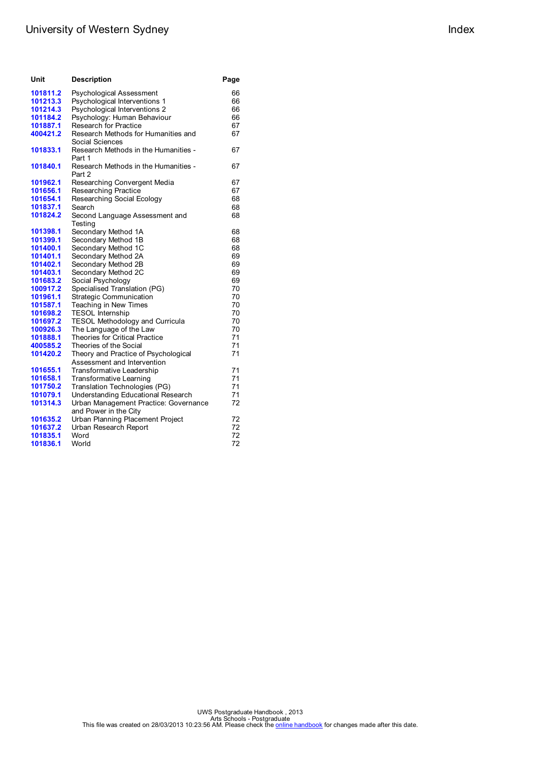| Unit | Description | Page |
|---|---|---|
| **101811.2** | Psychological Assessment | 66 |
| **101213.3** | Psychological Interventions 1 | 66 |
| **101214.3** | Psychological Interventions 2 | 66 |
| **101184.2** | Psychology: Human Behaviour | 66 |
| **101887.1** | Research for Practice | 67 |
| **400421.2** | Research Methods for Humanities and Social Sciences | 67 |
| **101833.1** | Research Methods in the Humanities - Part 1 | 67 |
| **101840.1** | Research Methods in the Humanities - Part 2 | 67 |
| **101962.1** | Researching Convergent Media | 67 |
| **101656.1** | Researching Practice | 67 |
| **101654.1** | Researching Social Ecology | 68 |
| **101837.1** | Search | 68 |
| **101824.2** | Second Language Assessment and Testing | 68 |
| **101398.1** | Secondary Method 1A | 68 |
| **101399.1** | Secondary Method 1B | 68 |
| **101400.1** | Secondary Method 1C | 68 |
| **101401.1** | Secondary Method 2A | 69 |
| **101402.1** | Secondary Method 2B | 69 |
| **101403.1** | Secondary Method 2C | 69 |
| **101683.2** | Social Psychology | 69 |
| **100917.2** | Specialised Translation (PG) | 70 |
| **101961.1** | Strategic Communication | 70 |
| **101587.1** | Teaching in New Times | 70 |
| **101698.2** | TESOL Internship | 70 |
| **101697.2** | TESOL Methodology and Curricula | 70 |
| **100926.3** | The Language of the Law | 70 |
| **101888.1** | Theories for Critical Practice | 71 |
| **400585.2** | Theories of the Social | 71 |
| **101420.2** | Theory and Practice of Psychological Assessment and Intervention | 71 |
| **101655.1** | Transformative Leadership | 71 |
| **101658.1** | Transformative Learning | 71 |
| **101750.2** | Translation Technologies (PG) | 71 |
| **101079.1** | Understanding Educational Research | 71 |
| **101314.3** | Urban Management Practice: Governance and Power in the City | 72 |
| **101635.2** | Urban Planning Placement Project | 72 |
| **101637.2** | Urban Research Report | 72 |
| **101835.1** | Word | 72 |
| **101836.1** | World | 72 |